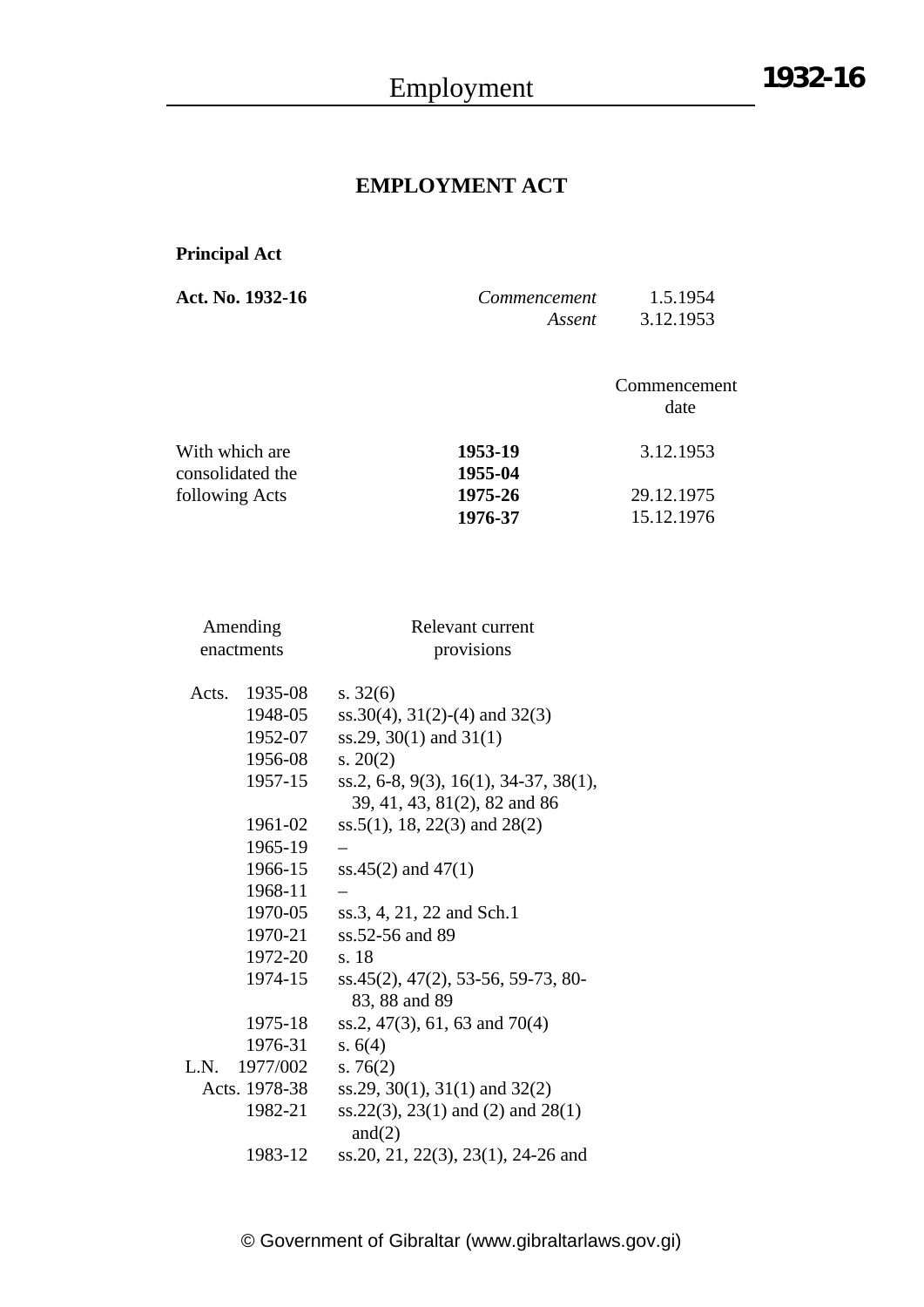# EMPLOYMENT ACT

**Principal Act**

| | | |
|---|---|---|
| **Act. No. 1932-16** | *Commencement* | 1.5.1954 |
| | *Assent* | 3.12.1953 |

| | | Commencement date |
|---|---|---|
| With which are consolidated the following Acts | **1953-19** | 3.12.1953 |
| | **1955-04** | |
| | **1975-26** | 29.12.1975 |
| | **1976-37** | 15.12.1976 |

| Amending enactments | | Relevant current provisions |
|---|---|---|
| Acts. | 1935-08 | s. 32(6) |
| | 1948-05 | ss.30(4), 31(2)-(4) and 32(3) |
| | 1952-07 | ss.29, 30(1) and 31(1) |
| | 1956-08 | s. 20(2) |
| | 1957-15 | ss.2, 6-8, 9(3), 16(1), 34-37, 38(1), 39, 41, 43, 81(2), 82 and 86 |
| | 1961-02 | ss.5(1), 18, 22(3) and 28(2) |
| | 1965-19 | – |
| | 1966-15 | ss.45(2) and 47(1) |
| | 1968-11 | – |
| | 1970-05 | ss.3, 4, 21, 22 and Sch.1 |
| | 1970-21 | ss.52-56 and 89 |
| | 1972-20 | s. 18 |
| | 1974-15 | ss.45(2), 47(2), 53-56, 59-73, 80-83, 88 and 89 |
| | 1975-18 | ss.2, 47(3), 61, 63 and 70(4) |
| | 1976-31 | s. 6(4) |
| L.N. | 1977/002 | s. 76(2) |
| Acts. | 1978-38 | ss.29, 30(1), 31(1) and 32(2) |
| | 1982-21 | ss.22(3), 23(1) and (2) and 28(1) and(2) |
| | 1983-12 | ss.20, 21, 22(3), 23(1), 24-26 and |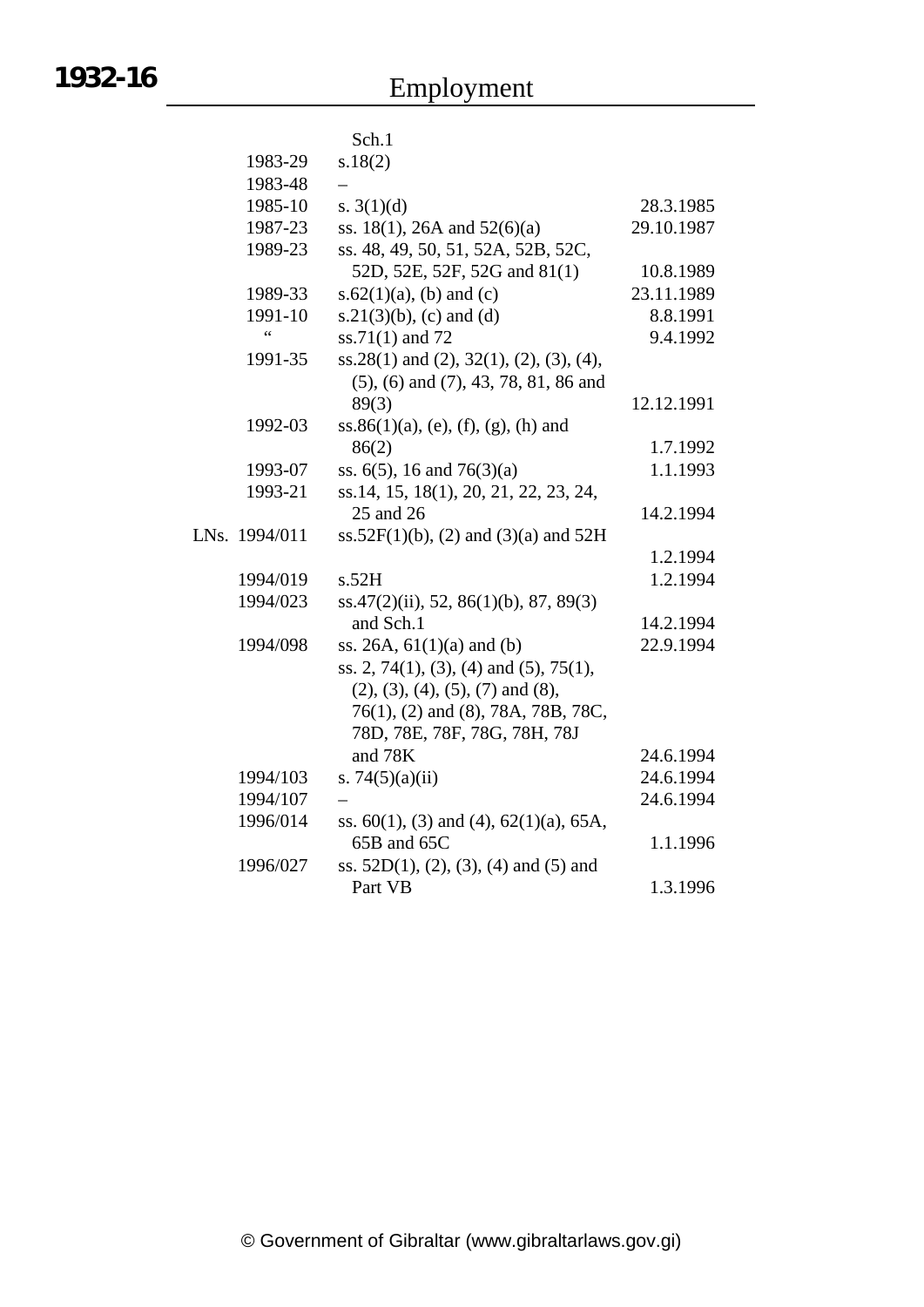| | | |
|---|---|---|
| | Sch.1 | |
| 1983-29 | s.18(2) | |
| 1983-48 | – | |
| 1985-10 | s. 3(1)(d) | 28.3.1985 |
| 1987-23 | ss. 18(1), 26A and 52(6)(a) | 29.10.1987 |
| 1989-23 | ss. 48, 49, 50, 51, 52A, 52B, 52C, 52D, 52E, 52F, 52G and 81(1) | 10.8.1989 |
| 1989-33 | s.62(1)(a), (b) and (c) | 23.11.1989 |
| 1991-10 | s.21(3)(b), (c) and (d) | 8.8.1991 |
| " | ss.71(1) and 72 | 9.4.1992 |
| 1991-35 | ss.28(1) and (2), 32(1), (2), (3), (4), (5), (6) and (7), 43, 78, 81, 86 and 89(3) | 12.12.1991 |
| 1992-03 | ss.86(1)(a), (e), (f), (g), (h) and 86(2) | 1.7.1992 |
| 1993-07 | ss. 6(5), 16 and 76(3)(a) | 1.1.1993 |
| 1993-21 | ss.14, 15, 18(1), 20, 21, 22, 23, 24, 25 and 26 | 14.2.1994 |
| LNs. 1994/011 | ss.52F(1)(b), (2) and (3)(a) and 52H | 1.2.1994 |
| 1994/019 | s.52H | 1.2.1994 |
| 1994/023 | ss.47(2)(ii), 52, 86(1)(b), 87, 89(3) and Sch.1 | 14.2.1994 |
| 1994/098 | ss. 26A, 61(1)(a) and (b) | 22.9.1994 |
| | ss. 2, 74(1), (3), (4) and (5), 75(1), (2), (3), (4), (5), (7) and (8), 76(1), (2) and (8), 78A, 78B, 78C, 78D, 78E, 78F, 78G, 78H, 78J and 78K | 24.6.1994 |
| 1994/103 | s. 74(5)(a)(ii) | 24.6.1994 |
| 1994/107 | – | 24.6.1994 |
| 1996/014 | ss. 60(1), (3) and (4), 62(1)(a), 65A, 65B and 65C | 1.1.1996 |
| 1996/027 | ss. 52D(1), (2), (3), (4) and (5) and Part VB | 1.3.1996 |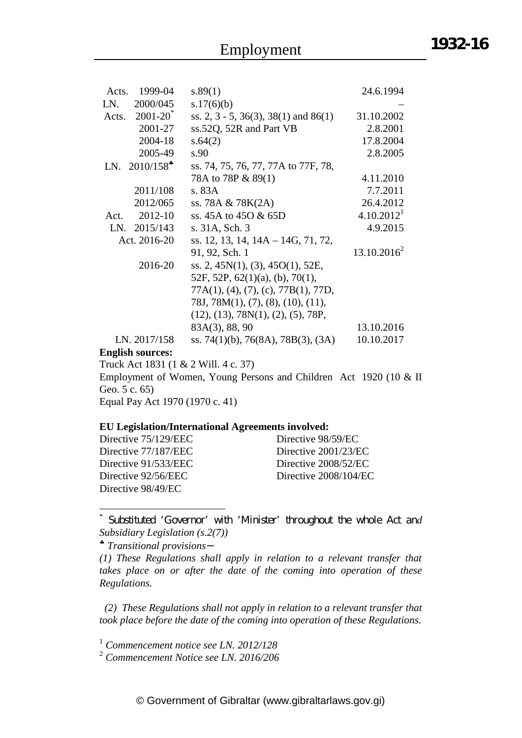| | | |
|---|---|---|
| Acts. 1999-04 | s.89(1) | 24.6.1994 |
| LN. 2000/045 | s.17(6)(b) | – |
| Acts. 2001-20* | ss. 2, 3 - 5, 36(3), 38(1) and 86(1) | 31.10.2002 |
| 2001-27 | ss.52Q, 52R and Part VB | 2.8.2001 |
| 2004-18 | s.64(2) | 17.8.2004 |
| 2005-49 | s.90 | 2.8.2005 |
| LN. 2010/158♣ | ss. 74, 75, 76, 77, 77A to 77F, 78, 78A to 78P & 89(1) | 4.11.2010 |
| 2011/108 | s. 83A | 7.7.2011 |
| 2012/065 | ss. 78A & 78K(2A) | 26.4.2012 |
| Act. 2012-10 | ss. 45A to 45O & 65D | 4.10.2012[1] |
| LN. 2015/143 | s. 31A, Sch. 3 | 4.9.2015 |
| Act. 2016-20 | ss. 12, 13, 14, 14A – 14G, 71, 72, 91, 92, Sch. 1 | 13.10.2016[2] |
| 2016-20 | ss. 2, 45N(1), (3), 45O(1), 52E, 52F, 52P, 62(1)(a), (b), 70(1), 77A(1), (4), (7), (c), 77B(1), 77D, 78J, 78M(1), (7), (8), (10), (11), (12), (13), 78N(1), (2), (5), 78P, 83A(3), 88, 90 | 13.10.2016 |
| LN. 2017/158 | ss. 74(1)(b), 76(8A), 78B(3), (3A) | 10.10.2017 |

**English sources:**

Truck Act 1831 (1 & 2 Will. 4 c. 37)

Employment of Women, Young Persons and Children Act 1920 (10 & II Geo. 5 c. 65)

Equal Pay Act 1970 (1970 c. 41)

**EU Legislation/International Agreements involved:**

Directive 75/129/EEC
Directive 77/187/EEC
Directive 91/533/EEC
Directive 92/56/EEC
Directive 98/49/EC
Directive 98/59/EC
Directive 2001/23/EC
Directive 2008/52/EC
Directive 2008/104/EC

---

* *Substituted 'Governor' with 'Minister' throughout the whole Act and Subsidiary Legislation (s.2(7))*

♣ *Transitional provisions─*

*(1) These Regulations shall apply in relation to a relevant transfer that takes place on or after the date of the coming into operation of these Regulations.*

*(2) These Regulations shall not apply in relation to a relevant transfer that took place before the date of the coming into operation of these Regulations.*

[1] *Commencement notice see LN. 2012/128*

[2] *Commencement Notice see LN. 2016/206*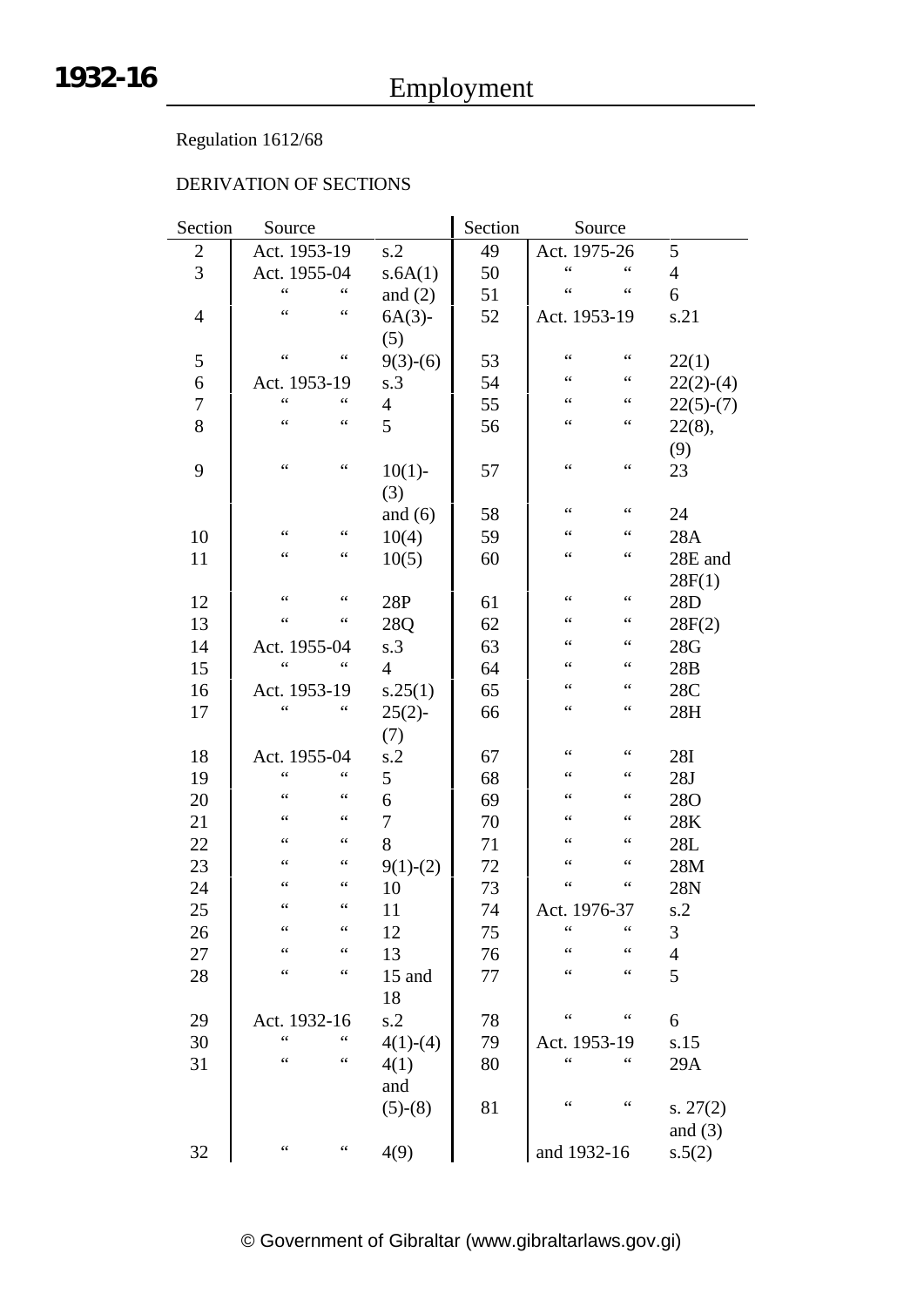Regulation 1612/68

DERIVATION OF SECTIONS

| Section | Source | | Section | Source | |
|---|---|---|---|---|---|
| 2 | Act. 1953-19 | s.2 | 49 | Act. 1975-26 | 5 |
| 3 | Act. 1955-04 | s.6A(1) | 50 | " " | 4 |
| | " " | and (2) | 51 | " " | 6 |
| 4 | " " | 6A(3)-(5) | 52 | Act. 1953-19 | s.21 |
| 5 | " " | 9(3)-(6) | 53 | " " | 22(1) |
| 6 | Act. 1953-19 | s.3 | 54 | " " | 22(2)-(4) |
| 7 | " " | 4 | 55 | " " | 22(5)-(7) |
| 8 | " " | 5 | 56 | " " | 22(8), (9) |
| 9 | " " | 10(1)-(3) | 57 | " " | 23 |
| | | and (6) | 58 | " " | 24 |
| 10 | " " | 10(4) | 59 | " " | 28A |
| 11 | " " | 10(5) | 60 | " " | 28E and 28F(1) |
| 12 | " " | 28P | 61 | " " | 28D |
| 13 | " " | 28Q | 62 | " " | 28F(2) |
| 14 | Act. 1955-04 | s.3 | 63 | " " | 28G |
| 15 | " " | 4 | 64 | " " | 28B |
| 16 | Act. 1953-19 | s.25(1) | 65 | " " | 28C |
| 17 | " " | 25(2)-(7) | 66 | " " | 28H |
| 18 | Act. 1955-04 | s.2 | 67 | " " | 28I |
| 19 | " " | 5 | 68 | " " | 28J |
| 20 | " " | 6 | 69 | " " | 28O |
| 21 | " " | 7 | 70 | " " | 28K |
| 22 | " " | 8 | 71 | " " | 28L |
| 23 | " " | 9(1)-(2) | 72 | " " | 28M |
| 24 | " " | 10 | 73 | " " | 28N |
| 25 | " " | 11 | 74 | Act. 1976-37 | s.2 |
| 26 | " " | 12 | 75 | " " | 3 |
| 27 | " " | 13 | 76 | " " | 4 |
| 28 | " " | 15 and 18 | 77 | " " | 5 |
| 29 | Act. 1932-16 | s.2 | 78 | " " | 6 |
| 30 | " " | 4(1)-(4) | 79 | Act. 1953-19 | s.15 |
| 31 | " " | 4(1) and | 80 | " " | 29A |
| | | (5)-(8) | 81 | " " | s. 27(2) and (3) |
| 32 | " " | 4(9) | | and 1932-16 | s.5(2) |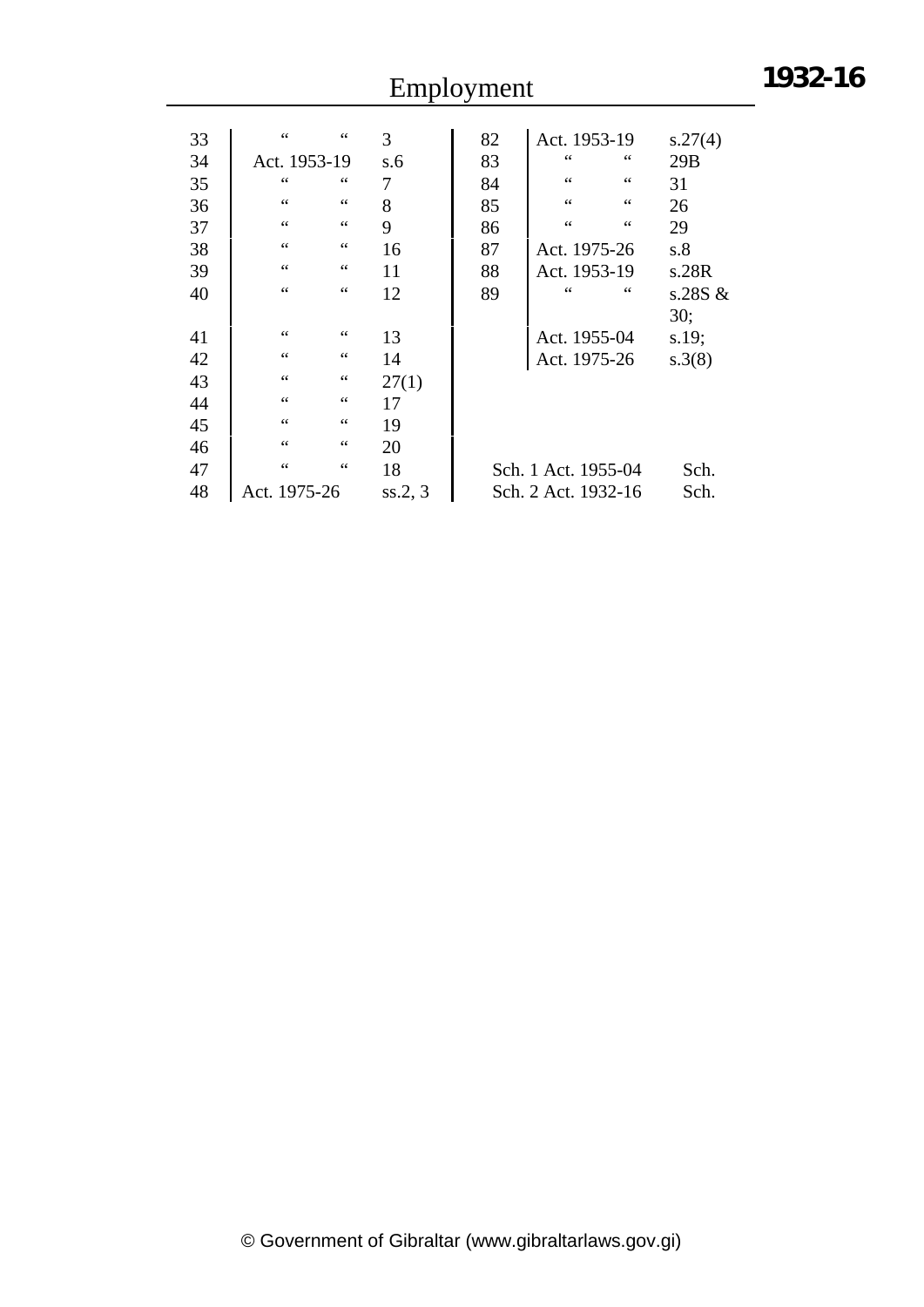| | | | | | |
|---|---|---|---|---|---|
| 33 | " " | 3 | 82 | Act. 1953-19 | s.27(4) |
| 34 | Act. 1953-19 | s.6 | 83 | " " | 29B |
| 35 | " " | 7 | 84 | " " | 31 |
| 36 | " " | 8 | 85 | " " | 26 |
| 37 | " " | 9 | 86 | " " | 29 |
| 38 | " " | 16 | 87 | Act. 1975-26 | s.8 |
| 39 | " " | 11 | 88 | Act. 1953-19 | s.28R |
| 40 | " " | 12 | 89 | " " | s.28S & 30; |
| 41 | " " | 13 | | Act. 1955-04 | s.19; |
| 42 | " " | 14 | | Act. 1975-26 | s.3(8) |
| 43 | " " | 27(1) | | | |
| 44 | " " | 17 | | | |
| 45 | " " | 19 | | | |
| 46 | " " | 20 | | | |
| 47 | " " | 18 | Sch. 1 | Act. 1955-04 | Sch. |
| 48 | Act. 1975-26 | ss.2, 3 | Sch. 2 | Act. 1932-16 | Sch. |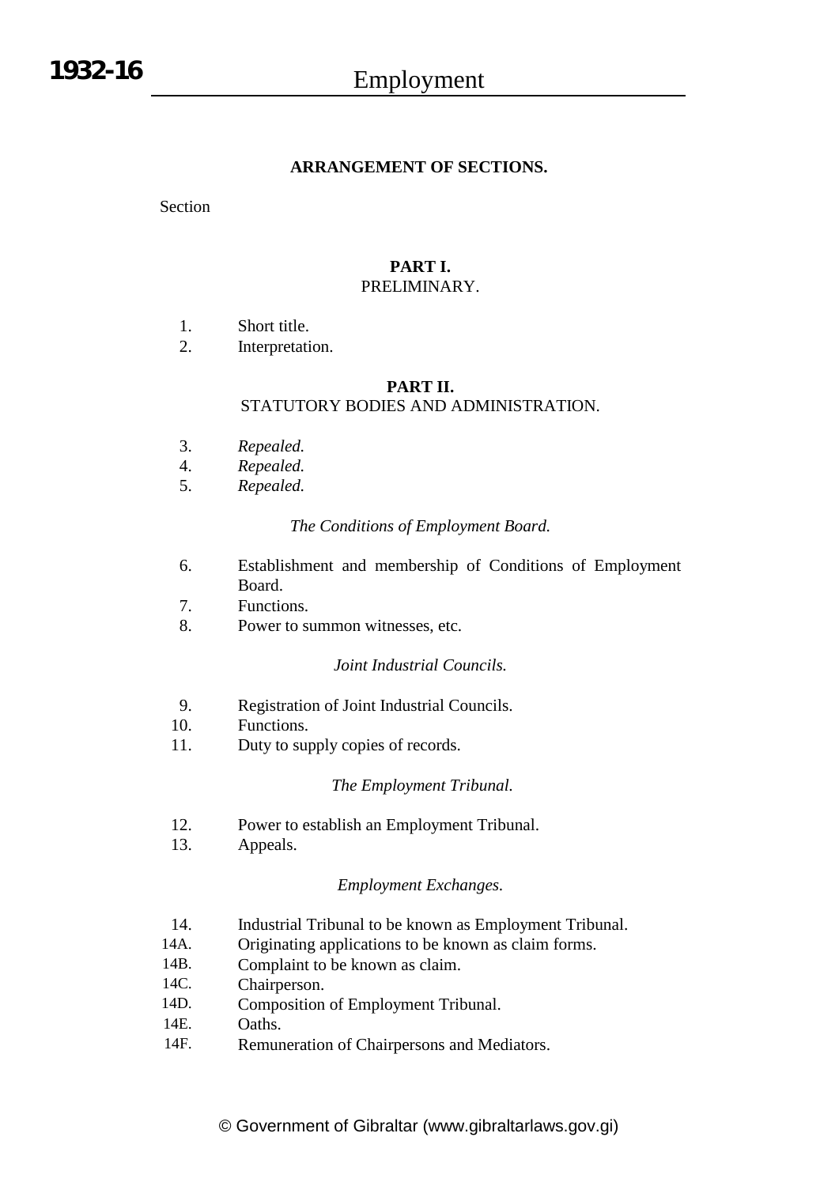## ARRANGEMENT OF SECTIONS.

Section

### PART I.
PRELIMINARY.

1. Short title.
2. Interpretation.

### PART II.
STATUTORY BODIES AND ADMINISTRATION.

3. *Repealed.*
4. *Repealed.*
5. *Repealed.*

*The Conditions of Employment Board.*

6. Establishment and membership of Conditions of Employment Board.
7. Functions.
8. Power to summon witnesses, etc.

*Joint Industrial Councils.*

9. Registration of Joint Industrial Councils.
10. Functions.
11. Duty to supply copies of records.

*The Employment Tribunal.*

12. Power to establish an Employment Tribunal.
13. Appeals.

*Employment Exchanges.*

14. Industrial Tribunal to be known as Employment Tribunal.

14A. Originating applications to be known as claim forms.

14B. Complaint to be known as claim.

14C. Chairperson.

14D. Composition of Employment Tribunal.

14E. Oaths.

14F. Remuneration of Chairpersons and Mediators.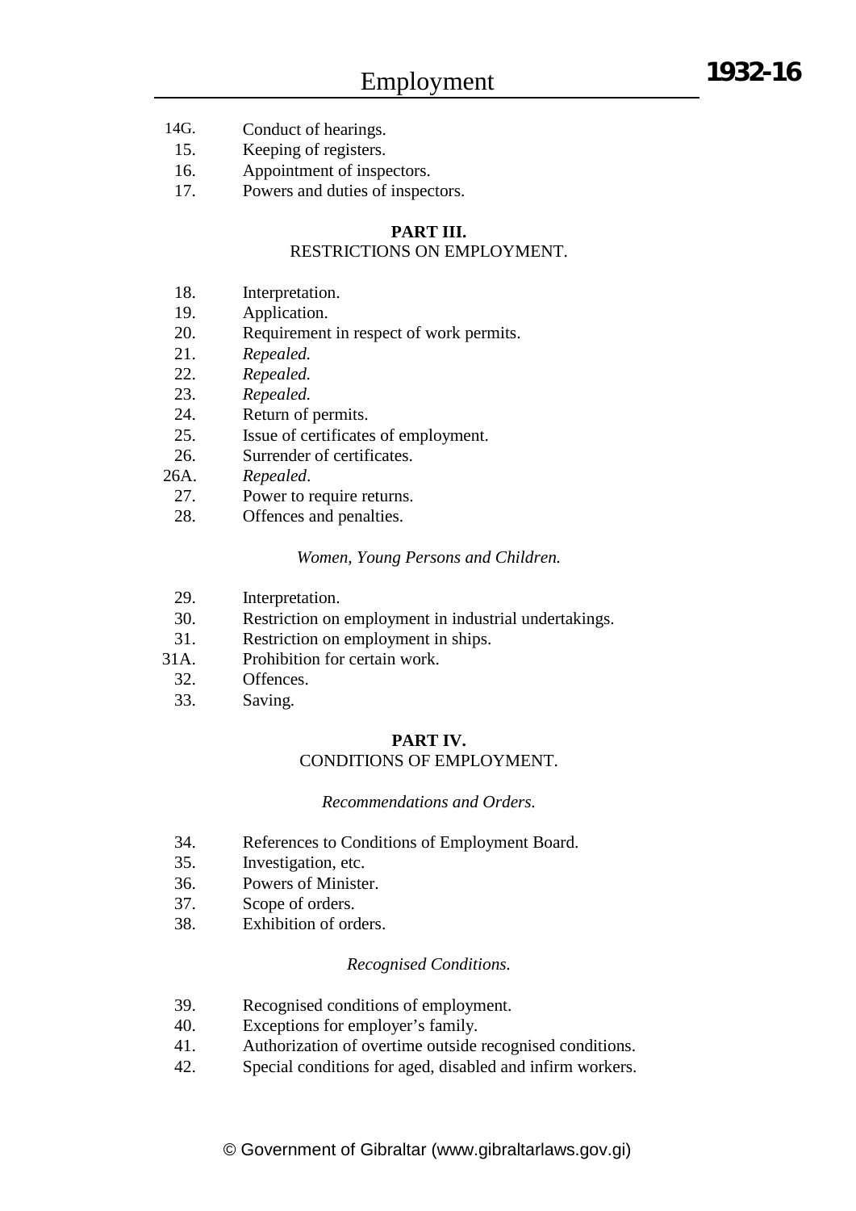14G. Conduct of hearings.
15. Keeping of registers.
16. Appointment of inspectors.
17. Powers and duties of inspectors.

**PART III.**
RESTRICTIONS ON EMPLOYMENT.

18. Interpretation.
19. Application.
20. Requirement in respect of work permits.
21. *Repealed.*
22. *Repealed.*
23. *Repealed.*
24. Return of permits.
25. Issue of certificates of employment.
26. Surrender of certificates.
26A. *Repealed*.
27. Power to require returns.
28. Offences and penalties.

*Women, Young Persons and Children.*

29. Interpretation.
30. Restriction on employment in industrial undertakings.
31. Restriction on employment in ships.
31A. Prohibition for certain work.
32. Offences.
33. Saving.

**PART IV.**
CONDITIONS OF EMPLOYMENT.

*Recommendations and Orders.*

34. References to Conditions of Employment Board.
35. Investigation, etc.
36. Powers of Minister.
37. Scope of orders.
38. Exhibition of orders.

*Recognised Conditions.*

39. Recognised conditions of employment.
40. Exceptions for employer's family.
41. Authorization of overtime outside recognised conditions.
42. Special conditions for aged, disabled and infirm workers.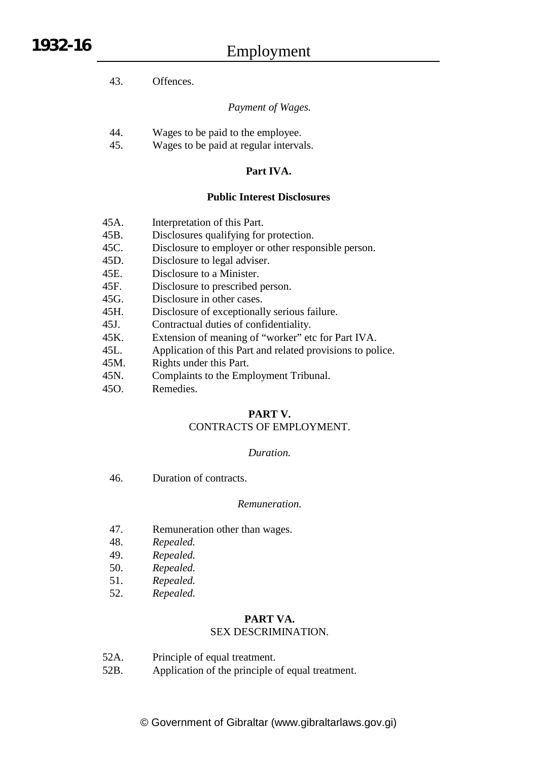43. Offences.

*Payment of Wages.*

44. Wages to be paid to the employee.
45. Wages to be paid at regular intervals.

**Part IVA.**

**Public Interest Disclosures**

45A. Interpretation of this Part.
45B. Disclosures qualifying for protection.
45C. Disclosure to employer or other responsible person.
45D. Disclosure to legal adviser.
45E. Disclosure to a Minister.
45F. Disclosure to prescribed person.
45G. Disclosure in other cases.
45H. Disclosure of exceptionally serious failure.
45J. Contractual duties of confidentiality.
45K. Extension of meaning of "worker" etc for Part IVA.
45L. Application of this Part and related provisions to police.
45M. Rights under this Part.
45N. Complaints to the Employment Tribunal.
45O. Remedies.

**PART V.**
CONTRACTS OF EMPLOYMENT.

*Duration.*

46. Duration of contracts.

*Remuneration.*

47. Remuneration other than wages.
48. *Repealed.*
49. *Repealed.*
50. *Repealed.*
51. *Repealed.*
52. *Repealed.*

**PART VA.**
SEX DESCRIMINATION.

52A. Principle of equal treatment.
52B. Application of the principle of equal treatment.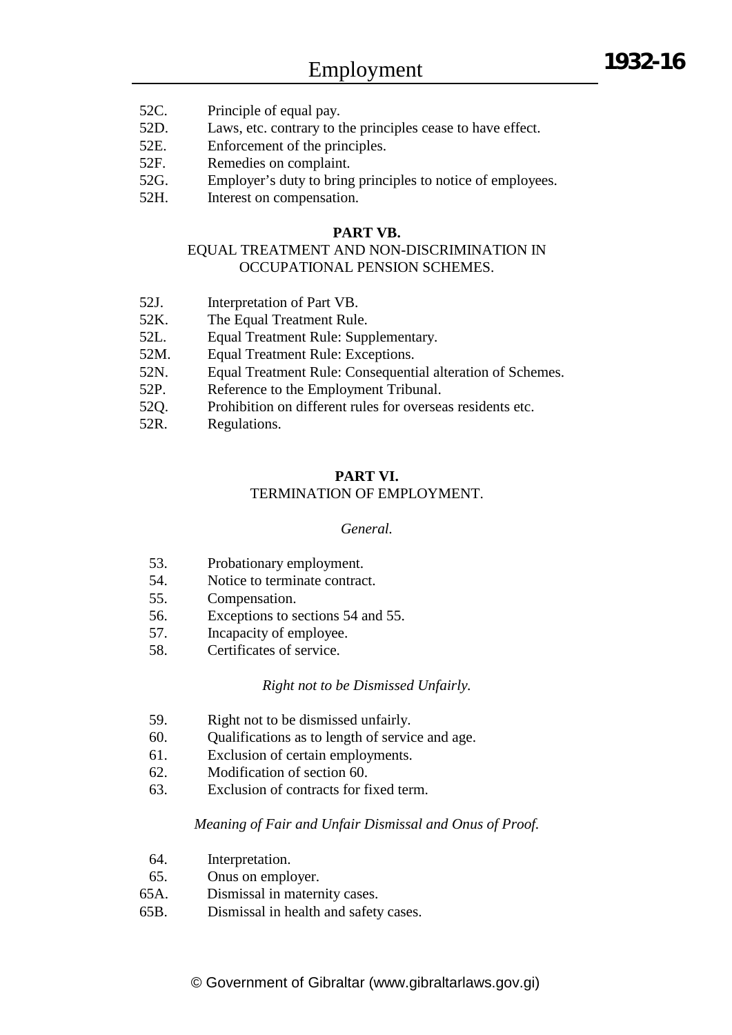52C. Principle of equal pay.
52D. Laws, etc. contrary to the principles cease to have effect.
52E. Enforcement of the principles.
52F. Remedies on complaint.
52G. Employer's duty to bring principles to notice of employees.
52H. Interest on compensation.

**PART VB.**

EQUAL TREATMENT AND NON-DISCRIMINATION IN OCCUPATIONAL PENSION SCHEMES.

52J. Interpretation of Part VB.
52K. The Equal Treatment Rule.
52L. Equal Treatment Rule: Supplementary.
52M. Equal Treatment Rule: Exceptions.
52N. Equal Treatment Rule: Consequential alteration of Schemes.
52P. Reference to the Employment Tribunal.
52Q. Prohibition on different rules for overseas residents etc.
52R. Regulations.

**PART VI.**

TERMINATION OF EMPLOYMENT.

*General.*

53. Probationary employment.
54. Notice to terminate contract.
55. Compensation.
56. Exceptions to sections 54 and 55.
57. Incapacity of employee.
58. Certificates of service.

*Right not to be Dismissed Unfairly.*

59. Right not to be dismissed unfairly.
60. Qualifications as to length of service and age.
61. Exclusion of certain employments.
62. Modification of section 60.
63. Exclusion of contracts for fixed term.

*Meaning of Fair and Unfair Dismissal and Onus of Proof.*

64. Interpretation.
65. Onus on employer.
65A. Dismissal in maternity cases.
65B. Dismissal in health and safety cases.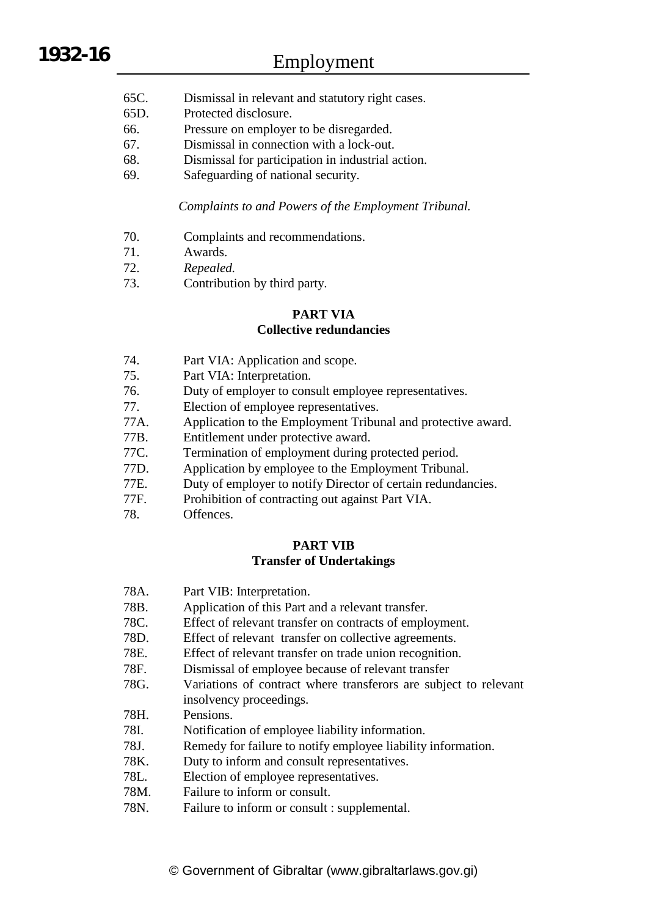65C. Dismissal in relevant and statutory right cases.
65D. Protected disclosure.
66. Pressure on employer to be disregarded.
67. Dismissal in connection with a lock-out.
68. Dismissal for participation in industrial action.
69. Safeguarding of national security.

*Complaints to and Powers of the Employment Tribunal.*

70. Complaints and recommendations.
71. Awards.
72. *Repealed.*
73. Contribution by third party.

**PART VIA**
**Collective redundancies**

74. Part VIA: Application and scope.
75. Part VIA: Interpretation.
76. Duty of employer to consult employee representatives.
77. Election of employee representatives.
77A. Application to the Employment Tribunal and protective award.
77B. Entitlement under protective award.
77C. Termination of employment during protected period.
77D. Application by employee to the Employment Tribunal.
77E. Duty of employer to notify Director of certain redundancies.
77F. Prohibition of contracting out against Part VIA.
78. Offences.

**PART VIB**
**Transfer of Undertakings**

78A. Part VIB: Interpretation.
78B. Application of this Part and a relevant transfer.
78C. Effect of relevant transfer on contracts of employment.
78D. Effect of relevant transfer on collective agreements.
78E. Effect of relevant transfer on trade union recognition.
78F. Dismissal of employee because of relevant transfer
78G. Variations of contract where transferors are subject to relevant insolvency proceedings.
78H. Pensions.
78I. Notification of employee liability information.
78J. Remedy for failure to notify employee liability information.
78K. Duty to inform and consult representatives.
78L. Election of employee representatives.
78M. Failure to inform or consult.
78N. Failure to inform or consult : supplemental.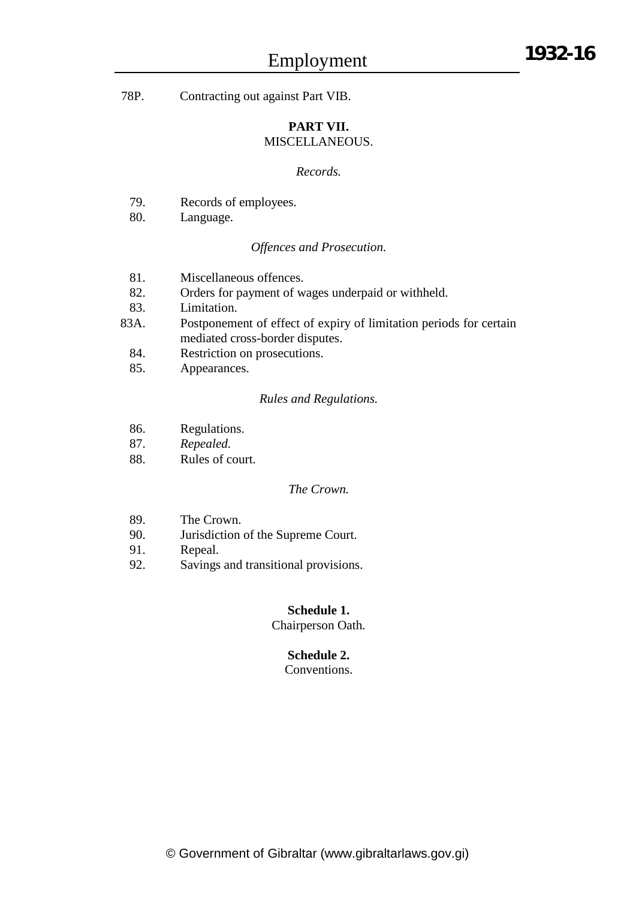78P. Contracting out against Part VIB.

## PART VII.
MISCELLANEOUS.

*Records.*

79. Records of employees.
80. Language.

*Offences and Prosecution.*

81. Miscellaneous offences.
82. Orders for payment of wages underpaid or withheld.
83. Limitation.
83A. Postponement of effect of expiry of limitation periods for certain mediated cross-border disputes.
84. Restriction on prosecutions.
85. Appearances.

*Rules and Regulations.*

86. Regulations.
87. *Repealed.*
88. Rules of court.

*The Crown.*

89. The Crown.
90. Jurisdiction of the Supreme Court.
91. Repeal.
92. Savings and transitional provisions.

**Schedule 1.**
Chairperson Oath.

**Schedule 2.**
Conventions.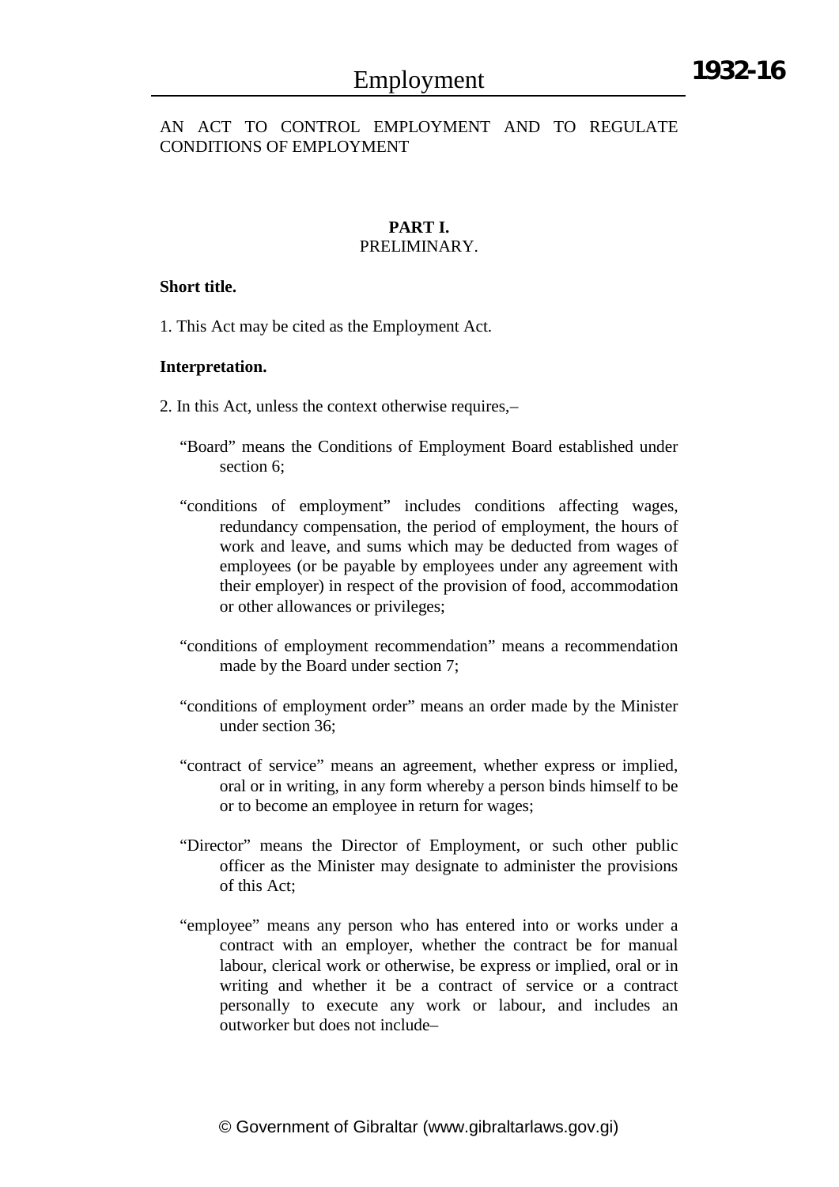AN ACT TO CONTROL EMPLOYMENT AND TO REGULATE CONDITIONS OF EMPLOYMENT

## PART I.
PRELIMINARY.

**Short title.**

1. This Act may be cited as the Employment Act.

**Interpretation.**

2. In this Act, unless the context otherwise requires,–

"Board" means the Conditions of Employment Board established under section 6;

"conditions of employment" includes conditions affecting wages, redundancy compensation, the period of employment, the hours of work and leave, and sums which may be deducted from wages of employees (or be payable by employees under any agreement with their employer) in respect of the provision of food, accommodation or other allowances or privileges;

"conditions of employment recommendation" means a recommendation made by the Board under section 7;

"conditions of employment order" means an order made by the Minister under section 36;

"contract of service" means an agreement, whether express or implied, oral or in writing, in any form whereby a person binds himself to be or to become an employee in return for wages;

"Director" means the Director of Employment, or such other public officer as the Minister may designate to administer the provisions of this Act;

"employee" means any person who has entered into or works under a contract with an employer, whether the contract be for manual labour, clerical work or otherwise, be express or implied, oral or in writing and whether it be a contract of service or a contract personally to execute any work or labour, and includes an outworker but does not include–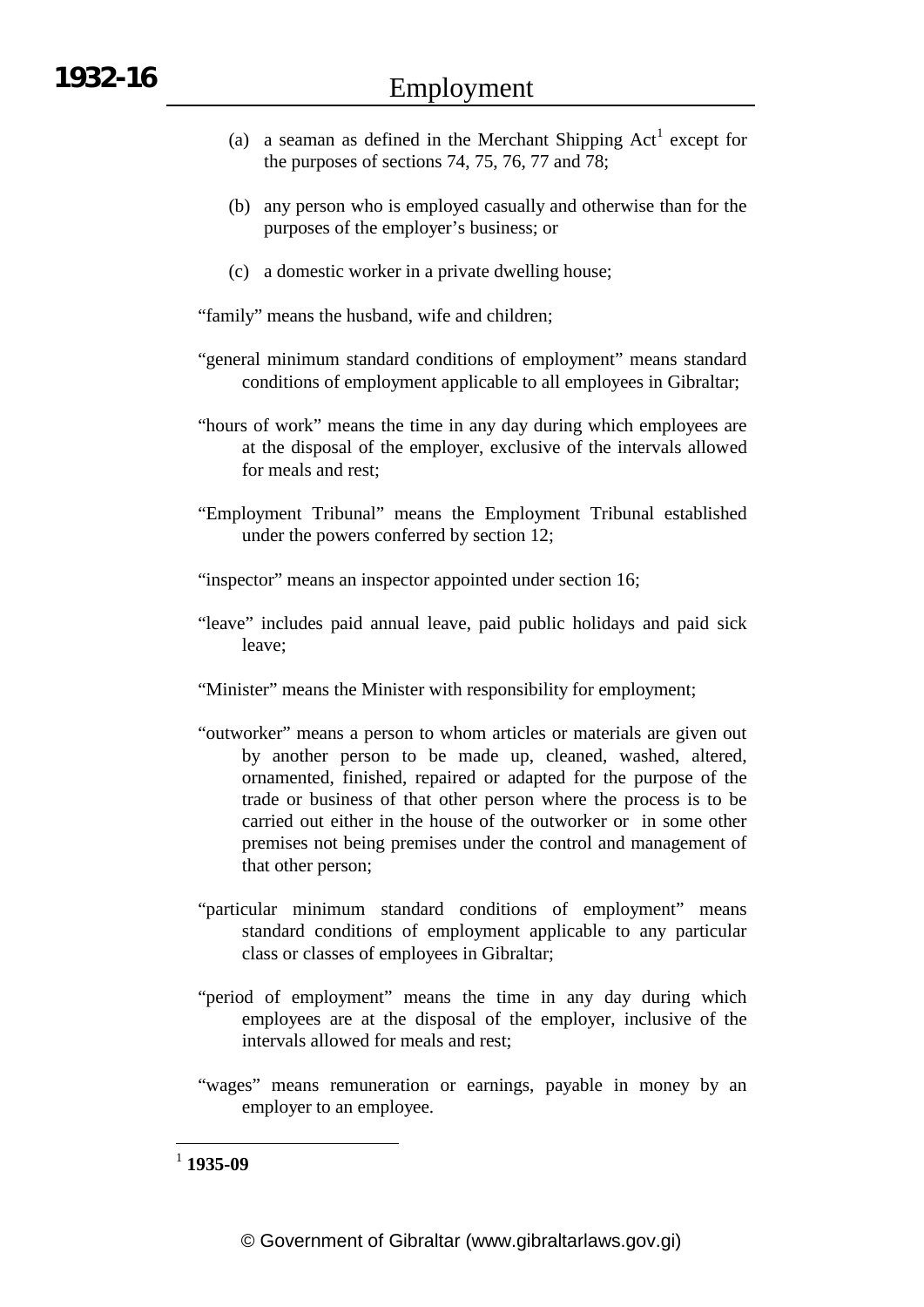(a) a seaman as defined in the Merchant Shipping Act[1] except for the purposes of sections 74, 75, 76, 77 and 78;

(b) any person who is employed casually and otherwise than for the purposes of the employer's business; or

(c) a domestic worker in a private dwelling house;

"family" means the husband, wife and children;

"general minimum standard conditions of employment" means standard conditions of employment applicable to all employees in Gibraltar;

"hours of work" means the time in any day during which employees are at the disposal of the employer, exclusive of the intervals allowed for meals and rest;

"Employment Tribunal" means the Employment Tribunal established under the powers conferred by section 12;

"inspector" means an inspector appointed under section 16;

"leave" includes paid annual leave, paid public holidays and paid sick leave;

"Minister" means the Minister with responsibility for employment;

"outworker" means a person to whom articles or materials are given out by another person to be made up, cleaned, washed, altered, ornamented, finished, repaired or adapted for the purpose of the trade or business of that other person where the process is to be carried out either in the house of the outworker or in some other premises not being premises under the control and management of that other person;

"particular minimum standard conditions of employment" means standard conditions of employment applicable to any particular class or classes of employees in Gibraltar;

"period of employment" means the time in any day during which employees are at the disposal of the employer, inclusive of the intervals allowed for meals and rest;

"wages" means remuneration or earnings, payable in money by an employer to an employee.

---

[1] **1935-09**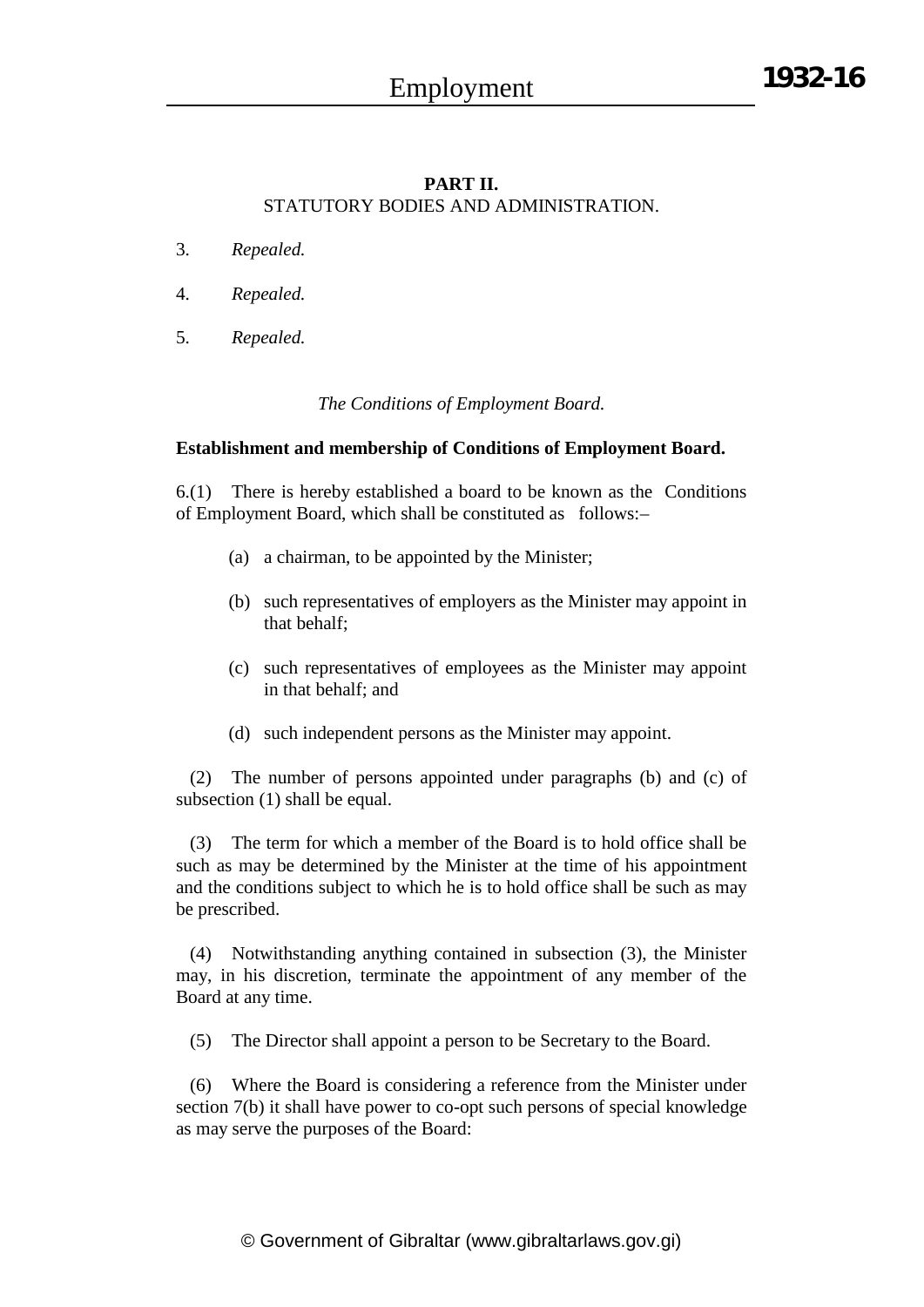**PART II.**
STATUTORY BODIES AND ADMINISTRATION.

3. *Repealed.*

4. *Repealed.*

5. *Repealed.*

*The Conditions of Employment Board.*

**Establishment and membership of Conditions of Employment Board.**

6.(1) There is hereby established a board to be known as the Conditions of Employment Board, which shall be constituted as follows:–

(a) a chairman, to be appointed by the Minister;

(b) such representatives of employers as the Minister may appoint in that behalf;

(c) such representatives of employees as the Minister may appoint in that behalf; and

(d) such independent persons as the Minister may appoint.

(2) The number of persons appointed under paragraphs (b) and (c) of subsection (1) shall be equal.

(3) The term for which a member of the Board is to hold office shall be such as may be determined by the Minister at the time of his appointment and the conditions subject to which he is to hold office shall be such as may be prescribed.

(4) Notwithstanding anything contained in subsection (3), the Minister may, in his discretion, terminate the appointment of any member of the Board at any time.

(5) The Director shall appoint a person to be Secretary to the Board.

(6) Where the Board is considering a reference from the Minister under section 7(b) it shall have power to co-opt such persons of special knowledge as may serve the purposes of the Board: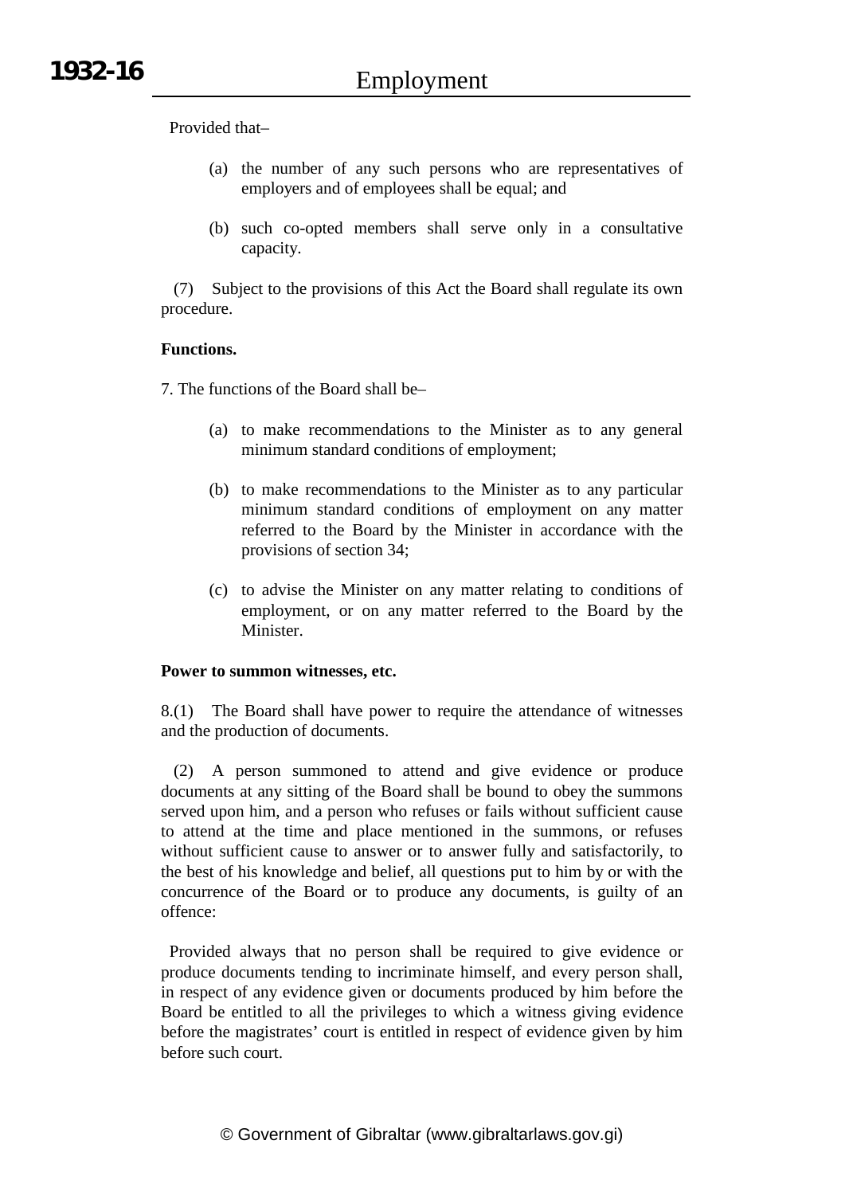Provided that–

(a) the number of any such persons who are representatives of employers and of employees shall be equal; and

(b) such co-opted members shall serve only in a consultative capacity.

(7) Subject to the provisions of this Act the Board shall regulate its own procedure.

**Functions.**

7. The functions of the Board shall be–

(a) to make recommendations to the Minister as to any general minimum standard conditions of employment;

(b) to make recommendations to the Minister as to any particular minimum standard conditions of employment on any matter referred to the Board by the Minister in accordance with the provisions of section 34;

(c) to advise the Minister on any matter relating to conditions of employment, or on any matter referred to the Board by the Minister.

**Power to summon witnesses, etc.**

8.(1) The Board shall have power to require the attendance of witnesses and the production of documents.

(2) A person summoned to attend and give evidence or produce documents at any sitting of the Board shall be bound to obey the summons served upon him, and a person who refuses or fails without sufficient cause to attend at the time and place mentioned in the summons, or refuses without sufficient cause to answer or to answer fully and satisfactorily, to the best of his knowledge and belief, all questions put to him by or with the concurrence of the Board or to produce any documents, is guilty of an offence:

Provided always that no person shall be required to give evidence or produce documents tending to incriminate himself, and every person shall, in respect of any evidence given or documents produced by him before the Board be entitled to all the privileges to which a witness giving evidence before the magistrates' court is entitled in respect of evidence given by him before such court.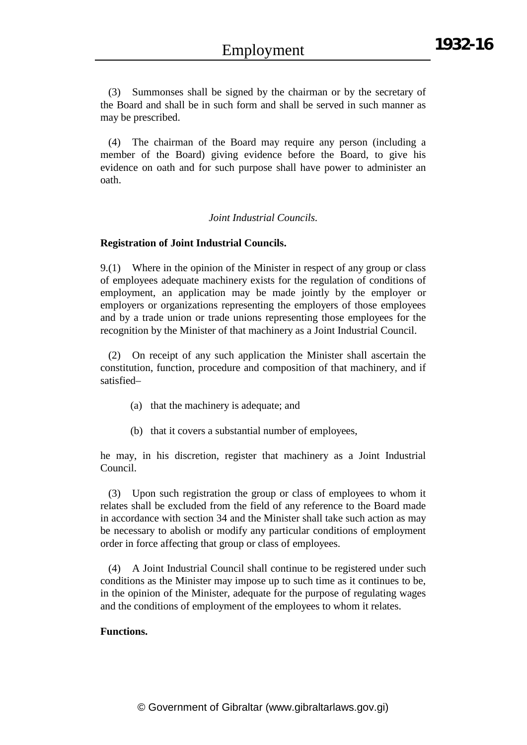(3) Summonses shall be signed by the chairman or by the secretary of the Board and shall be in such form and shall be served in such manner as may be prescribed.

(4) The chairman of the Board may require any person (including a member of the Board) giving evidence before the Board, to give his evidence on oath and for such purpose shall have power to administer an oath.

*Joint Industrial Councils.*

**Registration of Joint Industrial Councils.**

9.(1) Where in the opinion of the Minister in respect of any group or class of employees adequate machinery exists for the regulation of conditions of employment, an application may be made jointly by the employer or employers or organizations representing the employers of those employees and by a trade union or trade unions representing those employees for the recognition by the Minister of that machinery as a Joint Industrial Council.

(2) On receipt of any such application the Minister shall ascertain the constitution, function, procedure and composition of that machinery, and if satisfied–

(a) that the machinery is adequate; and

(b) that it covers a substantial number of employees,

he may, in his discretion, register that machinery as a Joint Industrial Council.

(3) Upon such registration the group or class of employees to whom it relates shall be excluded from the field of any reference to the Board made in accordance with section 34 and the Minister shall take such action as may be necessary to abolish or modify any particular conditions of employment order in force affecting that group or class of employees.

(4) A Joint Industrial Council shall continue to be registered under such conditions as the Minister may impose up to such time as it continues to be, in the opinion of the Minister, adequate for the purpose of regulating wages and the conditions of employment of the employees to whom it relates.

**Functions.**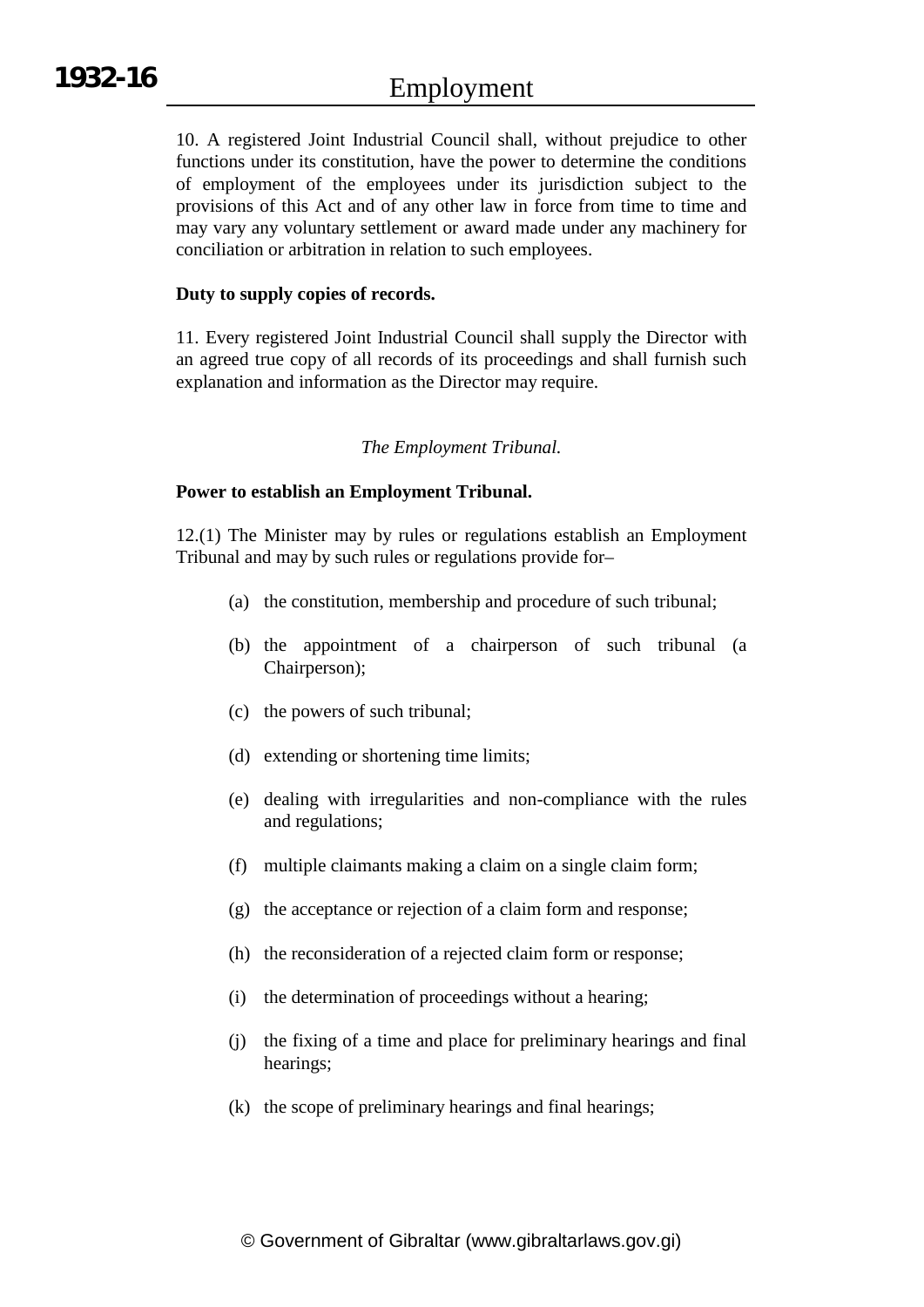10. A registered Joint Industrial Council shall, without prejudice to other functions under its constitution, have the power to determine the conditions of employment of the employees under its jurisdiction subject to the provisions of this Act and of any other law in force from time to time and may vary any voluntary settlement or award made under any machinery for conciliation or arbitration in relation to such employees.

**Duty to supply copies of records.**

11. Every registered Joint Industrial Council shall supply the Director with an agreed true copy of all records of its proceedings and shall furnish such explanation and information as the Director may require.

*The Employment Tribunal.*

**Power to establish an Employment Tribunal.**

12.(1) The Minister may by rules or regulations establish an Employment Tribunal and may by such rules or regulations provide for–

(a) the constitution, membership and procedure of such tribunal;

(b) the appointment of a chairperson of such tribunal (a Chairperson);

(c) the powers of such tribunal;

(d) extending or shortening time limits;

(e) dealing with irregularities and non-compliance with the rules and regulations;

(f) multiple claimants making a claim on a single claim form;

(g) the acceptance or rejection of a claim form and response;

(h) the reconsideration of a rejected claim form or response;

(i) the determination of proceedings without a hearing;

(j) the fixing of a time and place for preliminary hearings and final hearings;

(k) the scope of preliminary hearings and final hearings;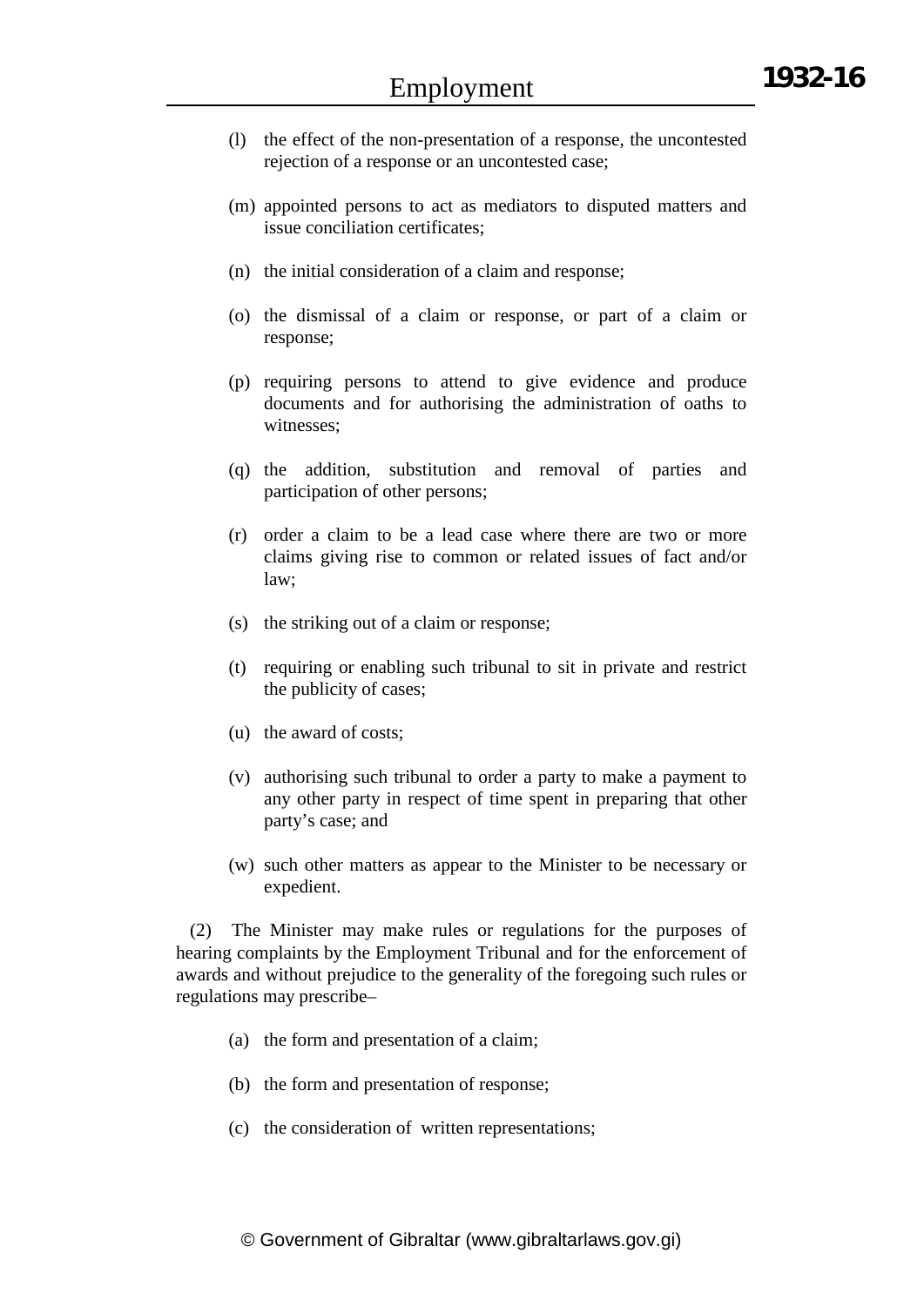(l) the effect of the non-presentation of a response, the uncontested rejection of a response or an uncontested case;

(m) appointed persons to act as mediators to disputed matters and issue conciliation certificates;

(n) the initial consideration of a claim and response;

(o) the dismissal of a claim or response, or part of a claim or response;

(p) requiring persons to attend to give evidence and produce documents and for authorising the administration of oaths to witnesses;

(q) the addition, substitution and removal of parties and participation of other persons;

(r) order a claim to be a lead case where there are two or more claims giving rise to common or related issues of fact and/or law;

(s) the striking out of a claim or response;

(t) requiring or enabling such tribunal to sit in private and restrict the publicity of cases;

(u) the award of costs;

(v) authorising such tribunal to order a party to make a payment to any other party in respect of time spent in preparing that other party's case; and

(w) such other matters as appear to the Minister to be necessary or expedient.

(2) The Minister may make rules or regulations for the purposes of hearing complaints by the Employment Tribunal and for the enforcement of awards and without prejudice to the generality of the foregoing such rules or regulations may prescribe–

(a) the form and presentation of a claim;

(b) the form and presentation of response;

(c) the consideration of written representations;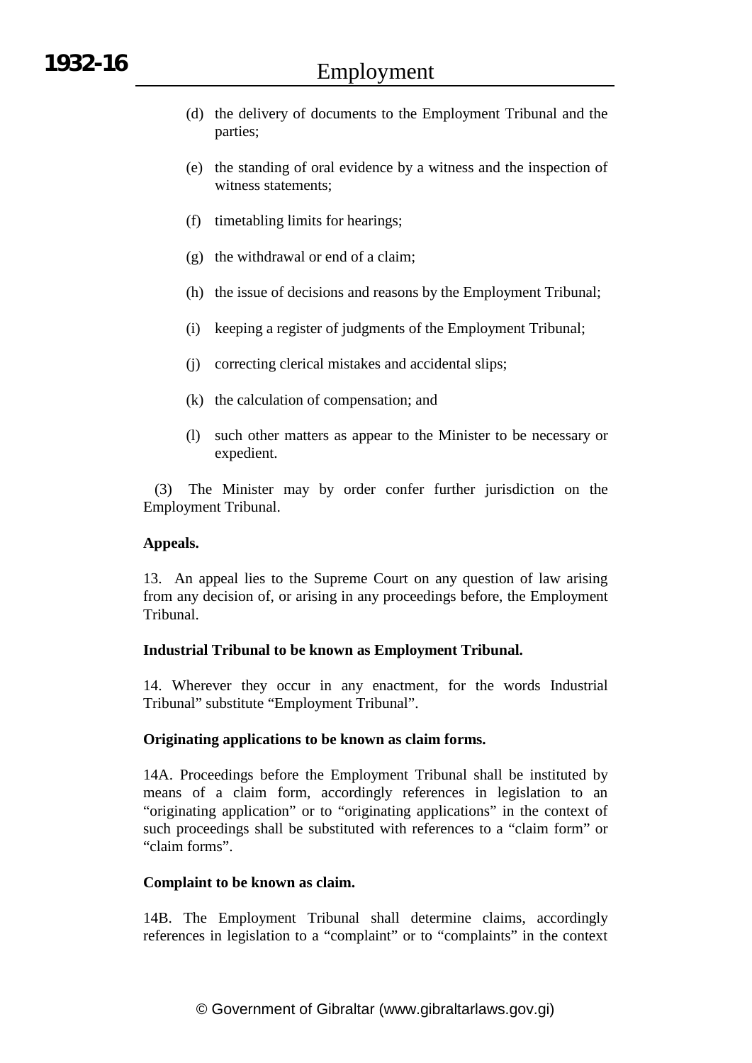(d) the delivery of documents to the Employment Tribunal and the parties;

(e) the standing of oral evidence by a witness and the inspection of witness statements;

(f) timetabling limits for hearings;

(g) the withdrawal or end of a claim;

(h) the issue of decisions and reasons by the Employment Tribunal;

(i) keeping a register of judgments of the Employment Tribunal;

(j) correcting clerical mistakes and accidental slips;

(k) the calculation of compensation; and

(l) such other matters as appear to the Minister to be necessary or expedient.

(3) The Minister may by order confer further jurisdiction on the Employment Tribunal.

**Appeals.**

13. An appeal lies to the Supreme Court on any question of law arising from any decision of, or arising in any proceedings before, the Employment Tribunal.

**Industrial Tribunal to be known as Employment Tribunal.**

14. Wherever they occur in any enactment, for the words Industrial Tribunal" substitute "Employment Tribunal".

**Originating applications to be known as claim forms.**

14A. Proceedings before the Employment Tribunal shall be instituted by means of a claim form, accordingly references in legislation to an "originating application" or to "originating applications" in the context of such proceedings shall be substituted with references to a "claim form" or "claim forms".

**Complaint to be known as claim.**

14B. The Employment Tribunal shall determine claims, accordingly references in legislation to a "complaint" or to "complaints" in the context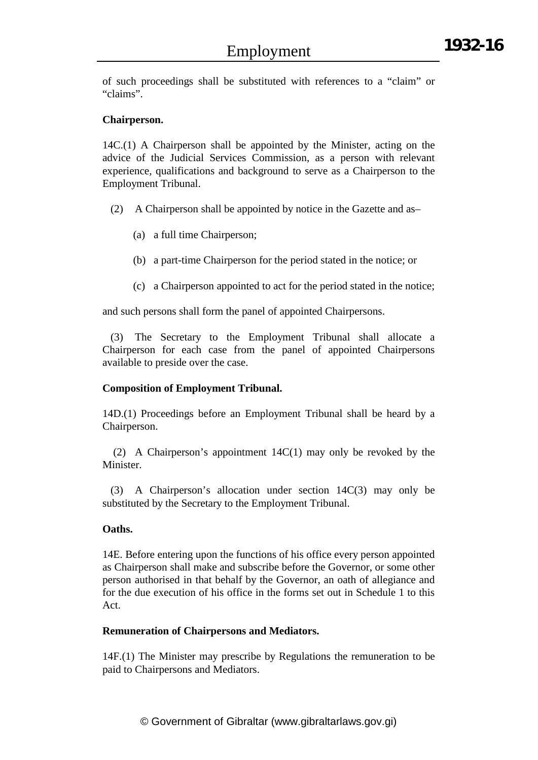of such proceedings shall be substituted with references to a "claim" or "claims".

**Chairperson.**

14C.(1) A Chairperson shall be appointed by the Minister, acting on the advice of the Judicial Services Commission, as a person with relevant experience, qualifications and background to serve as a Chairperson to the Employment Tribunal.

(2) A Chairperson shall be appointed by notice in the Gazette and as–

(a) a full time Chairperson;

(b) a part-time Chairperson for the period stated in the notice; or

(c) a Chairperson appointed to act for the period stated in the notice;

and such persons shall form the panel of appointed Chairpersons.

(3) The Secretary to the Employment Tribunal shall allocate a Chairperson for each case from the panel of appointed Chairpersons available to preside over the case.

**Composition of Employment Tribunal.**

14D.(1) Proceedings before an Employment Tribunal shall be heard by a Chairperson.

(2) A Chairperson's appointment 14C(1) may only be revoked by the Minister.

(3) A Chairperson's allocation under section 14C(3) may only be substituted by the Secretary to the Employment Tribunal.

**Oaths.**

14E. Before entering upon the functions of his office every person appointed as Chairperson shall make and subscribe before the Governor, or some other person authorised in that behalf by the Governor, an oath of allegiance and for the due execution of his office in the forms set out in Schedule 1 to this Act.

**Remuneration of Chairpersons and Mediators.**

14F.(1) The Minister may prescribe by Regulations the remuneration to be paid to Chairpersons and Mediators.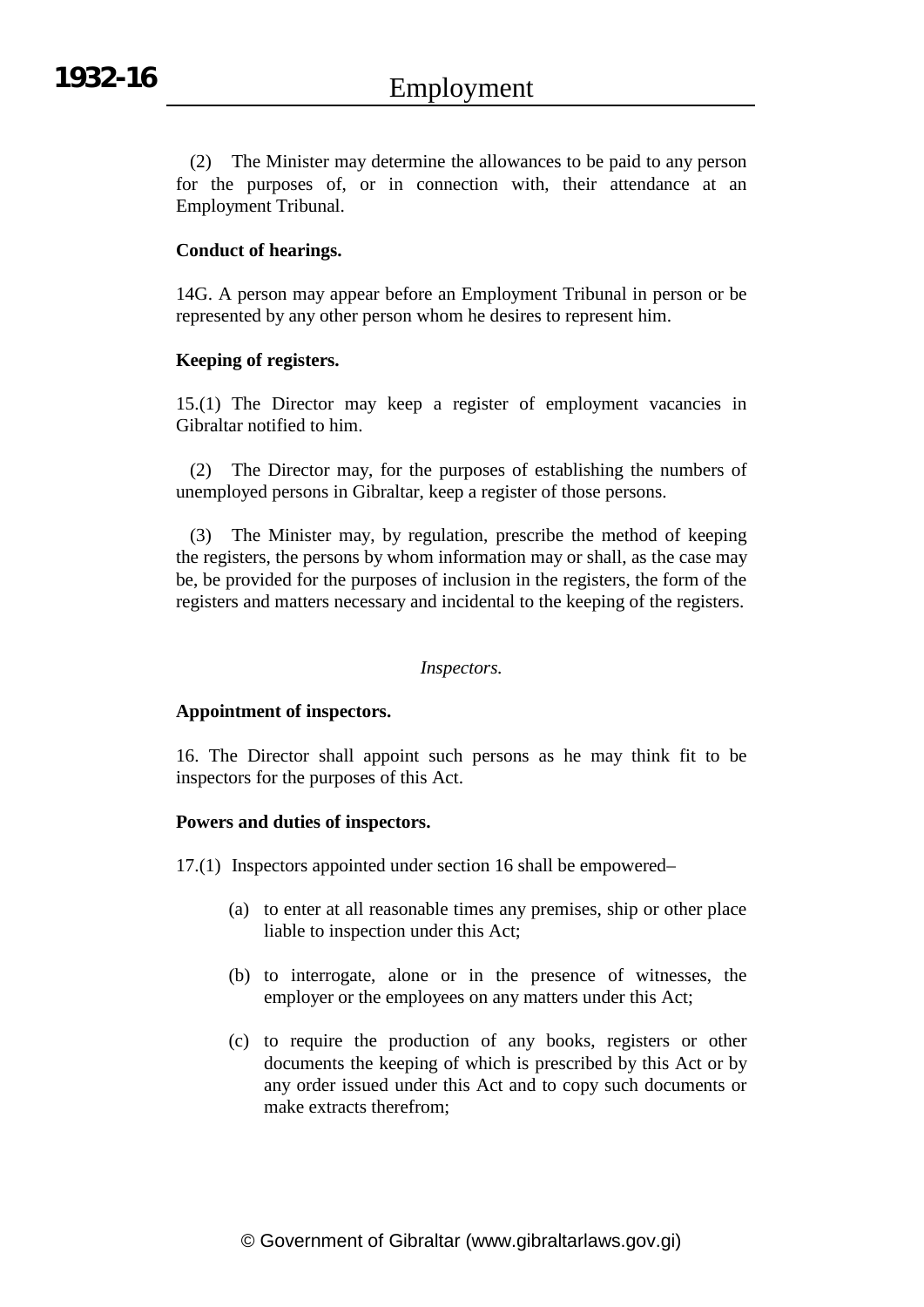(2) The Minister may determine the allowances to be paid to any person for the purposes of, or in connection with, their attendance at an Employment Tribunal.

**Conduct of hearings.**

14G. A person may appear before an Employment Tribunal in person or be represented by any other person whom he desires to represent him.

**Keeping of registers.**

15.(1) The Director may keep a register of employment vacancies in Gibraltar notified to him.

(2) The Director may, for the purposes of establishing the numbers of unemployed persons in Gibraltar, keep a register of those persons.

(3) The Minister may, by regulation, prescribe the method of keeping the registers, the persons by whom information may or shall, as the case may be, be provided for the purposes of inclusion in the registers, the form of the registers and matters necessary and incidental to the keeping of the registers.

*Inspectors.*

**Appointment of inspectors.**

16. The Director shall appoint such persons as he may think fit to be inspectors for the purposes of this Act.

**Powers and duties of inspectors.**

17.(1) Inspectors appointed under section 16 shall be empowered–

(a) to enter at all reasonable times any premises, ship or other place liable to inspection under this Act;

(b) to interrogate, alone or in the presence of witnesses, the employer or the employees on any matters under this Act;

(c) to require the production of any books, registers or other documents the keeping of which is prescribed by this Act or by any order issued under this Act and to copy such documents or make extracts therefrom;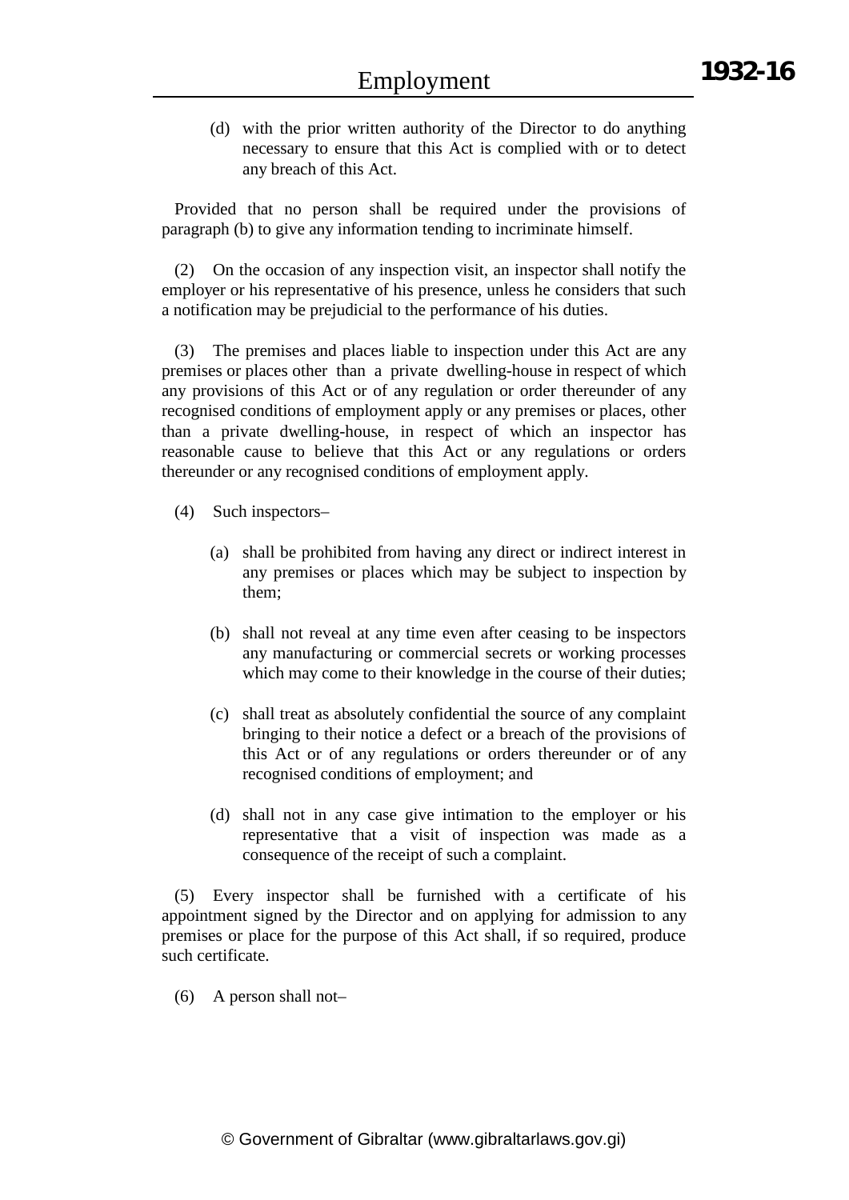(d) with the prior written authority of the Director to do anything necessary to ensure that this Act is complied with or to detect any breach of this Act.

Provided that no person shall be required under the provisions of paragraph (b) to give any information tending to incriminate himself.

(2) On the occasion of any inspection visit, an inspector shall notify the employer or his representative of his presence, unless he considers that such a notification may be prejudicial to the performance of his duties.

(3) The premises and places liable to inspection under this Act are any premises or places other than a private dwelling-house in respect of which any provisions of this Act or of any regulation or order thereunder of any recognised conditions of employment apply or any premises or places, other than a private dwelling-house, in respect of which an inspector has reasonable cause to believe that this Act or any regulations or orders thereunder or any recognised conditions of employment apply.

(4) Such inspectors–

(a) shall be prohibited from having any direct or indirect interest in any premises or places which may be subject to inspection by them;

(b) shall not reveal at any time even after ceasing to be inspectors any manufacturing or commercial secrets or working processes which may come to their knowledge in the course of their duties;

(c) shall treat as absolutely confidential the source of any complaint bringing to their notice a defect or a breach of the provisions of this Act or of any regulations or orders thereunder or of any recognised conditions of employment; and

(d) shall not in any case give intimation to the employer or his representative that a visit of inspection was made as a consequence of the receipt of such a complaint.

(5) Every inspector shall be furnished with a certificate of his appointment signed by the Director and on applying for admission to any premises or place for the purpose of this Act shall, if so required, produce such certificate.

(6) A person shall not–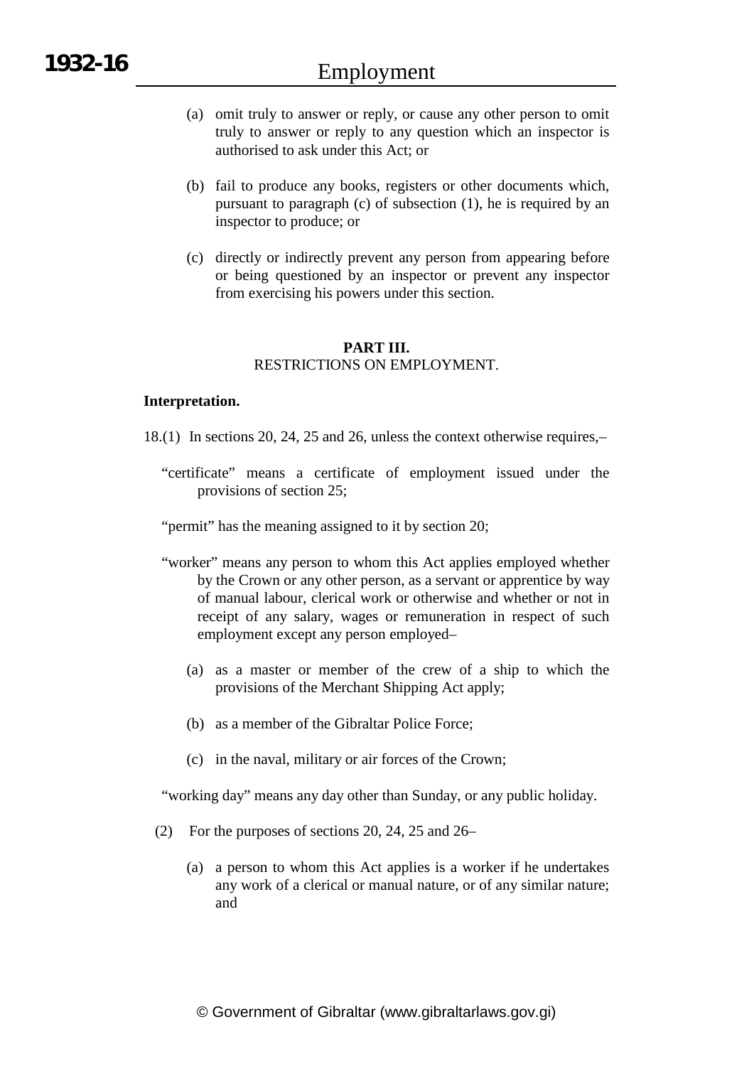(a) omit truly to answer or reply, or cause any other person to omit truly to answer or reply to any question which an inspector is authorised to ask under this Act; or

(b) fail to produce any books, registers or other documents which, pursuant to paragraph (c) of subsection (1), he is required by an inspector to produce; or

(c) directly or indirectly prevent any person from appearing before or being questioned by an inspector or prevent any inspector from exercising his powers under this section.

## PART III.
RESTRICTIONS ON EMPLOYMENT.

**Interpretation.**

18.(1) In sections 20, 24, 25 and 26, unless the context otherwise requires,–

"certificate" means a certificate of employment issued under the provisions of section 25;

"permit" has the meaning assigned to it by section 20;

"worker" means any person to whom this Act applies employed whether by the Crown or any other person, as a servant or apprentice by way of manual labour, clerical work or otherwise and whether or not in receipt of any salary, wages or remuneration in respect of such employment except any person employed–

(a) as a master or member of the crew of a ship to which the provisions of the Merchant Shipping Act apply;

(b) as a member of the Gibraltar Police Force;

(c) in the naval, military or air forces of the Crown;

"working day" means any day other than Sunday, or any public holiday.

(2) For the purposes of sections 20, 24, 25 and 26–

(a) a person to whom this Act applies is a worker if he undertakes any work of a clerical or manual nature, or of any similar nature; and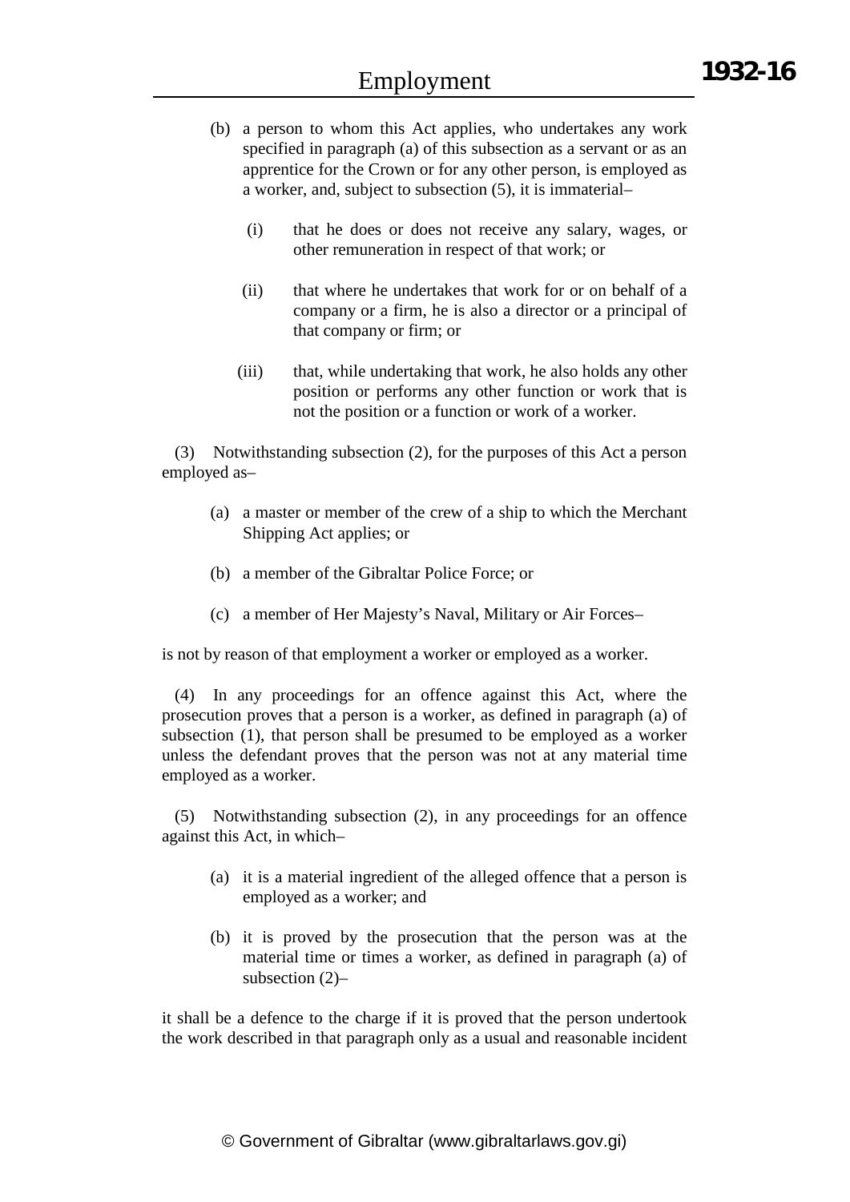(b) a person to whom this Act applies, who undertakes any work specified in paragraph (a) of this subsection as a servant or as an apprentice for the Crown or for any other person, is employed as a worker, and, subject to subsection (5), it is immaterial–

(i) that he does or does not receive any salary, wages, or other remuneration in respect of that work; or

(ii) that where he undertakes that work for or on behalf of a company or a firm, he is also a director or a principal of that company or firm; or

(iii) that, while undertaking that work, he also holds any other position or performs any other function or work that is not the position or a function or work of a worker.

(3) Notwithstanding subsection (2), for the purposes of this Act a person employed as–

(a) a master or member of the crew of a ship to which the Merchant Shipping Act applies; or

(b) a member of the Gibraltar Police Force; or

(c) a member of Her Majesty's Naval, Military or Air Forces–

is not by reason of that employment a worker or employed as a worker.

(4) In any proceedings for an offence against this Act, where the prosecution proves that a person is a worker, as defined in paragraph (a) of subsection (1), that person shall be presumed to be employed as a worker unless the defendant proves that the person was not at any material time employed as a worker.

(5) Notwithstanding subsection (2), in any proceedings for an offence against this Act, in which–

(a) it is a material ingredient of the alleged offence that a person is employed as a worker; and

(b) it is proved by the prosecution that the person was at the material time or times a worker, as defined in paragraph (a) of subsection (2)–

it shall be a defence to the charge if it is proved that the person undertook the work described in that paragraph only as a usual and reasonable incident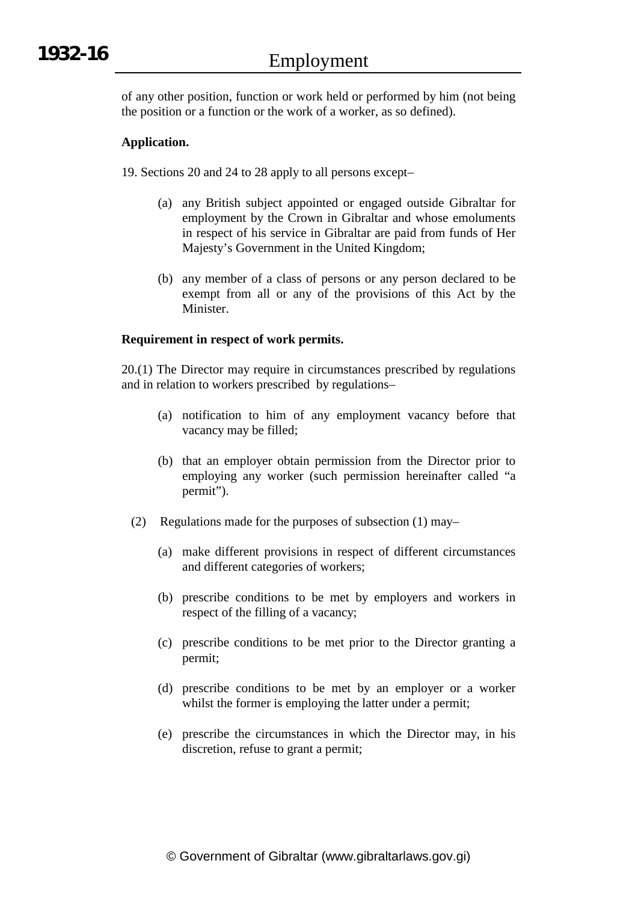of any other position, function or work held or performed by him (not being the position or a function or the work of a worker, as so defined).

**Application.**

19. Sections 20 and 24 to 28 apply to all persons except–

(a) any British subject appointed or engaged outside Gibraltar for employment by the Crown in Gibraltar and whose emoluments in respect of his service in Gibraltar are paid from funds of Her Majesty's Government in the United Kingdom;

(b) any member of a class of persons or any person declared to be exempt from all or any of the provisions of this Act by the Minister.

**Requirement in respect of work permits.**

20.(1) The Director may require in circumstances prescribed by regulations and in relation to workers prescribed by regulations–

(a) notification to him of any employment vacancy before that vacancy may be filled;

(b) that an employer obtain permission from the Director prior to employing any worker (such permission hereinafter called "a permit").

(2) Regulations made for the purposes of subsection (1) may–

(a) make different provisions in respect of different circumstances and different categories of workers;

(b) prescribe conditions to be met by employers and workers in respect of the filling of a vacancy;

(c) prescribe conditions to be met prior to the Director granting a permit;

(d) prescribe conditions to be met by an employer or a worker whilst the former is employing the latter under a permit;

(e) prescribe the circumstances in which the Director may, in his discretion, refuse to grant a permit;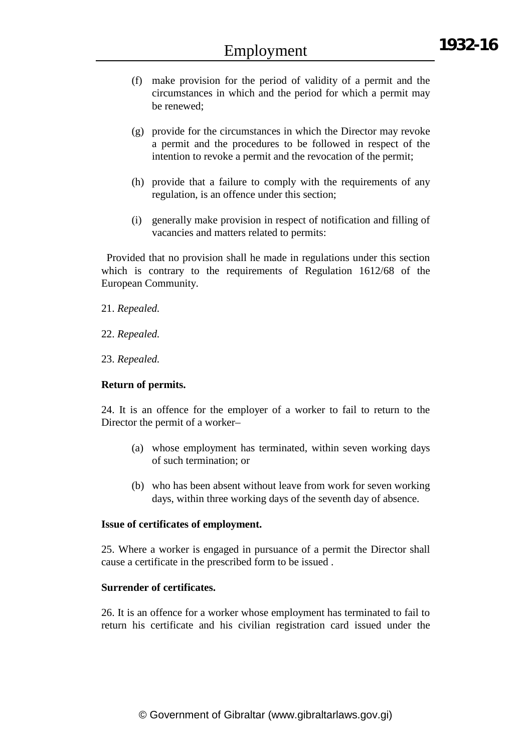(f) make provision for the period of validity of a permit and the circumstances in which and the period for which a permit may be renewed;

(g) provide for the circumstances in which the Director may revoke a permit and the procedures to be followed in respect of the intention to revoke a permit and the revocation of the permit;

(h) provide that a failure to comply with the requirements of any regulation, is an offence under this section;

(i) generally make provision in respect of notification and filling of vacancies and matters related to permits:

Provided that no provision shall he made in regulations under this section which is contrary to the requirements of Regulation 1612/68 of the European Community.

21. *Repealed.*

22. *Repealed.*

23. *Repealed.*

**Return of permits.**

24. It is an offence for the employer of a worker to fail to return to the Director the permit of a worker–

(a) whose employment has terminated, within seven working days of such termination; or

(b) who has been absent without leave from work for seven working days, within three working days of the seventh day of absence.

**Issue of certificates of employment.**

25. Where a worker is engaged in pursuance of a permit the Director shall cause a certificate in the prescribed form to be issued .

**Surrender of certificates.**

26. It is an offence for a worker whose employment has terminated to fail to return his certificate and his civilian registration card issued under the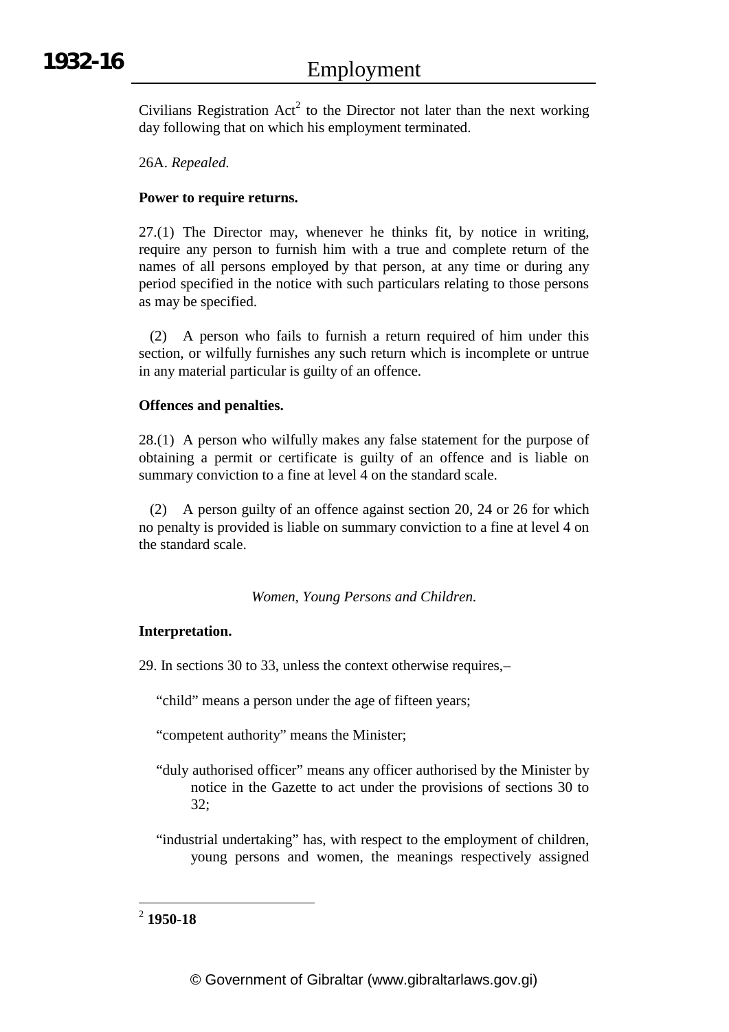Civilians Registration Act[2] to the Director not later than the next working day following that on which his employment terminated.

26A. *Repealed.*

**Power to require returns.**

27.(1) The Director may, whenever he thinks fit, by notice in writing, require any person to furnish him with a true and complete return of the names of all persons employed by that person, at any time or during any period specified in the notice with such particulars relating to those persons as may be specified.

(2) A person who fails to furnish a return required of him under this section, or wilfully furnishes any such return which is incomplete or untrue in any material particular is guilty of an offence.

**Offences and penalties.**

28.(1) A person who wilfully makes any false statement for the purpose of obtaining a permit or certificate is guilty of an offence and is liable on summary conviction to a fine at level 4 on the standard scale.

(2) A person guilty of an offence against section 20, 24 or 26 for which no penalty is provided is liable on summary conviction to a fine at level 4 on the standard scale.

*Women, Young Persons and Children.*

**Interpretation.**

29. In sections 30 to 33, unless the context otherwise requires,–

"child" means a person under the age of fifteen years;

"competent authority" means the Minister;

"duly authorised officer" means any officer authorised by the Minister by notice in the Gazette to act under the provisions of sections 30 to 32;

"industrial undertaking" has, with respect to the employment of children, young persons and women, the meanings respectively assigned

---

[2] **1950-18**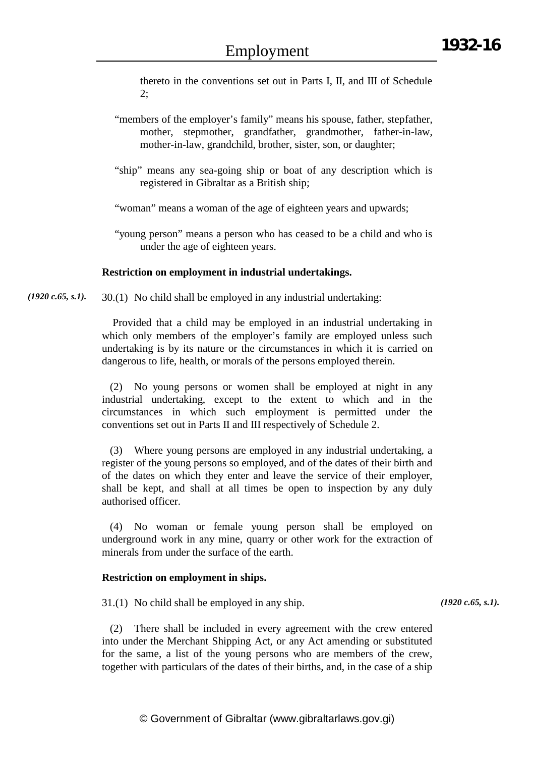thereto in the conventions set out in Parts I, II, and III of Schedule 2;

"members of the employer's family" means his spouse, father, stepfather, mother, stepmother, grandfather, grandmother, father-in-law, mother-in-law, grandchild, brother, sister, son, or daughter;

"ship" means any sea-going ship or boat of any description which is registered in Gibraltar as a British ship;

"woman" means a woman of the age of eighteen years and upwards;

"young person" means a person who has ceased to be a child and who is under the age of eighteen years.

**Restriction on employment in industrial undertakings.**

*(1920 c.65, s.1).*

30.(1) No child shall be employed in any industrial undertaking:

Provided that a child may be employed in an industrial undertaking in which only members of the employer's family are employed unless such undertaking is by its nature or the circumstances in which it is carried on dangerous to life, health, or morals of the persons employed therein.

(2) No young persons or women shall be employed at night in any industrial undertaking, except to the extent to which and in the circumstances in which such employment is permitted under the conventions set out in Parts II and III respectively of Schedule 2.

(3) Where young persons are employed in any industrial undertaking, a register of the young persons so employed, and of the dates of their birth and of the dates on which they enter and leave the service of their employer, shall be kept, and shall at all times be open to inspection by any duly authorised officer.

(4) No woman or female young person shall be employed on underground work in any mine, quarry or other work for the extraction of minerals from under the surface of the earth.

**Restriction on employment in ships.**

*(1920 c.65, s.1).*

31.(1) No child shall be employed in any ship.

(2) There shall be included in every agreement with the crew entered into under the Merchant Shipping Act, or any Act amending or substituted for the same, a list of the young persons who are members of the crew, together with particulars of the dates of their births, and, in the case of a ship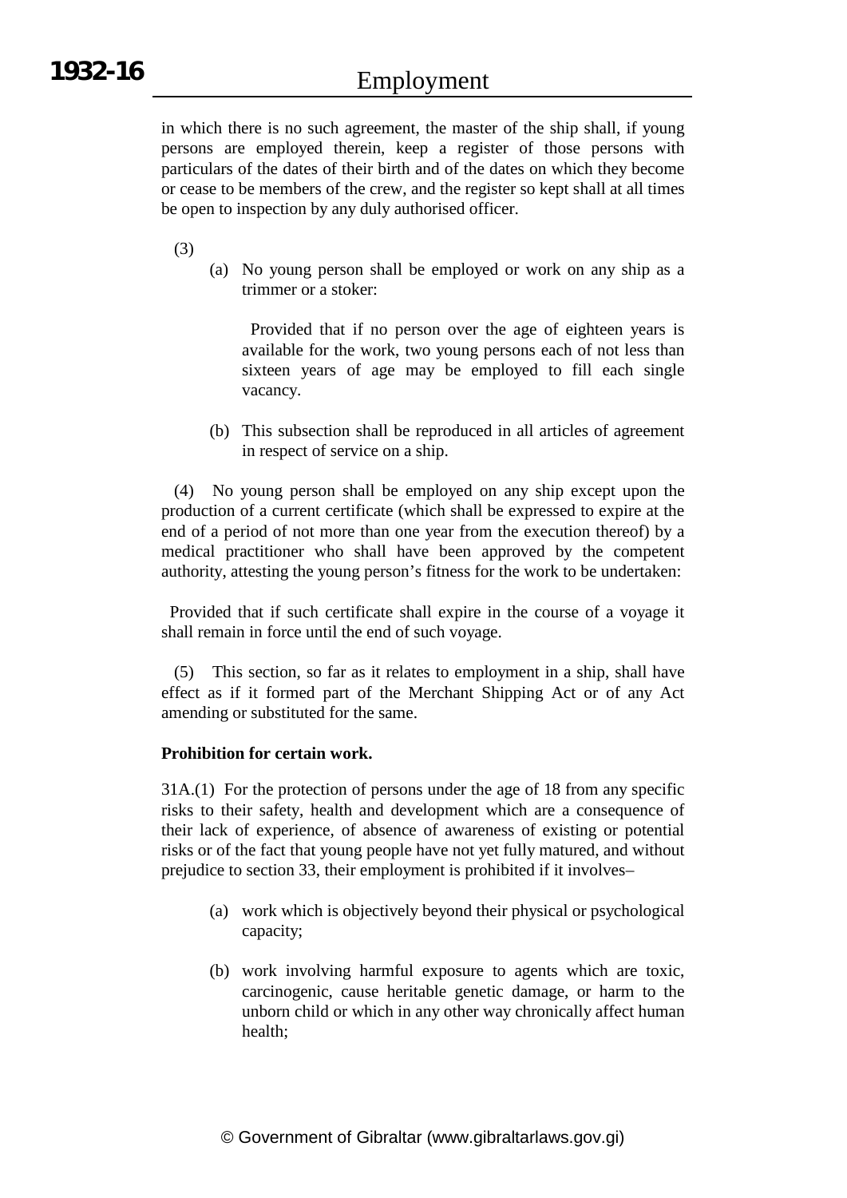in which there is no such agreement, the master of the ship shall, if young persons are employed therein, keep a register of those persons with particulars of the dates of their birth and of the dates on which they become or cease to be members of the crew, and the register so kept shall at all times be open to inspection by any duly authorised officer.

(3)

(a) No young person shall be employed or work on any ship as a trimmer or a stoker:

Provided that if no person over the age of eighteen years is available for the work, two young persons each of not less than sixteen years of age may be employed to fill each single vacancy.

(b) This subsection shall be reproduced in all articles of agreement in respect of service on a ship.

(4) No young person shall be employed on any ship except upon the production of a current certificate (which shall be expressed to expire at the end of a period of not more than one year from the execution thereof) by a medical practitioner who shall have been approved by the competent authority, attesting the young person's fitness for the work to be undertaken:

Provided that if such certificate shall expire in the course of a voyage it shall remain in force until the end of such voyage.

(5) This section, so far as it relates to employment in a ship, shall have effect as if it formed part of the Merchant Shipping Act or of any Act amending or substituted for the same.

**Prohibition for certain work.**

31A.(1) For the protection of persons under the age of 18 from any specific risks to their safety, health and development which are a consequence of their lack of experience, of absence of awareness of existing or potential risks or of the fact that young people have not yet fully matured, and without prejudice to section 33, their employment is prohibited if it involves–

(a) work which is objectively beyond their physical or psychological capacity;

(b) work involving harmful exposure to agents which are toxic, carcinogenic, cause heritable genetic damage, or harm to the unborn child or which in any other way chronically affect human health;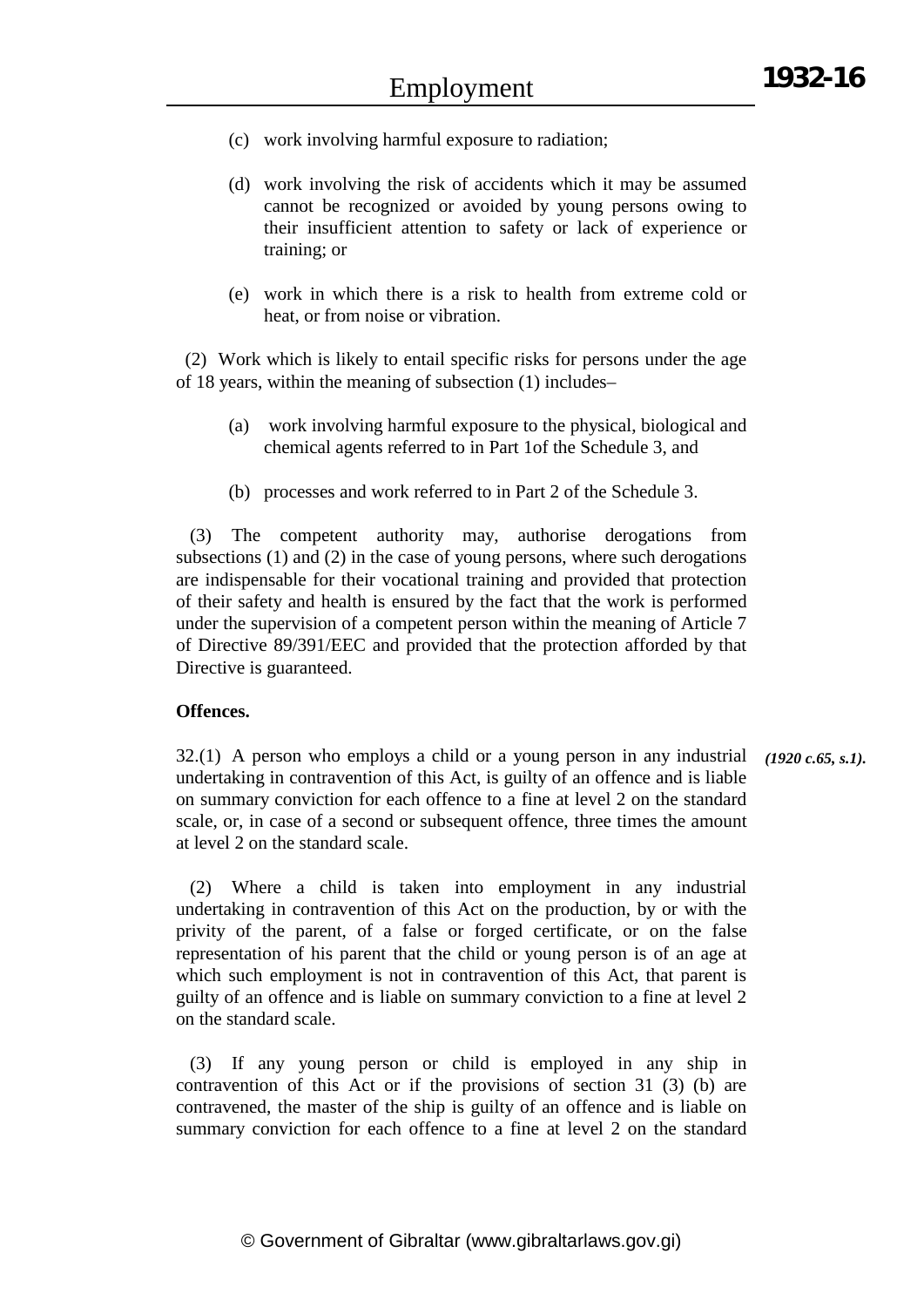(c) work involving harmful exposure to radiation;

(d) work involving the risk of accidents which it may be assumed cannot be recognized or avoided by young persons owing to their insufficient attention to safety or lack of experience or training; or

(e) work in which there is a risk to health from extreme cold or heat, or from noise or vibration.

(2) Work which is likely to entail specific risks for persons under the age of 18 years, within the meaning of subsection (1) includes–

(a) work involving harmful exposure to the physical, biological and chemical agents referred to in Part 1of the Schedule 3, and

(b) processes and work referred to in Part 2 of the Schedule 3.

(3) The competent authority may, authorise derogations from subsections (1) and (2) in the case of young persons, where such derogations are indispensable for their vocational training and provided that protection of their safety and health is ensured by the fact that the work is performed under the supervision of a competent person within the meaning of Article 7 of Directive 89/391/EEC and provided that the protection afforded by that Directive is guaranteed.

**Offences.**

32.(1) A person who employs a child or a young person in any industrial undertaking in contravention of this Act, is guilty of an offence and is liable on summary conviction for each offence to a fine at level 2 on the standard scale, or, in case of a second or subsequent offence, three times the amount at level 2 on the standard scale. ***(1920 c.65, s.1).***

(2) Where a child is taken into employment in any industrial undertaking in contravention of this Act on the production, by or with the privity of the parent, of a false or forged certificate, or on the false representation of his parent that the child or young person is of an age at which such employment is not in contravention of this Act, that parent is guilty of an offence and is liable on summary conviction to a fine at level 2 on the standard scale.

(3) If any young person or child is employed in any ship in contravention of this Act or if the provisions of section 31 (3) (b) are contravened, the master of the ship is guilty of an offence and is liable on summary conviction for each offence to a fine at level 2 on the standard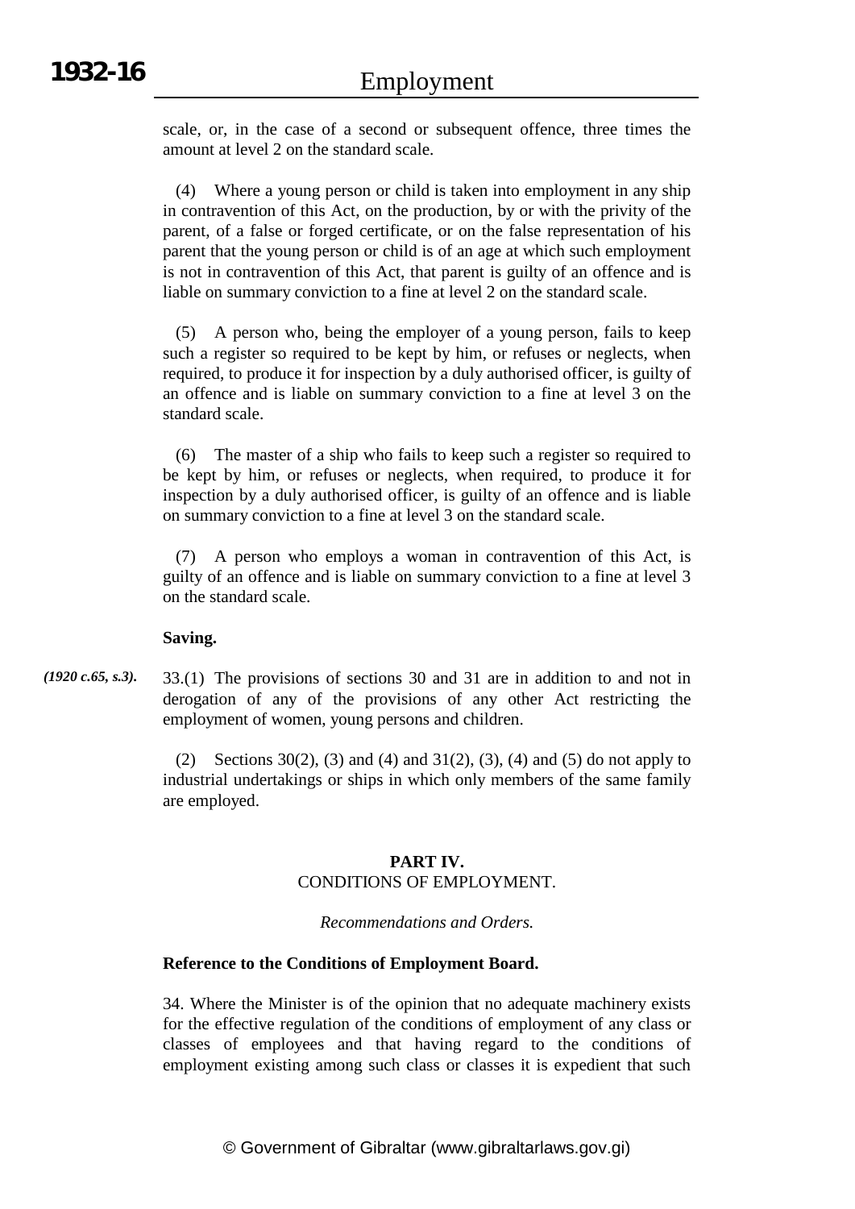scale, or, in the case of a second or subsequent offence, three times the amount at level 2 on the standard scale.

(4) Where a young person or child is taken into employment in any ship in contravention of this Act, on the production, by or with the privity of the parent, of a false or forged certificate, or on the false representation of his parent that the young person or child is of an age at which such employment is not in contravention of this Act, that parent is guilty of an offence and is liable on summary conviction to a fine at level 2 on the standard scale.

(5) A person who, being the employer of a young person, fails to keep such a register so required to be kept by him, or refuses or neglects, when required, to produce it for inspection by a duly authorised officer, is guilty of an offence and is liable on summary conviction to a fine at level 3 on the standard scale.

(6) The master of a ship who fails to keep such a register so required to be kept by him, or refuses or neglects, when required, to produce it for inspection by a duly authorised officer, is guilty of an offence and is liable on summary conviction to a fine at level 3 on the standard scale.

(7) A person who employs a woman in contravention of this Act, is guilty of an offence and is liable on summary conviction to a fine at level 3 on the standard scale.

**Saving.**

*(1920 c.65, s.3).*

33.(1) The provisions of sections 30 and 31 are in addition to and not in derogation of any of the provisions of any other Act restricting the employment of women, young persons and children.

(2) Sections 30(2), (3) and (4) and 31(2), (3), (4) and (5) do not apply to industrial undertakings or ships in which only members of the same family are employed.

## PART IV.
## CONDITIONS OF EMPLOYMENT.

*Recommendations and Orders.*

**Reference to the Conditions of Employment Board.**

34. Where the Minister is of the opinion that no adequate machinery exists for the effective regulation of the conditions of employment of any class or classes of employees and that having regard to the conditions of employment existing among such class or classes it is expedient that such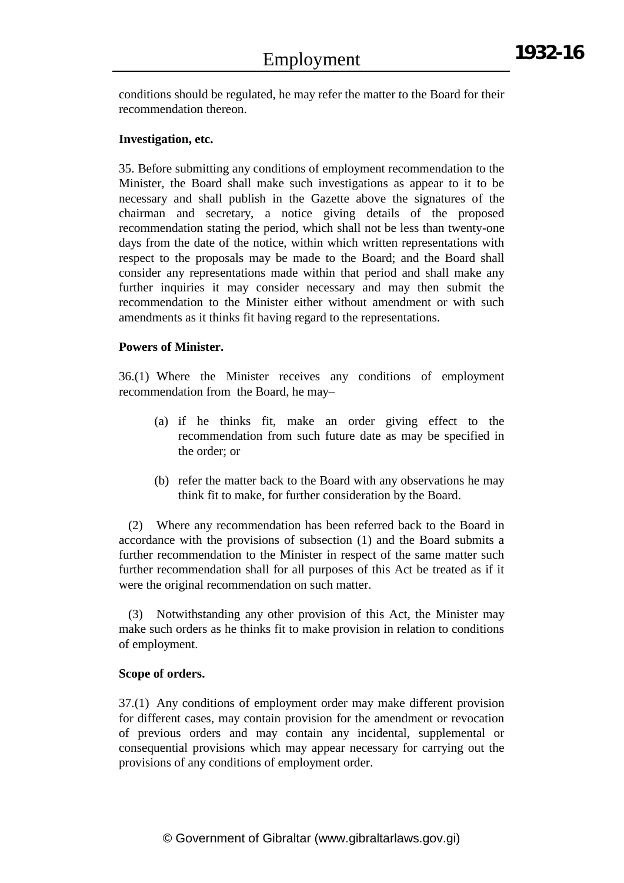conditions should be regulated, he may refer the matter to the Board for their recommendation thereon.

**Investigation, etc.**

35. Before submitting any conditions of employment recommendation to the Minister, the Board shall make such investigations as appear to it to be necessary and shall publish in the Gazette above the signatures of the chairman and secretary, a notice giving details of the proposed recommendation stating the period, which shall not be less than twenty-one days from the date of the notice, within which written representations with respect to the proposals may be made to the Board; and the Board shall consider any representations made within that period and shall make any further inquiries it may consider necessary and may then submit the recommendation to the Minister either without amendment or with such amendments as it thinks fit having regard to the representations.

**Powers of Minister.**

36.(1) Where the Minister receives any conditions of employment recommendation from the Board, he may–

(a) if he thinks fit, make an order giving effect to the recommendation from such future date as may be specified in the order; or

(b) refer the matter back to the Board with any observations he may think fit to make, for further consideration by the Board.

(2) Where any recommendation has been referred back to the Board in accordance with the provisions of subsection (1) and the Board submits a further recommendation to the Minister in respect of the same matter such further recommendation shall for all purposes of this Act be treated as if it were the original recommendation on such matter.

(3) Notwithstanding any other provision of this Act, the Minister may make such orders as he thinks fit to make provision in relation to conditions of employment.

**Scope of orders.**

37.(1) Any conditions of employment order may make different provision for different cases, may contain provision for the amendment or revocation of previous orders and may contain any incidental, supplemental or consequential provisions which may appear necessary for carrying out the provisions of any conditions of employment order.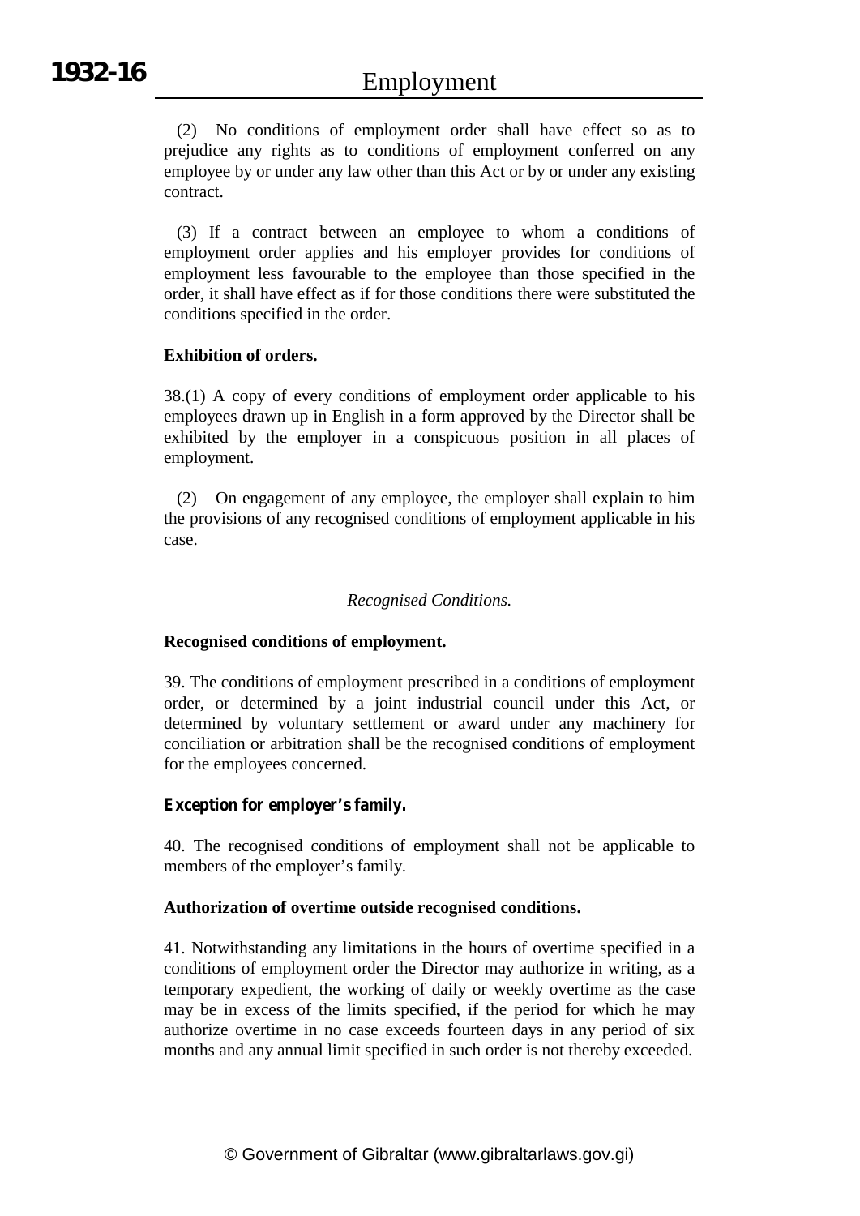(2) No conditions of employment order shall have effect so as to prejudice any rights as to conditions of employment conferred on any employee by or under any law other than this Act or by or under any existing contract.

(3) If a contract between an employee to whom a conditions of employment order applies and his employer provides for conditions of employment less favourable to the employee than those specified in the order, it shall have effect as if for those conditions there were substituted the conditions specified in the order.

**Exhibition of orders.**

38.(1) A copy of every conditions of employment order applicable to his employees drawn up in English in a form approved by the Director shall be exhibited by the employer in a conspicuous position in all places of employment.

(2) On engagement of any employee, the employer shall explain to him the provisions of any recognised conditions of employment applicable in his case.

*Recognised Conditions.*

**Recognised conditions of employment.**

39. The conditions of employment prescribed in a conditions of employment order, or determined by a joint industrial council under this Act, or determined by voluntary settlement or award under any machinery for conciliation or arbitration shall be the recognised conditions of employment for the employees concerned.

**Exception for employer's family.**

40. The recognised conditions of employment shall not be applicable to members of the employer's family.

**Authorization of overtime outside recognised conditions.**

41. Notwithstanding any limitations in the hours of overtime specified in a conditions of employment order the Director may authorize in writing, as a temporary expedient, the working of daily or weekly overtime as the case may be in excess of the limits specified, if the period for which he may authorize overtime in no case exceeds fourteen days in any period of six months and any annual limit specified in such order is not thereby exceeded.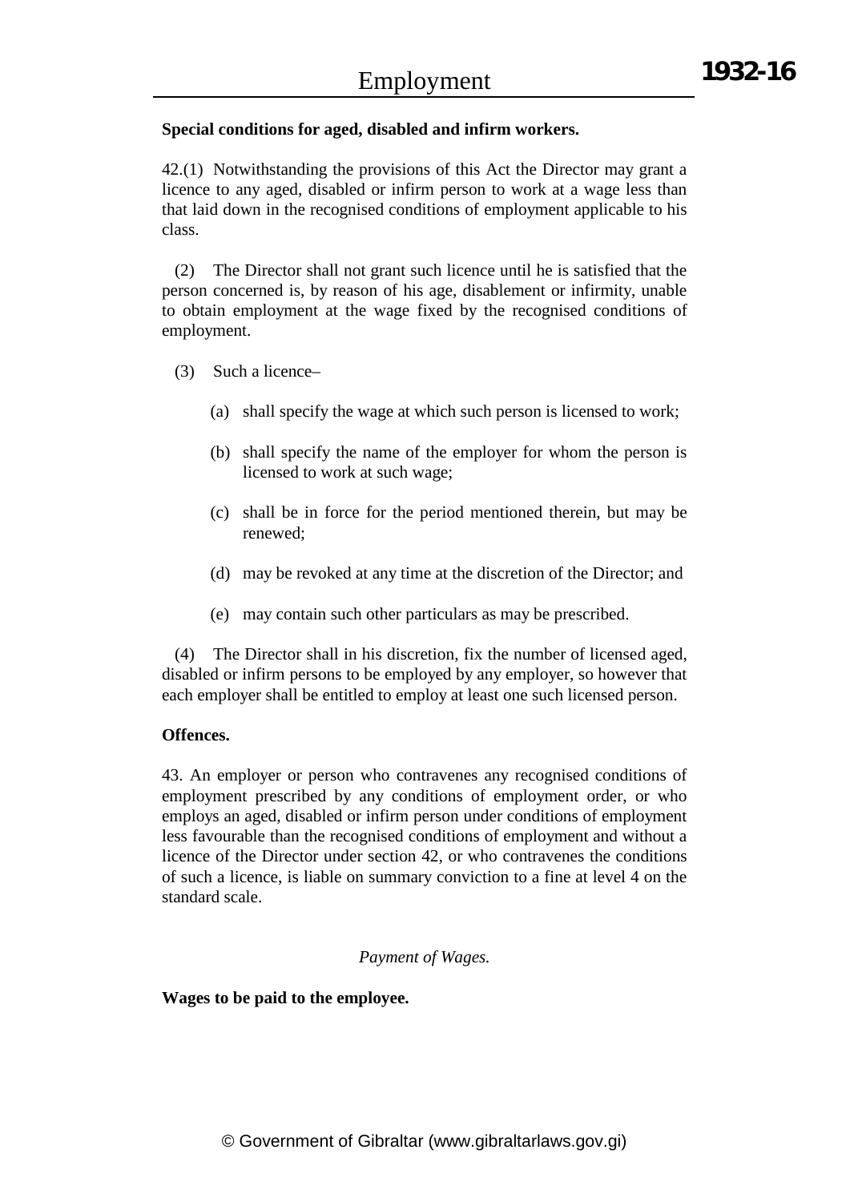**Special conditions for aged, disabled and infirm workers.**

42.(1) Notwithstanding the provisions of this Act the Director may grant a licence to any aged, disabled or infirm person to work at a wage less than that laid down in the recognised conditions of employment applicable to his class.

(2) The Director shall not grant such licence until he is satisfied that the person concerned is, by reason of his age, disablement or infirmity, unable to obtain employment at the wage fixed by the recognised conditions of employment.

(3) Such a licence–

(a) shall specify the wage at which such person is licensed to work;

(b) shall specify the name of the employer for whom the person is licensed to work at such wage;

(c) shall be in force for the period mentioned therein, but may be renewed;

(d) may be revoked at any time at the discretion of the Director; and

(e) may contain such other particulars as may be prescribed.

(4) The Director shall in his discretion, fix the number of licensed aged, disabled or infirm persons to be employed by any employer, so however that each employer shall be entitled to employ at least one such licensed person.

**Offences.**

43. An employer or person who contravenes any recognised conditions of employment prescribed by any conditions of employment order, or who employs an aged, disabled or infirm person under conditions of employment less favourable than the recognised conditions of employment and without a licence of the Director under section 42, or who contravenes the conditions of such a licence, is liable on summary conviction to a fine at level 4 on the standard scale.

*Payment of Wages.*

**Wages to be paid to the employee.**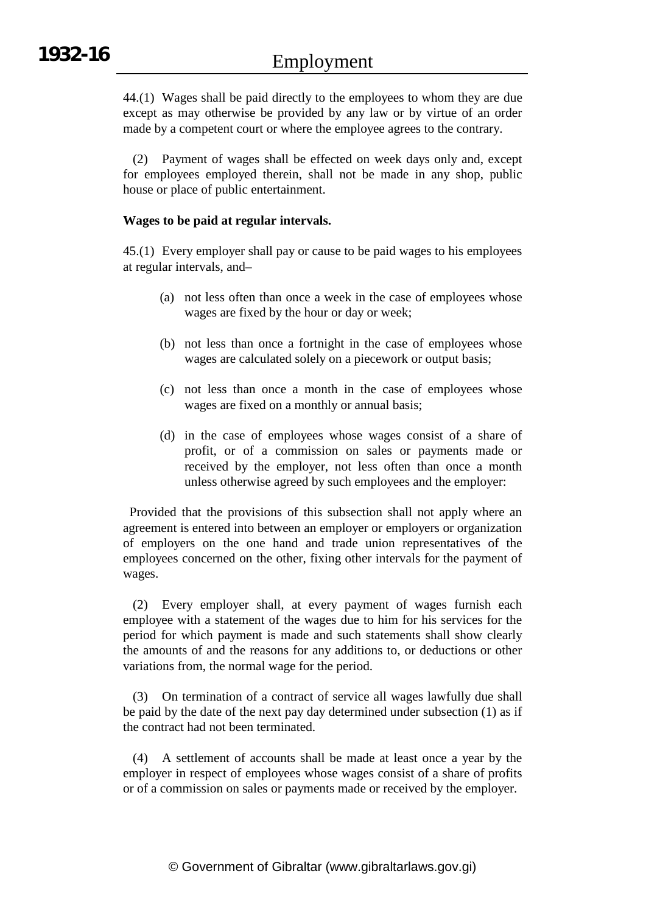44.(1) Wages shall be paid directly to the employees to whom they are due except as may otherwise be provided by any law or by virtue of an order made by a competent court or where the employee agrees to the contrary.

(2) Payment of wages shall be effected on week days only and, except for employees employed therein, shall not be made in any shop, public house or place of public entertainment.

**Wages to be paid at regular intervals.**

45.(1) Every employer shall pay or cause to be paid wages to his employees at regular intervals, and–

(a) not less often than once a week in the case of employees whose wages are fixed by the hour or day or week;

(b) not less than once a fortnight in the case of employees whose wages are calculated solely on a piecework or output basis;

(c) not less than once a month in the case of employees whose wages are fixed on a monthly or annual basis;

(d) in the case of employees whose wages consist of a share of profit, or of a commission on sales or payments made or received by the employer, not less often than once a month unless otherwise agreed by such employees and the employer:

Provided that the provisions of this subsection shall not apply where an agreement is entered into between an employer or employers or organization of employers on the one hand and trade union representatives of the employees concerned on the other, fixing other intervals for the payment of wages.

(2) Every employer shall, at every payment of wages furnish each employee with a statement of the wages due to him for his services for the period for which payment is made and such statements shall show clearly the amounts of and the reasons for any additions to, or deductions or other variations from, the normal wage for the period.

(3) On termination of a contract of service all wages lawfully due shall be paid by the date of the next pay day determined under subsection (1) as if the contract had not been terminated.

(4) A settlement of accounts shall be made at least once a year by the employer in respect of employees whose wages consist of a share of profits or of a commission on sales or payments made or received by the employer.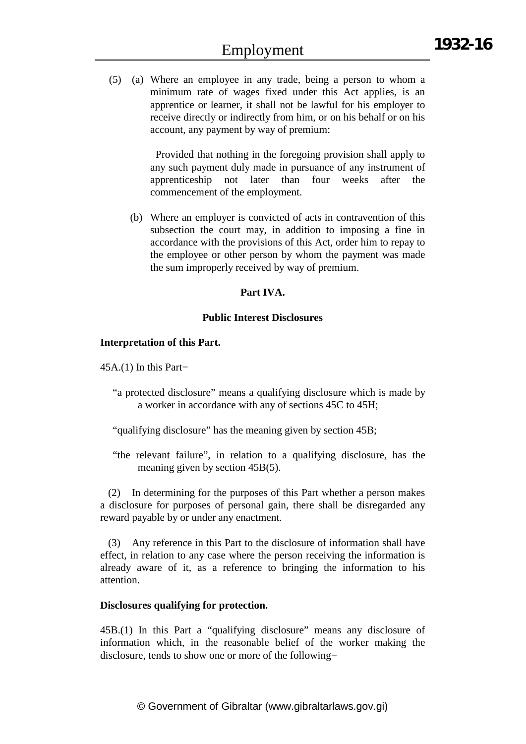(5) (a) Where an employee in any trade, being a person to whom a minimum rate of wages fixed under this Act applies, is an apprentice or learner, it shall not be lawful for his employer to receive directly or indirectly from him, or on his behalf or on his account, any payment by way of premium:

Provided that nothing in the foregoing provision shall apply to any such payment duly made in pursuance of any instrument of apprenticeship not later than four weeks after the commencement of the employment.

(b) Where an employer is convicted of acts in contravention of this subsection the court may, in addition to imposing a fine in accordance with the provisions of this Act, order him to repay to the employee or other person by whom the payment was made the sum improperly received by way of premium.

## Part IVA.

## Public Interest Disclosures

**Interpretation of this Part.**

45A.(1) In this Part−

"a protected disclosure" means a qualifying disclosure which is made by a worker in accordance with any of sections 45C to 45H;

"qualifying disclosure" has the meaning given by section 45B;

"the relevant failure", in relation to a qualifying disclosure, has the meaning given by section 45B(5).

(2) In determining for the purposes of this Part whether a person makes a disclosure for purposes of personal gain, there shall be disregarded any reward payable by or under any enactment.

(3) Any reference in this Part to the disclosure of information shall have effect, in relation to any case where the person receiving the information is already aware of it, as a reference to bringing the information to his attention.

**Disclosures qualifying for protection.**

45B.(1) In this Part a "qualifying disclosure" means any disclosure of information which, in the reasonable belief of the worker making the disclosure, tends to show one or more of the following−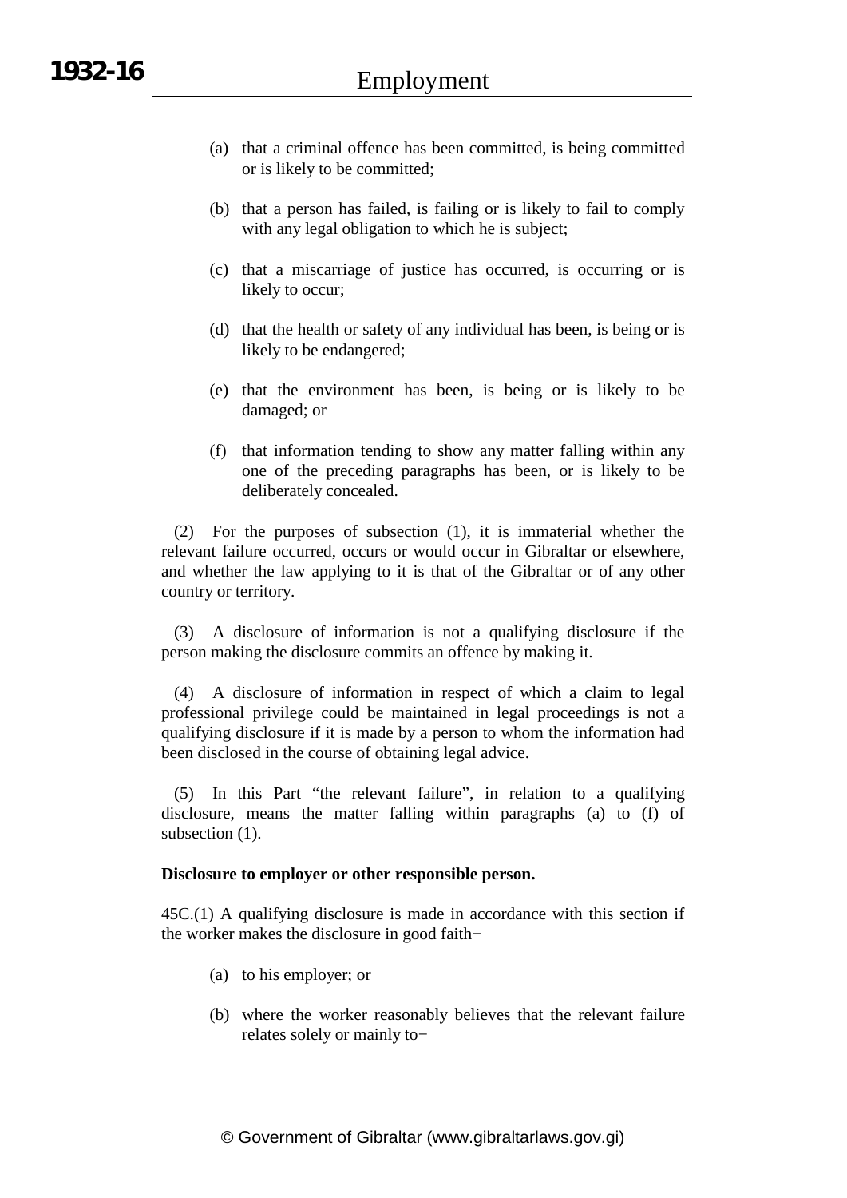(a) that a criminal offence has been committed, is being committed or is likely to be committed;

(b) that a person has failed, is failing or is likely to fail to comply with any legal obligation to which he is subject;

(c) that a miscarriage of justice has occurred, is occurring or is likely to occur;

(d) that the health or safety of any individual has been, is being or is likely to be endangered;

(e) that the environment has been, is being or is likely to be damaged; or

(f) that information tending to show any matter falling within any one of the preceding paragraphs has been, or is likely to be deliberately concealed.

(2) For the purposes of subsection (1), it is immaterial whether the relevant failure occurred, occurs or would occur in Gibraltar or elsewhere, and whether the law applying to it is that of the Gibraltar or of any other country or territory.

(3) A disclosure of information is not a qualifying disclosure if the person making the disclosure commits an offence by making it.

(4) A disclosure of information in respect of which a claim to legal professional privilege could be maintained in legal proceedings is not a qualifying disclosure if it is made by a person to whom the information had been disclosed in the course of obtaining legal advice.

(5) In this Part "the relevant failure", in relation to a qualifying disclosure, means the matter falling within paragraphs (a) to (f) of subsection (1).

**Disclosure to employer or other responsible person.**

45C.(1) A qualifying disclosure is made in accordance with this section if the worker makes the disclosure in good faith−

(a) to his employer; or

(b) where the worker reasonably believes that the relevant failure relates solely or mainly to−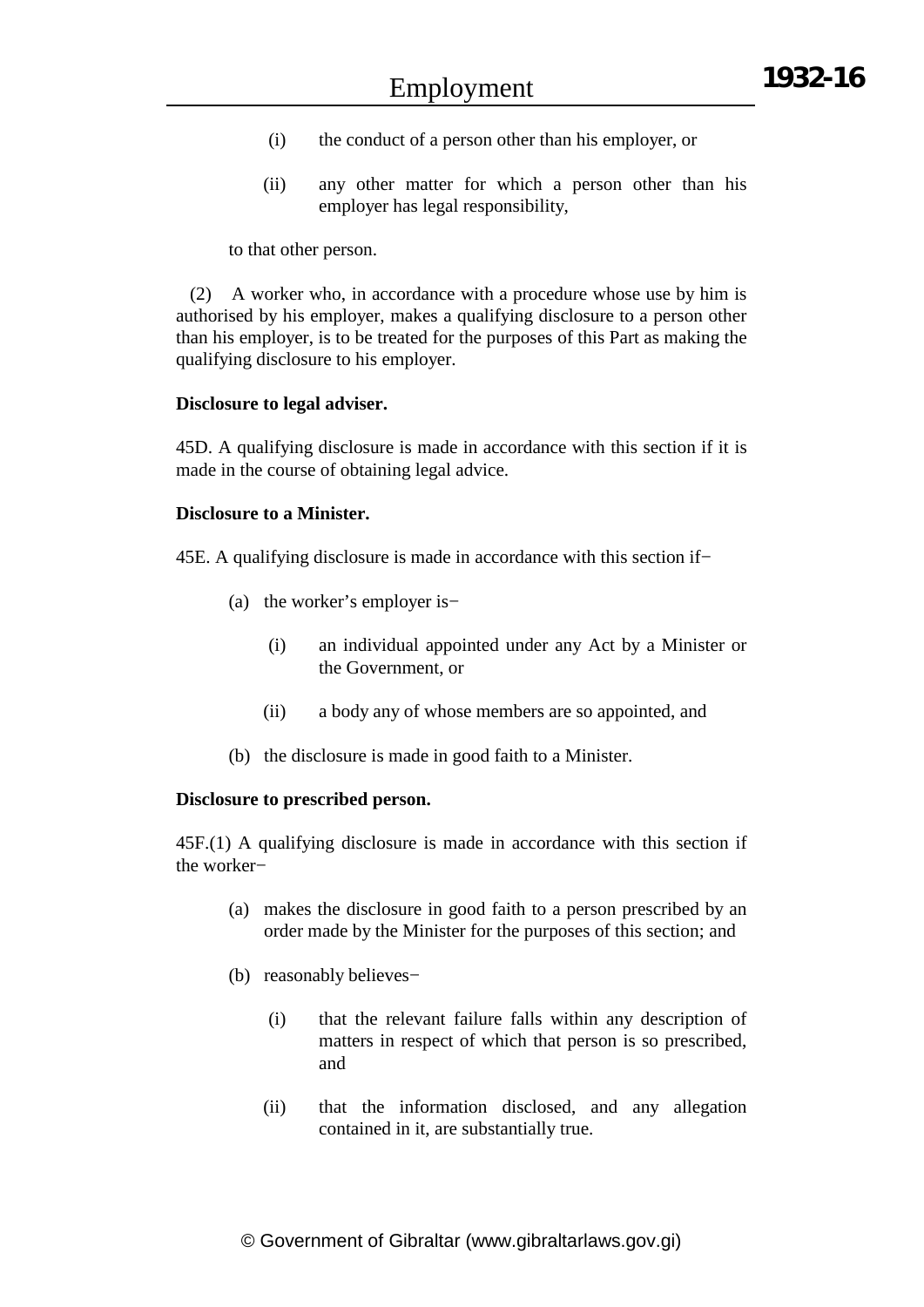(i) the conduct of a person other than his employer, or

(ii) any other matter for which a person other than his employer has legal responsibility,

to that other person.

(2) A worker who, in accordance with a procedure whose use by him is authorised by his employer, makes a qualifying disclosure to a person other than his employer, is to be treated for the purposes of this Part as making the qualifying disclosure to his employer.

**Disclosure to legal adviser.**

45D. A qualifying disclosure is made in accordance with this section if it is made in the course of obtaining legal advice.

**Disclosure to a Minister.**

45E. A qualifying disclosure is made in accordance with this section if−

(a) the worker's employer is−

(i) an individual appointed under any Act by a Minister or the Government, or

(ii) a body any of whose members are so appointed, and

(b) the disclosure is made in good faith to a Minister.

**Disclosure to prescribed person.**

45F.(1) A qualifying disclosure is made in accordance with this section if the worker−

(a) makes the disclosure in good faith to a person prescribed by an order made by the Minister for the purposes of this section; and

(b) reasonably believes−

(i) that the relevant failure falls within any description of matters in respect of which that person is so prescribed, and

(ii) that the information disclosed, and any allegation contained in it, are substantially true.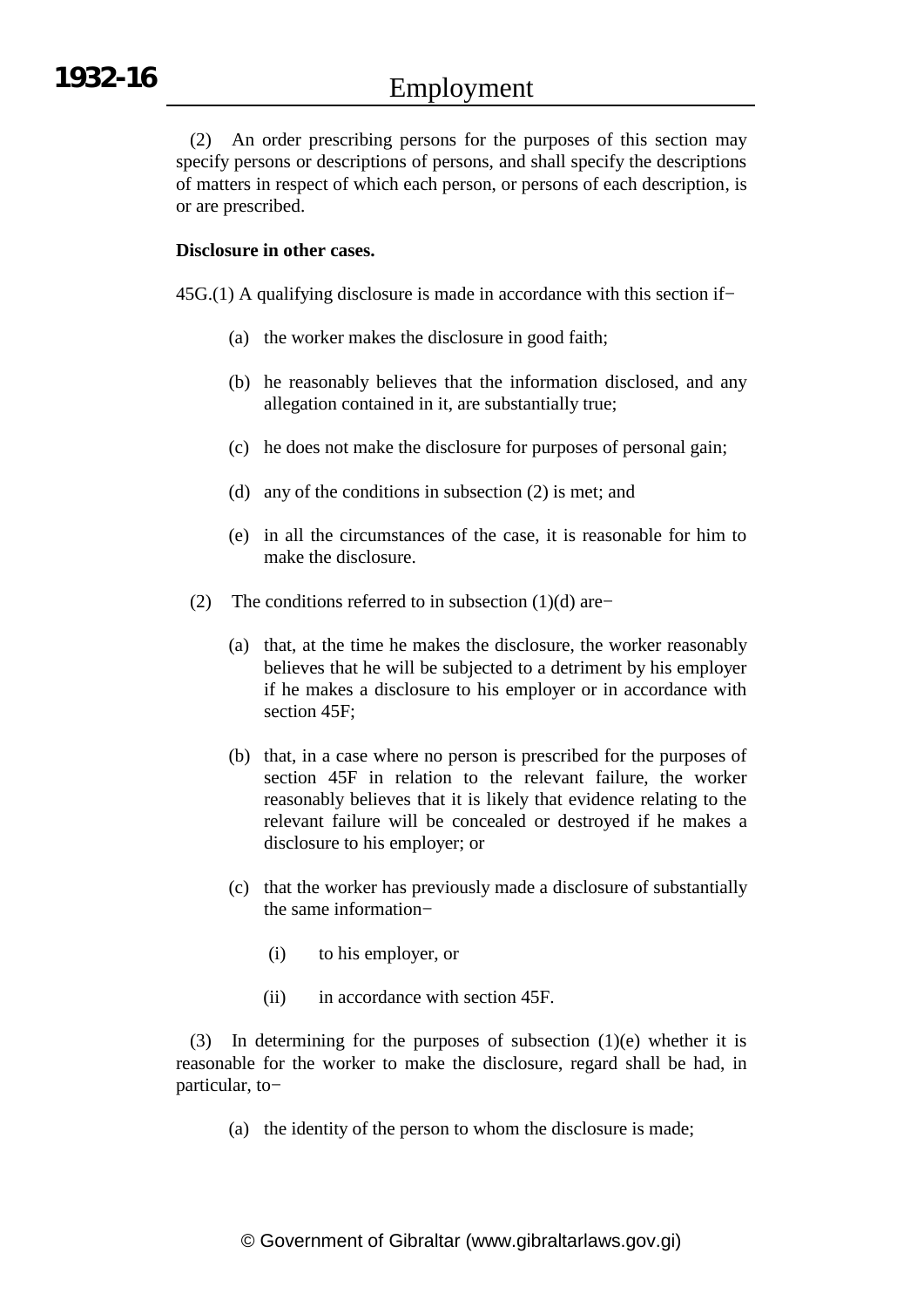(2) An order prescribing persons for the purposes of this section may specify persons or descriptions of persons, and shall specify the descriptions of matters in respect of which each person, or persons of each description, is or are prescribed.

**Disclosure in other cases.**

45G.(1) A qualifying disclosure is made in accordance with this section if−

(a) the worker makes the disclosure in good faith;

(b) he reasonably believes that the information disclosed, and any allegation contained in it, are substantially true;

(c) he does not make the disclosure for purposes of personal gain;

(d) any of the conditions in subsection (2) is met; and

(e) in all the circumstances of the case, it is reasonable for him to make the disclosure.

(2) The conditions referred to in subsection (1)(d) are−

(a) that, at the time he makes the disclosure, the worker reasonably believes that he will be subjected to a detriment by his employer if he makes a disclosure to his employer or in accordance with section 45F;

(b) that, in a case where no person is prescribed for the purposes of section 45F in relation to the relevant failure, the worker reasonably believes that it is likely that evidence relating to the relevant failure will be concealed or destroyed if he makes a disclosure to his employer; or

(c) that the worker has previously made a disclosure of substantially the same information−

(i) to his employer, or

(ii) in accordance with section 45F.

(3) In determining for the purposes of subsection (1)(e) whether it is reasonable for the worker to make the disclosure, regard shall be had, in particular, to−

(a) the identity of the person to whom the disclosure is made;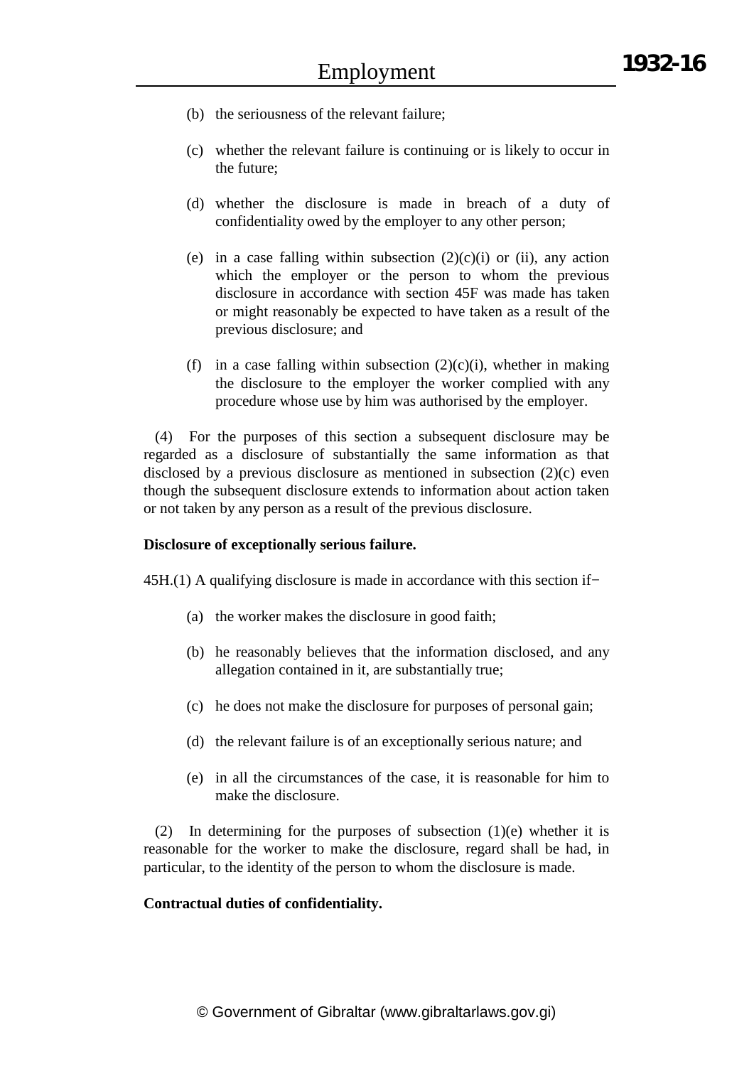(b) the seriousness of the relevant failure;

(c) whether the relevant failure is continuing or is likely to occur in the future;

(d) whether the disclosure is made in breach of a duty of confidentiality owed by the employer to any other person;

(e) in a case falling within subsection (2)(c)(i) or (ii), any action which the employer or the person to whom the previous disclosure in accordance with section 45F was made has taken or might reasonably be expected to have taken as a result of the previous disclosure; and

(f) in a case falling within subsection (2)(c)(i), whether in making the disclosure to the employer the worker complied with any procedure whose use by him was authorised by the employer.

(4) For the purposes of this section a subsequent disclosure may be regarded as a disclosure of substantially the same information as that disclosed by a previous disclosure as mentioned in subsection (2)(c) even though the subsequent disclosure extends to information about action taken or not taken by any person as a result of the previous disclosure.

**Disclosure of exceptionally serious failure.**

45H.(1) A qualifying disclosure is made in accordance with this section if−

(a) the worker makes the disclosure in good faith;

(b) he reasonably believes that the information disclosed, and any allegation contained in it, are substantially true;

(c) he does not make the disclosure for purposes of personal gain;

(d) the relevant failure is of an exceptionally serious nature; and

(e) in all the circumstances of the case, it is reasonable for him to make the disclosure.

(2) In determining for the purposes of subsection (1)(e) whether it is reasonable for the worker to make the disclosure, regard shall be had, in particular, to the identity of the person to whom the disclosure is made.

**Contractual duties of confidentiality.**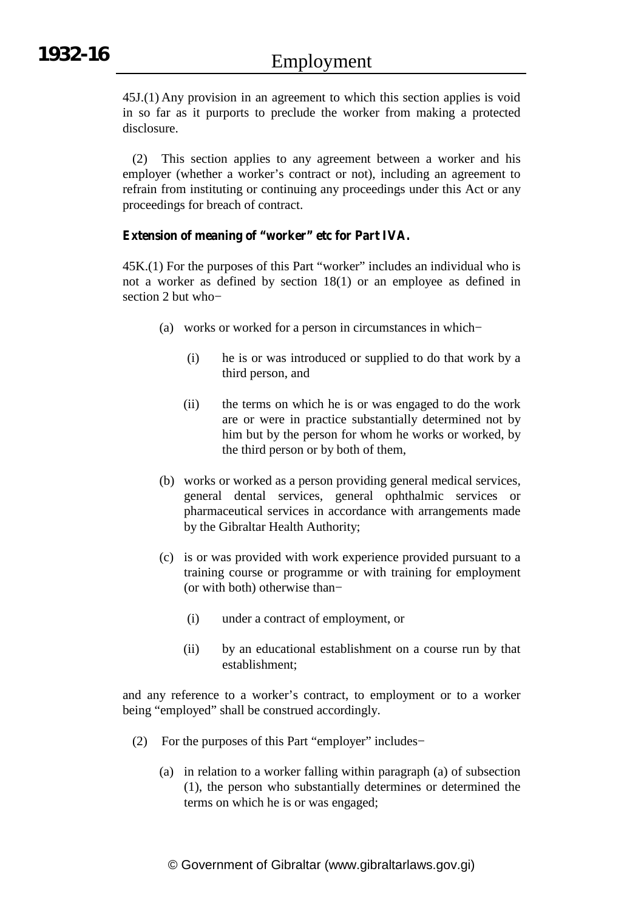45J.(1) Any provision in an agreement to which this section applies is void in so far as it purports to preclude the worker from making a protected disclosure.

(2) This section applies to any agreement between a worker and his employer (whether a worker's contract or not), including an agreement to refrain from instituting or continuing any proceedings under this Act or any proceedings for breach of contract.

**Extension of meaning of "worker" etc for Part IVA.**

45K.(1) For the purposes of this Part "worker" includes an individual who is not a worker as defined by section 18(1) or an employee as defined in section 2 but who−

(a) works or worked for a person in circumstances in which−

(i) he is or was introduced or supplied to do that work by a third person, and

(ii) the terms on which he is or was engaged to do the work are or were in practice substantially determined not by him but by the person for whom he works or worked, by the third person or by both of them,

(b) works or worked as a person providing general medical services, general dental services, general ophthalmic services or pharmaceutical services in accordance with arrangements made by the Gibraltar Health Authority;

(c) is or was provided with work experience provided pursuant to a training course or programme or with training for employment (or with both) otherwise than−

(i) under a contract of employment, or

(ii) by an educational establishment on a course run by that establishment;

and any reference to a worker's contract, to employment or to a worker being "employed" shall be construed accordingly.

(2) For the purposes of this Part "employer" includes−

(a) in relation to a worker falling within paragraph (a) of subsection (1), the person who substantially determines or determined the terms on which he is or was engaged;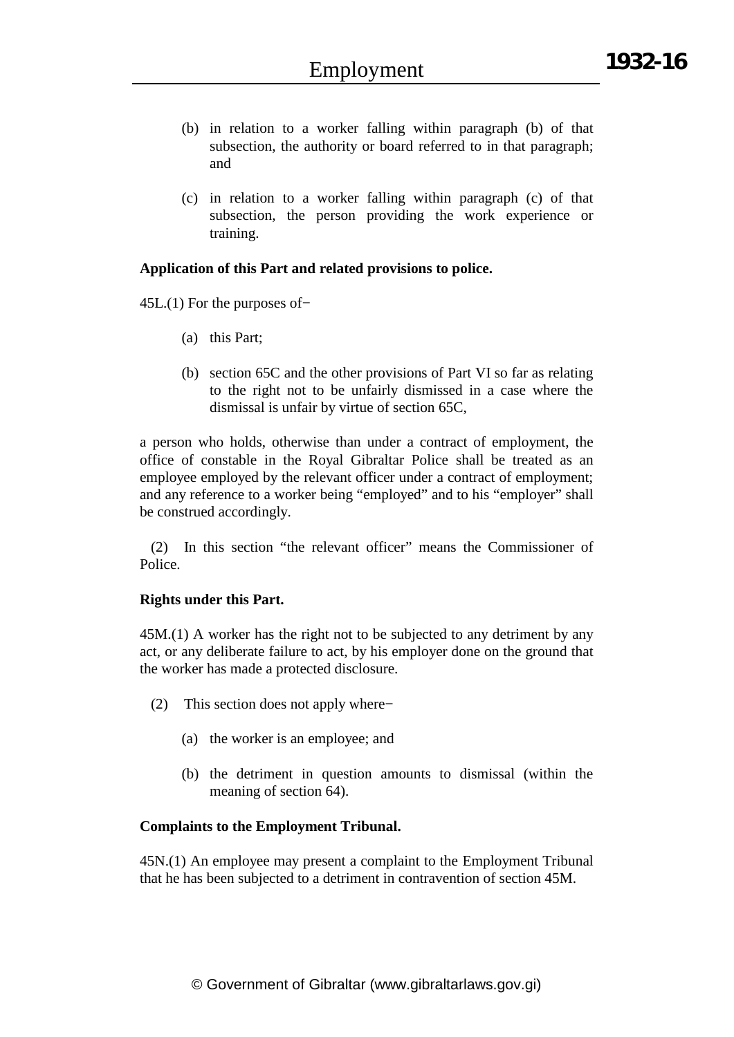(b) in relation to a worker falling within paragraph (b) of that subsection, the authority or board referred to in that paragraph; and

(c) in relation to a worker falling within paragraph (c) of that subsection, the person providing the work experience or training.

**Application of this Part and related provisions to police.**

45L.(1) For the purposes of−

(a) this Part;

(b) section 65C and the other provisions of Part VI so far as relating to the right not to be unfairly dismissed in a case where the dismissal is unfair by virtue of section 65C,

a person who holds, otherwise than under a contract of employment, the office of constable in the Royal Gibraltar Police shall be treated as an employee employed by the relevant officer under a contract of employment; and any reference to a worker being "employed" and to his "employer" shall be construed accordingly.

(2) In this section "the relevant officer" means the Commissioner of Police.

**Rights under this Part.**

45M.(1) A worker has the right not to be subjected to any detriment by any act, or any deliberate failure to act, by his employer done on the ground that the worker has made a protected disclosure.

(2) This section does not apply where−

(a) the worker is an employee; and

(b) the detriment in question amounts to dismissal (within the meaning of section 64).

**Complaints to the Employment Tribunal.**

45N.(1) An employee may present a complaint to the Employment Tribunal that he has been subjected to a detriment in contravention of section 45M.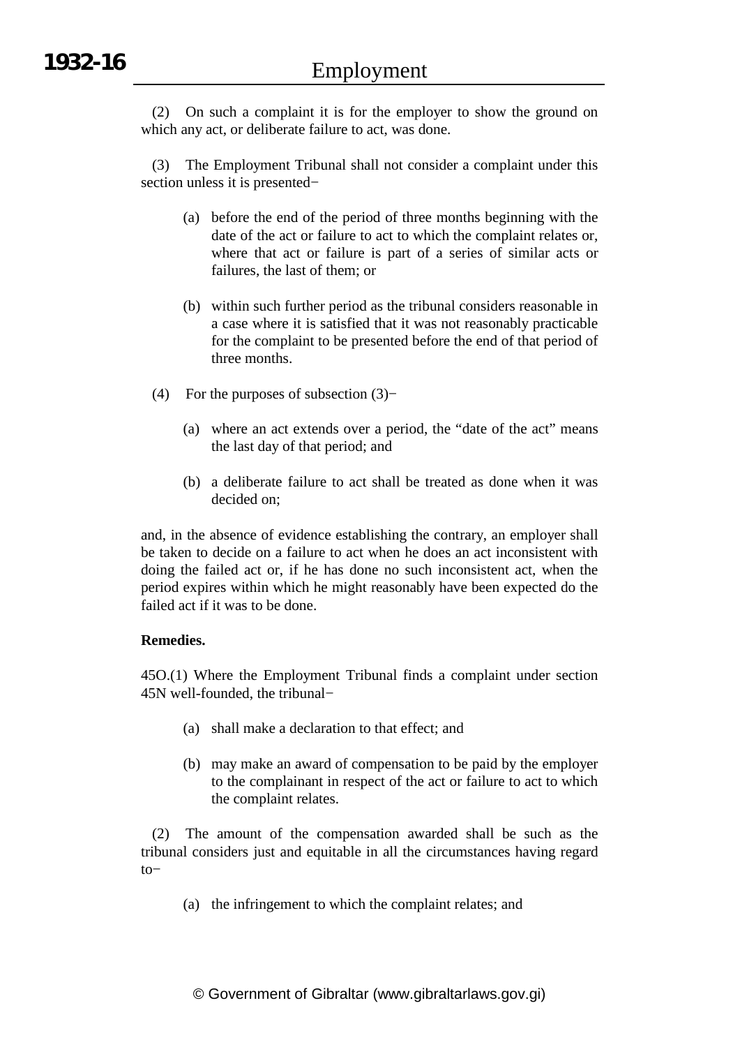(2) On such a complaint it is for the employer to show the ground on which any act, or deliberate failure to act, was done.

(3) The Employment Tribunal shall not consider a complaint under this section unless it is presented−

(a) before the end of the period of three months beginning with the date of the act or failure to act to which the complaint relates or, where that act or failure is part of a series of similar acts or failures, the last of them; or

(b) within such further period as the tribunal considers reasonable in a case where it is satisfied that it was not reasonably practicable for the complaint to be presented before the end of that period of three months.

(4) For the purposes of subsection (3)−

(a) where an act extends over a period, the "date of the act" means the last day of that period; and

(b) a deliberate failure to act shall be treated as done when it was decided on;

and, in the absence of evidence establishing the contrary, an employer shall be taken to decide on a failure to act when he does an act inconsistent with doing the failed act or, if he has done no such inconsistent act, when the period expires within which he might reasonably have been expected do the failed act if it was to be done.

**Remedies.**

45O.(1) Where the Employment Tribunal finds a complaint under section 45N well-founded, the tribunal−

(a) shall make a declaration to that effect; and

(b) may make an award of compensation to be paid by the employer to the complainant in respect of the act or failure to act to which the complaint relates.

(2) The amount of the compensation awarded shall be such as the tribunal considers just and equitable in all the circumstances having regard to−

(a) the infringement to which the complaint relates; and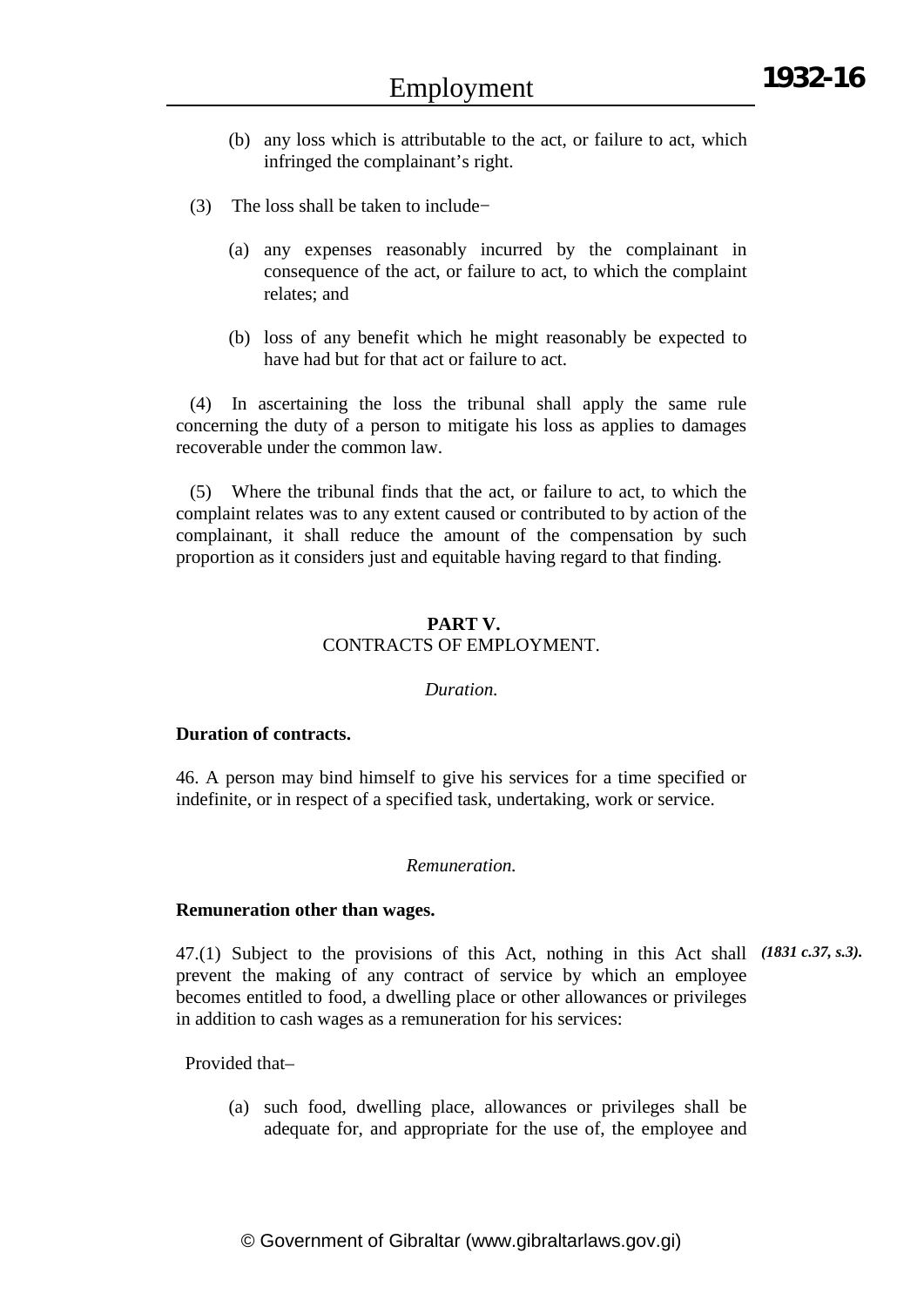(b) any loss which is attributable to the act, or failure to act, which infringed the complainant's right.

(3) The loss shall be taken to include−

(a) any expenses reasonably incurred by the complainant in consequence of the act, or failure to act, to which the complaint relates; and

(b) loss of any benefit which he might reasonably be expected to have had but for that act or failure to act.

(4) In ascertaining the loss the tribunal shall apply the same rule concerning the duty of a person to mitigate his loss as applies to damages recoverable under the common law.

(5) Where the tribunal finds that the act, or failure to act, to which the complaint relates was to any extent caused or contributed to by action of the complainant, it shall reduce the amount of the compensation by such proportion as it considers just and equitable having regard to that finding.

## PART V.
## CONTRACTS OF EMPLOYMENT.

*Duration.*

**Duration of contracts.**

46. A person may bind himself to give his services for a time specified or indefinite, or in respect of a specified task, undertaking, work or service.

*Remuneration.*

**Remuneration other than wages.**

47.(1) Subject to the provisions of this Act, nothing in this Act shall prevent the making of any contract of service by which an employee becomes entitled to food, a dwelling place or other allowances or privileges in addition to cash wages as a remuneration for his services:

***(1831 c.37, s.3).***

Provided that–

(a) such food, dwelling place, allowances or privileges shall be adequate for, and appropriate for the use of, the employee and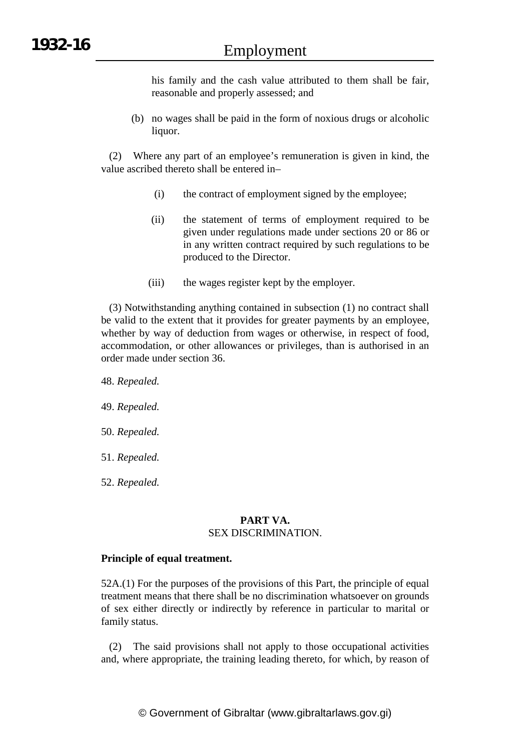his family and the cash value attributed to them shall be fair, reasonable and properly assessed; and

(b) no wages shall be paid in the form of noxious drugs or alcoholic liquor.

(2) Where any part of an employee's remuneration is given in kind, the value ascribed thereto shall be entered in–

(i) the contract of employment signed by the employee;

(ii) the statement of terms of employment required to be given under regulations made under sections 20 or 86 or in any written contract required by such regulations to be produced to the Director.

(iii) the wages register kept by the employer.

(3) Notwithstanding anything contained in subsection (1) no contract shall be valid to the extent that it provides for greater payments by an employee, whether by way of deduction from wages or otherwise, in respect of food, accommodation, or other allowances or privileges, than is authorised in an order made under section 36.

48. *Repealed.*

49. *Repealed.*

50. *Repealed.*

51. *Repealed.*

52. *Repealed.*

## PART VA.
## SEX DISCRIMINATION.

**Principle of equal treatment.**

52A.(1) For the purposes of the provisions of this Part, the principle of equal treatment means that there shall be no discrimination whatsoever on grounds of sex either directly or indirectly by reference in particular to marital or family status.

(2) The said provisions shall not apply to those occupational activities and, where appropriate, the training leading thereto, for which, by reason of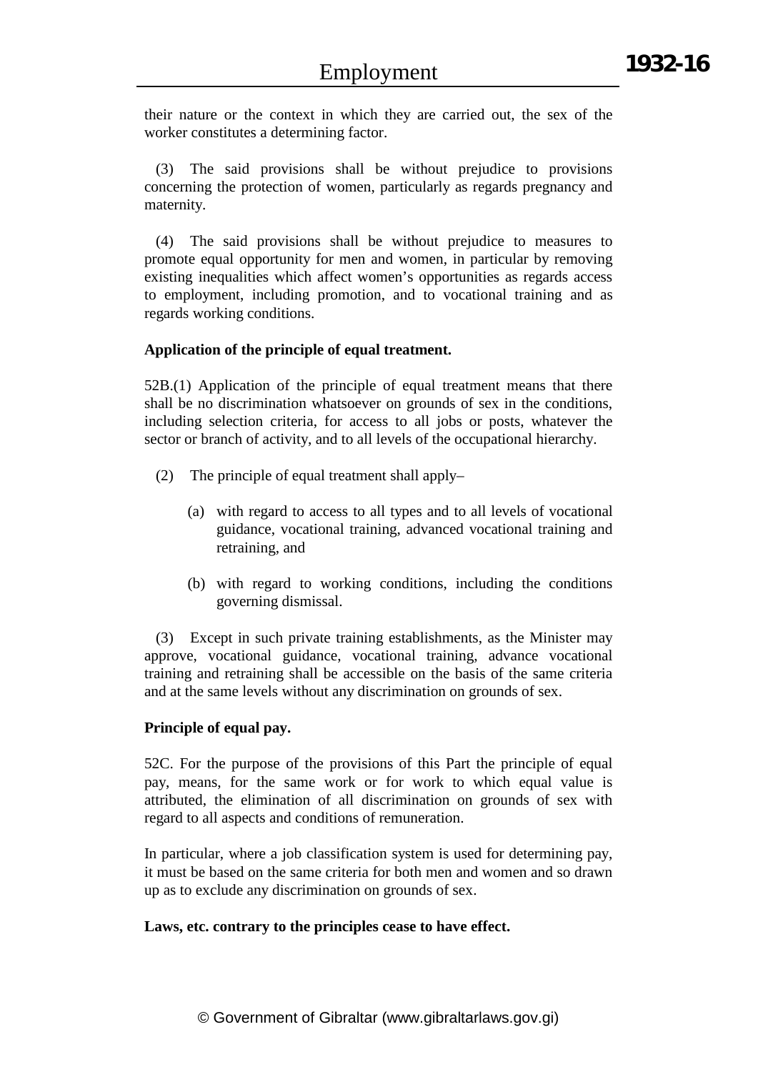their nature or the context in which they are carried out, the sex of the worker constitutes a determining factor.

(3) The said provisions shall be without prejudice to provisions concerning the protection of women, particularly as regards pregnancy and maternity.

(4) The said provisions shall be without prejudice to measures to promote equal opportunity for men and women, in particular by removing existing inequalities which affect women's opportunities as regards access to employment, including promotion, and to vocational training and as regards working conditions.

**Application of the principle of equal treatment.**

52B.(1) Application of the principle of equal treatment means that there shall be no discrimination whatsoever on grounds of sex in the conditions, including selection criteria, for access to all jobs or posts, whatever the sector or branch of activity, and to all levels of the occupational hierarchy.

(2) The principle of equal treatment shall apply–

(a) with regard to access to all types and to all levels of vocational guidance, vocational training, advanced vocational training and retraining, and

(b) with regard to working conditions, including the conditions governing dismissal.

(3) Except in such private training establishments, as the Minister may approve, vocational guidance, vocational training, advance vocational training and retraining shall be accessible on the basis of the same criteria and at the same levels without any discrimination on grounds of sex.

**Principle of equal pay.**

52C. For the purpose of the provisions of this Part the principle of equal pay, means, for the same work or for work to which equal value is attributed, the elimination of all discrimination on grounds of sex with regard to all aspects and conditions of remuneration.

In particular, where a job classification system is used for determining pay, it must be based on the same criteria for both men and women and so drawn up as to exclude any discrimination on grounds of sex.

**Laws, etc. contrary to the principles cease to have effect.**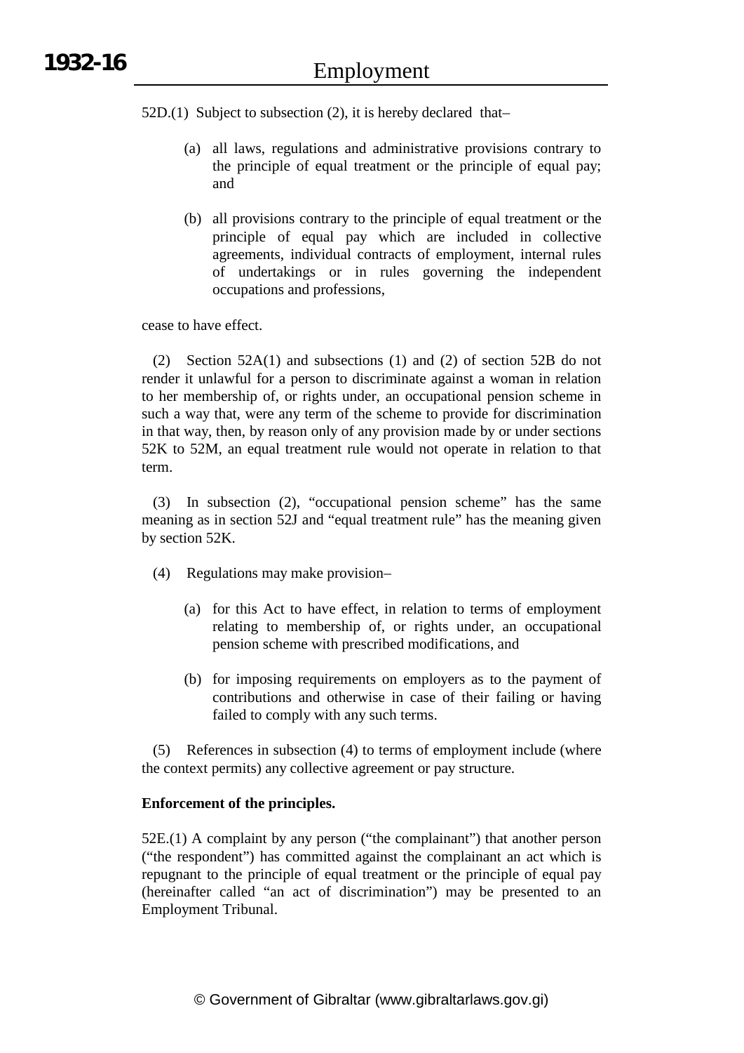52D.(1) Subject to subsection (2), it is hereby declared that–

(a) all laws, regulations and administrative provisions contrary to the principle of equal treatment or the principle of equal pay; and

(b) all provisions contrary to the principle of equal treatment or the principle of equal pay which are included in collective agreements, individual contracts of employment, internal rules of undertakings or in rules governing the independent occupations and professions,

cease to have effect.

(2) Section 52A(1) and subsections (1) and (2) of section 52B do not render it unlawful for a person to discriminate against a woman in relation to her membership of, or rights under, an occupational pension scheme in such a way that, were any term of the scheme to provide for discrimination in that way, then, by reason only of any provision made by or under sections 52K to 52M, an equal treatment rule would not operate in relation to that term.

(3) In subsection (2), "occupational pension scheme" has the same meaning as in section 52J and "equal treatment rule" has the meaning given by section 52K.

(4) Regulations may make provision–

(a) for this Act to have effect, in relation to terms of employment relating to membership of, or rights under, an occupational pension scheme with prescribed modifications, and

(b) for imposing requirements on employers as to the payment of contributions and otherwise in case of their failing or having failed to comply with any such terms.

(5) References in subsection (4) to terms of employment include (where the context permits) any collective agreement or pay structure.

**Enforcement of the principles.**

52E.(1) A complaint by any person ("the complainant") that another person ("the respondent") has committed against the complainant an act which is repugnant to the principle of equal treatment or the principle of equal pay (hereinafter called "an act of discrimination") may be presented to an Employment Tribunal.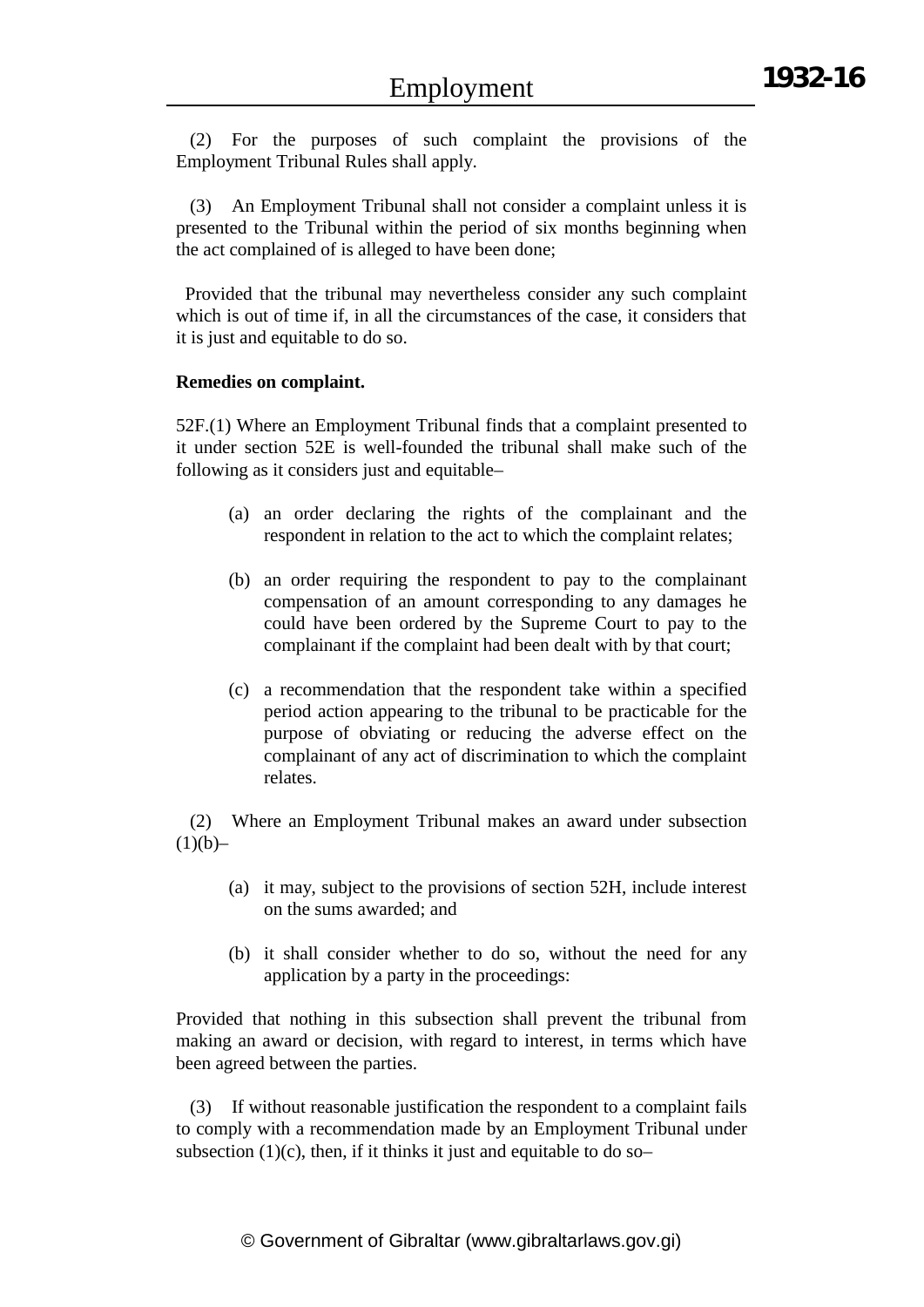(2) For the purposes of such complaint the provisions of the Employment Tribunal Rules shall apply.

(3) An Employment Tribunal shall not consider a complaint unless it is presented to the Tribunal within the period of six months beginning when the act complained of is alleged to have been done;

Provided that the tribunal may nevertheless consider any such complaint which is out of time if, in all the circumstances of the case, it considers that it is just and equitable to do so.

**Remedies on complaint.**

52F.(1) Where an Employment Tribunal finds that a complaint presented to it under section 52E is well-founded the tribunal shall make such of the following as it considers just and equitable–

(a) an order declaring the rights of the complainant and the respondent in relation to the act to which the complaint relates;

(b) an order requiring the respondent to pay to the complainant compensation of an amount corresponding to any damages he could have been ordered by the Supreme Court to pay to the complainant if the complaint had been dealt with by that court;

(c) a recommendation that the respondent take within a specified period action appearing to the tribunal to be practicable for the purpose of obviating or reducing the adverse effect on the complainant of any act of discrimination to which the complaint relates.

(2) Where an Employment Tribunal makes an award under subsection (1)(b)–

(a) it may, subject to the provisions of section 52H, include interest on the sums awarded; and

(b) it shall consider whether to do so, without the need for any application by a party in the proceedings:

Provided that nothing in this subsection shall prevent the tribunal from making an award or decision, with regard to interest, in terms which have been agreed between the parties.

(3) If without reasonable justification the respondent to a complaint fails to comply with a recommendation made by an Employment Tribunal under subsection (1)(c), then, if it thinks it just and equitable to do so–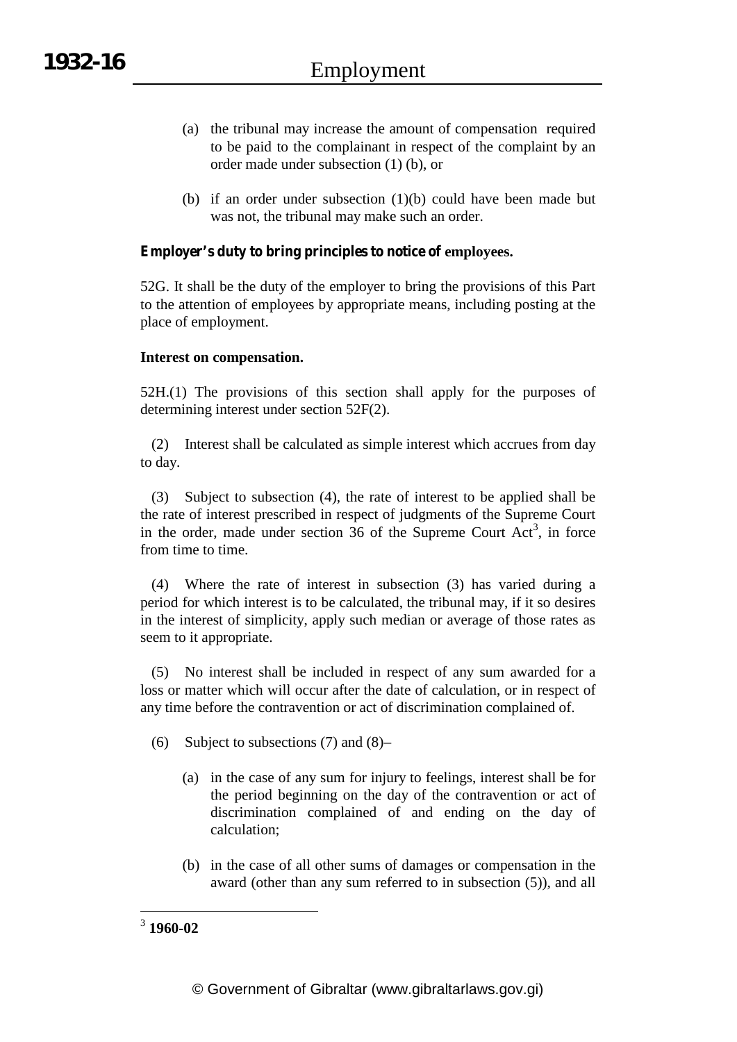(a) the tribunal may increase the amount of compensation required to be paid to the complainant in respect of the complaint by an order made under subsection (1) (b), or

(b) if an order under subsection (1)(b) could have been made but was not, the tribunal may make such an order.

**Employer's duty to bring principles to notice of employees.**

52G. It shall be the duty of the employer to bring the provisions of this Part to the attention of employees by appropriate means, including posting at the place of employment.

**Interest on compensation.**

52H.(1) The provisions of this section shall apply for the purposes of determining interest under section 52F(2).

(2) Interest shall be calculated as simple interest which accrues from day to day.

(3) Subject to subsection (4), the rate of interest to be applied shall be the rate of interest prescribed in respect of judgments of the Supreme Court in the order, made under section 36 of the Supreme Court Act[3], in force from time to time.

(4) Where the rate of interest in subsection (3) has varied during a period for which interest is to be calculated, the tribunal may, if it so desires in the interest of simplicity, apply such median or average of those rates as seem to it appropriate.

(5) No interest shall be included in respect of any sum awarded for a loss or matter which will occur after the date of calculation, or in respect of any time before the contravention or act of discrimination complained of.

(6) Subject to subsections (7) and (8)–

(a) in the case of any sum for injury to feelings, interest shall be for the period beginning on the day of the contravention or act of discrimination complained of and ending on the day of calculation;

(b) in the case of all other sums of damages or compensation in the award (other than any sum referred to in subsection (5)), and all

---

[3] **1960-02**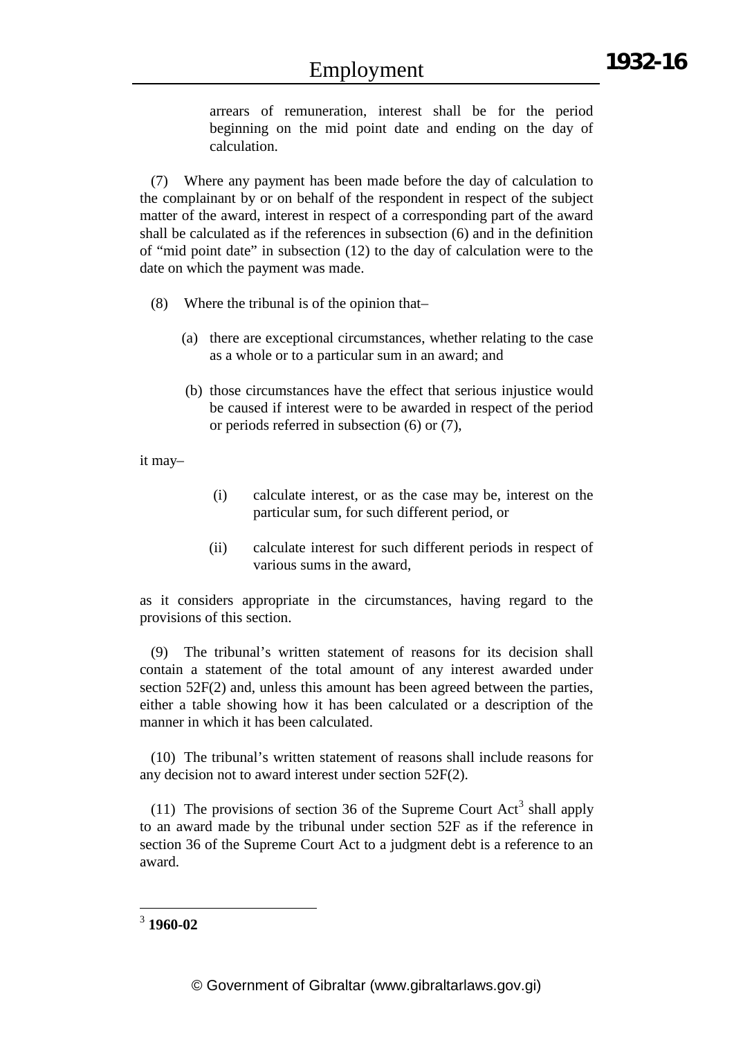arrears of remuneration, interest shall be for the period beginning on the mid point date and ending on the day of calculation.

(7) Where any payment has been made before the day of calculation to the complainant by or on behalf of the respondent in respect of the subject matter of the award, interest in respect of a corresponding part of the award shall be calculated as if the references in subsection (6) and in the definition of "mid point date" in subsection (12) to the day of calculation were to the date on which the payment was made.

(8) Where the tribunal is of the opinion that–

(a) there are exceptional circumstances, whether relating to the case as a whole or to a particular sum in an award; and

(b) those circumstances have the effect that serious injustice would be caused if interest were to be awarded in respect of the period or periods referred in subsection (6) or (7),

it may–

(i) calculate interest, or as the case may be, interest on the particular sum, for such different period, or

(ii) calculate interest for such different periods in respect of various sums in the award,

as it considers appropriate in the circumstances, having regard to the provisions of this section.

(9) The tribunal's written statement of reasons for its decision shall contain a statement of the total amount of any interest awarded under section 52F(2) and, unless this amount has been agreed between the parties, either a table showing how it has been calculated or a description of the manner in which it has been calculated.

(10) The tribunal's written statement of reasons shall include reasons for any decision not to award interest under section 52F(2).

(11) The provisions of section 36 of the Supreme Court Act[3] shall apply to an award made by the tribunal under section 52F as if the reference in section 36 of the Supreme Court Act to a judgment debt is a reference to an award.

---

[3] **1960-02**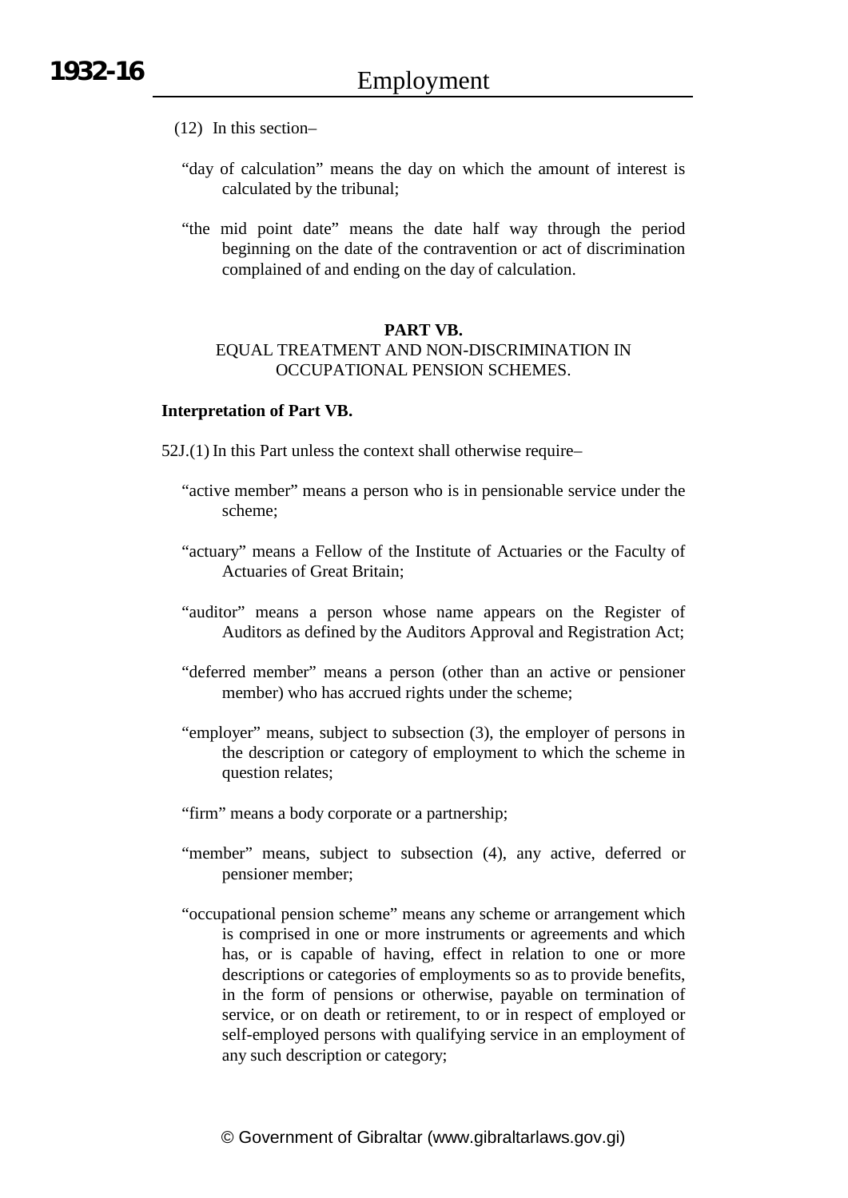(12) In this section–

"day of calculation" means the day on which the amount of interest is calculated by the tribunal;

"the mid point date" means the date half way through the period beginning on the date of the contravention or act of discrimination complained of and ending on the day of calculation.

**PART VB.**

EQUAL TREATMENT AND NON-DISCRIMINATION IN OCCUPATIONAL PENSION SCHEMES.

**Interpretation of Part VB.**

52J.(1) In this Part unless the context shall otherwise require–

"active member" means a person who is in pensionable service under the scheme;

"actuary" means a Fellow of the Institute of Actuaries or the Faculty of Actuaries of Great Britain;

"auditor" means a person whose name appears on the Register of Auditors as defined by the Auditors Approval and Registration Act;

"deferred member" means a person (other than an active or pensioner member) who has accrued rights under the scheme;

"employer" means, subject to subsection (3), the employer of persons in the description or category of employment to which the scheme in question relates;

"firm" means a body corporate or a partnership;

"member" means, subject to subsection (4), any active, deferred or pensioner member;

"occupational pension scheme" means any scheme or arrangement which is comprised in one or more instruments or agreements and which has, or is capable of having, effect in relation to one or more descriptions or categories of employments so as to provide benefits, in the form of pensions or otherwise, payable on termination of service, or on death or retirement, to or in respect of employed or self-employed persons with qualifying service in an employment of any such description or category;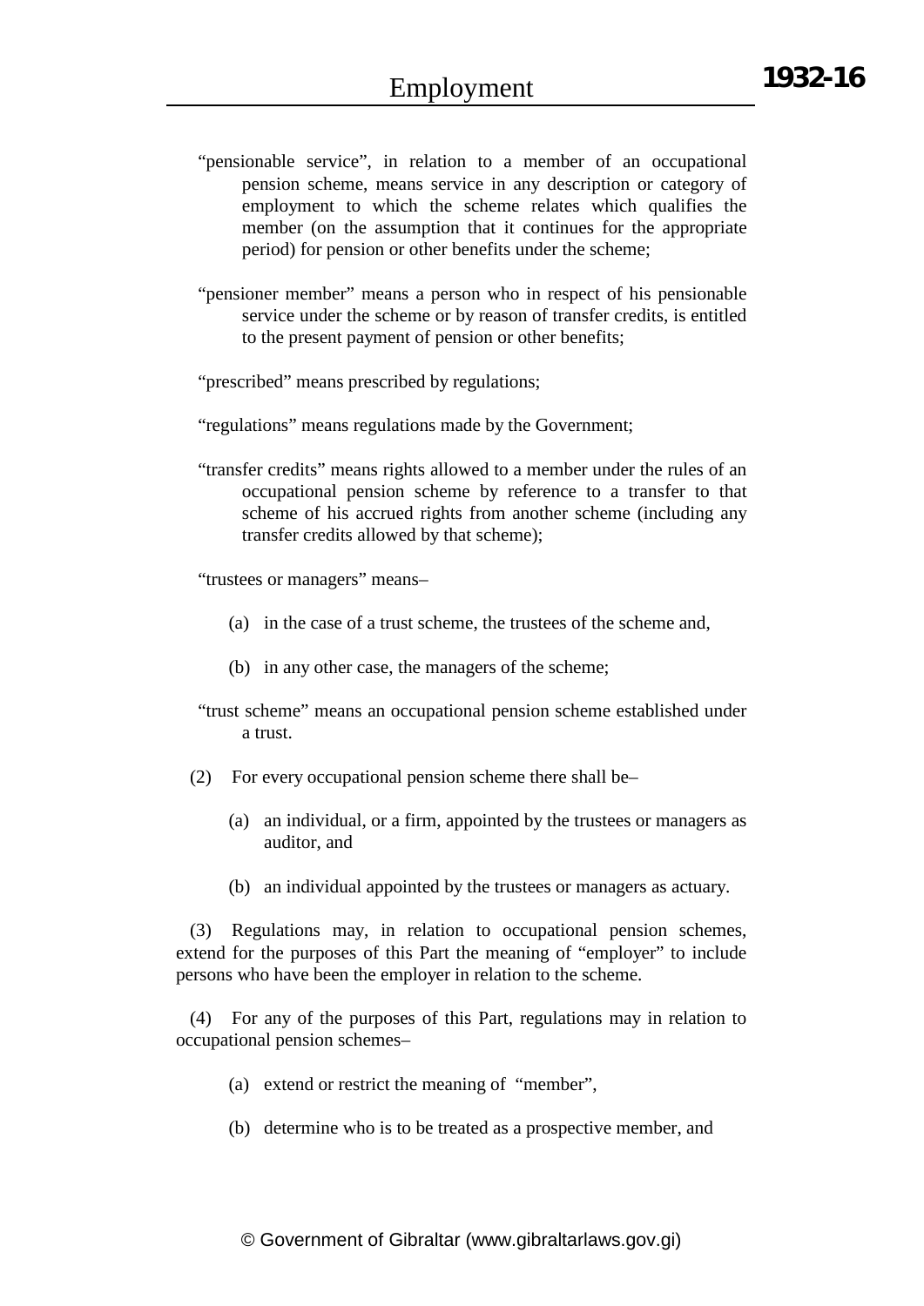"pensionable service", in relation to a member of an occupational pension scheme, means service in any description or category of employment to which the scheme relates which qualifies the member (on the assumption that it continues for the appropriate period) for pension or other benefits under the scheme;

"pensioner member" means a person who in respect of his pensionable service under the scheme or by reason of transfer credits, is entitled to the present payment of pension or other benefits;

"prescribed" means prescribed by regulations;

"regulations" means regulations made by the Government;

"transfer credits" means rights allowed to a member under the rules of an occupational pension scheme by reference to a transfer to that scheme of his accrued rights from another scheme (including any transfer credits allowed by that scheme);

"trustees or managers" means–

(a) in the case of a trust scheme, the trustees of the scheme and,

(b) in any other case, the managers of the scheme;

"trust scheme" means an occupational pension scheme established under a trust.

(2) For every occupational pension scheme there shall be–

(a) an individual, or a firm, appointed by the trustees or managers as auditor, and

(b) an individual appointed by the trustees or managers as actuary.

(3) Regulations may, in relation to occupational pension schemes, extend for the purposes of this Part the meaning of "employer" to include persons who have been the employer in relation to the scheme.

(4) For any of the purposes of this Part, regulations may in relation to occupational pension schemes–

(a) extend or restrict the meaning of "member",

(b) determine who is to be treated as a prospective member, and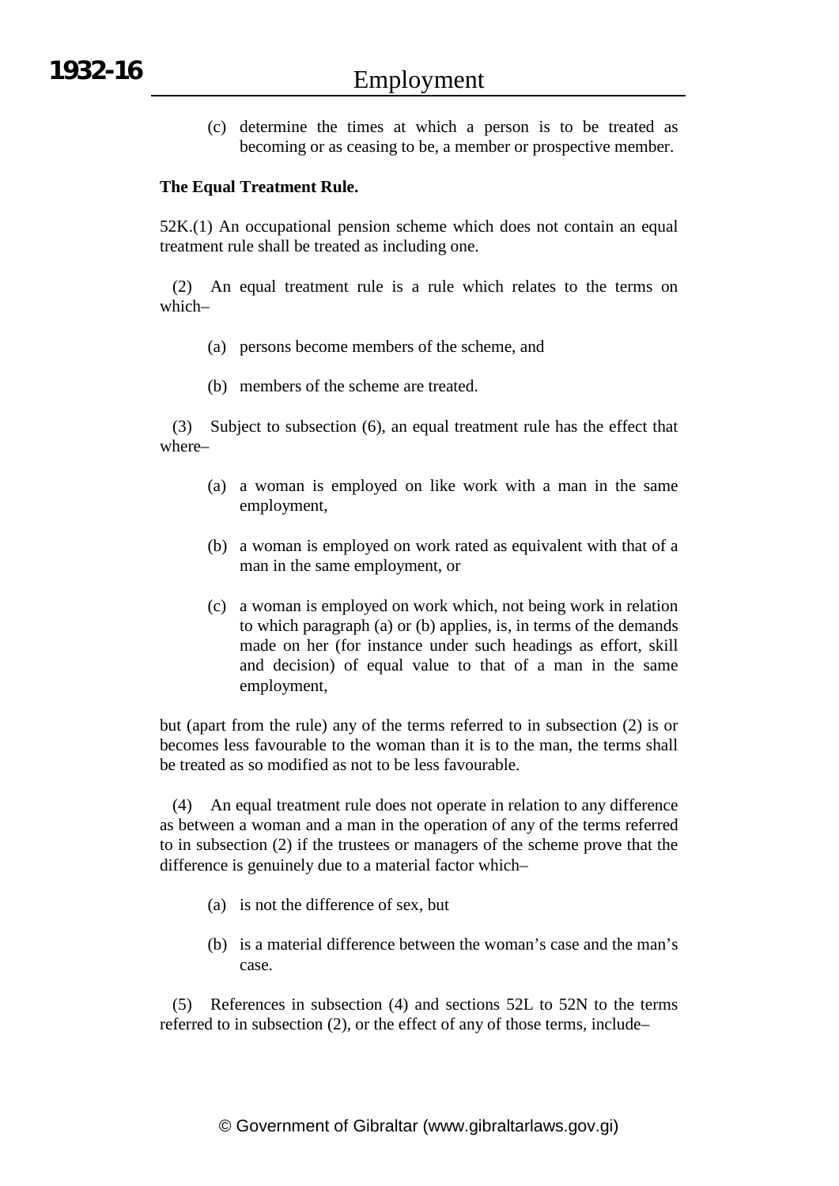(c) determine the times at which a person is to be treated as becoming or as ceasing to be, a member or prospective member.

**The Equal Treatment Rule.**

52K.(1) An occupational pension scheme which does not contain an equal treatment rule shall be treated as including one.

(2) An equal treatment rule is a rule which relates to the terms on which–

(a) persons become members of the scheme, and

(b) members of the scheme are treated.

(3) Subject to subsection (6), an equal treatment rule has the effect that where–

(a) a woman is employed on like work with a man in the same employment,

(b) a woman is employed on work rated as equivalent with that of a man in the same employment, or

(c) a woman is employed on work which, not being work in relation to which paragraph (a) or (b) applies, is, in terms of the demands made on her (for instance under such headings as effort, skill and decision) of equal value to that of a man in the same employment,

but (apart from the rule) any of the terms referred to in subsection (2) is or becomes less favourable to the woman than it is to the man, the terms shall be treated as so modified as not to be less favourable.

(4) An equal treatment rule does not operate in relation to any difference as between a woman and a man in the operation of any of the terms referred to in subsection (2) if the trustees or managers of the scheme prove that the difference is genuinely due to a material factor which–

(a) is not the difference of sex, but

(b) is a material difference between the woman's case and the man's case.

(5) References in subsection (4) and sections 52L to 52N to the terms referred to in subsection (2), or the effect of any of those terms, include–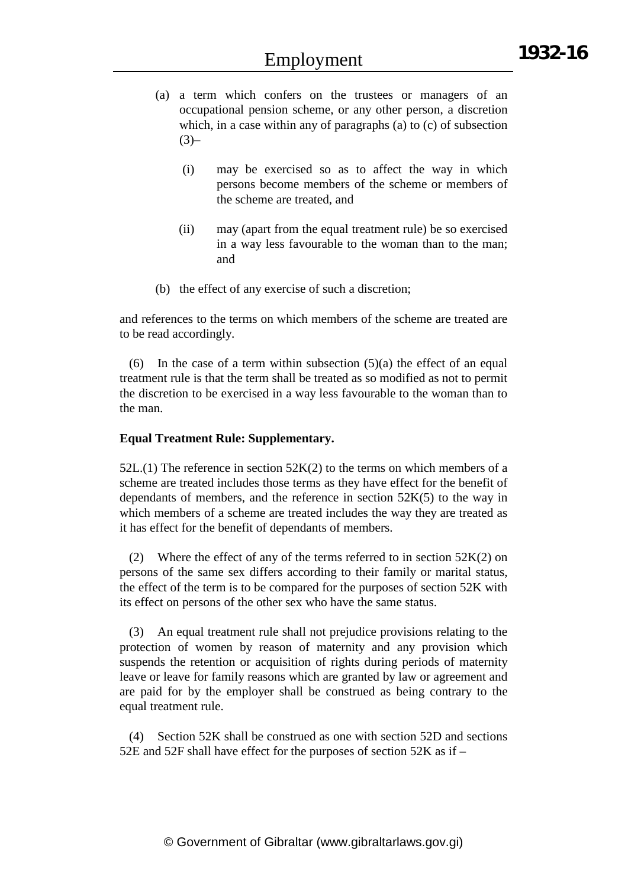(a) a term which confers on the trustees or managers of an occupational pension scheme, or any other person, a discretion which, in a case within any of paragraphs (a) to (c) of subsection (3)–

  (i) may be exercised so as to affect the way in which persons become members of the scheme or members of the scheme are treated, and

  (ii) may (apart from the equal treatment rule) be so exercised in a way less favourable to the woman than to the man; and

(b) the effect of any exercise of such a discretion;

and references to the terms on which members of the scheme are treated are to be read accordingly.

(6) In the case of a term within subsection (5)(a) the effect of an equal treatment rule is that the term shall be treated as so modified as not to permit the discretion to be exercised in a way less favourable to the woman than to the man.

**Equal Treatment Rule: Supplementary.**

52L.(1) The reference in section 52K(2) to the terms on which members of a scheme are treated includes those terms as they have effect for the benefit of dependants of members, and the reference in section 52K(5) to the way in which members of a scheme are treated includes the way they are treated as it has effect for the benefit of dependants of members.

(2) Where the effect of any of the terms referred to in section 52K(2) on persons of the same sex differs according to their family or marital status, the effect of the term is to be compared for the purposes of section 52K with its effect on persons of the other sex who have the same status.

(3) An equal treatment rule shall not prejudice provisions relating to the protection of women by reason of maternity and any provision which suspends the retention or acquisition of rights during periods of maternity leave or leave for family reasons which are granted by law or agreement and are paid for by the employer shall be construed as being contrary to the equal treatment rule.

(4) Section 52K shall be construed as one with section 52D and sections 52E and 52F shall have effect for the purposes of section 52K as if –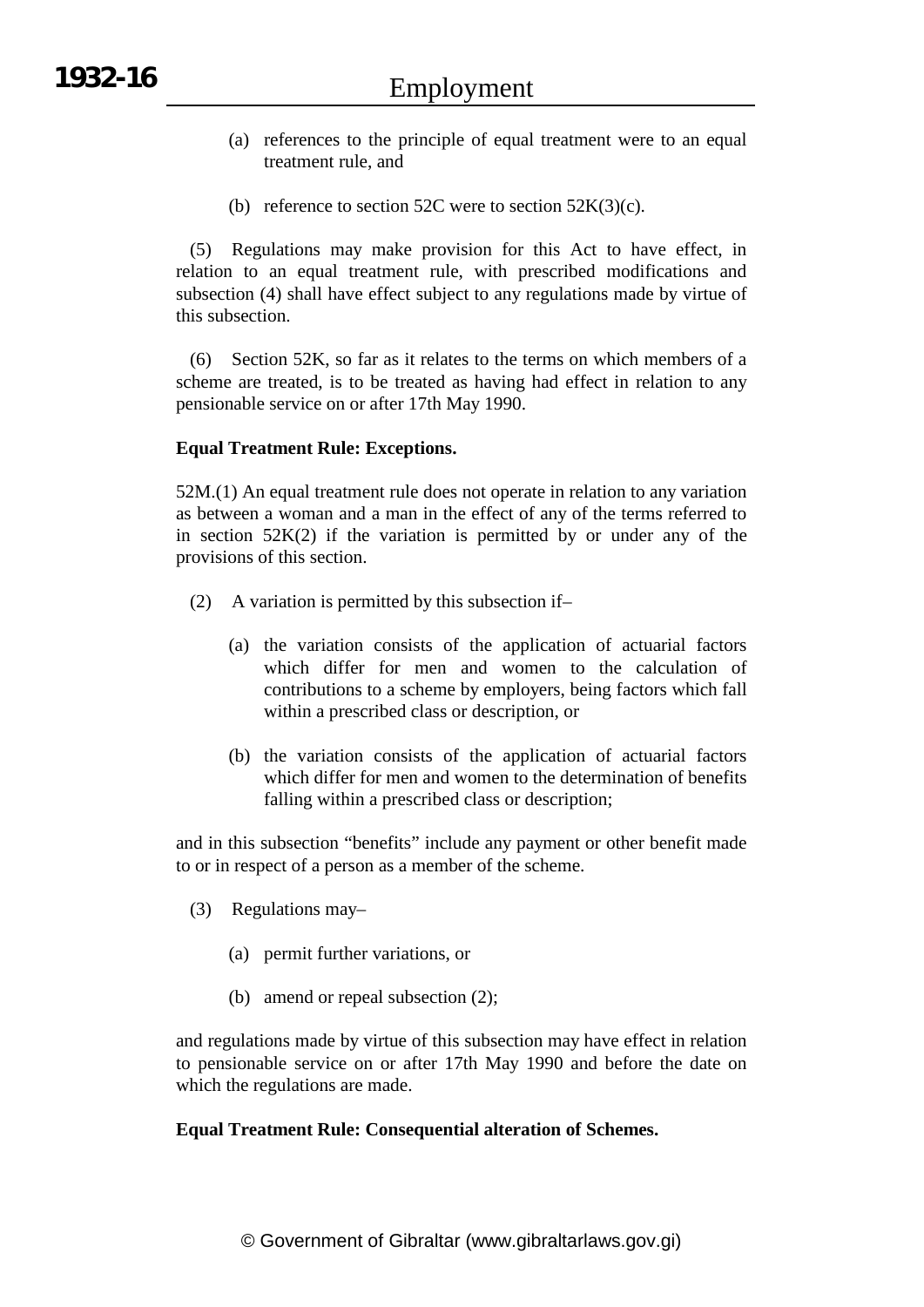(a) references to the principle of equal treatment were to an equal treatment rule, and

(b) reference to section 52C were to section 52K(3)(c).

(5) Regulations may make provision for this Act to have effect, in relation to an equal treatment rule, with prescribed modifications and subsection (4) shall have effect subject to any regulations made by virtue of this subsection.

(6) Section 52K, so far as it relates to the terms on which members of a scheme are treated, is to be treated as having had effect in relation to any pensionable service on or after 17th May 1990.

**Equal Treatment Rule: Exceptions.**

52M.(1) An equal treatment rule does not operate in relation to any variation as between a woman and a man in the effect of any of the terms referred to in section 52K(2) if the variation is permitted by or under any of the provisions of this section.

(2) A variation is permitted by this subsection if–

(a) the variation consists of the application of actuarial factors which differ for men and women to the calculation of contributions to a scheme by employers, being factors which fall within a prescribed class or description, or

(b) the variation consists of the application of actuarial factors which differ for men and women to the determination of benefits falling within a prescribed class or description;

and in this subsection "benefits" include any payment or other benefit made to or in respect of a person as a member of the scheme.

(3) Regulations may–

(a) permit further variations, or

(b) amend or repeal subsection (2);

and regulations made by virtue of this subsection may have effect in relation to pensionable service on or after 17th May 1990 and before the date on which the regulations are made.

**Equal Treatment Rule: Consequential alteration of Schemes.**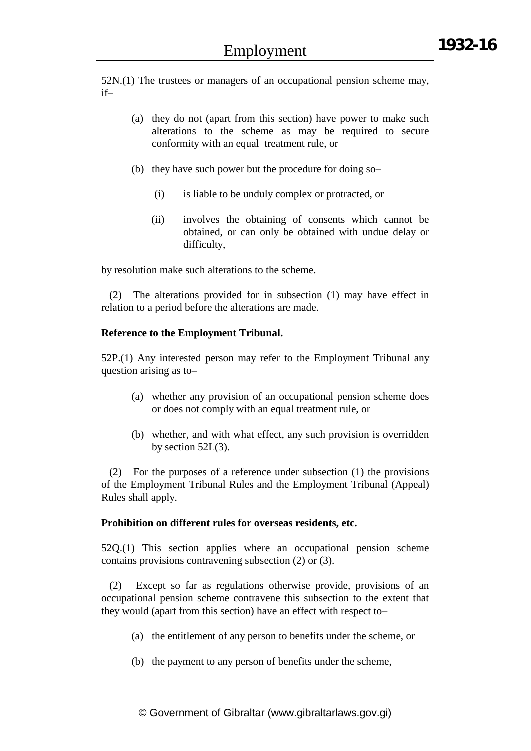52N.(1) The trustees or managers of an occupational pension scheme may, if–

(a) they do not (apart from this section) have power to make such alterations to the scheme as may be required to secure conformity with an equal treatment rule, or

(b) they have such power but the procedure for doing so–

  (i) is liable to be unduly complex or protracted, or

  (ii) involves the obtaining of consents which cannot be obtained, or can only be obtained with undue delay or difficulty,

by resolution make such alterations to the scheme.

(2) The alterations provided for in subsection (1) may have effect in relation to a period before the alterations are made.

**Reference to the Employment Tribunal.**

52P.(1) Any interested person may refer to the Employment Tribunal any question arising as to–

(a) whether any provision of an occupational pension scheme does or does not comply with an equal treatment rule, or

(b) whether, and with what effect, any such provision is overridden by section 52L(3).

(2) For the purposes of a reference under subsection (1) the provisions of the Employment Tribunal Rules and the Employment Tribunal (Appeal) Rules shall apply.

**Prohibition on different rules for overseas residents, etc.**

52Q.(1) This section applies where an occupational pension scheme contains provisions contravening subsection (2) or (3).

(2) Except so far as regulations otherwise provide, provisions of an occupational pension scheme contravene this subsection to the extent that they would (apart from this section) have an effect with respect to–

(a) the entitlement of any person to benefits under the scheme, or

(b) the payment to any person of benefits under the scheme,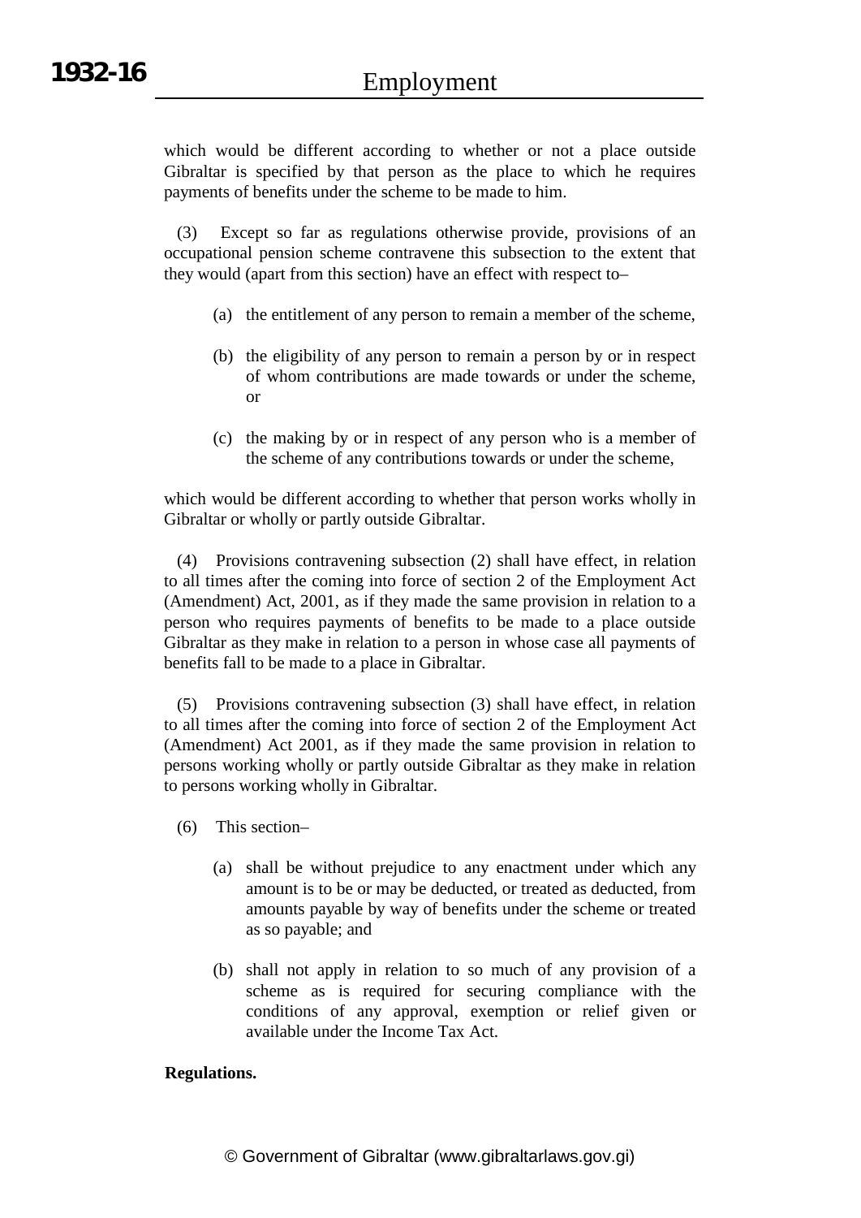which would be different according to whether or not a place outside Gibraltar is specified by that person as the place to which he requires payments of benefits under the scheme to be made to him.

(3) Except so far as regulations otherwise provide, provisions of an occupational pension scheme contravene this subsection to the extent that they would (apart from this section) have an effect with respect to–

(a) the entitlement of any person to remain a member of the scheme,

(b) the eligibility of any person to remain a person by or in respect of whom contributions are made towards or under the scheme, or

(c) the making by or in respect of any person who is a member of the scheme of any contributions towards or under the scheme,

which would be different according to whether that person works wholly in Gibraltar or wholly or partly outside Gibraltar.

(4) Provisions contravening subsection (2) shall have effect, in relation to all times after the coming into force of section 2 of the Employment Act (Amendment) Act, 2001, as if they made the same provision in relation to a person who requires payments of benefits to be made to a place outside Gibraltar as they make in relation to a person in whose case all payments of benefits fall to be made to a place in Gibraltar.

(5) Provisions contravening subsection (3) shall have effect, in relation to all times after the coming into force of section 2 of the Employment Act (Amendment) Act 2001, as if they made the same provision in relation to persons working wholly or partly outside Gibraltar as they make in relation to persons working wholly in Gibraltar.

(6) This section–

(a) shall be without prejudice to any enactment under which any amount is to be or may be deducted, or treated as deducted, from amounts payable by way of benefits under the scheme or treated as so payable; and

(b) shall not apply in relation to so much of any provision of a scheme as is required for securing compliance with the conditions of any approval, exemption or relief given or available under the Income Tax Act.

**Regulations.**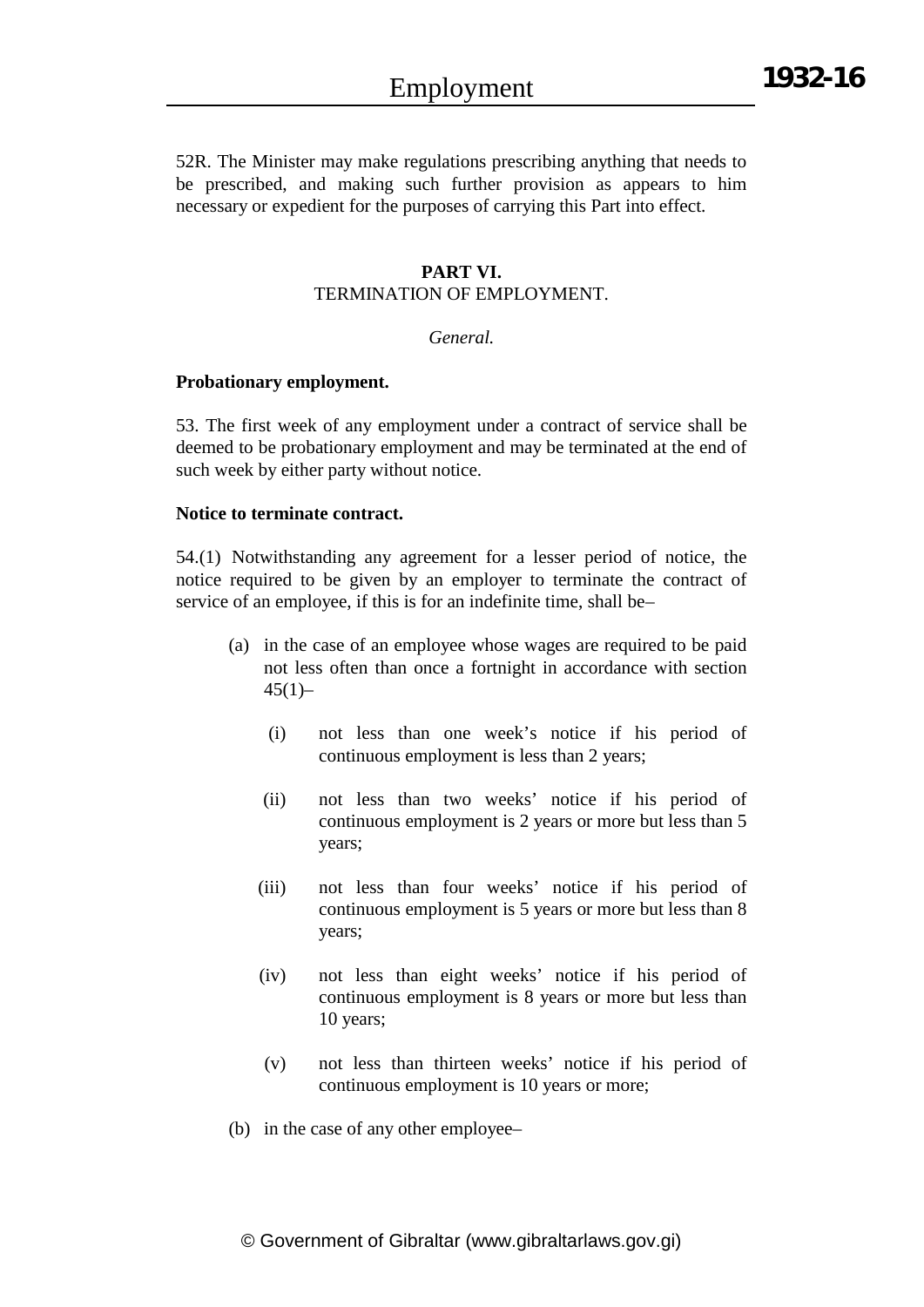52R. The Minister may make regulations prescribing anything that needs to be prescribed, and making such further provision as appears to him necessary or expedient for the purposes of carrying this Part into effect.

## PART VI.
## TERMINATION OF EMPLOYMENT.

*General.*

**Probationary employment.**

53. The first week of any employment under a contract of service shall be deemed to be probationary employment and may be terminated at the end of such week by either party without notice.

**Notice to terminate contract.**

54.(1) Notwithstanding any agreement for a lesser period of notice, the notice required to be given by an employer to terminate the contract of service of an employee, if this is for an indefinite time, shall be–

(a) in the case of an employee whose wages are required to be paid not less often than once a fortnight in accordance with section 45(1)–

(i) not less than one week's notice if his period of continuous employment is less than 2 years;

(ii) not less than two weeks' notice if his period of continuous employment is 2 years or more but less than 5 years;

(iii) not less than four weeks' notice if his period of continuous employment is 5 years or more but less than 8 years;

(iv) not less than eight weeks' notice if his period of continuous employment is 8 years or more but less than 10 years;

(v) not less than thirteen weeks' notice if his period of continuous employment is 10 years or more;

(b) in the case of any other employee–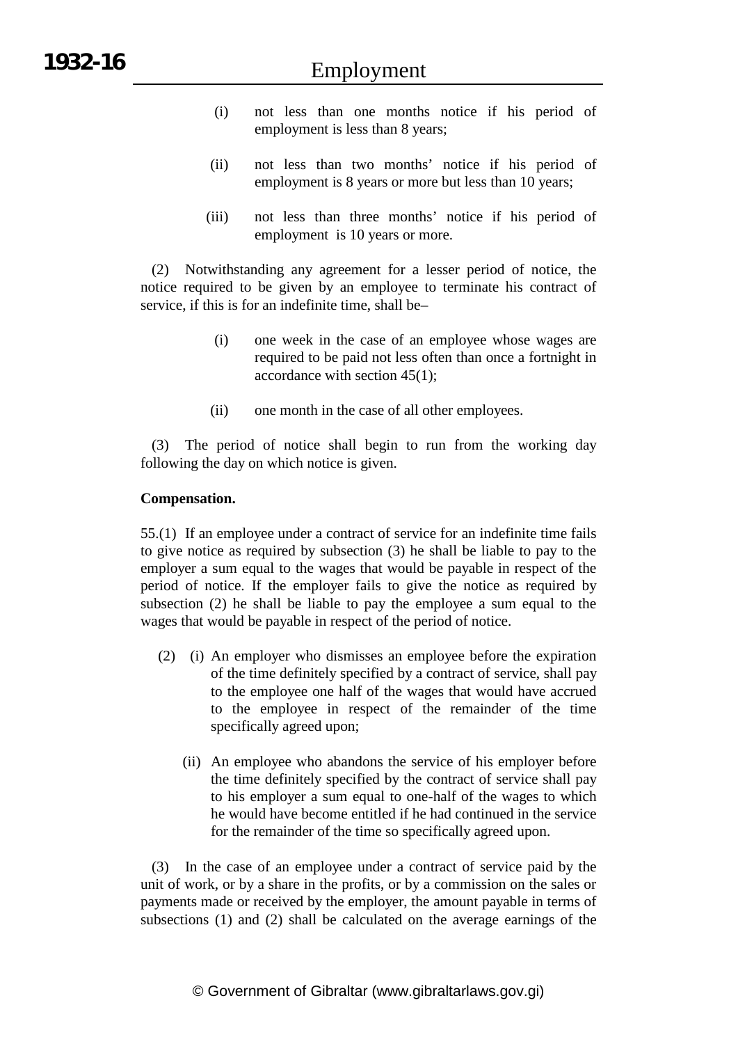(i) not less than one months notice if his period of employment is less than 8 years;

(ii) not less than two months' notice if his period of employment is 8 years or more but less than 10 years;

(iii) not less than three months' notice if his period of employment is 10 years or more.

(2) Notwithstanding any agreement for a lesser period of notice, the notice required to be given by an employee to terminate his contract of service, if this is for an indefinite time, shall be–

(i) one week in the case of an employee whose wages are required to be paid not less often than once a fortnight in accordance with section 45(1);

(ii) one month in the case of all other employees.

(3) The period of notice shall begin to run from the working day following the day on which notice is given.

**Compensation.**

55.(1) If an employee under a contract of service for an indefinite time fails to give notice as required by subsection (3) he shall be liable to pay to the employer a sum equal to the wages that would be payable in respect of the period of notice. If the employer fails to give the notice as required by subsection (2) he shall be liable to pay the employee a sum equal to the wages that would be payable in respect of the period of notice.

(2) (i) An employer who dismisses an employee before the expiration of the time definitely specified by a contract of service, shall pay to the employee one half of the wages that would have accrued to the employee in respect of the remainder of the time specifically agreed upon;

(ii) An employee who abandons the service of his employer before the time definitely specified by the contract of service shall pay to his employer a sum equal to one-half of the wages to which he would have become entitled if he had continued in the service for the remainder of the time so specifically agreed upon.

(3) In the case of an employee under a contract of service paid by the unit of work, or by a share in the profits, or by a commission on the sales or payments made or received by the employer, the amount payable in terms of subsections (1) and (2) shall be calculated on the average earnings of the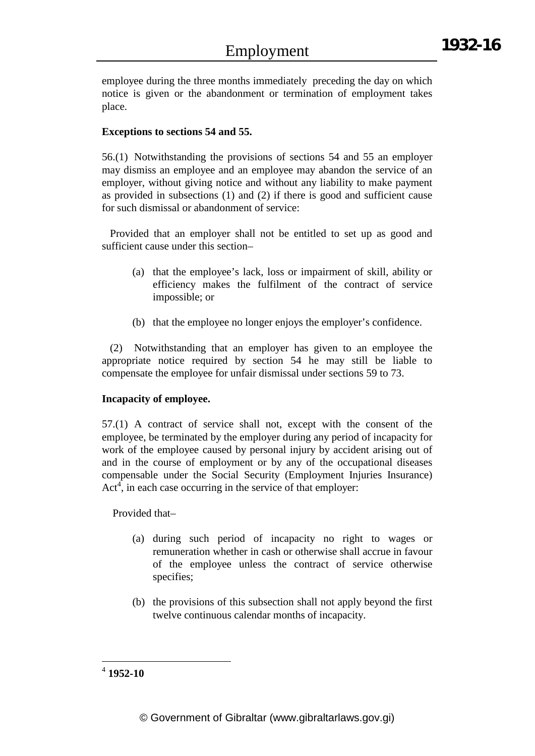employee during the three months immediately preceding the day on which notice is given or the abandonment or termination of employment takes place.

**Exceptions to sections 54 and 55.**

56.(1) Notwithstanding the provisions of sections 54 and 55 an employer may dismiss an employee and an employee may abandon the service of an employer, without giving notice and without any liability to make payment as provided in subsections (1) and (2) if there is good and sufficient cause for such dismissal or abandonment of service:

Provided that an employer shall not be entitled to set up as good and sufficient cause under this section–

(a) that the employee's lack, loss or impairment of skill, ability or efficiency makes the fulfilment of the contract of service impossible; or

(b) that the employee no longer enjoys the employer's confidence.

(2) Notwithstanding that an employer has given to an employee the appropriate notice required by section 54 he may still be liable to compensate the employee for unfair dismissal under sections 59 to 73.

**Incapacity of employee.**

57.(1) A contract of service shall not, except with the consent of the employee, be terminated by the employer during any period of incapacity for work of the employee caused by personal injury by accident arising out of and in the course of employment or by any of the occupational diseases compensable under the Social Security (Employment Injuries Insurance) Act[4], in each case occurring in the service of that employer:

Provided that–

(a) during such period of incapacity no right to wages or remuneration whether in cash or otherwise shall accrue in favour of the employee unless the contract of service otherwise specifies;

(b) the provisions of this subsection shall not apply beyond the first twelve continuous calendar months of incapacity.

---

[4] **1952-10**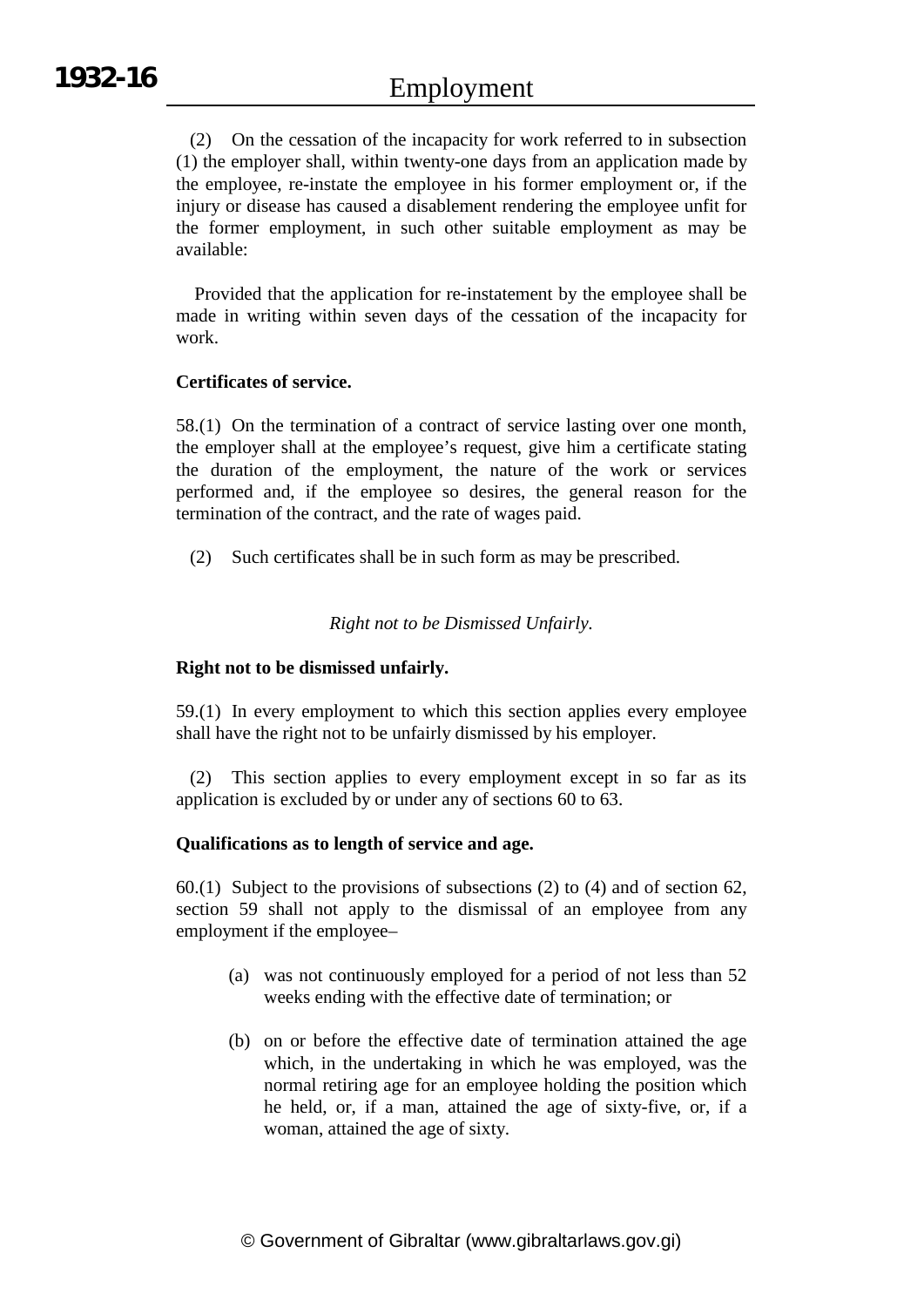(2) On the cessation of the incapacity for work referred to in subsection (1) the employer shall, within twenty-one days from an application made by the employee, re-instate the employee in his former employment or, if the injury or disease has caused a disablement rendering the employee unfit for the former employment, in such other suitable employment as may be available:

Provided that the application for re-instatement by the employee shall be made in writing within seven days of the cessation of the incapacity for work.

**Certificates of service.**

58.(1) On the termination of a contract of service lasting over one month, the employer shall at the employee's request, give him a certificate stating the duration of the employment, the nature of the work or services performed and, if the employee so desires, the general reason for the termination of the contract, and the rate of wages paid.

(2) Such certificates shall be in such form as may be prescribed.

*Right not to be Dismissed Unfairly.*

**Right not to be dismissed unfairly.**

59.(1) In every employment to which this section applies every employee shall have the right not to be unfairly dismissed by his employer.

(2) This section applies to every employment except in so far as its application is excluded by or under any of sections 60 to 63.

**Qualifications as to length of service and age.**

60.(1) Subject to the provisions of subsections (2) to (4) and of section 62, section 59 shall not apply to the dismissal of an employee from any employment if the employee–

(a) was not continuously employed for a period of not less than 52 weeks ending with the effective date of termination; or

(b) on or before the effective date of termination attained the age which, in the undertaking in which he was employed, was the normal retiring age for an employee holding the position which he held, or, if a man, attained the age of sixty-five, or, if a woman, attained the age of sixty.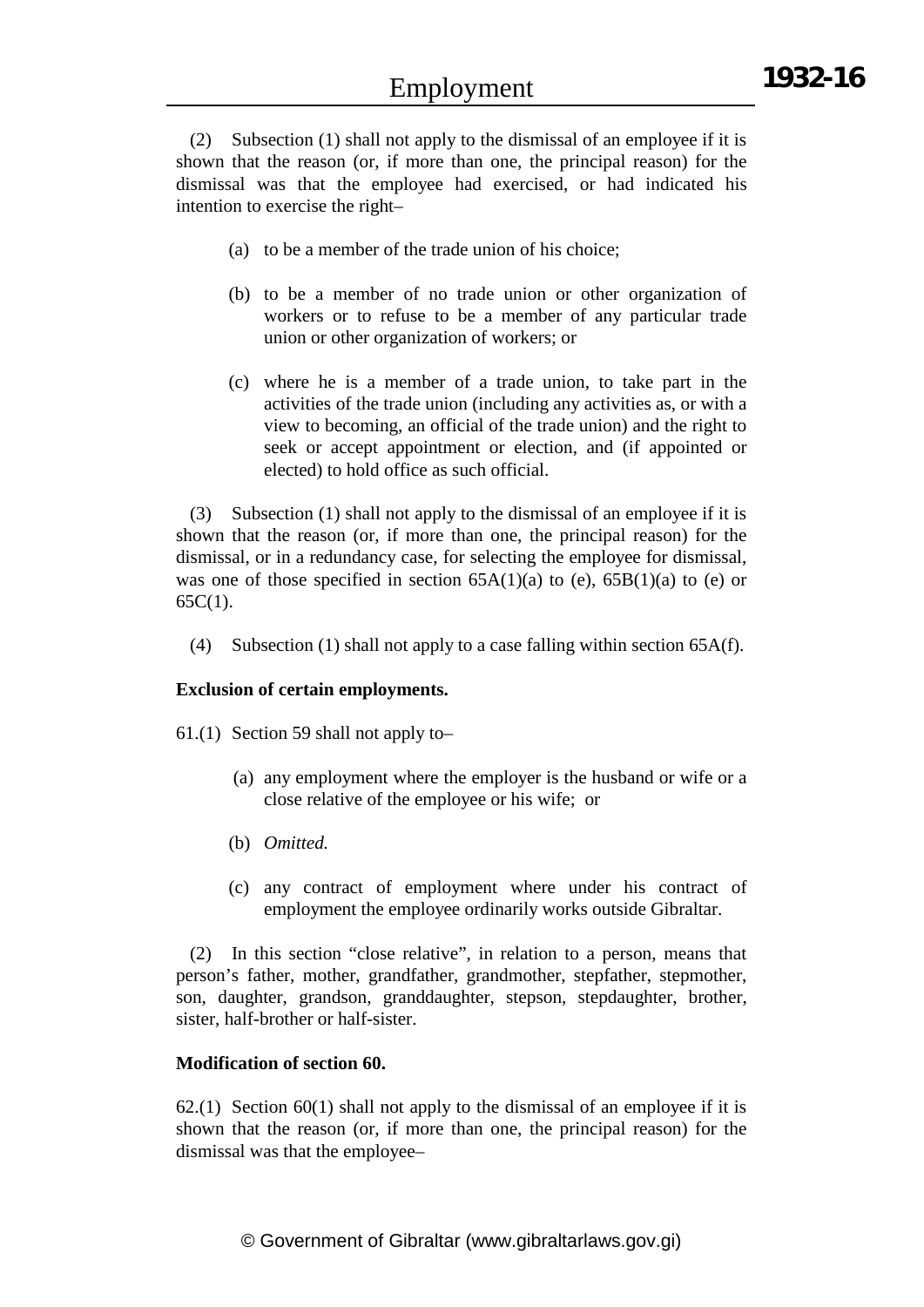(2) Subsection (1) shall not apply to the dismissal of an employee if it is shown that the reason (or, if more than one, the principal reason) for the dismissal was that the employee had exercised, or had indicated his intention to exercise the right–

(a) to be a member of the trade union of his choice;

(b) to be a member of no trade union or other organization of workers or to refuse to be a member of any particular trade union or other organization of workers; or

(c) where he is a member of a trade union, to take part in the activities of the trade union (including any activities as, or with a view to becoming, an official of the trade union) and the right to seek or accept appointment or election, and (if appointed or elected) to hold office as such official.

(3) Subsection (1) shall not apply to the dismissal of an employee if it is shown that the reason (or, if more than one, the principal reason) for the dismissal, or in a redundancy case, for selecting the employee for dismissal, was one of those specified in section 65A(1)(a) to (e), 65B(1)(a) to (e) or 65C(1).

(4) Subsection (1) shall not apply to a case falling within section 65A(f).

**Exclusion of certain employments.**

61.(1) Section 59 shall not apply to–

(a) any employment where the employer is the husband or wife or a close relative of the employee or his wife; or

(b) *Omitted.*

(c) any contract of employment where under his contract of employment the employee ordinarily works outside Gibraltar.

(2) In this section "close relative", in relation to a person, means that person's father, mother, grandfather, grandmother, stepfather, stepmother, son, daughter, grandson, granddaughter, stepson, stepdaughter, brother, sister, half-brother or half-sister.

**Modification of section 60.**

62.(1) Section 60(1) shall not apply to the dismissal of an employee if it is shown that the reason (or, if more than one, the principal reason) for the dismissal was that the employee–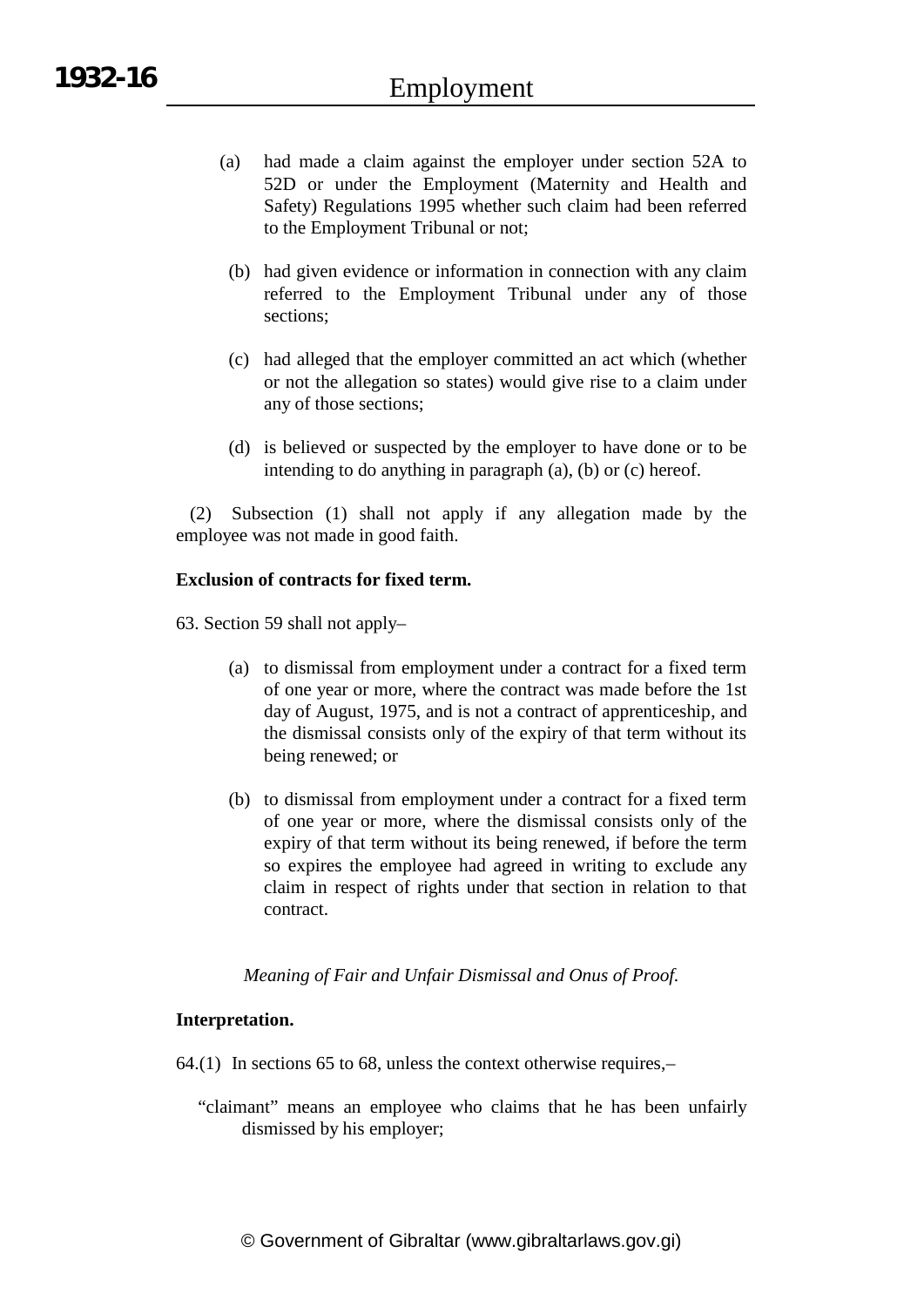(a) had made a claim against the employer under section 52A to 52D or under the Employment (Maternity and Health and Safety) Regulations 1995 whether such claim had been referred to the Employment Tribunal or not;

(b) had given evidence or information in connection with any claim referred to the Employment Tribunal under any of those sections;

(c) had alleged that the employer committed an act which (whether or not the allegation so states) would give rise to a claim under any of those sections;

(d) is believed or suspected by the employer to have done or to be intending to do anything in paragraph (a), (b) or (c) hereof.

(2) Subsection (1) shall not apply if any allegation made by the employee was not made in good faith.

**Exclusion of contracts for fixed term.**

63. Section 59 shall not apply–

(a) to dismissal from employment under a contract for a fixed term of one year or more, where the contract was made before the 1st day of August, 1975, and is not a contract of apprenticeship, and the dismissal consists only of the expiry of that term without its being renewed; or

(b) to dismissal from employment under a contract for a fixed term of one year or more, where the dismissal consists only of the expiry of that term without its being renewed, if before the term so expires the employee had agreed in writing to exclude any claim in respect of rights under that section in relation to that contract.

*Meaning of Fair and Unfair Dismissal and Onus of Proof.*

**Interpretation.**

64.(1) In sections 65 to 68, unless the context otherwise requires,–

"claimant" means an employee who claims that he has been unfairly dismissed by his employer;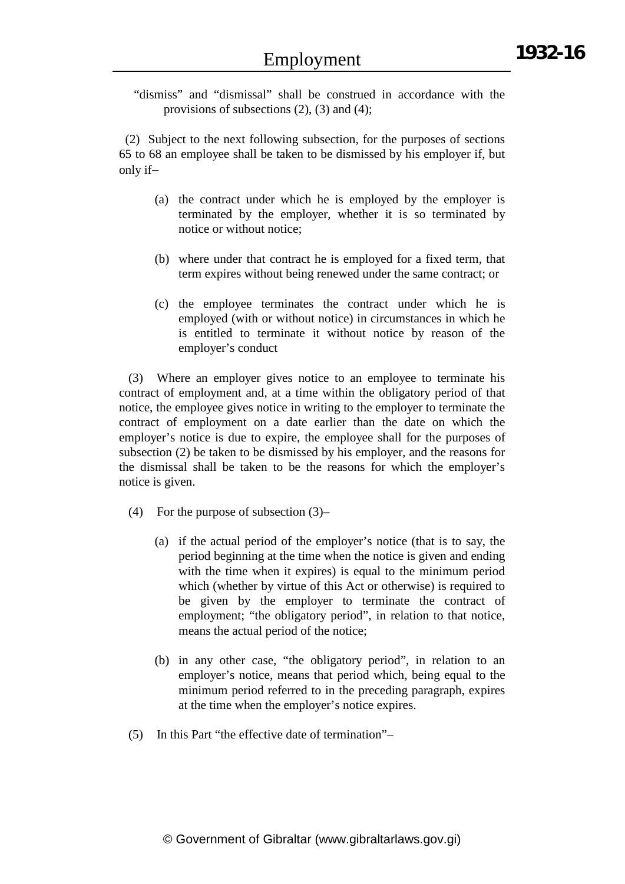"dismiss" and "dismissal" shall be construed in accordance with the provisions of subsections (2), (3) and (4);

(2) Subject to the next following subsection, for the purposes of sections 65 to 68 an employee shall be taken to be dismissed by his employer if, but only if–

(a) the contract under which he is employed by the employer is terminated by the employer, whether it is so terminated by notice or without notice;

(b) where under that contract he is employed for a fixed term, that term expires without being renewed under the same contract; or

(c) the employee terminates the contract under which he is employed (with or without notice) in circumstances in which he is entitled to terminate it without notice by reason of the employer's conduct

(3) Where an employer gives notice to an employee to terminate his contract of employment and, at a time within the obligatory period of that notice, the employee gives notice in writing to the employer to terminate the contract of employment on a date earlier than the date on which the employer's notice is due to expire, the employee shall for the purposes of subsection (2) be taken to be dismissed by his employer, and the reasons for the dismissal shall be taken to be the reasons for which the employer's notice is given.

(4) For the purpose of subsection (3)–

(a) if the actual period of the employer's notice (that is to say, the period beginning at the time when the notice is given and ending with the time when it expires) is equal to the minimum period which (whether by virtue of this Act or otherwise) is required to be given by the employer to terminate the contract of employment; "the obligatory period", in relation to that notice, means the actual period of the notice;

(b) in any other case, "the obligatory period", in relation to an employer's notice, means that period which, being equal to the minimum period referred to in the preceding paragraph, expires at the time when the employer's notice expires.

(5) In this Part "the effective date of termination"–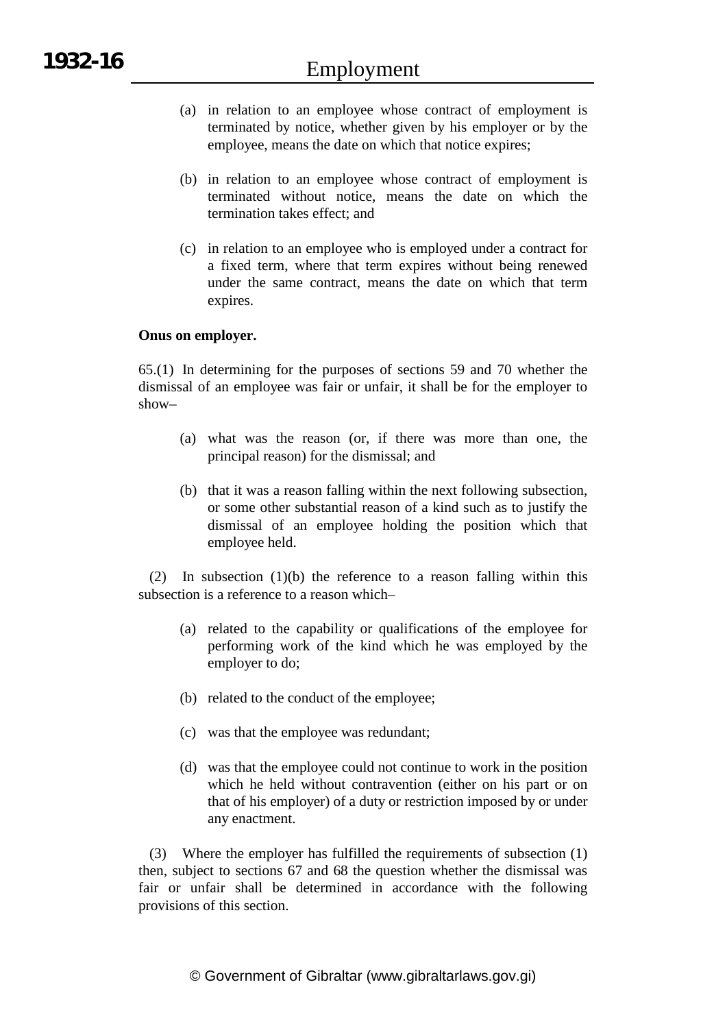(a) in relation to an employee whose contract of employment is terminated by notice, whether given by his employer or by the employee, means the date on which that notice expires;

(b) in relation to an employee whose contract of employment is terminated without notice, means the date on which the termination takes effect; and

(c) in relation to an employee who is employed under a contract for a fixed term, where that term expires without being renewed under the same contract, means the date on which that term expires.

**Onus on employer.**

65.(1) In determining for the purposes of sections 59 and 70 whether the dismissal of an employee was fair or unfair, it shall be for the employer to show–

(a) what was the reason (or, if there was more than one, the principal reason) for the dismissal; and

(b) that it was a reason falling within the next following subsection, or some other substantial reason of a kind such as to justify the dismissal of an employee holding the position which that employee held.

(2) In subsection (1)(b) the reference to a reason falling within this subsection is a reference to a reason which–

(a) related to the capability or qualifications of the employee for performing work of the kind which he was employed by the employer to do;

(b) related to the conduct of the employee;

(c) was that the employee was redundant;

(d) was that the employee could not continue to work in the position which he held without contravention (either on his part or on that of his employer) of a duty or restriction imposed by or under any enactment.

(3) Where the employer has fulfilled the requirements of subsection (1) then, subject to sections 67 and 68 the question whether the dismissal was fair or unfair shall be determined in accordance with the following provisions of this section.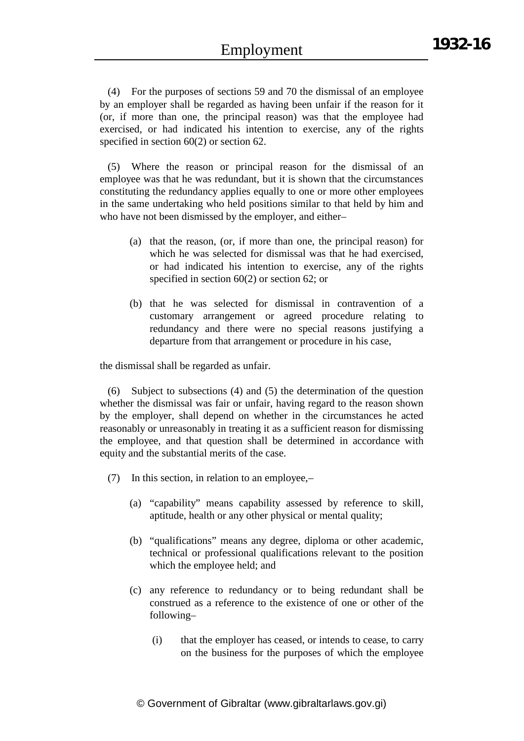(4) For the purposes of sections 59 and 70 the dismissal of an employee by an employer shall be regarded as having been unfair if the reason for it (or, if more than one, the principal reason) was that the employee had exercised, or had indicated his intention to exercise, any of the rights specified in section 60(2) or section 62.

(5) Where the reason or principal reason for the dismissal of an employee was that he was redundant, but it is shown that the circumstances constituting the redundancy applies equally to one or more other employees in the same undertaking who held positions similar to that held by him and who have not been dismissed by the employer, and either–

(a) that the reason, (or, if more than one, the principal reason) for which he was selected for dismissal was that he had exercised, or had indicated his intention to exercise, any of the rights specified in section 60(2) or section 62; or

(b) that he was selected for dismissal in contravention of a customary arrangement or agreed procedure relating to redundancy and there were no special reasons justifying a departure from that arrangement or procedure in his case,

the dismissal shall be regarded as unfair.

(6) Subject to subsections (4) and (5) the determination of the question whether the dismissal was fair or unfair, having regard to the reason shown by the employer, shall depend on whether in the circumstances he acted reasonably or unreasonably in treating it as a sufficient reason for dismissing the employee, and that question shall be determined in accordance with equity and the substantial merits of the case.

(7) In this section, in relation to an employee,–

(a) "capability" means capability assessed by reference to skill, aptitude, health or any other physical or mental quality;

(b) "qualifications" means any degree, diploma or other academic, technical or professional qualifications relevant to the position which the employee held; and

(c) any reference to redundancy or to being redundant shall be construed as a reference to the existence of one or other of the following–

(i) that the employer has ceased, or intends to cease, to carry on the business for the purposes of which the employee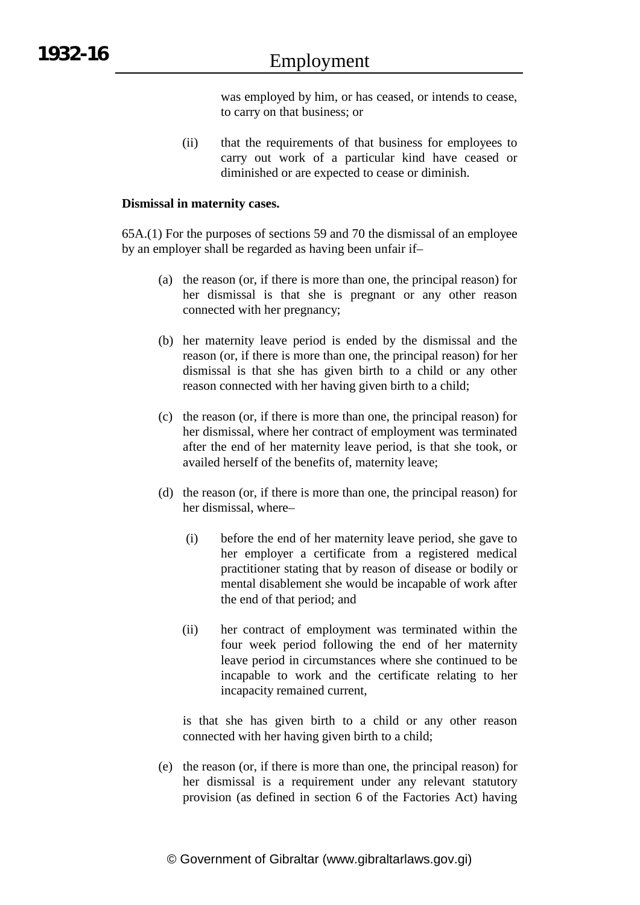was employed by him, or has ceased, or intends to cease, to carry on that business; or

(ii) that the requirements of that business for employees to carry out work of a particular kind have ceased or diminished or are expected to cease or diminish.

**Dismissal in maternity cases.**

65A.(1) For the purposes of sections 59 and 70 the dismissal of an employee by an employer shall be regarded as having been unfair if–

(a) the reason (or, if there is more than one, the principal reason) for her dismissal is that she is pregnant or any other reason connected with her pregnancy;

(b) her maternity leave period is ended by the dismissal and the reason (or, if there is more than one, the principal reason) for her dismissal is that she has given birth to a child or any other reason connected with her having given birth to a child;

(c) the reason (or, if there is more than one, the principal reason) for her dismissal, where her contract of employment was terminated after the end of her maternity leave period, is that she took, or availed herself of the benefits of, maternity leave;

(d) the reason (or, if there is more than one, the principal reason) for her dismissal, where–

(i) before the end of her maternity leave period, she gave to her employer a certificate from a registered medical practitioner stating that by reason of disease or bodily or mental disablement she would be incapable of work after the end of that period; and

(ii) her contract of employment was terminated within the four week period following the end of her maternity leave period in circumstances where she continued to be incapable to work and the certificate relating to her incapacity remained current,

is that she has given birth to a child or any other reason connected with her having given birth to a child;

(e) the reason (or, if there is more than one, the principal reason) for her dismissal is a requirement under any relevant statutory provision (as defined in section 6 of the Factories Act) having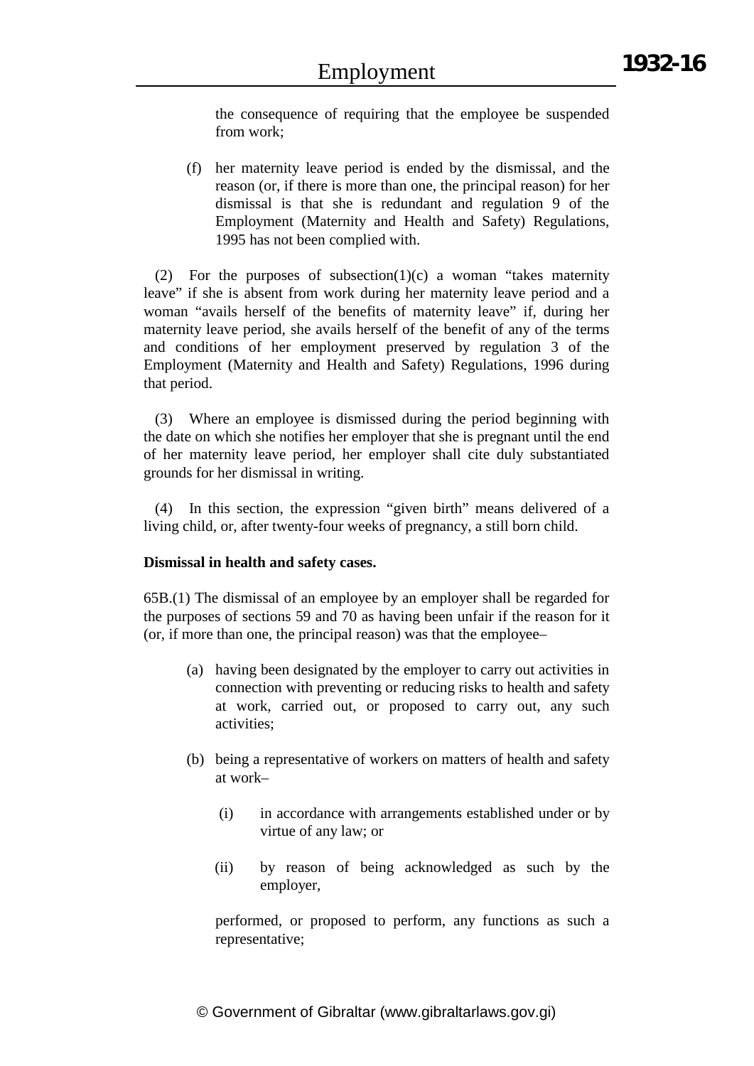the consequence of requiring that the employee be suspended from work;

(f) her maternity leave period is ended by the dismissal, and the reason (or, if there is more than one, the principal reason) for her dismissal is that she is redundant and regulation 9 of the Employment (Maternity and Health and Safety) Regulations, 1995 has not been complied with.

(2) For the purposes of subsection(1)(c) a woman "takes maternity leave" if she is absent from work during her maternity leave period and a woman "avails herself of the benefits of maternity leave" if, during her maternity leave period, she avails herself of the benefit of any of the terms and conditions of her employment preserved by regulation 3 of the Employment (Maternity and Health and Safety) Regulations, 1996 during that period.

(3) Where an employee is dismissed during the period beginning with the date on which she notifies her employer that she is pregnant until the end of her maternity leave period, her employer shall cite duly substantiated grounds for her dismissal in writing.

(4) In this section, the expression "given birth" means delivered of a living child, or, after twenty-four weeks of pregnancy, a still born child.

**Dismissal in health and safety cases.**

65B.(1) The dismissal of an employee by an employer shall be regarded for the purposes of sections 59 and 70 as having been unfair if the reason for it (or, if more than one, the principal reason) was that the employee–

(a) having been designated by the employer to carry out activities in connection with preventing or reducing risks to health and safety at work, carried out, or proposed to carry out, any such activities;

(b) being a representative of workers on matters of health and safety at work–

(i) in accordance with arrangements established under or by virtue of any law; or

(ii) by reason of being acknowledged as such by the employer,

performed, or proposed to perform, any functions as such a representative;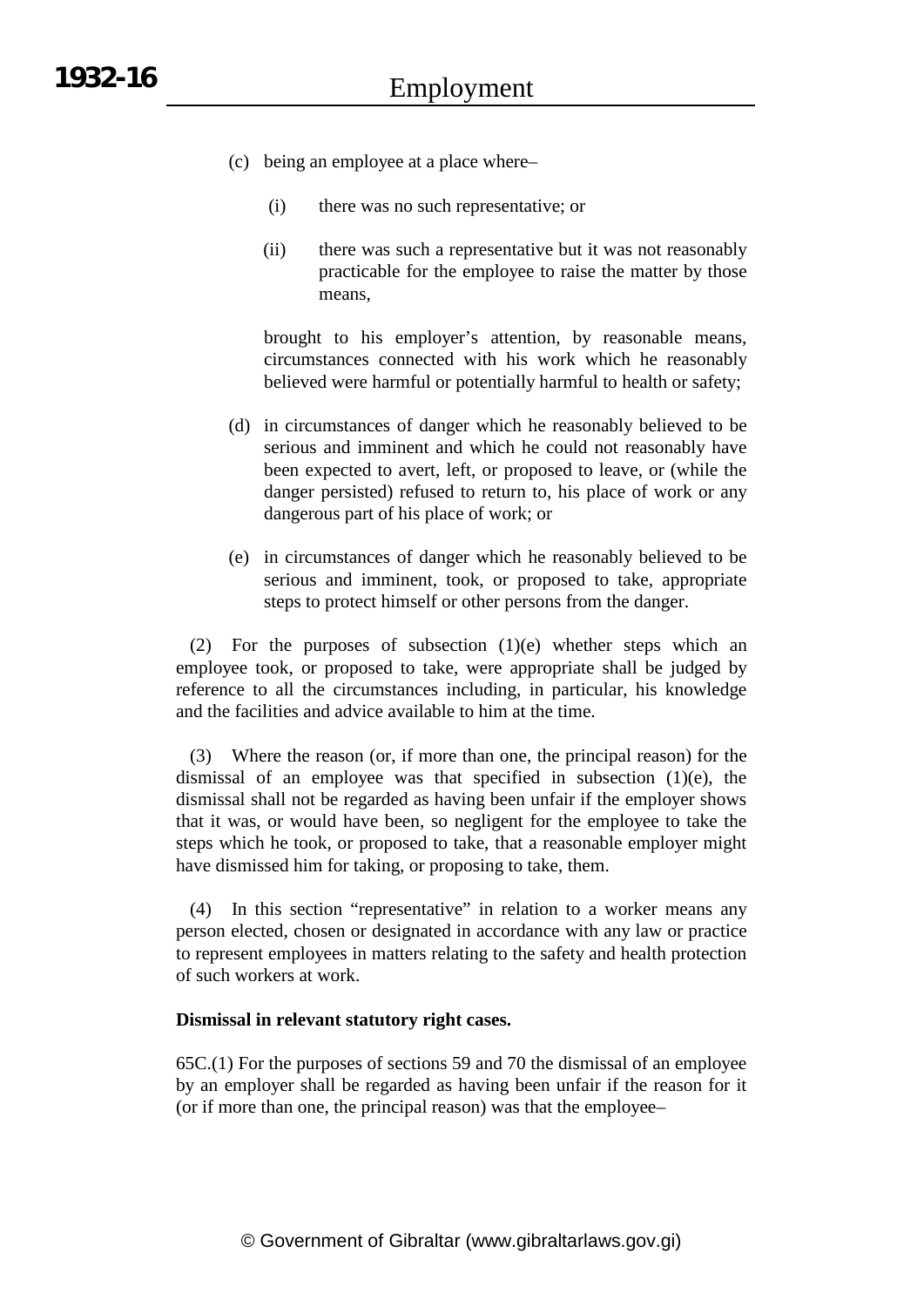(c) being an employee at a place where–

(i) there was no such representative; or

(ii) there was such a representative but it was not reasonably practicable for the employee to raise the matter by those means,

brought to his employer's attention, by reasonable means, circumstances connected with his work which he reasonably believed were harmful or potentially harmful to health or safety;

(d) in circumstances of danger which he reasonably believed to be serious and imminent and which he could not reasonably have been expected to avert, left, or proposed to leave, or (while the danger persisted) refused to return to, his place of work or any dangerous part of his place of work; or

(e) in circumstances of danger which he reasonably believed to be serious and imminent, took, or proposed to take, appropriate steps to protect himself or other persons from the danger.

(2) For the purposes of subsection (1)(e) whether steps which an employee took, or proposed to take, were appropriate shall be judged by reference to all the circumstances including, in particular, his knowledge and the facilities and advice available to him at the time.

(3) Where the reason (or, if more than one, the principal reason) for the dismissal of an employee was that specified in subsection (1)(e), the dismissal shall not be regarded as having been unfair if the employer shows that it was, or would have been, so negligent for the employee to take the steps which he took, or proposed to take, that a reasonable employer might have dismissed him for taking, or proposing to take, them.

(4) In this section "representative" in relation to a worker means any person elected, chosen or designated in accordance with any law or practice to represent employees in matters relating to the safety and health protection of such workers at work.

**Dismissal in relevant statutory right cases.**

65C.(1) For the purposes of sections 59 and 70 the dismissal of an employee by an employer shall be regarded as having been unfair if the reason for it (or if more than one, the principal reason) was that the employee–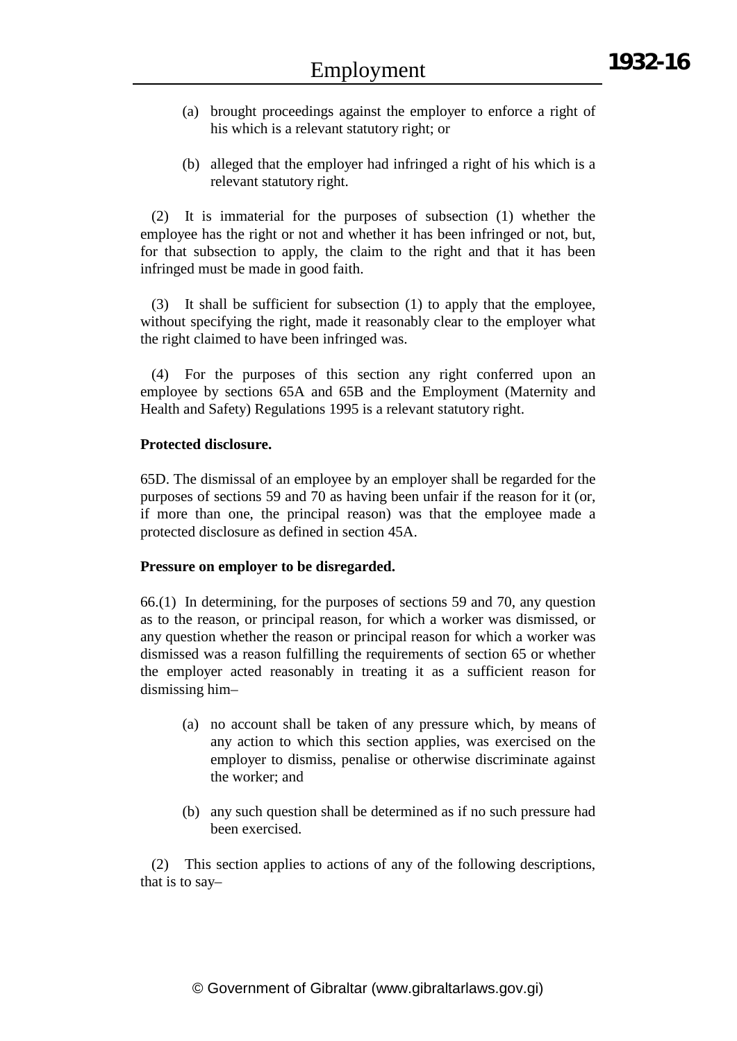(a) brought proceedings against the employer to enforce a right of his which is a relevant statutory right; or

(b) alleged that the employer had infringed a right of his which is a relevant statutory right.

(2) It is immaterial for the purposes of subsection (1) whether the employee has the right or not and whether it has been infringed or not, but, for that subsection to apply, the claim to the right and that it has been infringed must be made in good faith.

(3) It shall be sufficient for subsection (1) to apply that the employee, without specifying the right, made it reasonably clear to the employer what the right claimed to have been infringed was.

(4) For the purposes of this section any right conferred upon an employee by sections 65A and 65B and the Employment (Maternity and Health and Safety) Regulations 1995 is a relevant statutory right.

**Protected disclosure.**

65D. The dismissal of an employee by an employer shall be regarded for the purposes of sections 59 and 70 as having been unfair if the reason for it (or, if more than one, the principal reason) was that the employee made a protected disclosure as defined in section 45A.

**Pressure on employer to be disregarded.**

66.(1) In determining, for the purposes of sections 59 and 70, any question as to the reason, or principal reason, for which a worker was dismissed, or any question whether the reason or principal reason for which a worker was dismissed was a reason fulfilling the requirements of section 65 or whether the employer acted reasonably in treating it as a sufficient reason for dismissing him–

(a) no account shall be taken of any pressure which, by means of any action to which this section applies, was exercised on the employer to dismiss, penalise or otherwise discriminate against the worker; and

(b) any such question shall be determined as if no such pressure had been exercised.

(2) This section applies to actions of any of the following descriptions, that is to say–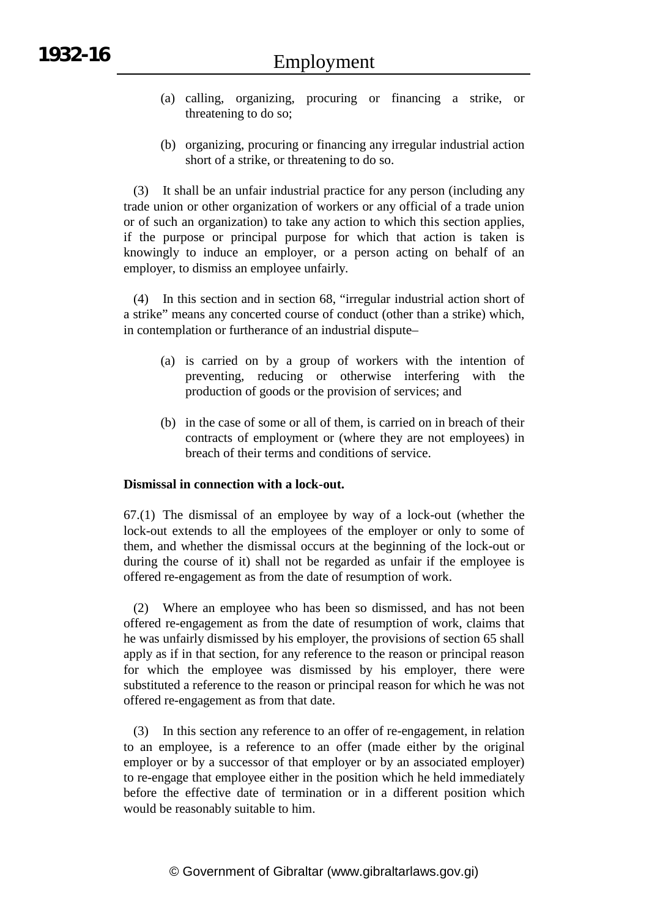(a) calling, organizing, procuring or financing a strike, or threatening to do so;

(b) organizing, procuring or financing any irregular industrial action short of a strike, or threatening to do so.

(3) It shall be an unfair industrial practice for any person (including any trade union or other organization of workers or any official of a trade union or of such an organization) to take any action to which this section applies, if the purpose or principal purpose for which that action is taken is knowingly to induce an employer, or a person acting on behalf of an employer, to dismiss an employee unfairly.

(4) In this section and in section 68, "irregular industrial action short of a strike" means any concerted course of conduct (other than a strike) which, in contemplation or furtherance of an industrial dispute–

(a) is carried on by a group of workers with the intention of preventing, reducing or otherwise interfering with the production of goods or the provision of services; and

(b) in the case of some or all of them, is carried on in breach of their contracts of employment or (where they are not employees) in breach of their terms and conditions of service.

**Dismissal in connection with a lock-out.**

67.(1) The dismissal of an employee by way of a lock-out (whether the lock-out extends to all the employees of the employer or only to some of them, and whether the dismissal occurs at the beginning of the lock-out or during the course of it) shall not be regarded as unfair if the employee is offered re-engagement as from the date of resumption of work.

(2) Where an employee who has been so dismissed, and has not been offered re-engagement as from the date of resumption of work, claims that he was unfairly dismissed by his employer, the provisions of section 65 shall apply as if in that section, for any reference to the reason or principal reason for which the employee was dismissed by his employer, there were substituted a reference to the reason or principal reason for which he was not offered re-engagement as from that date.

(3) In this section any reference to an offer of re-engagement, in relation to an employee, is a reference to an offer (made either by the original employer or by a successor of that employer or by an associated employer) to re-engage that employee either in the position which he held immediately before the effective date of termination or in a different position which would be reasonably suitable to him.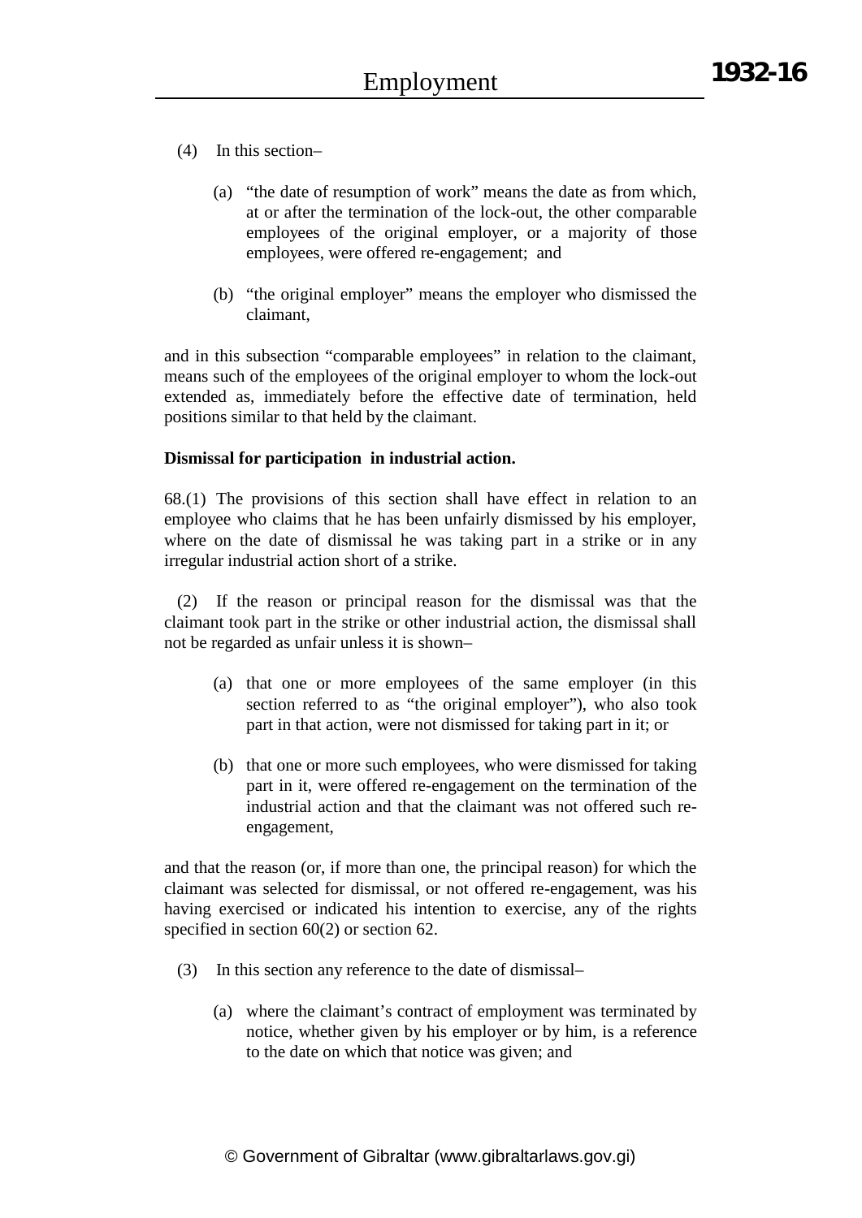(4) In this section–

(a) "the date of resumption of work" means the date as from which, at or after the termination of the lock-out, the other comparable employees of the original employer, or a majority of those employees, were offered re-engagement; and

(b) "the original employer" means the employer who dismissed the claimant,

and in this subsection "comparable employees" in relation to the claimant, means such of the employees of the original employer to whom the lock-out extended as, immediately before the effective date of termination, held positions similar to that held by the claimant.

**Dismissal for participation in industrial action.**

68.(1) The provisions of this section shall have effect in relation to an employee who claims that he has been unfairly dismissed by his employer, where on the date of dismissal he was taking part in a strike or in any irregular industrial action short of a strike.

(2) If the reason or principal reason for the dismissal was that the claimant took part in the strike or other industrial action, the dismissal shall not be regarded as unfair unless it is shown–

(a) that one or more employees of the same employer (in this section referred to as "the original employer"), who also took part in that action, were not dismissed for taking part in it; or

(b) that one or more such employees, who were dismissed for taking part in it, were offered re-engagement on the termination of the industrial action and that the claimant was not offered such re-engagement,

and that the reason (or, if more than one, the principal reason) for which the claimant was selected for dismissal, or not offered re-engagement, was his having exercised or indicated his intention to exercise, any of the rights specified in section 60(2) or section 62.

(3) In this section any reference to the date of dismissal–

(a) where the claimant's contract of employment was terminated by notice, whether given by his employer or by him, is a reference to the date on which that notice was given; and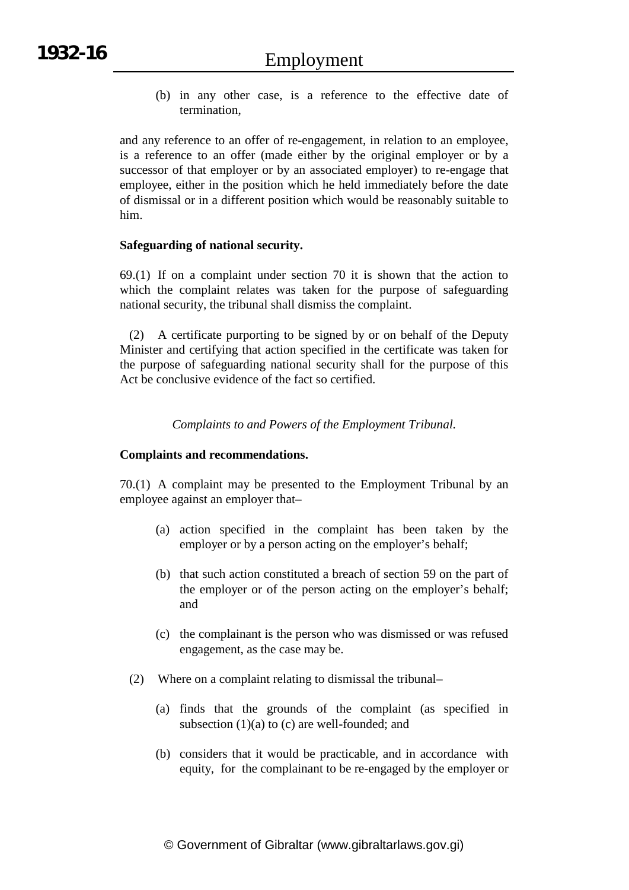(b) in any other case, is a reference to the effective date of termination,

and any reference to an offer of re-engagement, in relation to an employee, is a reference to an offer (made either by the original employer or by a successor of that employer or by an associated employer) to re-engage that employee, either in the position which he held immediately before the date of dismissal or in a different position which would be reasonably suitable to him.

**Safeguarding of national security.**

69.(1) If on a complaint under section 70 it is shown that the action to which the complaint relates was taken for the purpose of safeguarding national security, the tribunal shall dismiss the complaint.

(2) A certificate purporting to be signed by or on behalf of the Deputy Minister and certifying that action specified in the certificate was taken for the purpose of safeguarding national security shall for the purpose of this Act be conclusive evidence of the fact so certified.

*Complaints to and Powers of the Employment Tribunal.*

**Complaints and recommendations.**

70.(1) A complaint may be presented to the Employment Tribunal by an employee against an employer that–

(a) action specified in the complaint has been taken by the employer or by a person acting on the employer's behalf;

(b) that such action constituted a breach of section 59 on the part of the employer or of the person acting on the employer's behalf; and

(c) the complainant is the person who was dismissed or was refused engagement, as the case may be.

(2) Where on a complaint relating to dismissal the tribunal–

(a) finds that the grounds of the complaint (as specified in subsection (1)(a) to (c) are well-founded; and

(b) considers that it would be practicable, and in accordance with equity, for the complainant to be re-engaged by the employer or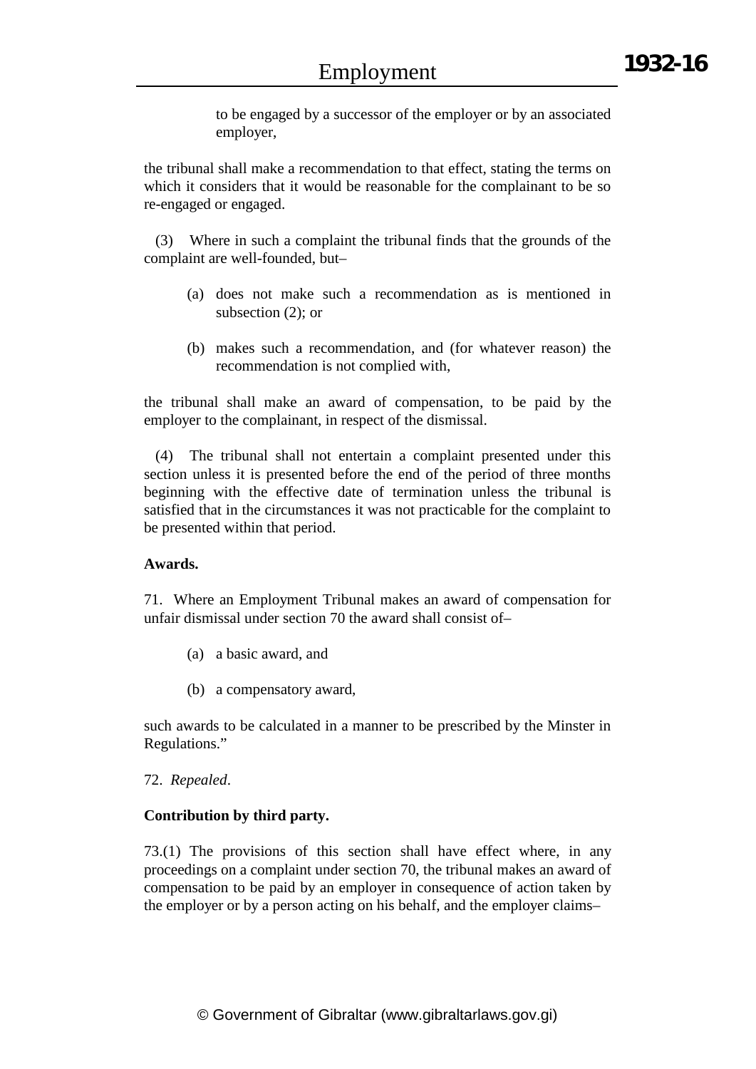to be engaged by a successor of the employer or by an associated employer,

the tribunal shall make a recommendation to that effect, stating the terms on which it considers that it would be reasonable for the complainant to be so re-engaged or engaged.

(3) Where in such a complaint the tribunal finds that the grounds of the complaint are well-founded, but–

(a) does not make such a recommendation as is mentioned in subsection (2); or

(b) makes such a recommendation, and (for whatever reason) the recommendation is not complied with,

the tribunal shall make an award of compensation, to be paid by the employer to the complainant, in respect of the dismissal.

(4) The tribunal shall not entertain a complaint presented under this section unless it is presented before the end of the period of three months beginning with the effective date of termination unless the tribunal is satisfied that in the circumstances it was not practicable for the complaint to be presented within that period.

**Awards.**

71. Where an Employment Tribunal makes an award of compensation for unfair dismissal under section 70 the award shall consist of–

(a) a basic award, and

(b) a compensatory award,

such awards to be calculated in a manner to be prescribed by the Minster in Regulations."

72. *Repealed*.

**Contribution by third party.**

73.(1) The provisions of this section shall have effect where, in any proceedings on a complaint under section 70, the tribunal makes an award of compensation to be paid by an employer in consequence of action taken by the employer or by a person acting on his behalf, and the employer claims–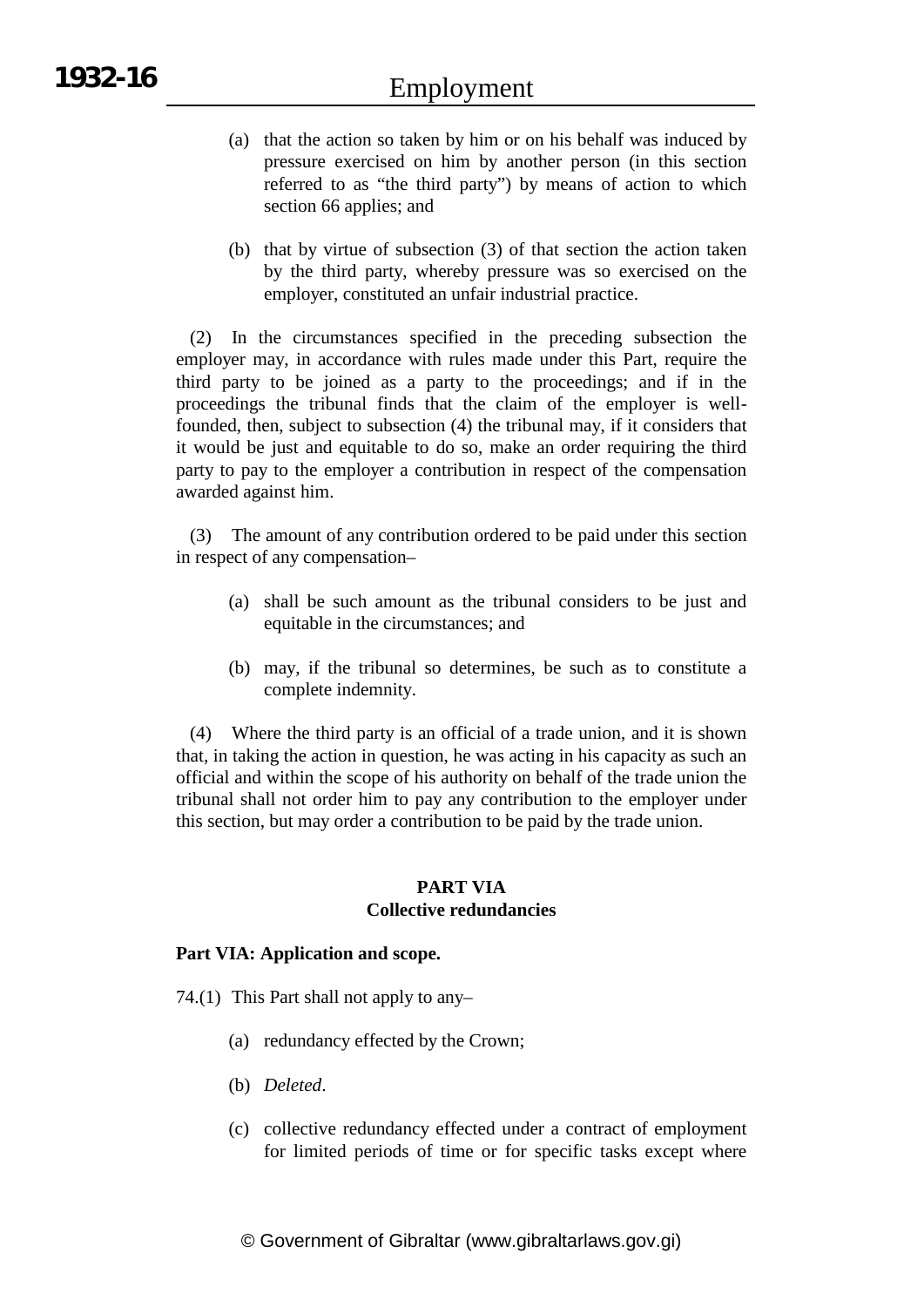(a) that the action so taken by him or on his behalf was induced by pressure exercised on him by another person (in this section referred to as "the third party") by means of action to which section 66 applies; and

(b) that by virtue of subsection (3) of that section the action taken by the third party, whereby pressure was so exercised on the employer, constituted an unfair industrial practice.

(2) In the circumstances specified in the preceding subsection the employer may, in accordance with rules made under this Part, require the third party to be joined as a party to the proceedings; and if in the proceedings the tribunal finds that the claim of the employer is well-founded, then, subject to subsection (4) the tribunal may, if it considers that it would be just and equitable to do so, make an order requiring the third party to pay to the employer a contribution in respect of the compensation awarded against him.

(3) The amount of any contribution ordered to be paid under this section in respect of any compensation–

(a) shall be such amount as the tribunal considers to be just and equitable in the circumstances; and

(b) may, if the tribunal so determines, be such as to constitute a complete indemnity.

(4) Where the third party is an official of a trade union, and it is shown that, in taking the action in question, he was acting in his capacity as such an official and within the scope of his authority on behalf of the trade union the tribunal shall not order him to pay any contribution to the employer under this section, but may order a contribution to be paid by the trade union.

## PART VIA
## Collective redundancies

**Part VIA: Application and scope.**

74.(1) This Part shall not apply to any–

(a) redundancy effected by the Crown;

(b) *Deleted*.

(c) collective redundancy effected under a contract of employment for limited periods of time or for specific tasks except where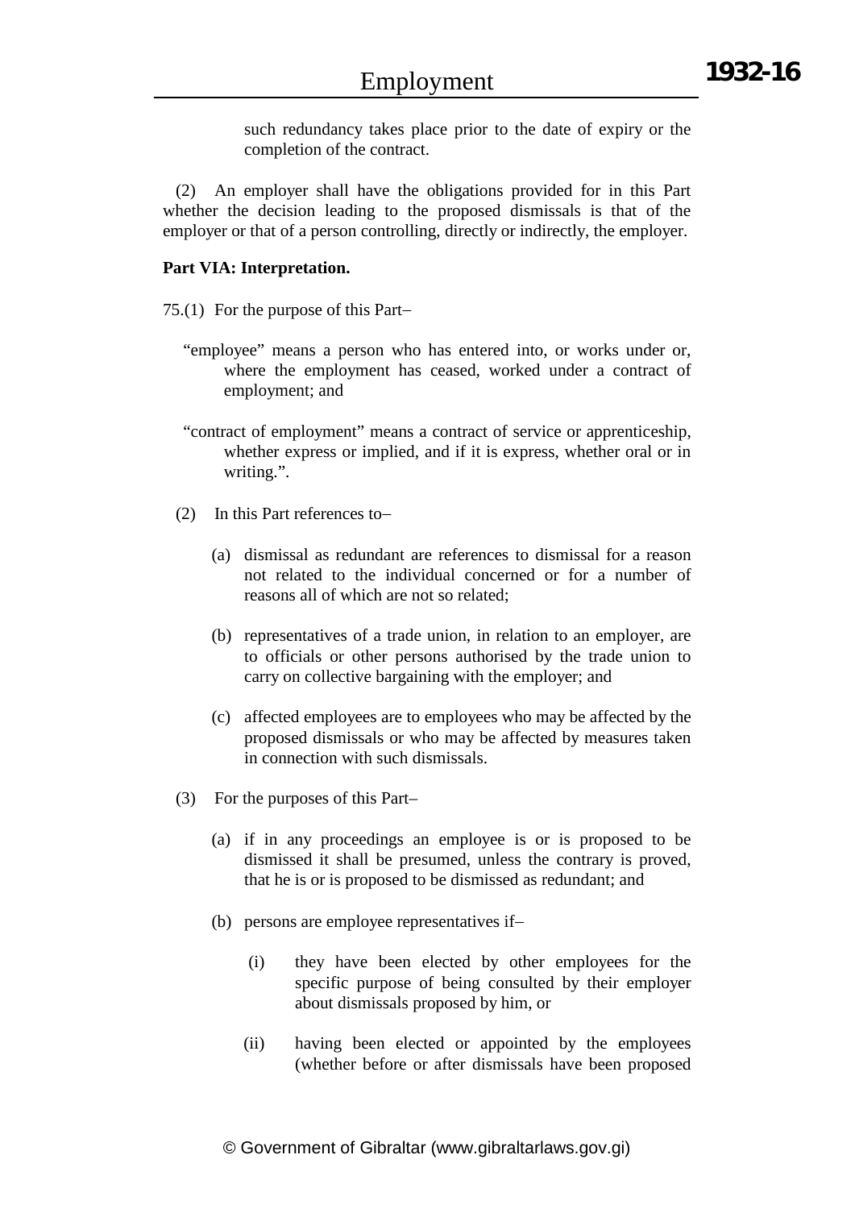such redundancy takes place prior to the date of expiry or the completion of the contract.

(2) An employer shall have the obligations provided for in this Part whether the decision leading to the proposed dismissals is that of the employer or that of a person controlling, directly or indirectly, the employer.

**Part VIA: Interpretation.**

75.(1) For the purpose of this Part–

"employee" means a person who has entered into, or works under or, where the employment has ceased, worked under a contract of employment; and

"contract of employment" means a contract of service or apprenticeship, whether express or implied, and if it is express, whether oral or in writing.".

(2) In this Part references to–

(a) dismissal as redundant are references to dismissal for a reason not related to the individual concerned or for a number of reasons all of which are not so related;

(b) representatives of a trade union, in relation to an employer, are to officials or other persons authorised by the trade union to carry on collective bargaining with the employer; and

(c) affected employees are to employees who may be affected by the proposed dismissals or who may be affected by measures taken in connection with such dismissals.

(3) For the purposes of this Part–

(a) if in any proceedings an employee is or is proposed to be dismissed it shall be presumed, unless the contrary is proved, that he is or is proposed to be dismissed as redundant; and

(b) persons are employee representatives if–

(i) they have been elected by other employees for the specific purpose of being consulted by their employer about dismissals proposed by him, or

(ii) having been elected or appointed by the employees (whether before or after dismissals have been proposed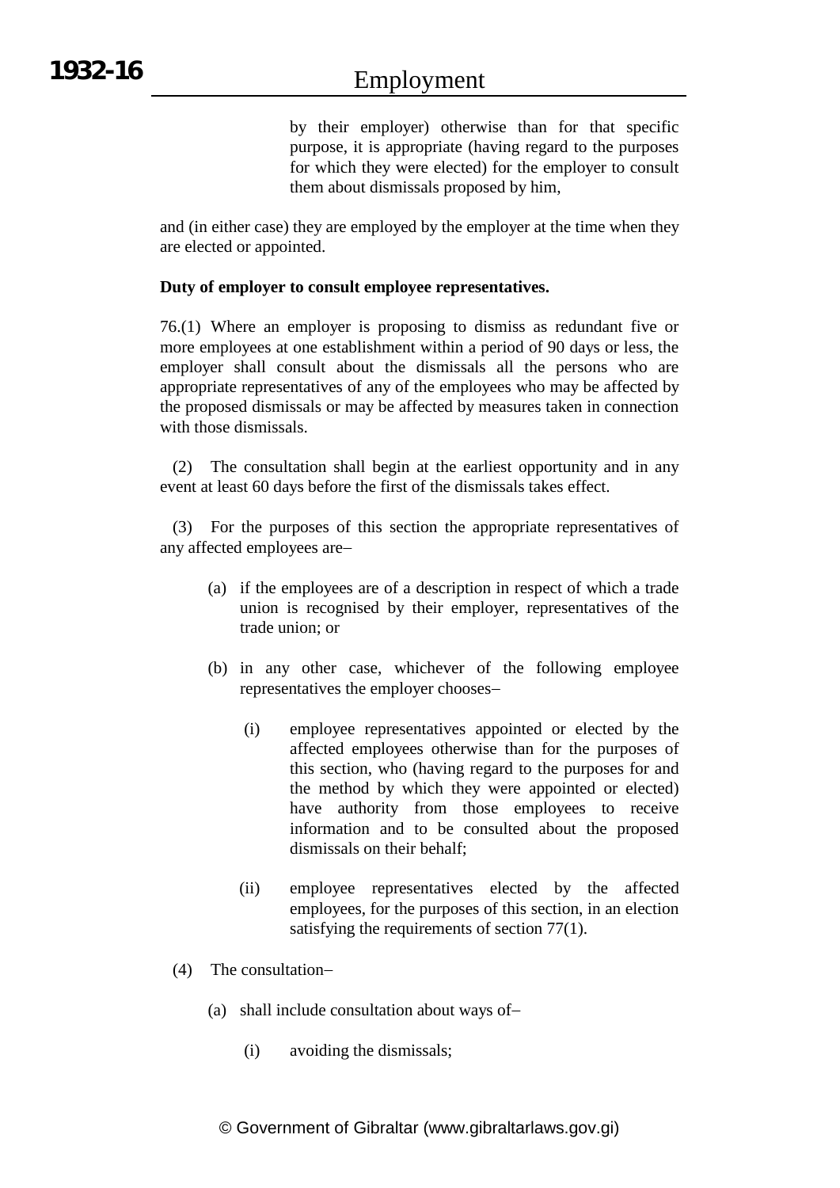by their employer) otherwise than for that specific purpose, it is appropriate (having regard to the purposes for which they were elected) for the employer to consult them about dismissals proposed by him,

and (in either case) they are employed by the employer at the time when they are elected or appointed.

**Duty of employer to consult employee representatives.**

76.(1) Where an employer is proposing to dismiss as redundant five or more employees at one establishment within a period of 90 days or less, the employer shall consult about the dismissals all the persons who are appropriate representatives of any of the employees who may be affected by the proposed dismissals or may be affected by measures taken in connection with those dismissals.

(2) The consultation shall begin at the earliest opportunity and in any event at least 60 days before the first of the dismissals takes effect.

(3) For the purposes of this section the appropriate representatives of any affected employees are–

(a) if the employees are of a description in respect of which a trade union is recognised by their employer, representatives of the trade union; or

(b) in any other case, whichever of the following employee representatives the employer chooses–

(i) employee representatives appointed or elected by the affected employees otherwise than for the purposes of this section, who (having regard to the purposes for and the method by which they were appointed or elected) have authority from those employees to receive information and to be consulted about the proposed dismissals on their behalf;

(ii) employee representatives elected by the affected employees, for the purposes of this section, in an election satisfying the requirements of section 77(1).

(4) The consultation–

(a) shall include consultation about ways of–

(i) avoiding the dismissals;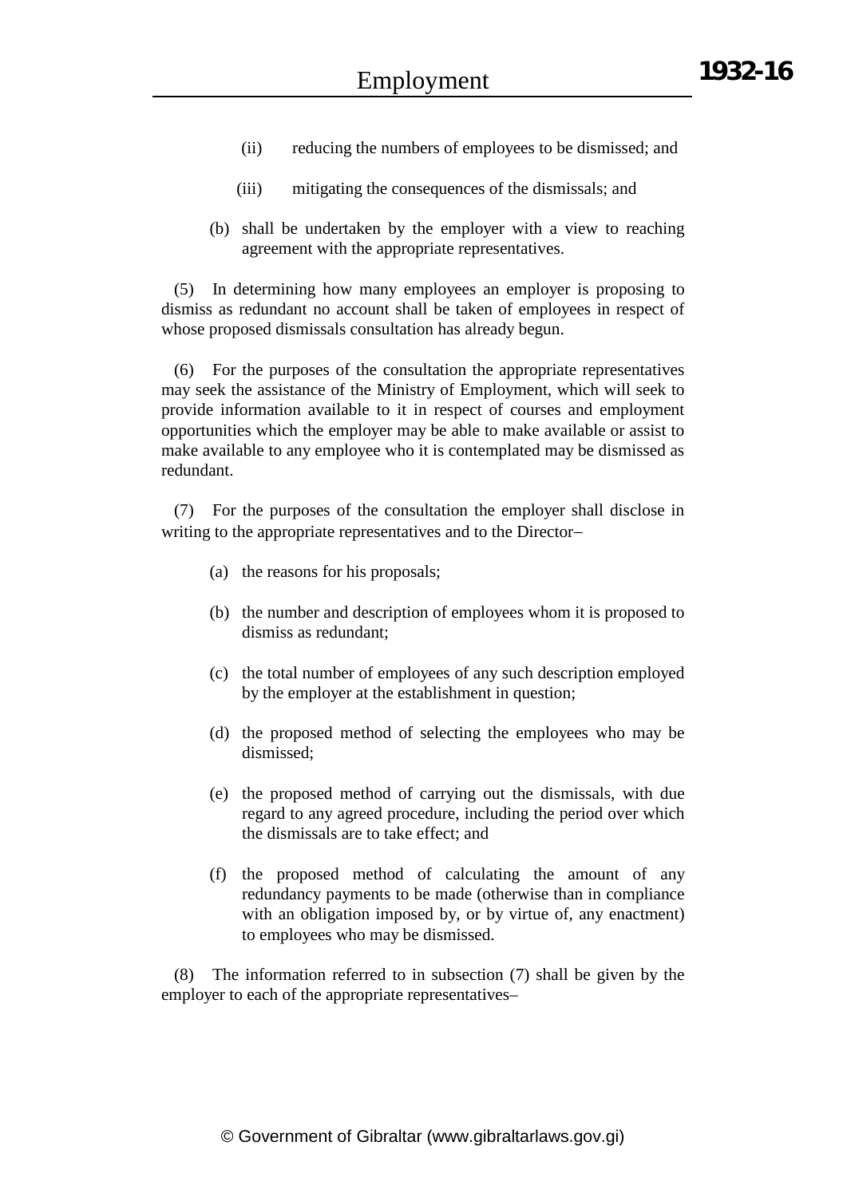(ii) reducing the numbers of employees to be dismissed; and

(iii) mitigating the consequences of the dismissals; and

(b) shall be undertaken by the employer with a view to reaching agreement with the appropriate representatives.

(5) In determining how many employees an employer is proposing to dismiss as redundant no account shall be taken of employees in respect of whose proposed dismissals consultation has already begun.

(6) For the purposes of the consultation the appropriate representatives may seek the assistance of the Ministry of Employment, which will seek to provide information available to it in respect of courses and employment opportunities which the employer may be able to make available or assist to make available to any employee who it is contemplated may be dismissed as redundant.

(7) For the purposes of the consultation the employer shall disclose in writing to the appropriate representatives and to the Director–

(a) the reasons for his proposals;

(b) the number and description of employees whom it is proposed to dismiss as redundant;

(c) the total number of employees of any such description employed by the employer at the establishment in question;

(d) the proposed method of selecting the employees who may be dismissed;

(e) the proposed method of carrying out the dismissals, with due regard to any agreed procedure, including the period over which the dismissals are to take effect; and

(f) the proposed method of calculating the amount of any redundancy payments to be made (otherwise than in compliance with an obligation imposed by, or by virtue of, any enactment) to employees who may be dismissed.

(8) The information referred to in subsection (7) shall be given by the employer to each of the appropriate representatives–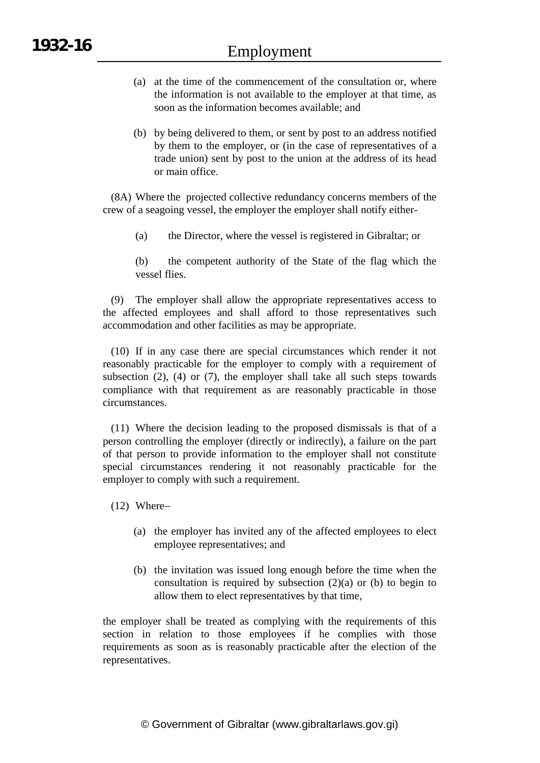(a) at the time of the commencement of the consultation or, where the information is not available to the employer at that time, as soon as the information becomes available; and

(b) by being delivered to them, or sent by post to an address notified by them to the employer, or (in the case of representatives of a trade union) sent by post to the union at the address of its head or main office.

(8A) Where the projected collective redundancy concerns members of the crew of a seagoing vessel, the employer the employer shall notify either-

(a) the Director, where the vessel is registered in Gibraltar; or

(b) the competent authority of the State of the flag which the vessel flies.

(9) The employer shall allow the appropriate representatives access to the affected employees and shall afford to those representatives such accommodation and other facilities as may be appropriate.

(10) If in any case there are special circumstances which render it not reasonably practicable for the employer to comply with a requirement of subsection (2), (4) or (7), the employer shall take all such steps towards compliance with that requirement as are reasonably practicable in those circumstances.

(11) Where the decision leading to the proposed dismissals is that of a person controlling the employer (directly or indirectly), a failure on the part of that person to provide information to the employer shall not constitute special circumstances rendering it not reasonably practicable for the employer to comply with such a requirement.

(12) Where–

(a) the employer has invited any of the affected employees to elect employee representatives; and

(b) the invitation was issued long enough before the time when the consultation is required by subsection (2)(a) or (b) to begin to allow them to elect representatives by that time,

the employer shall be treated as complying with the requirements of this section in relation to those employees if he complies with those requirements as soon as is reasonably practicable after the election of the representatives.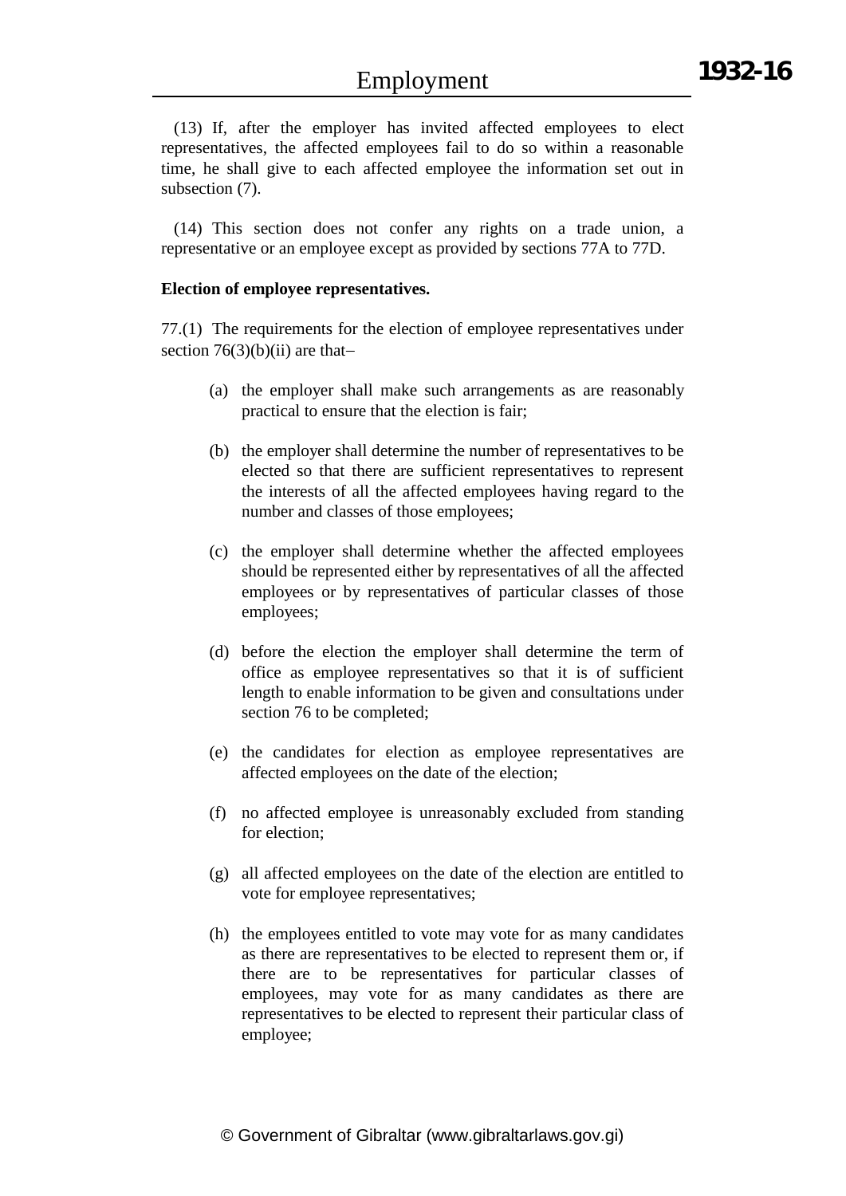(13) If, after the employer has invited affected employees to elect representatives, the affected employees fail to do so within a reasonable time, he shall give to each affected employee the information set out in subsection (7).

(14) This section does not confer any rights on a trade union, a representative or an employee except as provided by sections 77A to 77D.

**Election of employee representatives.**

77.(1) The requirements for the election of employee representatives under section 76(3)(b)(ii) are that–

(a) the employer shall make such arrangements as are reasonably practical to ensure that the election is fair;

(b) the employer shall determine the number of representatives to be elected so that there are sufficient representatives to represent the interests of all the affected employees having regard to the number and classes of those employees;

(c) the employer shall determine whether the affected employees should be represented either by representatives of all the affected employees or by representatives of particular classes of those employees;

(d) before the election the employer shall determine the term of office as employee representatives so that it is of sufficient length to enable information to be given and consultations under section 76 to be completed;

(e) the candidates for election as employee representatives are affected employees on the date of the election;

(f) no affected employee is unreasonably excluded from standing for election;

(g) all affected employees on the date of the election are entitled to vote for employee representatives;

(h) the employees entitled to vote may vote for as many candidates as there are representatives to be elected to represent them or, if there are to be representatives for particular classes of employees, may vote for as many candidates as there are representatives to be elected to represent their particular class of employee;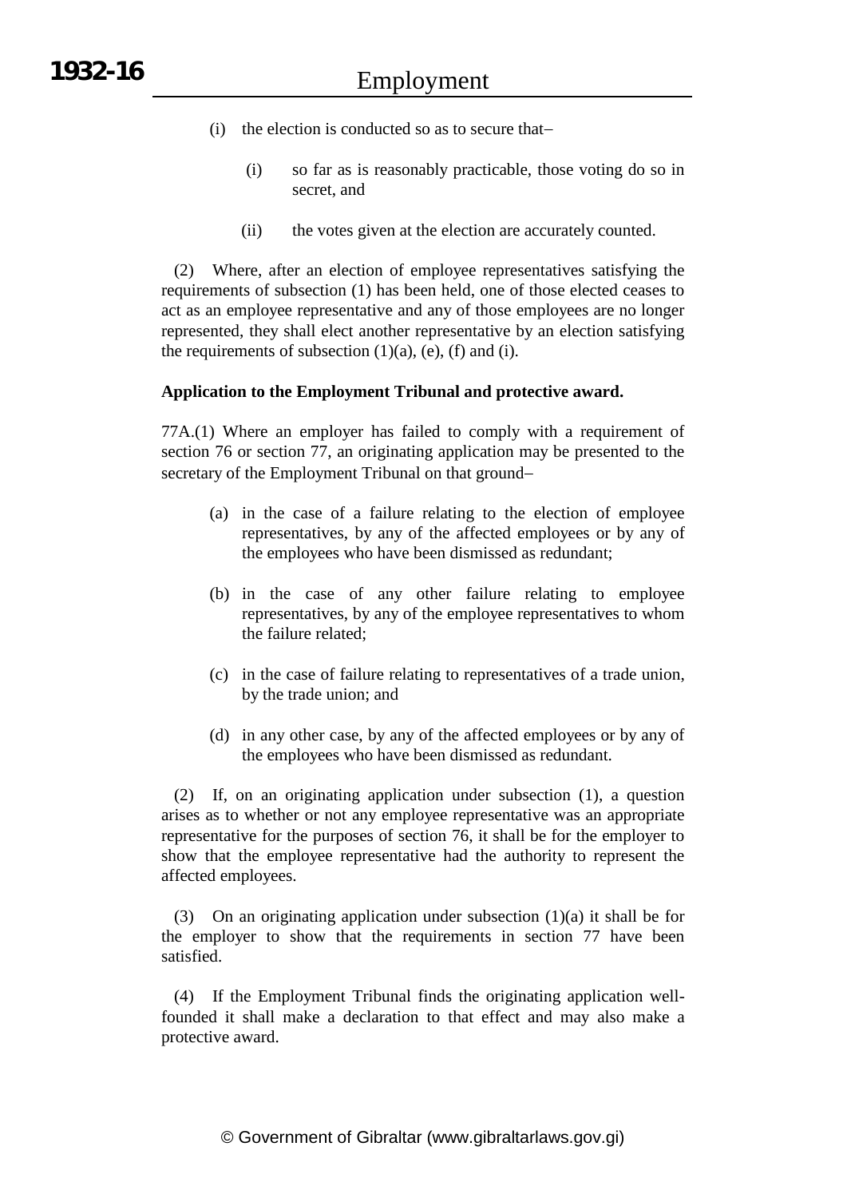(i) the election is conducted so as to secure that–

   (i) so far as is reasonably practicable, those voting do so in secret, and

   (ii) the votes given at the election are accurately counted.

(2) Where, after an election of employee representatives satisfying the requirements of subsection (1) has been held, one of those elected ceases to act as an employee representative and any of those employees are no longer represented, they shall elect another representative by an election satisfying the requirements of subsection (1)(a), (e), (f) and (i).

**Application to the Employment Tribunal and protective award.**

77A.(1) Where an employer has failed to comply with a requirement of section 76 or section 77, an originating application may be presented to the secretary of the Employment Tribunal on that ground–

(a) in the case of a failure relating to the election of employee representatives, by any of the affected employees or by any of the employees who have been dismissed as redundant;

(b) in the case of any other failure relating to employee representatives, by any of the employee representatives to whom the failure related;

(c) in the case of failure relating to representatives of a trade union, by the trade union; and

(d) in any other case, by any of the affected employees or by any of the employees who have been dismissed as redundant.

(2) If, on an originating application under subsection (1), a question arises as to whether or not any employee representative was an appropriate representative for the purposes of section 76, it shall be for the employer to show that the employee representative had the authority to represent the affected employees.

(3) On an originating application under subsection (1)(a) it shall be for the employer to show that the requirements in section 77 have been satisfied.

(4) If the Employment Tribunal finds the originating application well-founded it shall make a declaration to that effect and may also make a protective award.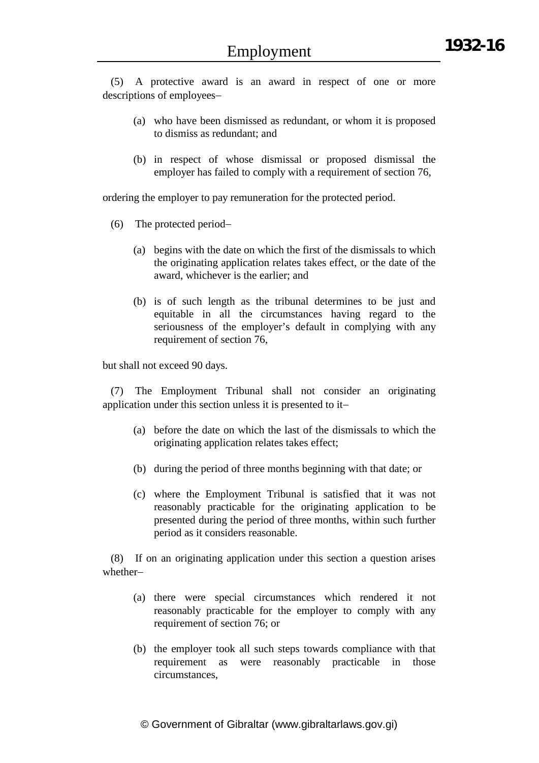(5) A protective award is an award in respect of one or more descriptions of employees–

- (a) who have been dismissed as redundant, or whom it is proposed to dismiss as redundant; and
- (b) in respect of whose dismissal or proposed dismissal the employer has failed to comply with a requirement of section 76,

ordering the employer to pay remuneration for the protected period.

(6) The protected period–

- (a) begins with the date on which the first of the dismissals to which the originating application relates takes effect, or the date of the award, whichever is the earlier; and
- (b) is of such length as the tribunal determines to be just and equitable in all the circumstances having regard to the seriousness of the employer's default in complying with any requirement of section 76,

but shall not exceed 90 days.

(7) The Employment Tribunal shall not consider an originating application under this section unless it is presented to it–

- (a) before the date on which the last of the dismissals to which the originating application relates takes effect;
- (b) during the period of three months beginning with that date; or
- (c) where the Employment Tribunal is satisfied that it was not reasonably practicable for the originating application to be presented during the period of three months, within such further period as it considers reasonable.

(8) If on an originating application under this section a question arises whether–

- (a) there were special circumstances which rendered it not reasonably practicable for the employer to comply with any requirement of section 76; or
- (b) the employer took all such steps towards compliance with that requirement as were reasonably practicable in those circumstances,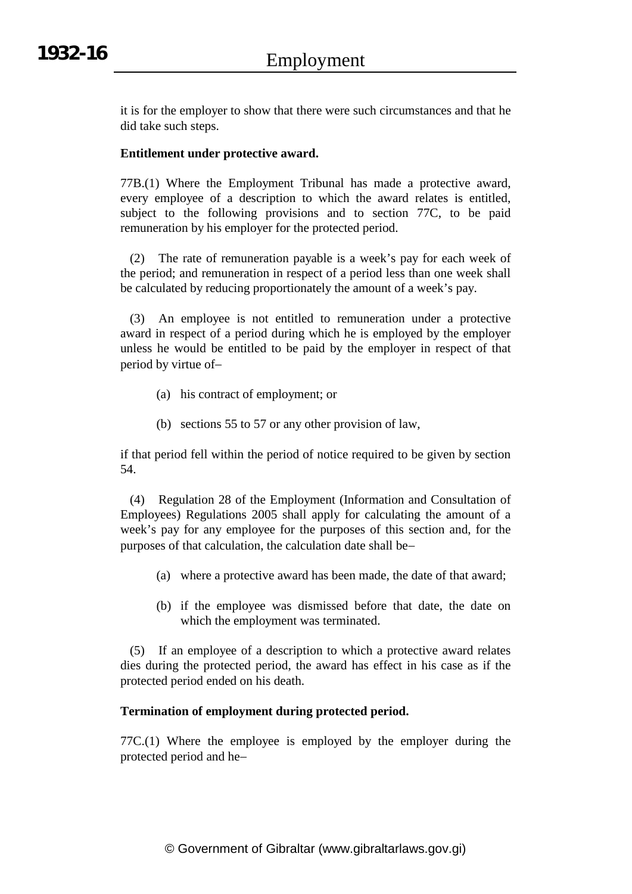it is for the employer to show that there were such circumstances and that he did take such steps.

**Entitlement under protective award.**

77B.(1) Where the Employment Tribunal has made a protective award, every employee of a description to which the award relates is entitled, subject to the following provisions and to section 77C, to be paid remuneration by his employer for the protected period.

(2) The rate of remuneration payable is a week's pay for each week of the period; and remuneration in respect of a period less than one week shall be calculated by reducing proportionately the amount of a week's pay.

(3) An employee is not entitled to remuneration under a protective award in respect of a period during which he is employed by the employer unless he would be entitled to be paid by the employer in respect of that period by virtue of–

(a) his contract of employment; or

(b) sections 55 to 57 or any other provision of law,

if that period fell within the period of notice required to be given by section 54.

(4) Regulation 28 of the Employment (Information and Consultation of Employees) Regulations 2005 shall apply for calculating the amount of a week's pay for any employee for the purposes of this section and, for the purposes of that calculation, the calculation date shall be–

(a) where a protective award has been made, the date of that award;

(b) if the employee was dismissed before that date, the date on which the employment was terminated.

(5) If an employee of a description to which a protective award relates dies during the protected period, the award has effect in his case as if the protected period ended on his death.

**Termination of employment during protected period.**

77C.(1) Where the employee is employed by the employer during the protected period and he–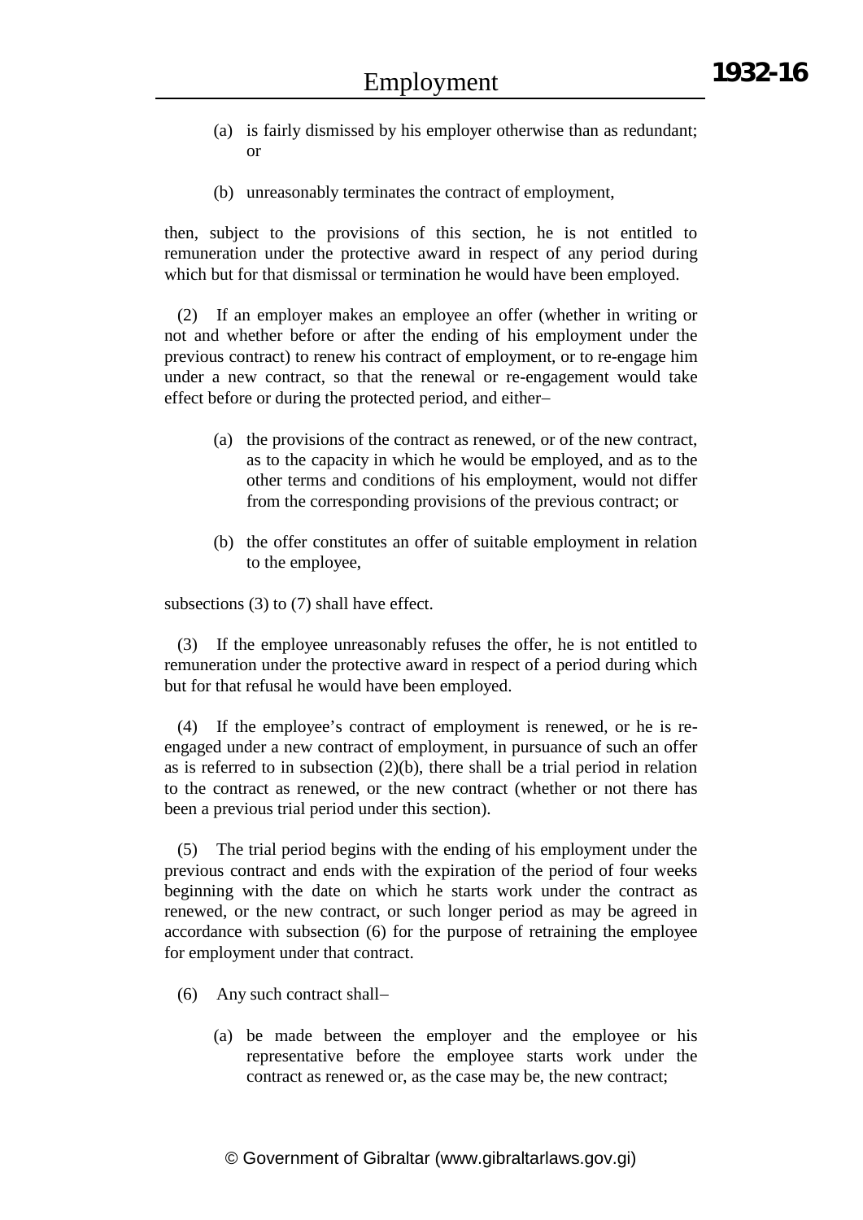(a) is fairly dismissed by his employer otherwise than as redundant; or

(b) unreasonably terminates the contract of employment,

then, subject to the provisions of this section, he is not entitled to remuneration under the protective award in respect of any period during which but for that dismissal or termination he would have been employed.

(2) If an employer makes an employee an offer (whether in writing or not and whether before or after the ending of his employment under the previous contract) to renew his contract of employment, or to re-engage him under a new contract, so that the renewal or re-engagement would take effect before or during the protected period, and either–

(a) the provisions of the contract as renewed, or of the new contract, as to the capacity in which he would be employed, and as to the other terms and conditions of his employment, would not differ from the corresponding provisions of the previous contract; or

(b) the offer constitutes an offer of suitable employment in relation to the employee,

subsections (3) to (7) shall have effect.

(3) If the employee unreasonably refuses the offer, he is not entitled to remuneration under the protective award in respect of a period during which but for that refusal he would have been employed.

(4) If the employee's contract of employment is renewed, or he is re-engaged under a new contract of employment, in pursuance of such an offer as is referred to in subsection (2)(b), there shall be a trial period in relation to the contract as renewed, or the new contract (whether or not there has been a previous trial period under this section).

(5) The trial period begins with the ending of his employment under the previous contract and ends with the expiration of the period of four weeks beginning with the date on which he starts work under the contract as renewed, or the new contract, or such longer period as may be agreed in accordance with subsection (6) for the purpose of retraining the employee for employment under that contract.

(6) Any such contract shall–

(a) be made between the employer and the employee or his representative before the employee starts work under the contract as renewed or, as the case may be, the new contract;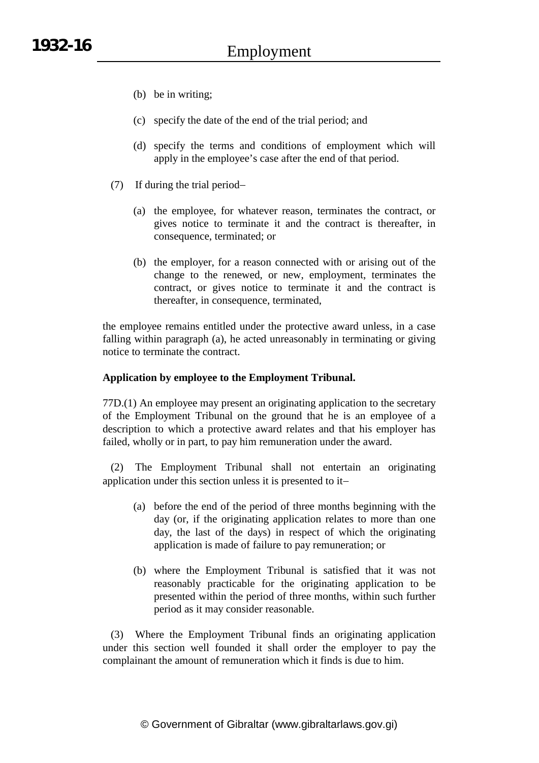(b) be in writing;

(c) specify the date of the end of the trial period; and

(d) specify the terms and conditions of employment which will apply in the employee's case after the end of that period.

(7) If during the trial period–

(a) the employee, for whatever reason, terminates the contract, or gives notice to terminate it and the contract is thereafter, in consequence, terminated; or

(b) the employer, for a reason connected with or arising out of the change to the renewed, or new, employment, terminates the contract, or gives notice to terminate it and the contract is thereafter, in consequence, terminated,

the employee remains entitled under the protective award unless, in a case falling within paragraph (a), he acted unreasonably in terminating or giving notice to terminate the contract.

**Application by employee to the Employment Tribunal.**

77D.(1) An employee may present an originating application to the secretary of the Employment Tribunal on the ground that he is an employee of a description to which a protective award relates and that his employer has failed, wholly or in part, to pay him remuneration under the award.

(2) The Employment Tribunal shall not entertain an originating application under this section unless it is presented to it–

(a) before the end of the period of three months beginning with the day (or, if the originating application relates to more than one day, the last of the days) in respect of which the originating application is made of failure to pay remuneration; or

(b) where the Employment Tribunal is satisfied that it was not reasonably practicable for the originating application to be presented within the period of three months, within such further period as it may consider reasonable.

(3) Where the Employment Tribunal finds an originating application under this section well founded it shall order the employer to pay the complainant the amount of remuneration which it finds is due to him.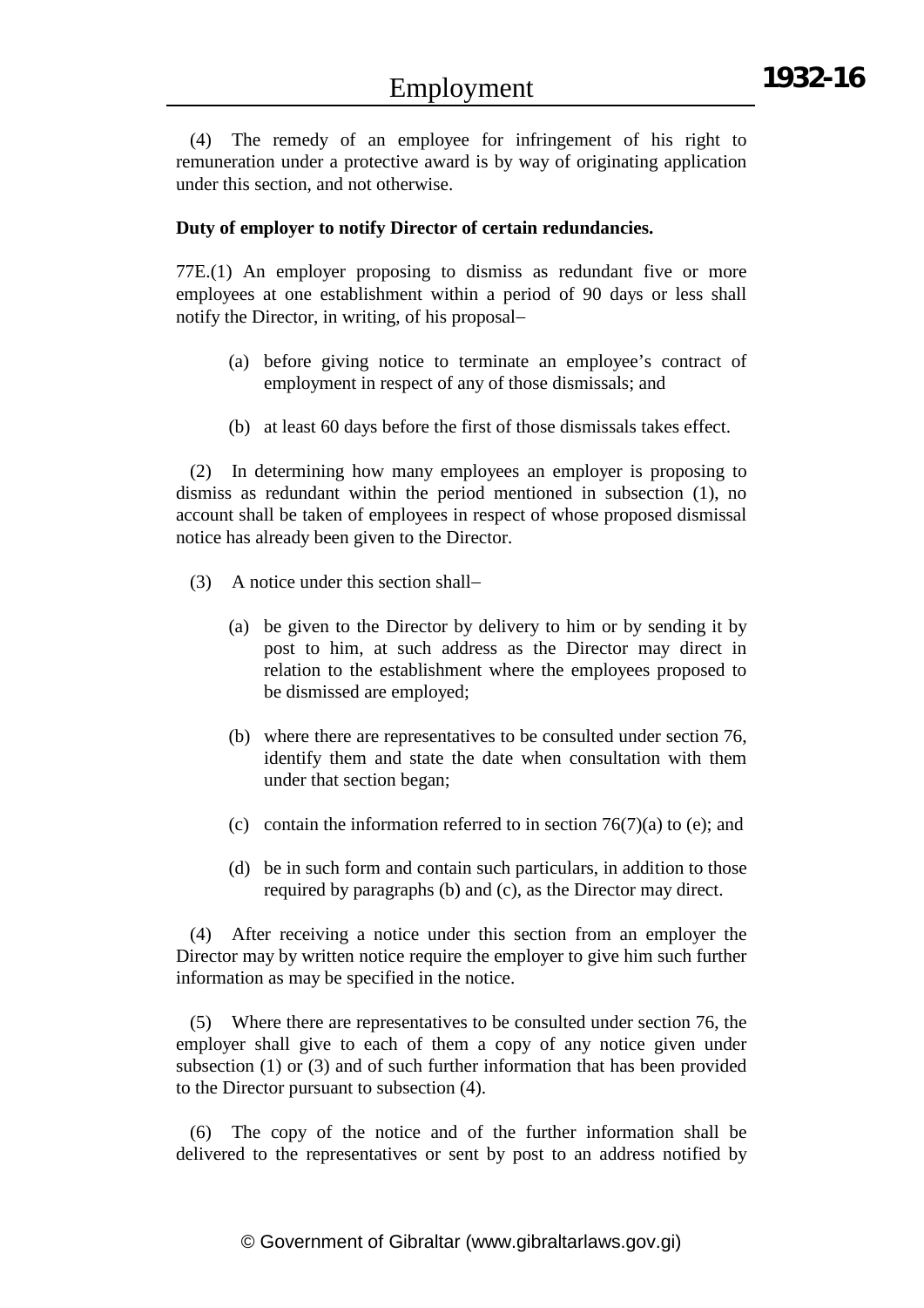(4) The remedy of an employee for infringement of his right to remuneration under a protective award is by way of originating application under this section, and not otherwise.

**Duty of employer to notify Director of certain redundancies.**

77E.(1) An employer proposing to dismiss as redundant five or more employees at one establishment within a period of 90 days or less shall notify the Director, in writing, of his proposal–

(a) before giving notice to terminate an employee's contract of employment in respect of any of those dismissals; and

(b) at least 60 days before the first of those dismissals takes effect.

(2) In determining how many employees an employer is proposing to dismiss as redundant within the period mentioned in subsection (1), no account shall be taken of employees in respect of whose proposed dismissal notice has already been given to the Director.

(3) A notice under this section shall–

(a) be given to the Director by delivery to him or by sending it by post to him, at such address as the Director may direct in relation to the establishment where the employees proposed to be dismissed are employed;

(b) where there are representatives to be consulted under section 76, identify them and state the date when consultation with them under that section began;

(c) contain the information referred to in section 76(7)(a) to (e); and

(d) be in such form and contain such particulars, in addition to those required by paragraphs (b) and (c), as the Director may direct.

(4) After receiving a notice under this section from an employer the Director may by written notice require the employer to give him such further information as may be specified in the notice.

(5) Where there are representatives to be consulted under section 76, the employer shall give to each of them a copy of any notice given under subsection (1) or (3) and of such further information that has been provided to the Director pursuant to subsection (4).

(6) The copy of the notice and of the further information shall be delivered to the representatives or sent by post to an address notified by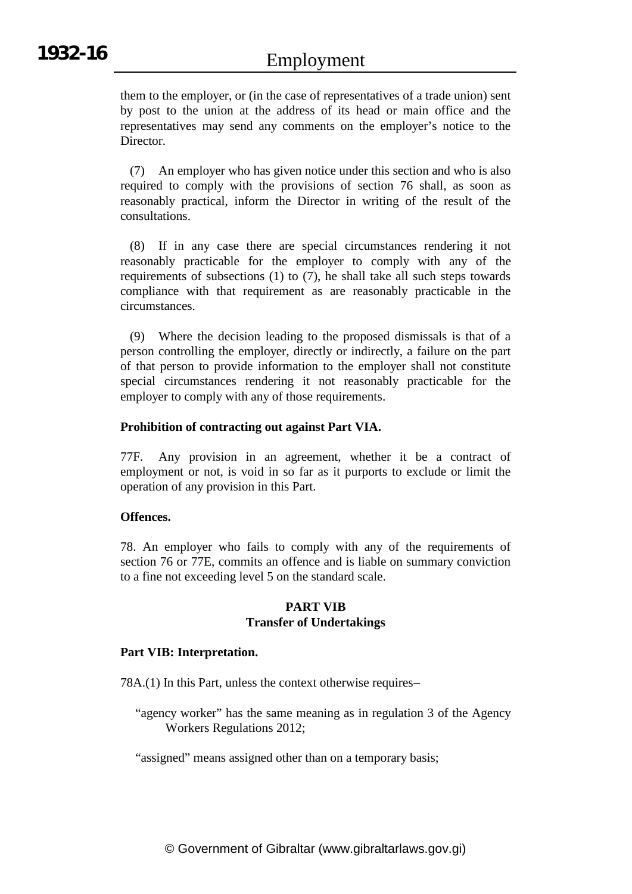them to the employer, or (in the case of representatives of a trade union) sent by post to the union at the address of its head or main office and the representatives may send any comments on the employer's notice to the Director.

(7) An employer who has given notice under this section and who is also required to comply with the provisions of section 76 shall, as soon as reasonably practical, inform the Director in writing of the result of the consultations.

(8) If in any case there are special circumstances rendering it not reasonably practicable for the employer to comply with any of the requirements of subsections (1) to (7), he shall take all such steps towards compliance with that requirement as are reasonably practicable in the circumstances.

(9) Where the decision leading to the proposed dismissals is that of a person controlling the employer, directly or indirectly, a failure on the part of that person to provide information to the employer shall not constitute special circumstances rendering it not reasonably practicable for the employer to comply with any of those requirements.

**Prohibition of contracting out against Part VIA.**

77F. Any provision in an agreement, whether it be a contract of employment or not, is void in so far as it purports to exclude or limit the operation of any provision in this Part.

**Offences.**

78. An employer who fails to comply with any of the requirements of section 76 or 77E, commits an offence and is liable on summary conviction to a fine not exceeding level 5 on the standard scale.

## PART VIB
## Transfer of Undertakings

**Part VIB: Interpretation.**

78A.(1) In this Part, unless the context otherwise requires–

"agency worker" has the same meaning as in regulation 3 of the Agency Workers Regulations 2012;

"assigned" means assigned other than on a temporary basis;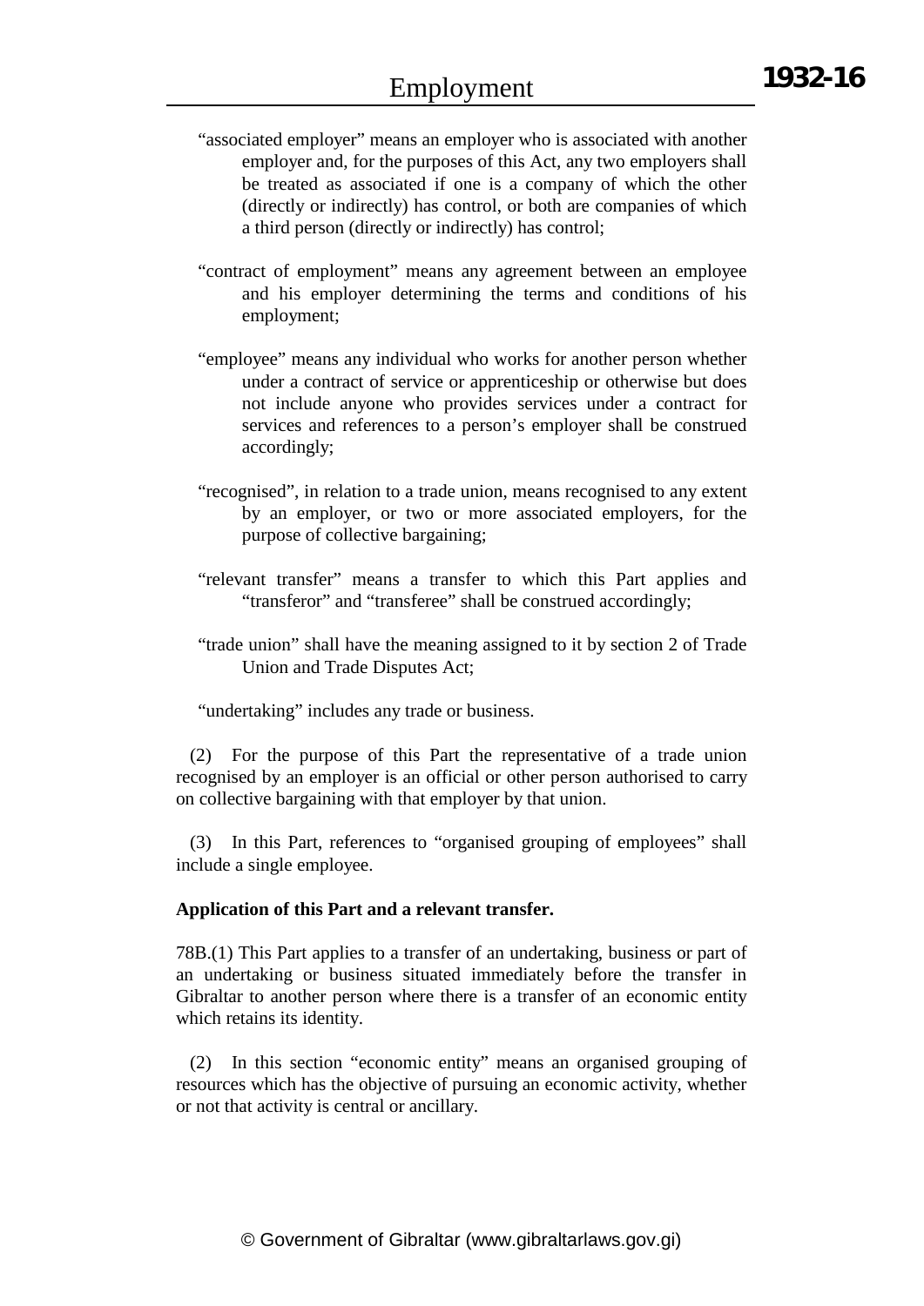"associated employer" means an employer who is associated with another employer and, for the purposes of this Act, any two employers shall be treated as associated if one is a company of which the other (directly or indirectly) has control, or both are companies of which a third person (directly or indirectly) has control;

"contract of employment" means any agreement between an employee and his employer determining the terms and conditions of his employment;

"employee" means any individual who works for another person whether under a contract of service or apprenticeship or otherwise but does not include anyone who provides services under a contract for services and references to a person's employer shall be construed accordingly;

"recognised", in relation to a trade union, means recognised to any extent by an employer, or two or more associated employers, for the purpose of collective bargaining;

"relevant transfer" means a transfer to which this Part applies and "transferor" and "transferee" shall be construed accordingly;

"trade union" shall have the meaning assigned to it by section 2 of Trade Union and Trade Disputes Act;

"undertaking" includes any trade or business.

(2) For the purpose of this Part the representative of a trade union recognised by an employer is an official or other person authorised to carry on collective bargaining with that employer by that union.

(3) In this Part, references to "organised grouping of employees" shall include a single employee.

**Application of this Part and a relevant transfer.**

78B.(1) This Part applies to a transfer of an undertaking, business or part of an undertaking or business situated immediately before the transfer in Gibraltar to another person where there is a transfer of an economic entity which retains its identity.

(2) In this section "economic entity" means an organised grouping of resources which has the objective of pursuing an economic activity, whether or not that activity is central or ancillary.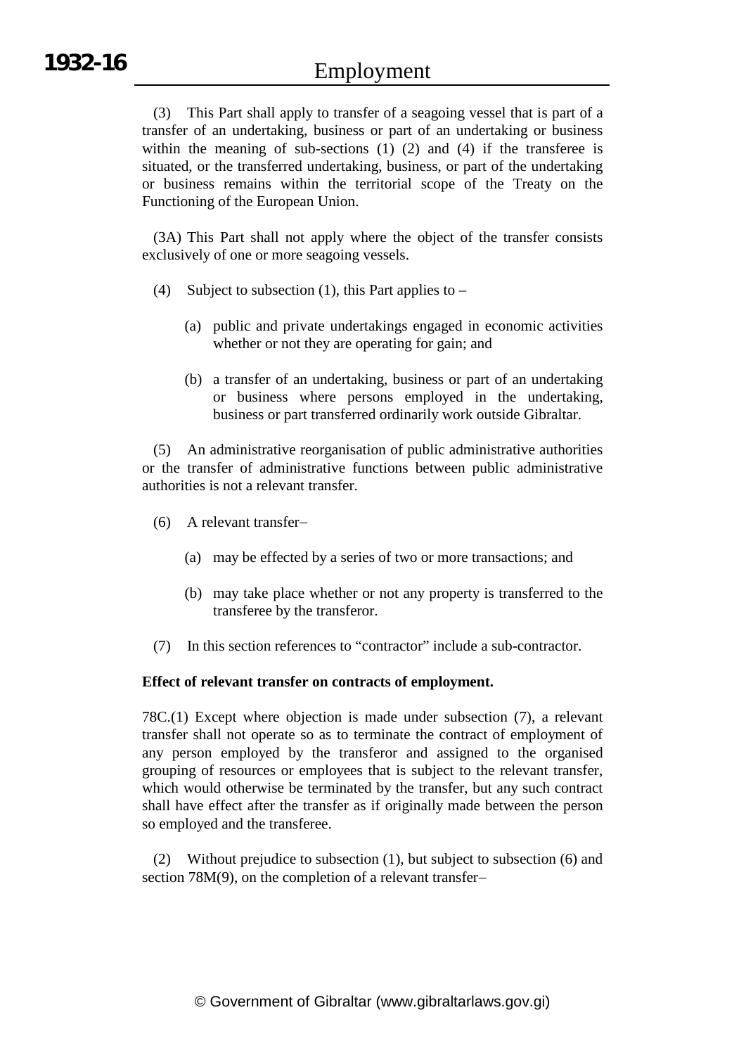(3) This Part shall apply to transfer of a seagoing vessel that is part of a transfer of an undertaking, business or part of an undertaking or business within the meaning of sub-sections (1) (2) and (4) if the transferee is situated, or the transferred undertaking, business, or part of the undertaking or business remains within the territorial scope of the Treaty on the Functioning of the European Union.

(3A) This Part shall not apply where the object of the transfer consists exclusively of one or more seagoing vessels.

(4) Subject to subsection (1), this Part applies to –

(a) public and private undertakings engaged in economic activities whether or not they are operating for gain; and

(b) a transfer of an undertaking, business or part of an undertaking or business where persons employed in the undertaking, business or part transferred ordinarily work outside Gibraltar.

(5) An administrative reorganisation of public administrative authorities or the transfer of administrative functions between public administrative authorities is not a relevant transfer.

(6) A relevant transfer–

(a) may be effected by a series of two or more transactions; and

(b) may take place whether or not any property is transferred to the transferee by the transferor.

(7) In this section references to "contractor" include a sub-contractor.

**Effect of relevant transfer on contracts of employment.**

78C.(1) Except where objection is made under subsection (7), a relevant transfer shall not operate so as to terminate the contract of employment of any person employed by the transferor and assigned to the organised grouping of resources or employees that is subject to the relevant transfer, which would otherwise be terminated by the transfer, but any such contract shall have effect after the transfer as if originally made between the person so employed and the transferee.

(2) Without prejudice to subsection (1), but subject to subsection (6) and section 78M(9), on the completion of a relevant transfer–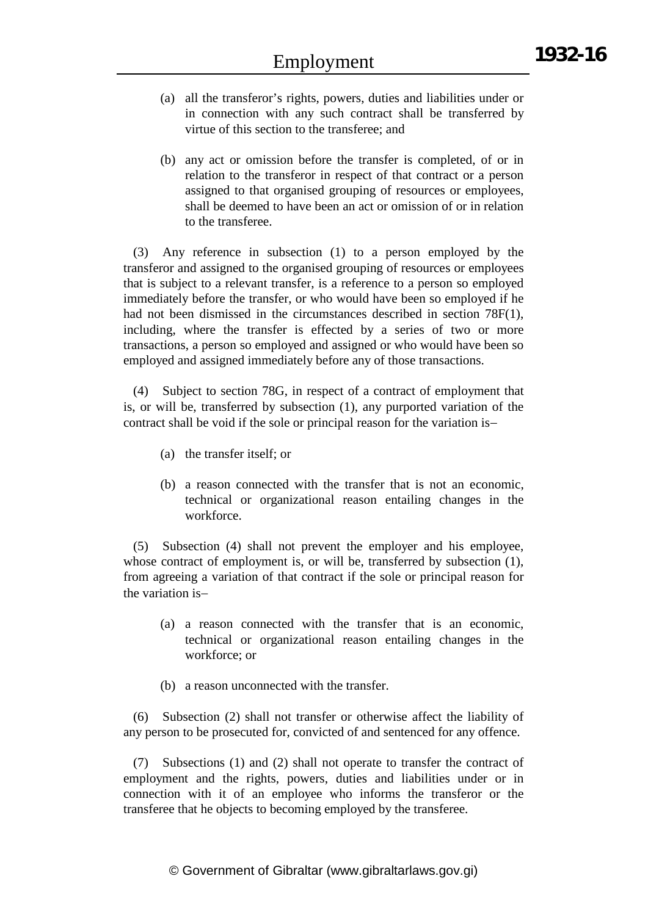(a) all the transferor's rights, powers, duties and liabilities under or in connection with any such contract shall be transferred by virtue of this section to the transferee; and

(b) any act or omission before the transfer is completed, of or in relation to the transferor in respect of that contract or a person assigned to that organised grouping of resources or employees, shall be deemed to have been an act or omission of or in relation to the transferee.

(3) Any reference in subsection (1) to a person employed by the transferor and assigned to the organised grouping of resources or employees that is subject to a relevant transfer, is a reference to a person so employed immediately before the transfer, or who would have been so employed if he had not been dismissed in the circumstances described in section 78F(1), including, where the transfer is effected by a series of two or more transactions, a person so employed and assigned or who would have been so employed and assigned immediately before any of those transactions.

(4) Subject to section 78G, in respect of a contract of employment that is, or will be, transferred by subsection (1), any purported variation of the contract shall be void if the sole or principal reason for the variation is–

(a) the transfer itself; or

(b) a reason connected with the transfer that is not an economic, technical or organizational reason entailing changes in the workforce.

(5) Subsection (4) shall not prevent the employer and his employee, whose contract of employment is, or will be, transferred by subsection (1), from agreeing a variation of that contract if the sole or principal reason for the variation is–

(a) a reason connected with the transfer that is an economic, technical or organizational reason entailing changes in the workforce; or

(b) a reason unconnected with the transfer.

(6) Subsection (2) shall not transfer or otherwise affect the liability of any person to be prosecuted for, convicted of and sentenced for any offence.

(7) Subsections (1) and (2) shall not operate to transfer the contract of employment and the rights, powers, duties and liabilities under or in connection with it of an employee who informs the transferor or the transferee that he objects to becoming employed by the transferee.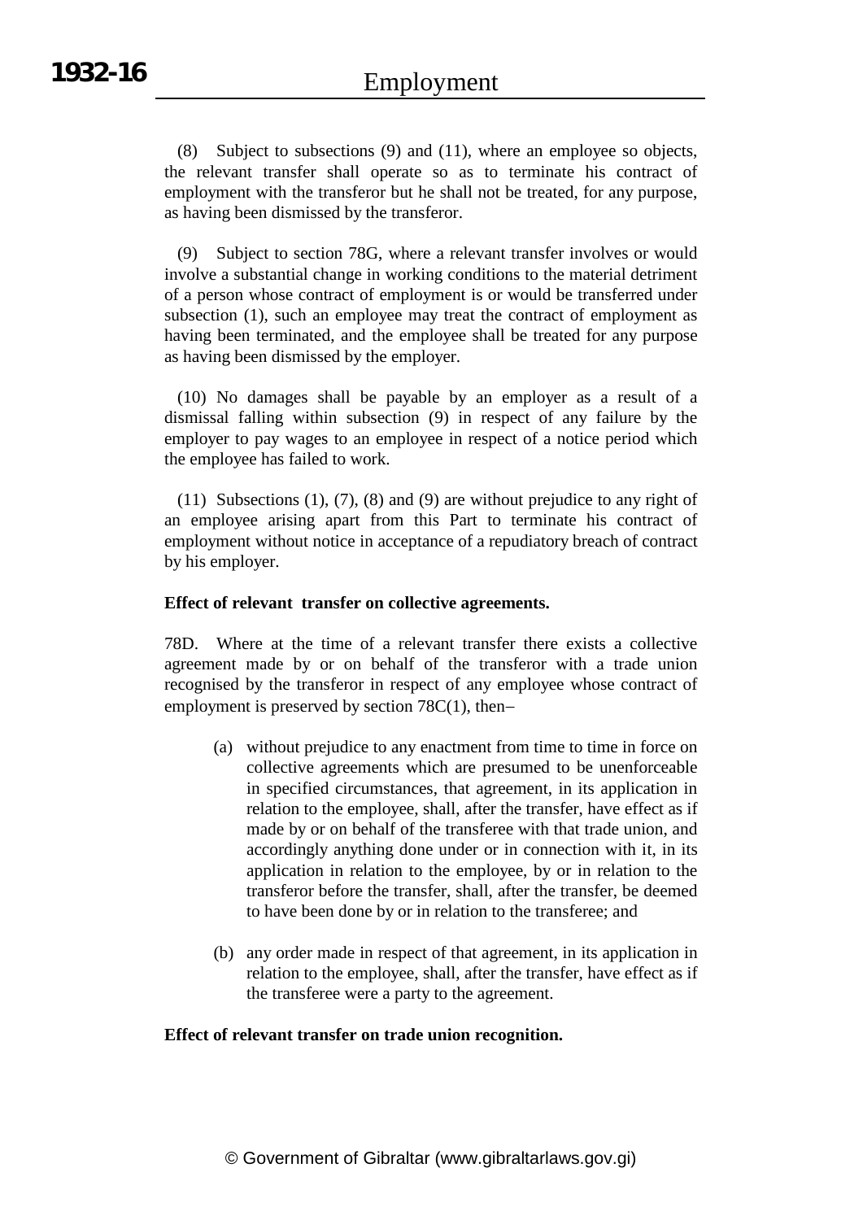(8) Subject to subsections (9) and (11), where an employee so objects, the relevant transfer shall operate so as to terminate his contract of employment with the transferor but he shall not be treated, for any purpose, as having been dismissed by the transferor.

(9) Subject to section 78G, where a relevant transfer involves or would involve a substantial change in working conditions to the material detriment of a person whose contract of employment is or would be transferred under subsection (1), such an employee may treat the contract of employment as having been terminated, and the employee shall be treated for any purpose as having been dismissed by the employer.

(10) No damages shall be payable by an employer as a result of a dismissal falling within subsection (9) in respect of any failure by the employer to pay wages to an employee in respect of a notice period which the employee has failed to work.

(11) Subsections (1), (7), (8) and (9) are without prejudice to any right of an employee arising apart from this Part to terminate his contract of employment without notice in acceptance of a repudiatory breach of contract by his employer.

**Effect of relevant transfer on collective agreements.**

78D. Where at the time of a relevant transfer there exists a collective agreement made by or on behalf of the transferor with a trade union recognised by the transferor in respect of any employee whose contract of employment is preserved by section 78C(1), then–

(a) without prejudice to any enactment from time to time in force on collective agreements which are presumed to be unenforceable in specified circumstances, that agreement, in its application in relation to the employee, shall, after the transfer, have effect as if made by or on behalf of the transferee with that trade union, and accordingly anything done under or in connection with it, in its application in relation to the employee, by or in relation to the transferor before the transfer, shall, after the transfer, be deemed to have been done by or in relation to the transferee; and

(b) any order made in respect of that agreement, in its application in relation to the employee, shall, after the transfer, have effect as if the transferee were a party to the agreement.

**Effect of relevant transfer on trade union recognition.**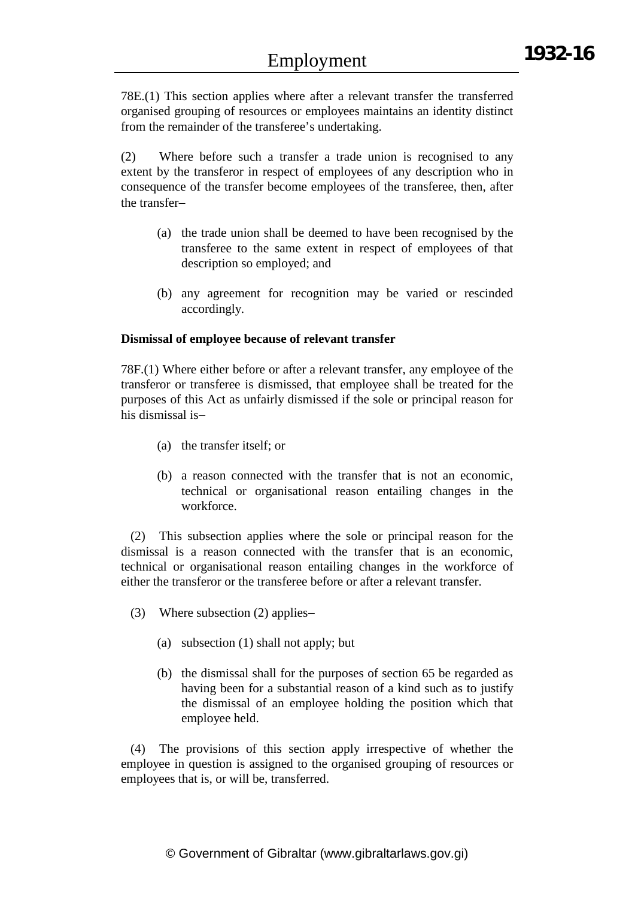78E.(1) This section applies where after a relevant transfer the transferred organised grouping of resources or employees maintains an identity distinct from the remainder of the transferee's undertaking.

(2) Where before such a transfer a trade union is recognised to any extent by the transferor in respect of employees of any description who in consequence of the transfer become employees of the transferee, then, after the transfer–

(a) the trade union shall be deemed to have been recognised by the transferee to the same extent in respect of employees of that description so employed; and

(b) any agreement for recognition may be varied or rescinded accordingly.

**Dismissal of employee because of relevant transfer**

78F.(1) Where either before or after a relevant transfer, any employee of the transferor or transferee is dismissed, that employee shall be treated for the purposes of this Act as unfairly dismissed if the sole or principal reason for his dismissal is–

(a) the transfer itself; or

(b) a reason connected with the transfer that is not an economic, technical or organisational reason entailing changes in the workforce.

(2) This subsection applies where the sole or principal reason for the dismissal is a reason connected with the transfer that is an economic, technical or organisational reason entailing changes in the workforce of either the transferor or the transferee before or after a relevant transfer.

(3) Where subsection (2) applies–

(a) subsection (1) shall not apply; but

(b) the dismissal shall for the purposes of section 65 be regarded as having been for a substantial reason of a kind such as to justify the dismissal of an employee holding the position which that employee held.

(4) The provisions of this section apply irrespective of whether the employee in question is assigned to the organised grouping of resources or employees that is, or will be, transferred.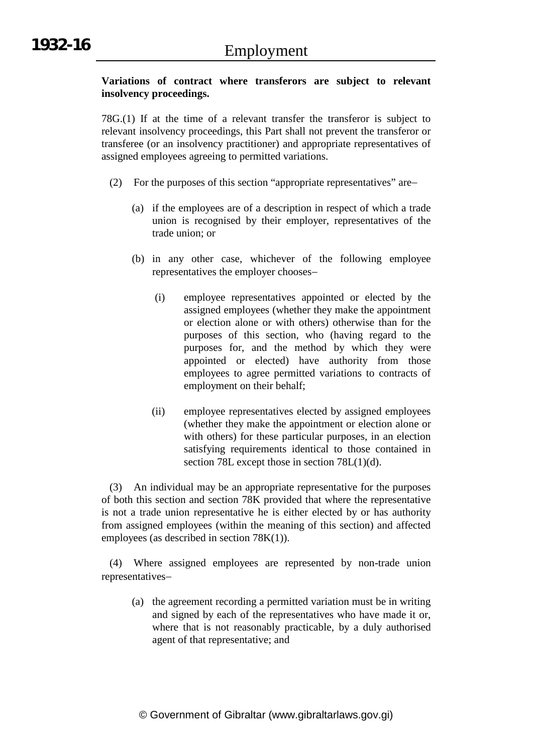**Variations of contract where transferors are subject to relevant insolvency proceedings.**

78G.(1) If at the time of a relevant transfer the transferor is subject to relevant insolvency proceedings, this Part shall not prevent the transferor or transferee (or an insolvency practitioner) and appropriate representatives of assigned employees agreeing to permitted variations.

(2) For the purposes of this section "appropriate representatives" are–

(a) if the employees are of a description in respect of which a trade union is recognised by their employer, representatives of the trade union; or

(b) in any other case, whichever of the following employee representatives the employer chooses–

(i) employee representatives appointed or elected by the assigned employees (whether they make the appointment or election alone or with others) otherwise than for the purposes of this section, who (having regard to the purposes for, and the method by which they were appointed or elected) have authority from those employees to agree permitted variations to contracts of employment on their behalf;

(ii) employee representatives elected by assigned employees (whether they make the appointment or election alone or with others) for these particular purposes, in an election satisfying requirements identical to those contained in section 78L except those in section 78L(1)(d).

(3) An individual may be an appropriate representative for the purposes of both this section and section 78K provided that where the representative is not a trade union representative he is either elected by or has authority from assigned employees (within the meaning of this section) and affected employees (as described in section 78K(1)).

(4) Where assigned employees are represented by non-trade union representatives–

(a) the agreement recording a permitted variation must be in writing and signed by each of the representatives who have made it or, where that is not reasonably practicable, by a duly authorised agent of that representative; and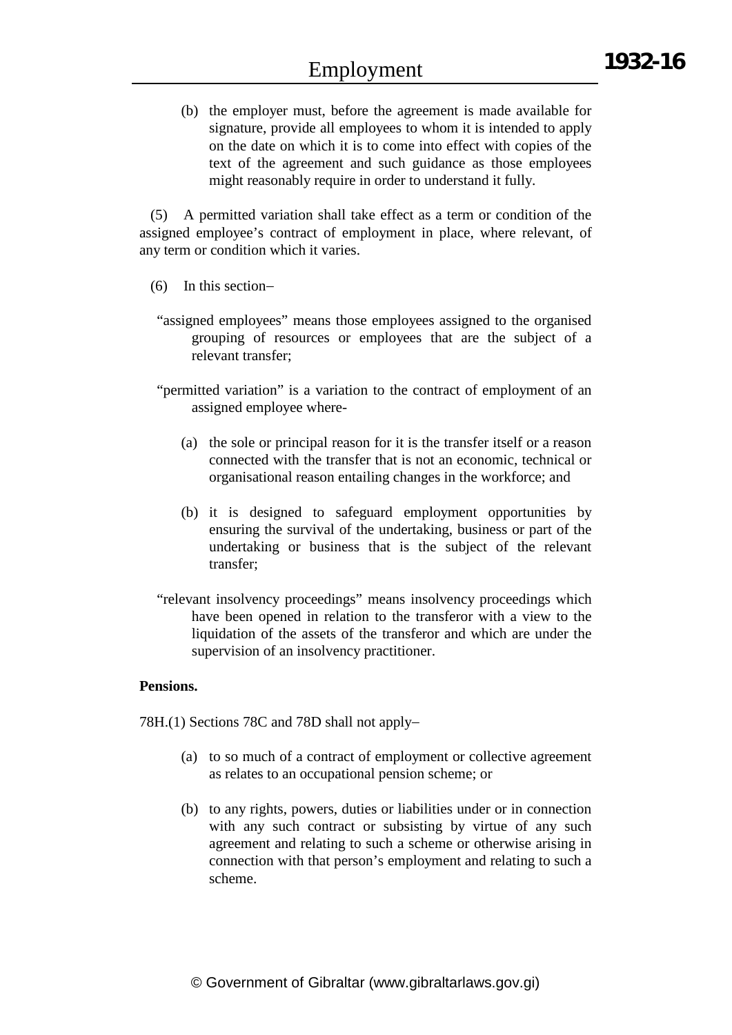(b) the employer must, before the agreement is made available for signature, provide all employees to whom it is intended to apply on the date on which it is to come into effect with copies of the text of the agreement and such guidance as those employees might reasonably require in order to understand it fully.

(5) A permitted variation shall take effect as a term or condition of the assigned employee's contract of employment in place, where relevant, of any term or condition which it varies.

(6) In this section–

"assigned employees" means those employees assigned to the organised grouping of resources or employees that are the subject of a relevant transfer;

"permitted variation" is a variation to the contract of employment of an assigned employee where-

(a) the sole or principal reason for it is the transfer itself or a reason connected with the transfer that is not an economic, technical or organisational reason entailing changes in the workforce; and

(b) it is designed to safeguard employment opportunities by ensuring the survival of the undertaking, business or part of the undertaking or business that is the subject of the relevant transfer;

"relevant insolvency proceedings" means insolvency proceedings which have been opened in relation to the transferor with a view to the liquidation of the assets of the transferor and which are under the supervision of an insolvency practitioner.

**Pensions.**

78H.(1) Sections 78C and 78D shall not apply–

(a) to so much of a contract of employment or collective agreement as relates to an occupational pension scheme; or

(b) to any rights, powers, duties or liabilities under or in connection with any such contract or subsisting by virtue of any such agreement and relating to such a scheme or otherwise arising in connection with that person's employment and relating to such a scheme.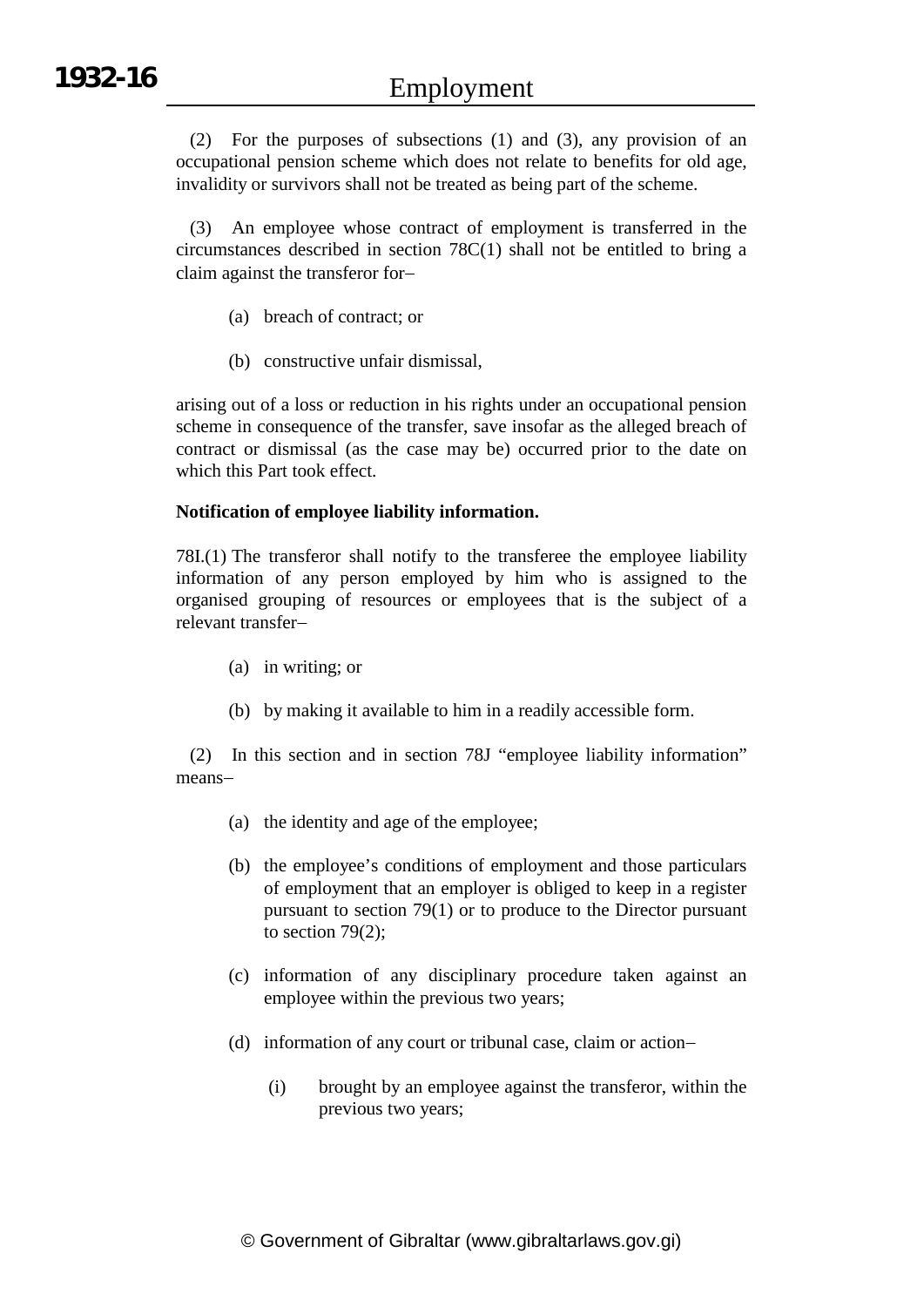(2) For the purposes of subsections (1) and (3), any provision of an occupational pension scheme which does not relate to benefits for old age, invalidity or survivors shall not be treated as being part of the scheme.

(3) An employee whose contract of employment is transferred in the circumstances described in section 78C(1) shall not be entitled to bring a claim against the transferor for–

(a) breach of contract; or

(b) constructive unfair dismissal,

arising out of a loss or reduction in his rights under an occupational pension scheme in consequence of the transfer, save insofar as the alleged breach of contract or dismissal (as the case may be) occurred prior to the date on which this Part took effect.

**Notification of employee liability information.**

78I.(1) The transferor shall notify to the transferee the employee liability information of any person employed by him who is assigned to the organised grouping of resources or employees that is the subject of a relevant transfer–

(a) in writing; or

(b) by making it available to him in a readily accessible form.

(2) In this section and in section 78J "employee liability information" means–

(a) the identity and age of the employee;

(b) the employee's conditions of employment and those particulars of employment that an employer is obliged to keep in a register pursuant to section 79(1) or to produce to the Director pursuant to section 79(2);

(c) information of any disciplinary procedure taken against an employee within the previous two years;

(d) information of any court or tribunal case, claim or action–

(i) brought by an employee against the transferor, within the previous two years;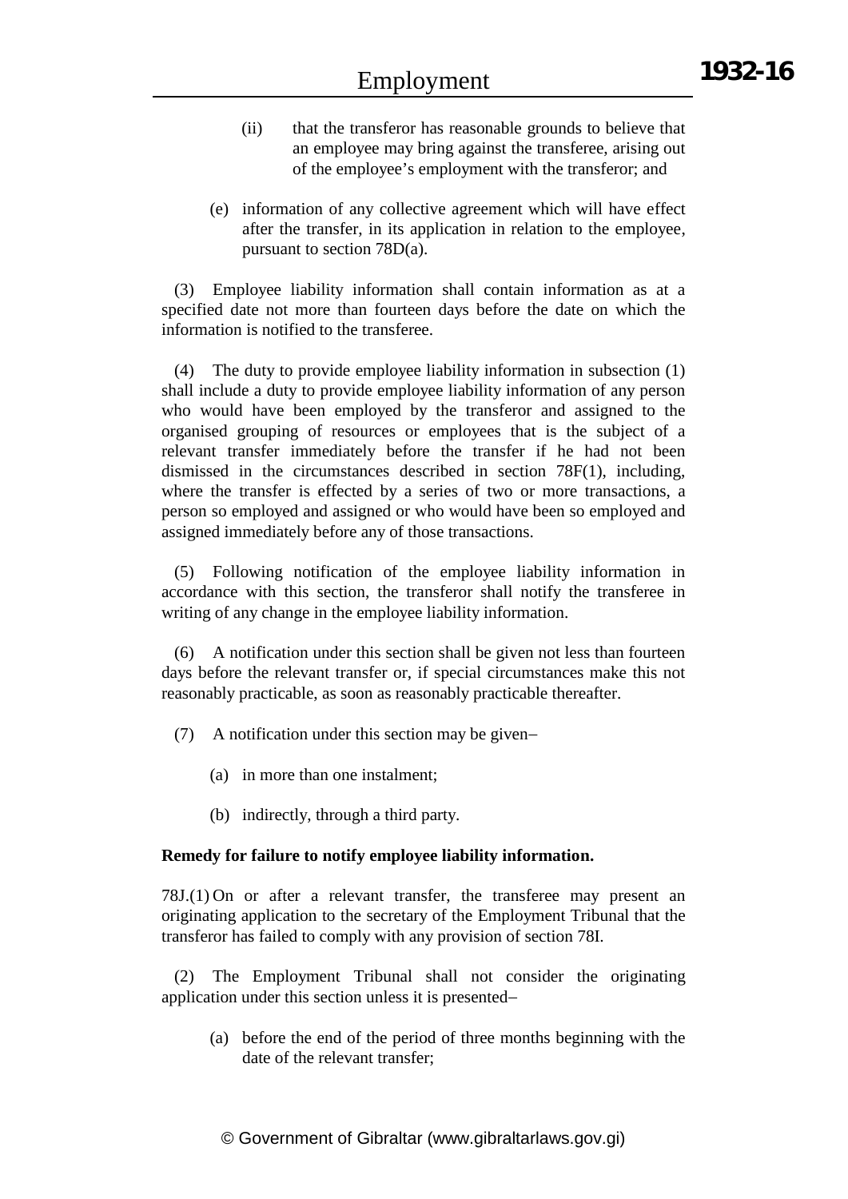(ii) that the transferor has reasonable grounds to believe that an employee may bring against the transferee, arising out of the employee's employment with the transferor; and

(e) information of any collective agreement which will have effect after the transfer, in its application in relation to the employee, pursuant to section 78D(a).

(3) Employee liability information shall contain information as at a specified date not more than fourteen days before the date on which the information is notified to the transferee.

(4) The duty to provide employee liability information in subsection (1) shall include a duty to provide employee liability information of any person who would have been employed by the transferor and assigned to the organised grouping of resources or employees that is the subject of a relevant transfer immediately before the transfer if he had not been dismissed in the circumstances described in section 78F(1), including, where the transfer is effected by a series of two or more transactions, a person so employed and assigned or who would have been so employed and assigned immediately before any of those transactions.

(5) Following notification of the employee liability information in accordance with this section, the transferor shall notify the transferee in writing of any change in the employee liability information.

(6) A notification under this section shall be given not less than fourteen days before the relevant transfer or, if special circumstances make this not reasonably practicable, as soon as reasonably practicable thereafter.

(7) A notification under this section may be given–

(a) in more than one instalment;

(b) indirectly, through a third party.

**Remedy for failure to notify employee liability information.**

78J.(1) On or after a relevant transfer, the transferee may present an originating application to the secretary of the Employment Tribunal that the transferor has failed to comply with any provision of section 78I.

(2) The Employment Tribunal shall not consider the originating application under this section unless it is presented–

(a) before the end of the period of three months beginning with the date of the relevant transfer;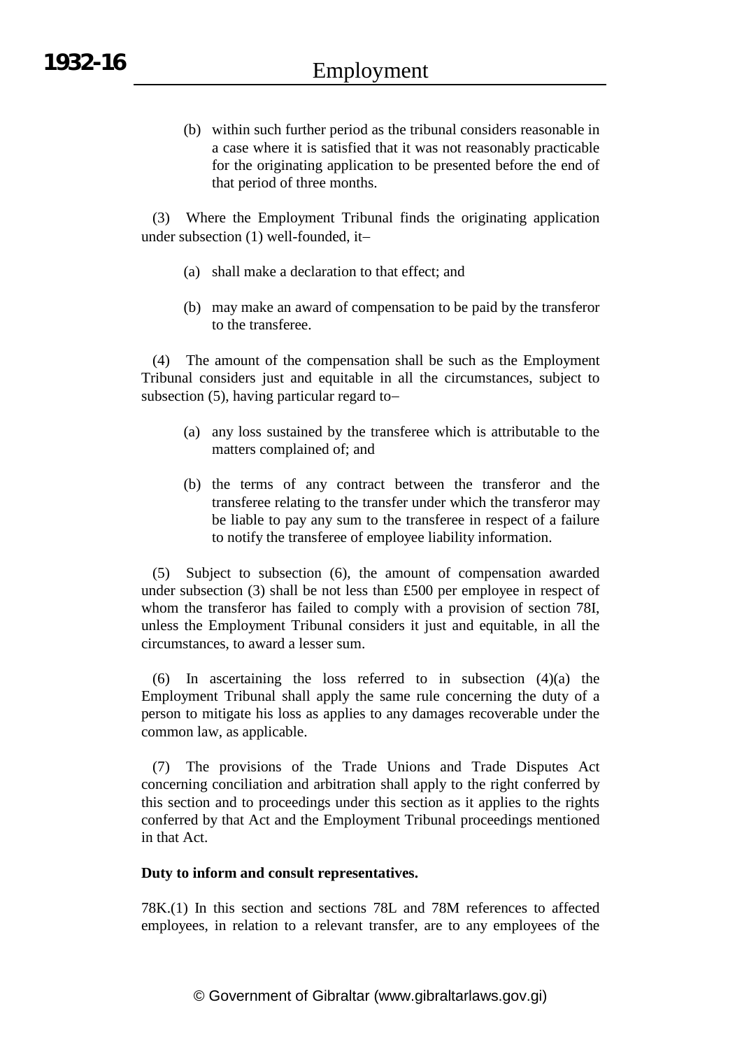(b) within such further period as the tribunal considers reasonable in a case where it is satisfied that it was not reasonably practicable for the originating application to be presented before the end of that period of three months.

(3) Where the Employment Tribunal finds the originating application under subsection (1) well-founded, it–

(a) shall make a declaration to that effect; and

(b) may make an award of compensation to be paid by the transferor to the transferee.

(4) The amount of the compensation shall be such as the Employment Tribunal considers just and equitable in all the circumstances, subject to subsection (5), having particular regard to–

(a) any loss sustained by the transferee which is attributable to the matters complained of; and

(b) the terms of any contract between the transferor and the transferee relating to the transfer under which the transferor may be liable to pay any sum to the transferee in respect of a failure to notify the transferee of employee liability information.

(5) Subject to subsection (6), the amount of compensation awarded under subsection (3) shall be not less than £500 per employee in respect of whom the transferor has failed to comply with a provision of section 78I, unless the Employment Tribunal considers it just and equitable, in all the circumstances, to award a lesser sum.

(6) In ascertaining the loss referred to in subsection (4)(a) the Employment Tribunal shall apply the same rule concerning the duty of a person to mitigate his loss as applies to any damages recoverable under the common law, as applicable.

(7) The provisions of the Trade Unions and Trade Disputes Act concerning conciliation and arbitration shall apply to the right conferred by this section and to proceedings under this section as it applies to the rights conferred by that Act and the Employment Tribunal proceedings mentioned in that Act.

**Duty to inform and consult representatives.**

78K.(1) In this section and sections 78L and 78M references to affected employees, in relation to a relevant transfer, are to any employees of the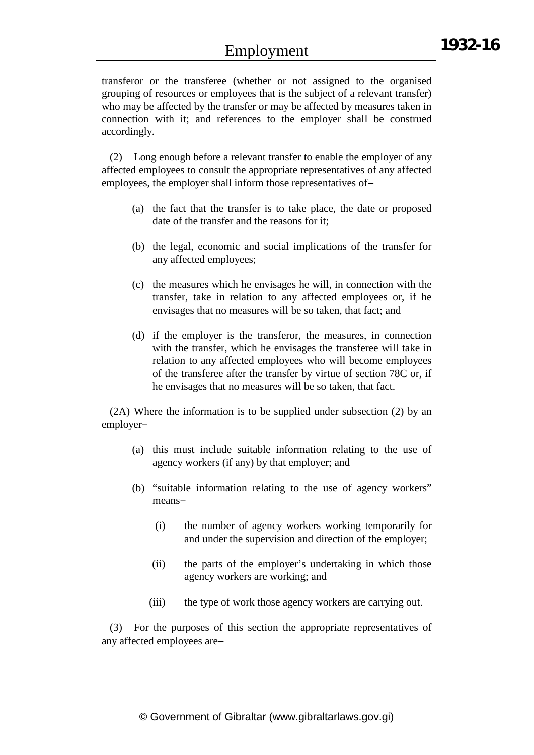transferor or the transferee (whether or not assigned to the organised grouping of resources or employees that is the subject of a relevant transfer) who may be affected by the transfer or may be affected by measures taken in connection with it; and references to the employer shall be construed accordingly.

(2) Long enough before a relevant transfer to enable the employer of any affected employees to consult the appropriate representatives of any affected employees, the employer shall inform those representatives of–

(a) the fact that the transfer is to take place, the date or proposed date of the transfer and the reasons for it;

(b) the legal, economic and social implications of the transfer for any affected employees;

(c) the measures which he envisages he will, in connection with the transfer, take in relation to any affected employees or, if he envisages that no measures will be so taken, that fact; and

(d) if the employer is the transferor, the measures, in connection with the transfer, which he envisages the transferee will take in relation to any affected employees who will become employees of the transferee after the transfer by virtue of section 78C or, if he envisages that no measures will be so taken, that fact.

(2A) Where the information is to be supplied under subsection (2) by an employer−

(a) this must include suitable information relating to the use of agency workers (if any) by that employer; and

(b) "suitable information relating to the use of agency workers" means−

(i) the number of agency workers working temporarily for and under the supervision and direction of the employer;

(ii) the parts of the employer's undertaking in which those agency workers are working; and

(iii) the type of work those agency workers are carrying out.

(3) For the purposes of this section the appropriate representatives of any affected employees are–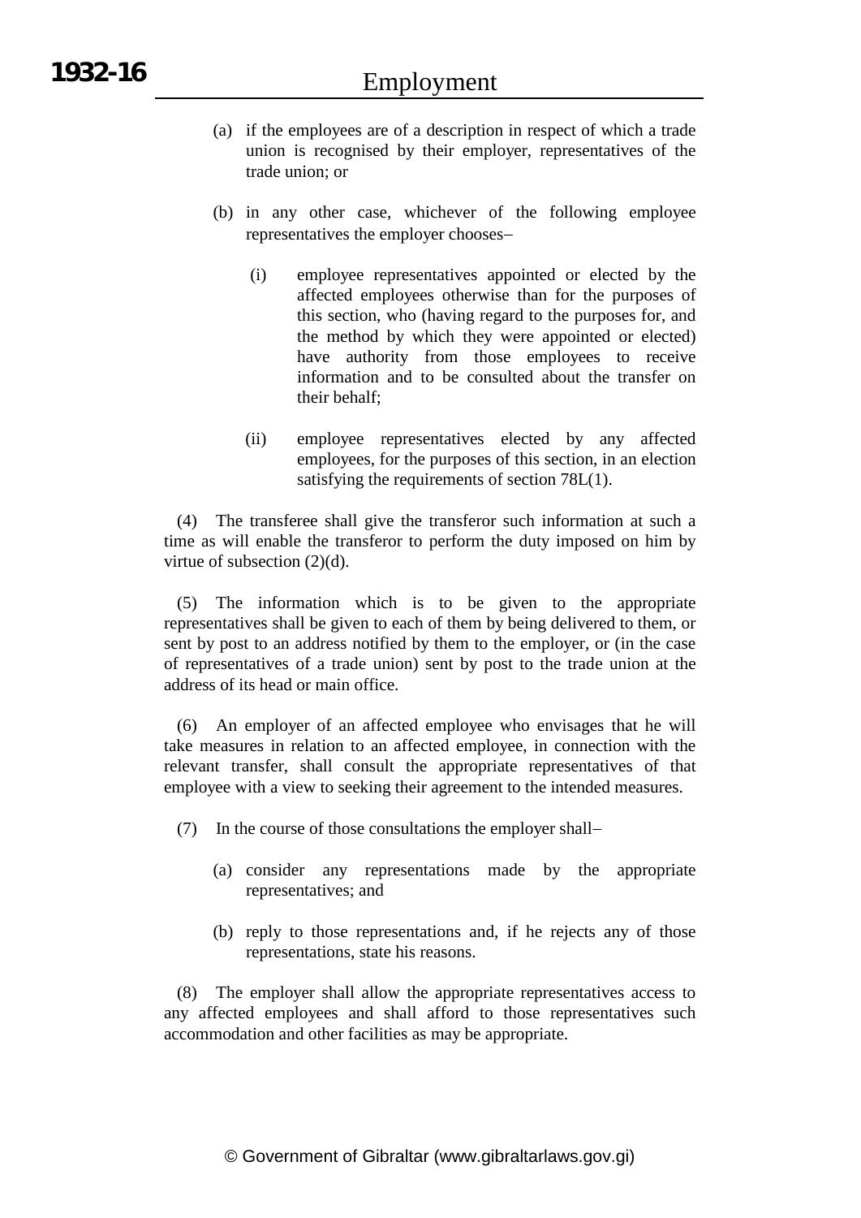(a) if the employees are of a description in respect of which a trade union is recognised by their employer, representatives of the trade union; or

(b) in any other case, whichever of the following employee representatives the employer chooses–

(i) employee representatives appointed or elected by the affected employees otherwise than for the purposes of this section, who (having regard to the purposes for, and the method by which they were appointed or elected) have authority from those employees to receive information and to be consulted about the transfer on their behalf;

(ii) employee representatives elected by any affected employees, for the purposes of this section, in an election satisfying the requirements of section 78L(1).

(4) The transferee shall give the transferor such information at such a time as will enable the transferor to perform the duty imposed on him by virtue of subsection (2)(d).

(5) The information which is to be given to the appropriate representatives shall be given to each of them by being delivered to them, or sent by post to an address notified by them to the employer, or (in the case of representatives of a trade union) sent by post to the trade union at the address of its head or main office.

(6) An employer of an affected employee who envisages that he will take measures in relation to an affected employee, in connection with the relevant transfer, shall consult the appropriate representatives of that employee with a view to seeking their agreement to the intended measures.

(7) In the course of those consultations the employer shall–

(a) consider any representations made by the appropriate representatives; and

(b) reply to those representations and, if he rejects any of those representations, state his reasons.

(8) The employer shall allow the appropriate representatives access to any affected employees and shall afford to those representatives such accommodation and other facilities as may be appropriate.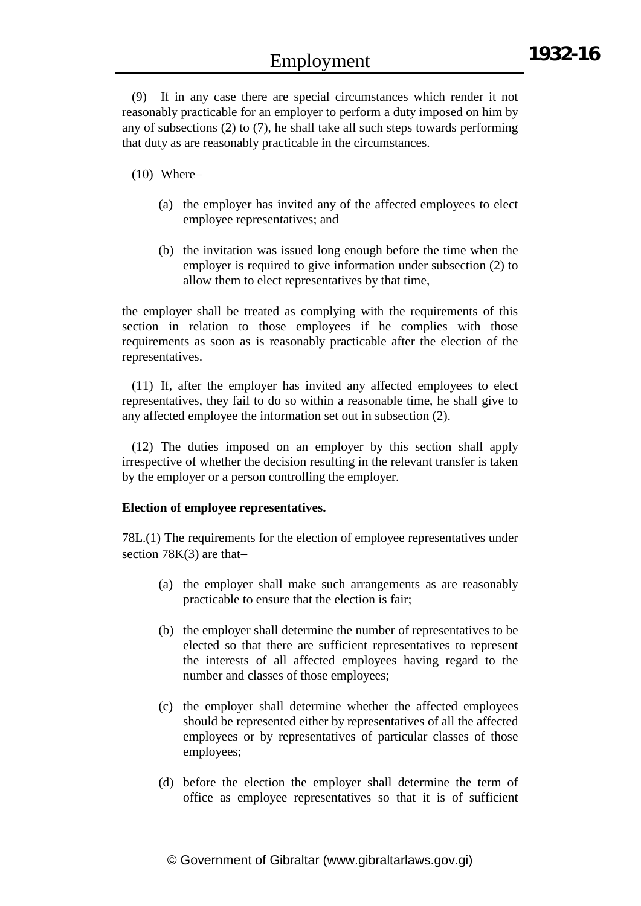(9) If in any case there are special circumstances which render it not reasonably practicable for an employer to perform a duty imposed on him by any of subsections (2) to (7), he shall take all such steps towards performing that duty as are reasonably practicable in the circumstances.

(10) Where–

(a) the employer has invited any of the affected employees to elect employee representatives; and

(b) the invitation was issued long enough before the time when the employer is required to give information under subsection (2) to allow them to elect representatives by that time,

the employer shall be treated as complying with the requirements of this section in relation to those employees if he complies with those requirements as soon as is reasonably practicable after the election of the representatives.

(11) If, after the employer has invited any affected employees to elect representatives, they fail to do so within a reasonable time, he shall give to any affected employee the information set out in subsection (2).

(12) The duties imposed on an employer by this section shall apply irrespective of whether the decision resulting in the relevant transfer is taken by the employer or a person controlling the employer.

**Election of employee representatives.**

78L.(1) The requirements for the election of employee representatives under section 78K(3) are that–

(a) the employer shall make such arrangements as are reasonably practicable to ensure that the election is fair;

(b) the employer shall determine the number of representatives to be elected so that there are sufficient representatives to represent the interests of all affected employees having regard to the number and classes of those employees;

(c) the employer shall determine whether the affected employees should be represented either by representatives of all the affected employees or by representatives of particular classes of those employees;

(d) before the election the employer shall determine the term of office as employee representatives so that it is of sufficient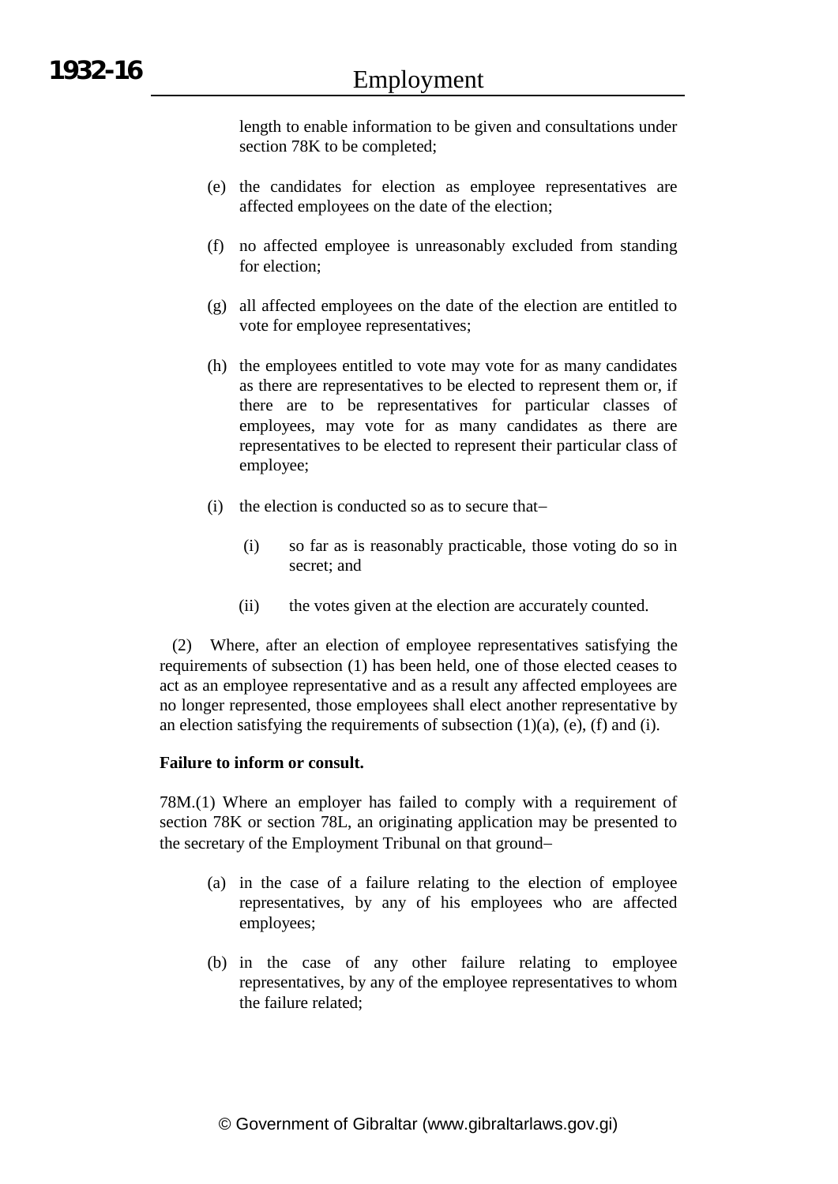length to enable information to be given and consultations under section 78K to be completed;

(e) the candidates for election as employee representatives are affected employees on the date of the election;

(f) no affected employee is unreasonably excluded from standing for election;

(g) all affected employees on the date of the election are entitled to vote for employee representatives;

(h) the employees entitled to vote may vote for as many candidates as there are representatives to be elected to represent them or, if there are to be representatives for particular classes of employees, may vote for as many candidates as there are representatives to be elected to represent their particular class of employee;

(i) the election is conducted so as to secure that–

  (i) so far as is reasonably practicable, those voting do so in secret; and

  (ii) the votes given at the election are accurately counted.

(2) Where, after an election of employee representatives satisfying the requirements of subsection (1) has been held, one of those elected ceases to act as an employee representative and as a result any affected employees are no longer represented, those employees shall elect another representative by an election satisfying the requirements of subsection (1)(a), (e), (f) and (i).

**Failure to inform or consult.**

78M.(1) Where an employer has failed to comply with a requirement of section 78K or section 78L, an originating application may be presented to the secretary of the Employment Tribunal on that ground–

(a) in the case of a failure relating to the election of employee representatives, by any of his employees who are affected employees;

(b) in the case of any other failure relating to employee representatives, by any of the employee representatives to whom the failure related;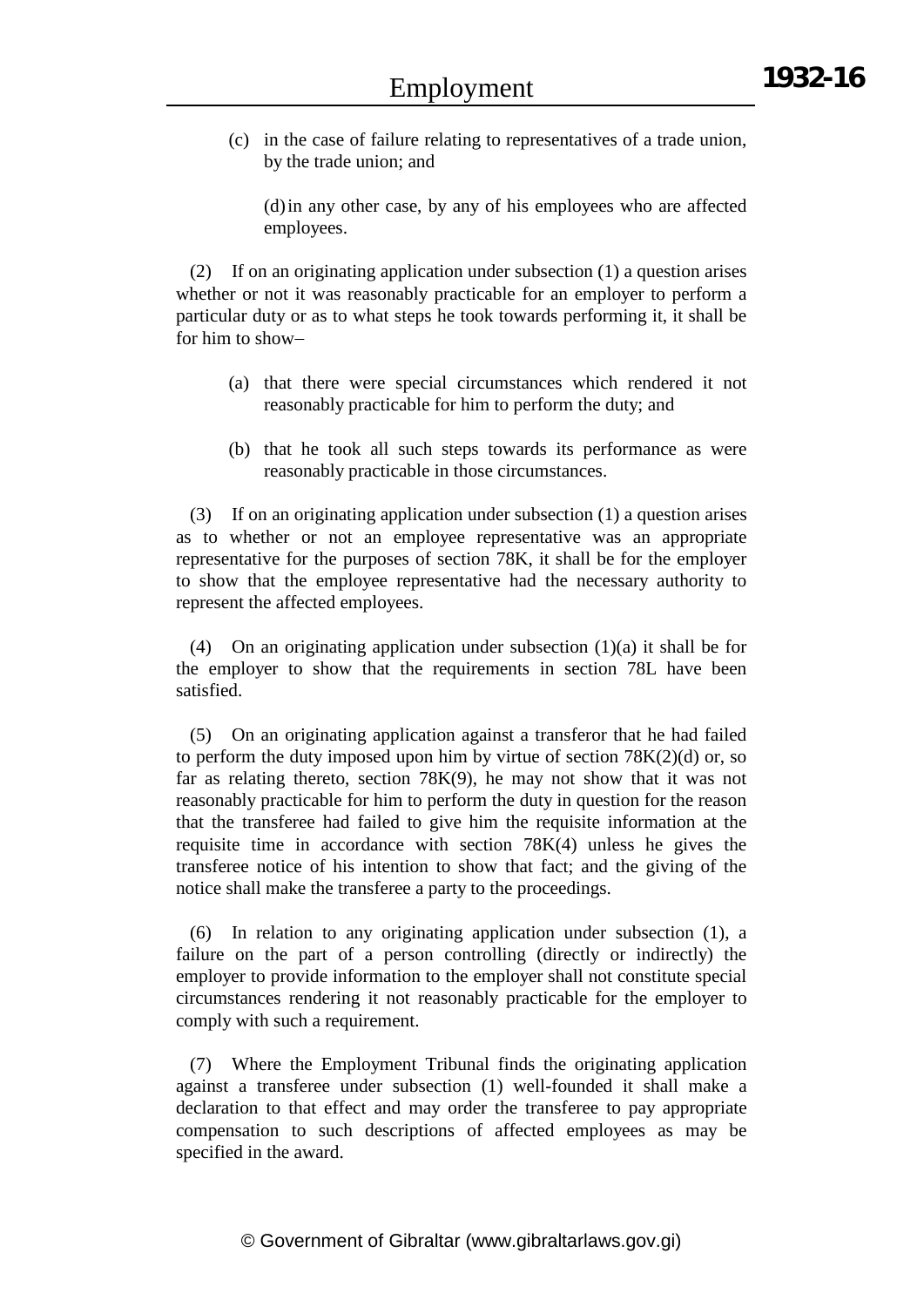(c) in the case of failure relating to representatives of a trade union, by the trade union; and

(d) in any other case, by any of his employees who are affected employees.

(2) If on an originating application under subsection (1) a question arises whether or not it was reasonably practicable for an employer to perform a particular duty or as to what steps he took towards performing it, it shall be for him to show–

(a) that there were special circumstances which rendered it not reasonably practicable for him to perform the duty; and

(b) that he took all such steps towards its performance as were reasonably practicable in those circumstances.

(3) If on an originating application under subsection (1) a question arises as to whether or not an employee representative was an appropriate representative for the purposes of section 78K, it shall be for the employer to show that the employee representative had the necessary authority to represent the affected employees.

(4) On an originating application under subsection (1)(a) it shall be for the employer to show that the requirements in section 78L have been satisfied.

(5) On an originating application against a transferor that he had failed to perform the duty imposed upon him by virtue of section 78K(2)(d) or, so far as relating thereto, section 78K(9), he may not show that it was not reasonably practicable for him to perform the duty in question for the reason that the transferee had failed to give him the requisite information at the requisite time in accordance with section 78K(4) unless he gives the transferee notice of his intention to show that fact; and the giving of the notice shall make the transferee a party to the proceedings.

(6) In relation to any originating application under subsection (1), a failure on the part of a person controlling (directly or indirectly) the employer to provide information to the employer shall not constitute special circumstances rendering it not reasonably practicable for the employer to comply with such a requirement.

(7) Where the Employment Tribunal finds the originating application against a transferee under subsection (1) well-founded it shall make a declaration to that effect and may order the transferee to pay appropriate compensation to such descriptions of affected employees as may be specified in the award.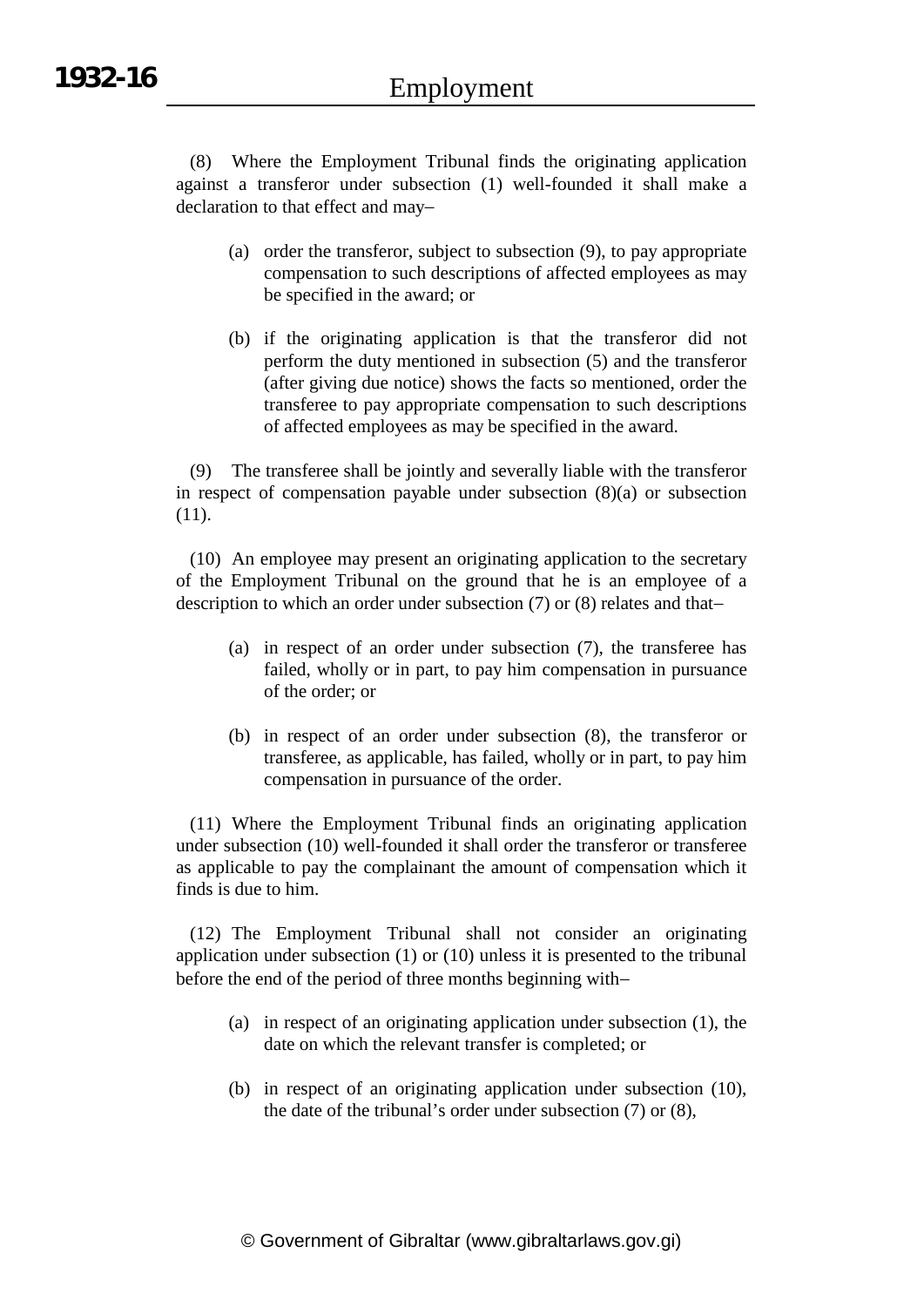(8) Where the Employment Tribunal finds the originating application against a transferor under subsection (1) well-founded it shall make a declaration to that effect and may–

(a) order the transferor, subject to subsection (9), to pay appropriate compensation to such descriptions of affected employees as may be specified in the award; or

(b) if the originating application is that the transferor did not perform the duty mentioned in subsection (5) and the transferor (after giving due notice) shows the facts so mentioned, order the transferee to pay appropriate compensation to such descriptions of affected employees as may be specified in the award.

(9) The transferee shall be jointly and severally liable with the transferor in respect of compensation payable under subsection (8)(a) or subsection (11).

(10) An employee may present an originating application to the secretary of the Employment Tribunal on the ground that he is an employee of a description to which an order under subsection (7) or (8) relates and that–

(a) in respect of an order under subsection (7), the transferee has failed, wholly or in part, to pay him compensation in pursuance of the order; or

(b) in respect of an order under subsection (8), the transferor or transferee, as applicable, has failed, wholly or in part, to pay him compensation in pursuance of the order.

(11) Where the Employment Tribunal finds an originating application under subsection (10) well-founded it shall order the transferor or transferee as applicable to pay the complainant the amount of compensation which it finds is due to him.

(12) The Employment Tribunal shall not consider an originating application under subsection (1) or (10) unless it is presented to the tribunal before the end of the period of three months beginning with–

(a) in respect of an originating application under subsection (1), the date on which the relevant transfer is completed; or

(b) in respect of an originating application under subsection (10), the date of the tribunal's order under subsection (7) or (8),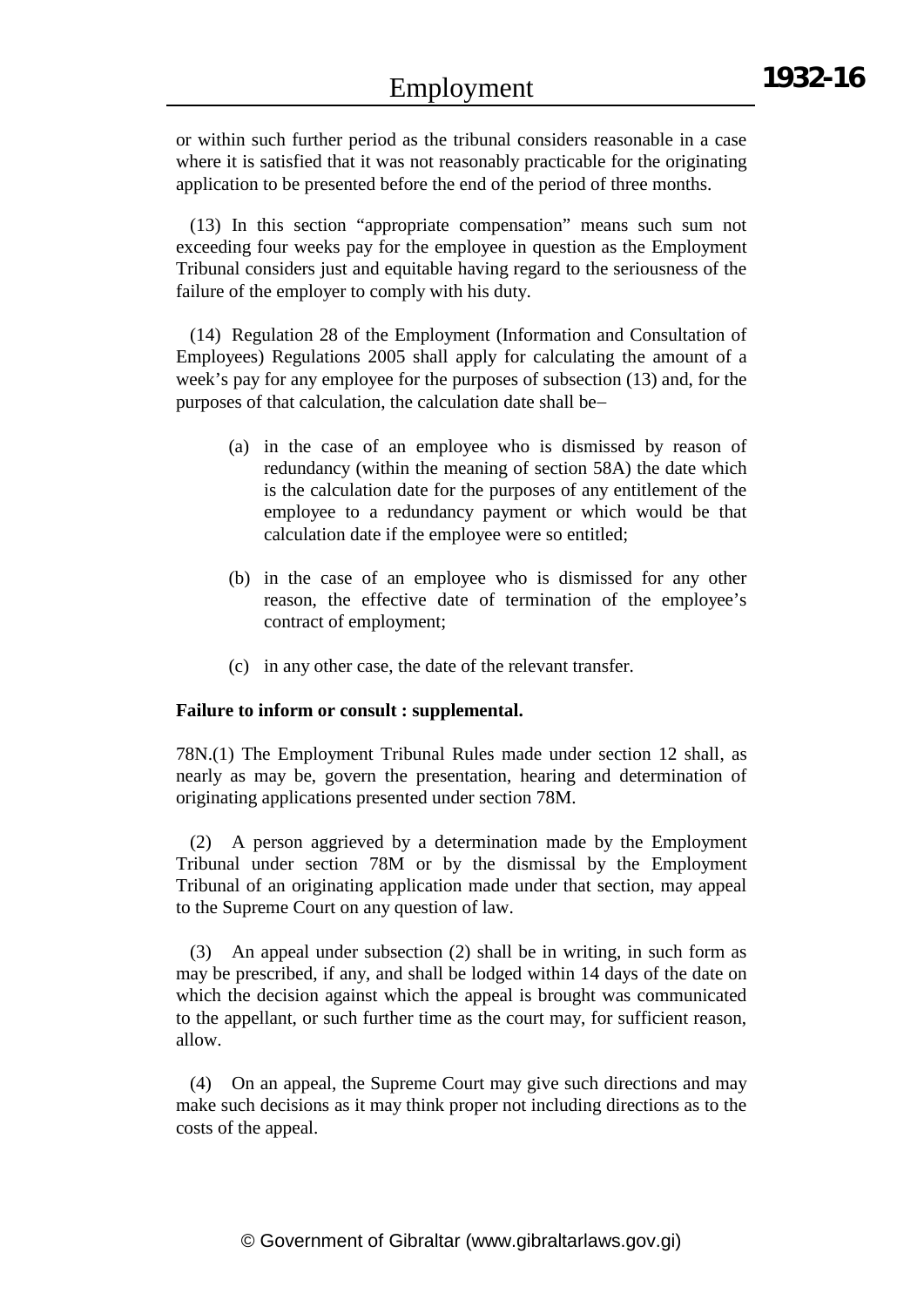or within such further period as the tribunal considers reasonable in a case where it is satisfied that it was not reasonably practicable for the originating application to be presented before the end of the period of three months.

(13) In this section "appropriate compensation" means such sum not exceeding four weeks pay for the employee in question as the Employment Tribunal considers just and equitable having regard to the seriousness of the failure of the employer to comply with his duty.

(14) Regulation 28 of the Employment (Information and Consultation of Employees) Regulations 2005 shall apply for calculating the amount of a week's pay for any employee for the purposes of subsection (13) and, for the purposes of that calculation, the calculation date shall be–

(a) in the case of an employee who is dismissed by reason of redundancy (within the meaning of section 58A) the date which is the calculation date for the purposes of any entitlement of the employee to a redundancy payment or which would be that calculation date if the employee were so entitled;

(b) in the case of an employee who is dismissed for any other reason, the effective date of termination of the employee's contract of employment;

(c) in any other case, the date of the relevant transfer.

**Failure to inform or consult : supplemental.**

78N.(1) The Employment Tribunal Rules made under section 12 shall, as nearly as may be, govern the presentation, hearing and determination of originating applications presented under section 78M.

(2) A person aggrieved by a determination made by the Employment Tribunal under section 78M or by the dismissal by the Employment Tribunal of an originating application made under that section, may appeal to the Supreme Court on any question of law.

(3) An appeal under subsection (2) shall be in writing, in such form as may be prescribed, if any, and shall be lodged within 14 days of the date on which the decision against which the appeal is brought was communicated to the appellant, or such further time as the court may, for sufficient reason, allow.

(4) On an appeal, the Supreme Court may give such directions and may make such decisions as it may think proper not including directions as to the costs of the appeal.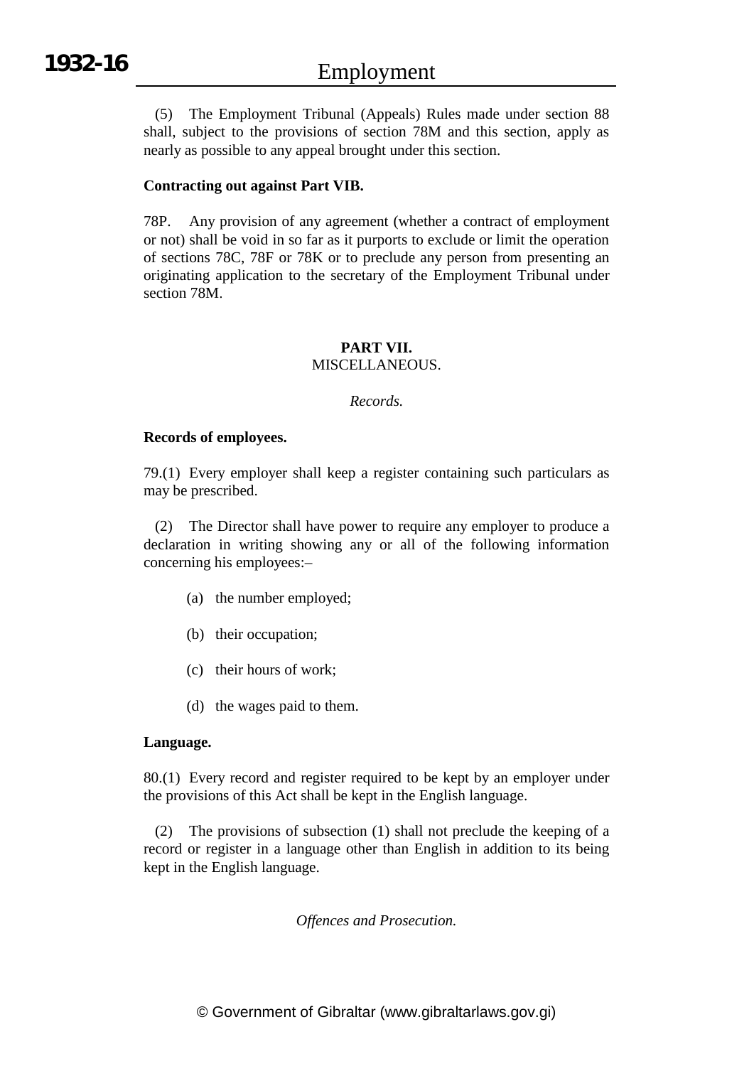(5) The Employment Tribunal (Appeals) Rules made under section 88 shall, subject to the provisions of section 78M and this section, apply as nearly as possible to any appeal brought under this section.

**Contracting out against Part VIB.**

78P. Any provision of any agreement (whether a contract of employment or not) shall be void in so far as it purports to exclude or limit the operation of sections 78C, 78F or 78K or to preclude any person from presenting an originating application to the secretary of the Employment Tribunal under section 78M.

## PART VII.
MISCELLANEOUS.

*Records.*

**Records of employees.**

79.(1) Every employer shall keep a register containing such particulars as may be prescribed.

(2) The Director shall have power to require any employer to produce a declaration in writing showing any or all of the following information concerning his employees:–

(a) the number employed;

(b) their occupation;

(c) their hours of work;

(d) the wages paid to them.

**Language.**

80.(1) Every record and register required to be kept by an employer under the provisions of this Act shall be kept in the English language.

(2) The provisions of subsection (1) shall not preclude the keeping of a record or register in a language other than English in addition to its being kept in the English language.

*Offences and Prosecution.*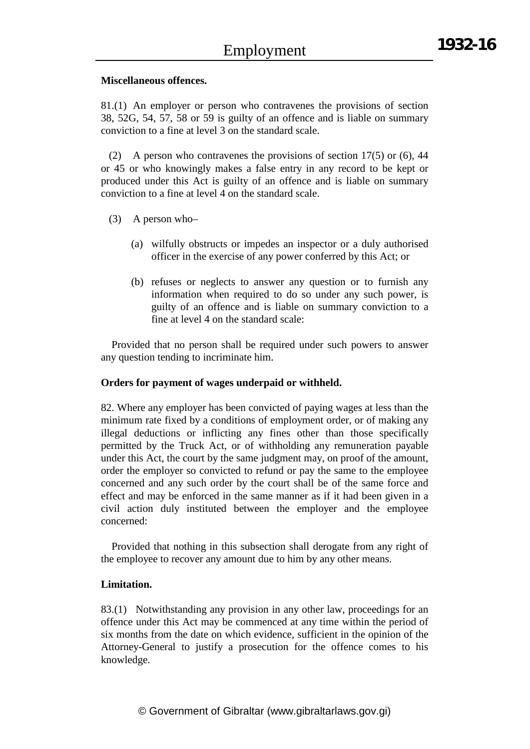**Miscellaneous offences.**

81.(1) An employer or person who contravenes the provisions of section 38, 52G, 54, 57, 58 or 59 is guilty of an offence and is liable on summary conviction to a fine at level 3 on the standard scale.

(2) A person who contravenes the provisions of section 17(5) or (6), 44 or 45 or who knowingly makes a false entry in any record to be kept or produced under this Act is guilty of an offence and is liable on summary conviction to a fine at level 4 on the standard scale.

(3) A person who–

(a) wilfully obstructs or impedes an inspector or a duly authorised officer in the exercise of any power conferred by this Act; or

(b) refuses or neglects to answer any question or to furnish any information when required to do so under any such power, is guilty of an offence and is liable on summary conviction to a fine at level 4 on the standard scale:

Provided that no person shall be required under such powers to answer any question tending to incriminate him.

**Orders for payment of wages underpaid or withheld.**

82. Where any employer has been convicted of paying wages at less than the minimum rate fixed by a conditions of employment order, or of making any illegal deductions or inflicting any fines other than those specifically permitted by the Truck Act, or of withholding any remuneration payable under this Act, the court by the same judgment may, on proof of the amount, order the employer so convicted to refund or pay the same to the employee concerned and any such order by the court shall be of the same force and effect and may be enforced in the same manner as if it had been given in a civil action duly instituted between the employer and the employee concerned:

Provided that nothing in this subsection shall derogate from any right of the employee to recover any amount due to him by any other means.

**Limitation.**

83.(1) Notwithstanding any provision in any other law, proceedings for an offence under this Act may be commenced at any time within the period of six months from the date on which evidence, sufficient in the opinion of the Attorney-General to justify a prosecution for the offence comes to his knowledge.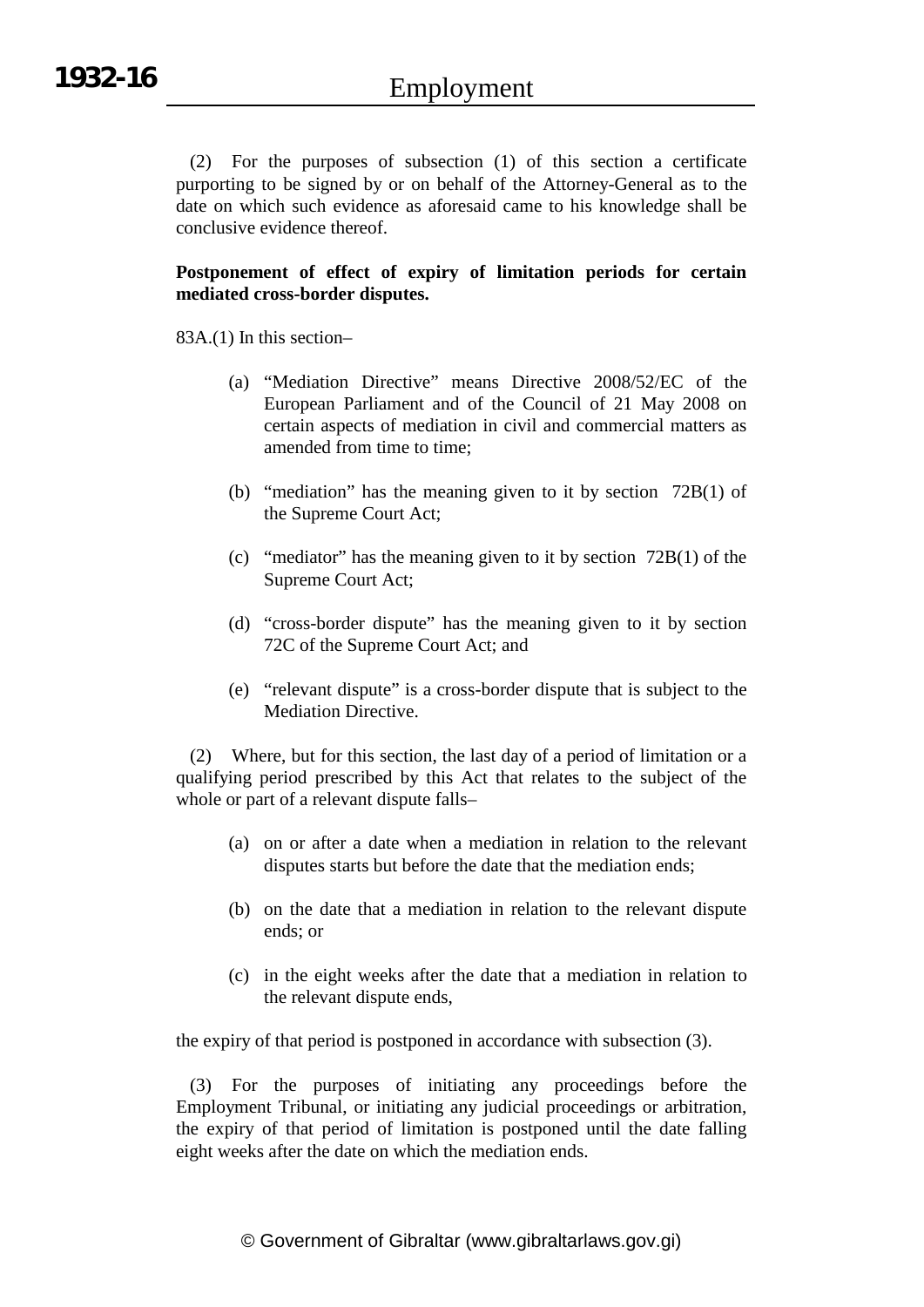(2) For the purposes of subsection (1) of this section a certificate purporting to be signed by or on behalf of the Attorney-General as to the date on which such evidence as aforesaid came to his knowledge shall be conclusive evidence thereof.

**Postponement of effect of expiry of limitation periods for certain mediated cross-border disputes.**

83A.(1) In this section–

(a) "Mediation Directive" means Directive 2008/52/EC of the European Parliament and of the Council of 21 May 2008 on certain aspects of mediation in civil and commercial matters as amended from time to time;

(b) "mediation" has the meaning given to it by section 72B(1) of the Supreme Court Act;

(c) "mediator" has the meaning given to it by section 72B(1) of the Supreme Court Act;

(d) "cross-border dispute" has the meaning given to it by section 72C of the Supreme Court Act; and

(e) "relevant dispute" is a cross-border dispute that is subject to the Mediation Directive.

(2) Where, but for this section, the last day of a period of limitation or a qualifying period prescribed by this Act that relates to the subject of the whole or part of a relevant dispute falls–

(a) on or after a date when a mediation in relation to the relevant disputes starts but before the date that the mediation ends;

(b) on the date that a mediation in relation to the relevant dispute ends; or

(c) in the eight weeks after the date that a mediation in relation to the relevant dispute ends,

the expiry of that period is postponed in accordance with subsection (3).

(3) For the purposes of initiating any proceedings before the Employment Tribunal, or initiating any judicial proceedings or arbitration, the expiry of that period of limitation is postponed until the date falling eight weeks after the date on which the mediation ends.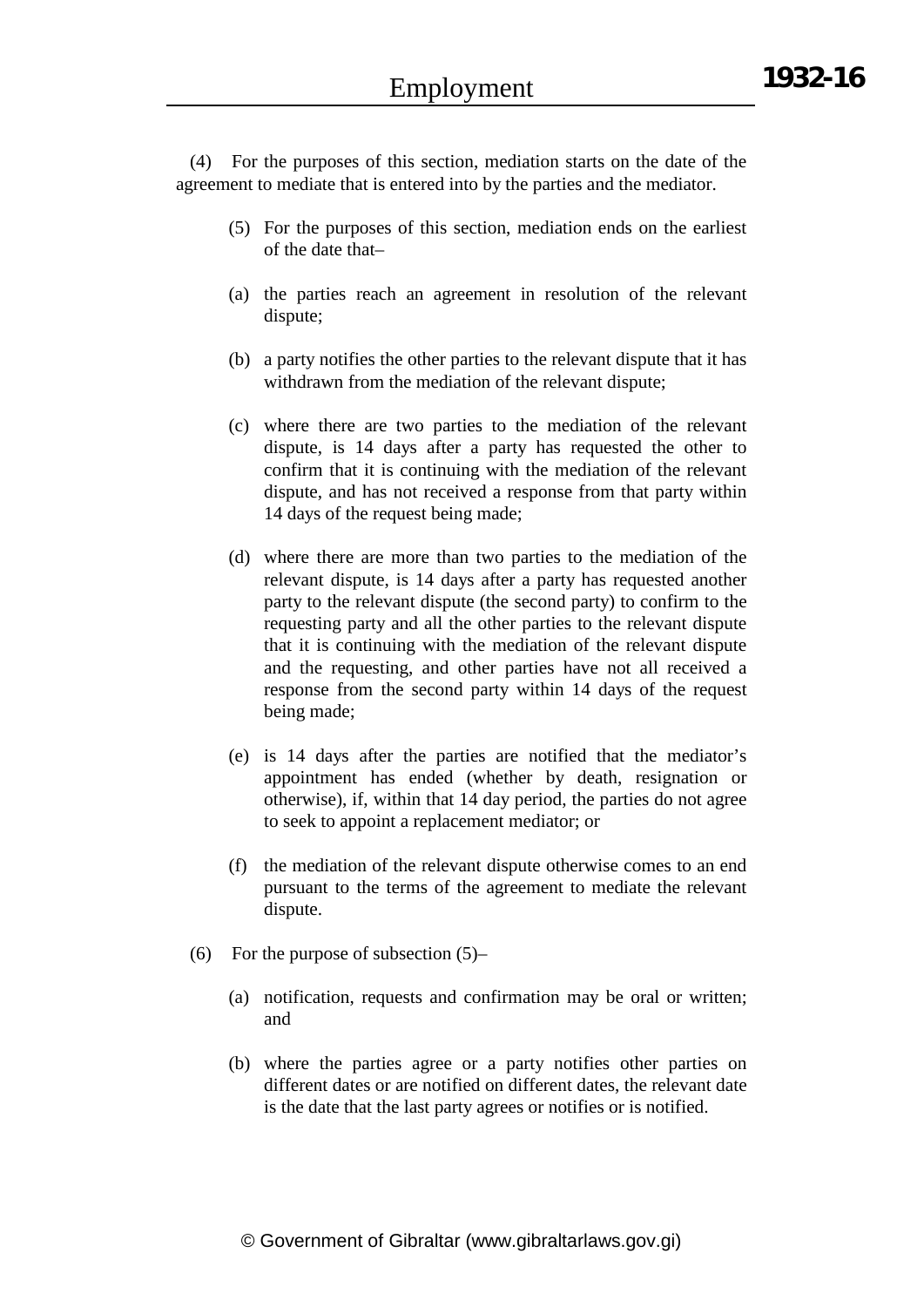(4) For the purposes of this section, mediation starts on the date of the agreement to mediate that is entered into by the parties and the mediator.

(5) For the purposes of this section, mediation ends on the earliest of the date that–

(a) the parties reach an agreement in resolution of the relevant dispute;

(b) a party notifies the other parties to the relevant dispute that it has withdrawn from the mediation of the relevant dispute;

(c) where there are two parties to the mediation of the relevant dispute, is 14 days after a party has requested the other to confirm that it is continuing with the mediation of the relevant dispute, and has not received a response from that party within 14 days of the request being made;

(d) where there are more than two parties to the mediation of the relevant dispute, is 14 days after a party has requested another party to the relevant dispute (the second party) to confirm to the requesting party and all the other parties to the relevant dispute that it is continuing with the mediation of the relevant dispute and the requesting, and other parties have not all received a response from the second party within 14 days of the request being made;

(e) is 14 days after the parties are notified that the mediator's appointment has ended (whether by death, resignation or otherwise), if, within that 14 day period, the parties do not agree to seek to appoint a replacement mediator; or

(f) the mediation of the relevant dispute otherwise comes to an end pursuant to the terms of the agreement to mediate the relevant dispute.

(6) For the purpose of subsection (5)–

(a) notification, requests and confirmation may be oral or written; and

(b) where the parties agree or a party notifies other parties on different dates or are notified on different dates, the relevant date is the date that the last party agrees or notifies or is notified.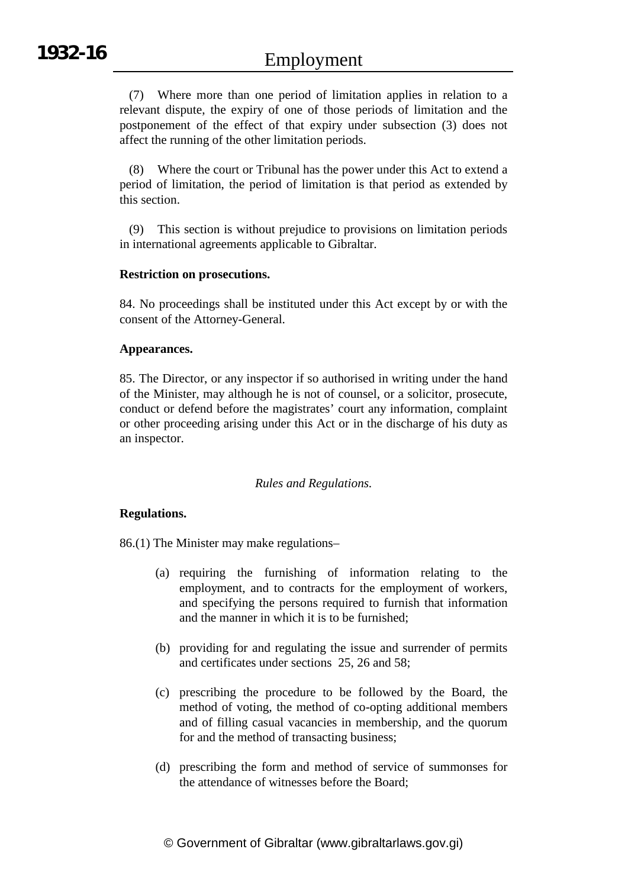(7) Where more than one period of limitation applies in relation to a relevant dispute, the expiry of one of those periods of limitation and the postponement of the effect of that expiry under subsection (3) does not affect the running of the other limitation periods.

(8) Where the court or Tribunal has the power under this Act to extend a period of limitation, the period of limitation is that period as extended by this section.

(9) This section is without prejudice to provisions on limitation periods in international agreements applicable to Gibraltar.

**Restriction on prosecutions.**

84. No proceedings shall be instituted under this Act except by or with the consent of the Attorney-General.

**Appearances.**

85. The Director, or any inspector if so authorised in writing under the hand of the Minister, may although he is not of counsel, or a solicitor, prosecute, conduct or defend before the magistrates' court any information, complaint or other proceeding arising under this Act or in the discharge of his duty as an inspector.

*Rules and Regulations.*

**Regulations.**

86.(1) The Minister may make regulations–

(a) requiring the furnishing of information relating to the employment, and to contracts for the employment of workers, and specifying the persons required to furnish that information and the manner in which it is to be furnished;

(b) providing for and regulating the issue and surrender of permits and certificates under sections 25, 26 and 58;

(c) prescribing the procedure to be followed by the Board, the method of voting, the method of co-opting additional members and of filling casual vacancies in membership, and the quorum for and the method of transacting business;

(d) prescribing the form and method of service of summonses for the attendance of witnesses before the Board;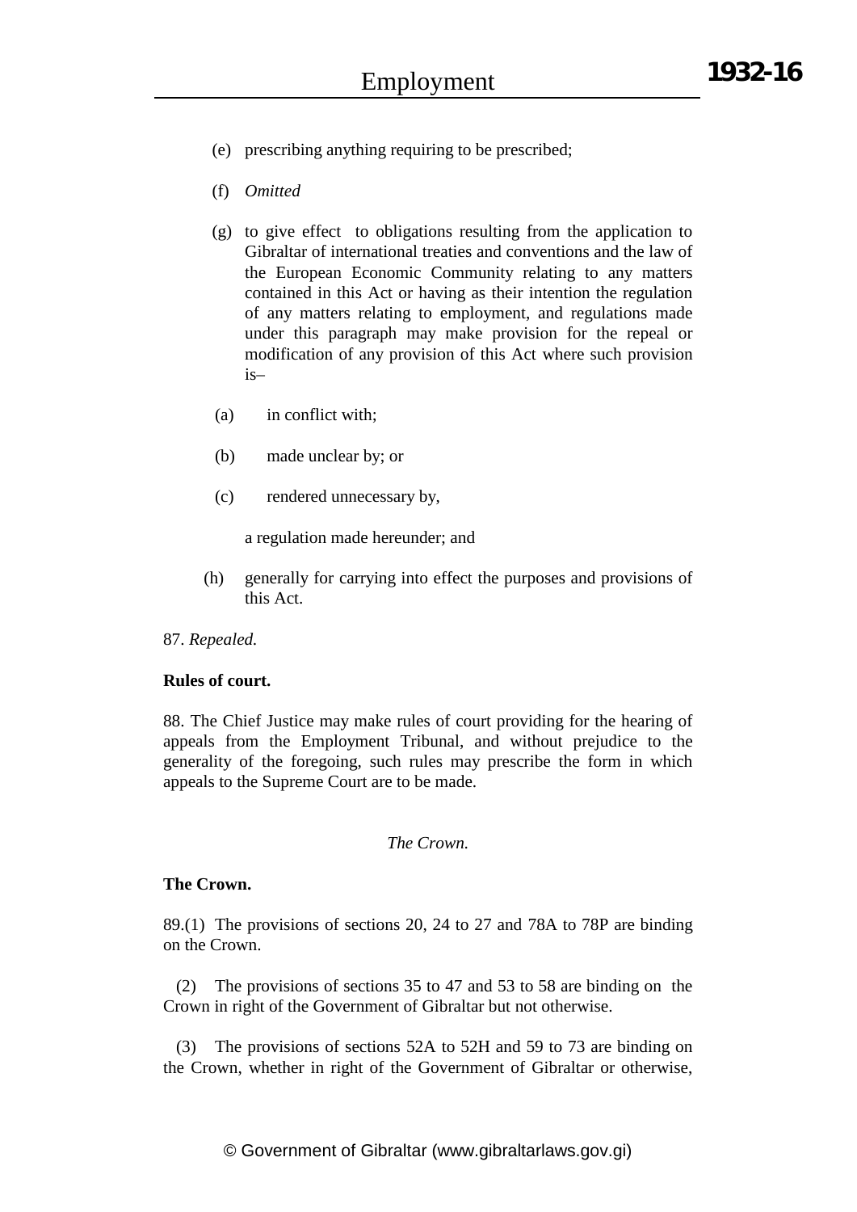(e) prescribing anything requiring to be prescribed;

(f) *Omitted*

(g) to give effect to obligations resulting from the application to Gibraltar of international treaties and conventions and the law of the European Economic Community relating to any matters contained in this Act or having as their intention the regulation of any matters relating to employment, and regulations made under this paragraph may make provision for the repeal or modification of any provision of this Act where such provision is–

(a) in conflict with;

(b) made unclear by; or

(c) rendered unnecessary by,

a regulation made hereunder; and

(h) generally for carrying into effect the purposes and provisions of this Act.

87. *Repealed.*

**Rules of court.**

88. The Chief Justice may make rules of court providing for the hearing of appeals from the Employment Tribunal, and without prejudice to the generality of the foregoing, such rules may prescribe the form in which appeals to the Supreme Court are to be made.

*The Crown.*

**The Crown.**

89.(1) The provisions of sections 20, 24 to 27 and 78A to 78P are binding on the Crown.

(2) The provisions of sections 35 to 47 and 53 to 58 are binding on the Crown in right of the Government of Gibraltar but not otherwise.

(3) The provisions of sections 52A to 52H and 59 to 73 are binding on the Crown, whether in right of the Government of Gibraltar or otherwise,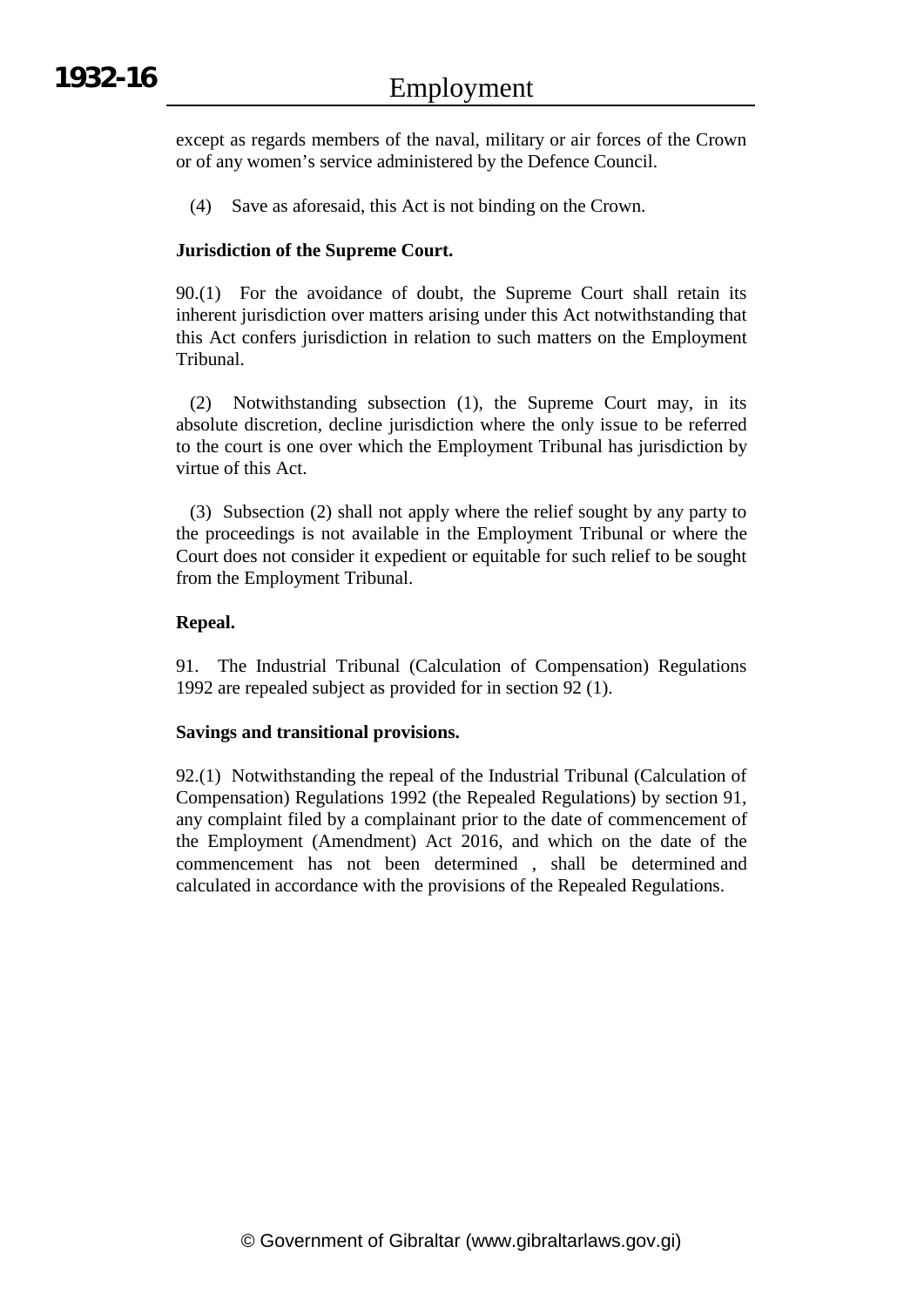except as regards members of the naval, military or air forces of the Crown or of any women's service administered by the Defence Council.

(4) Save as aforesaid, this Act is not binding on the Crown.

**Jurisdiction of the Supreme Court.**

90.(1) For the avoidance of doubt, the Supreme Court shall retain its inherent jurisdiction over matters arising under this Act notwithstanding that this Act confers jurisdiction in relation to such matters on the Employment Tribunal.

(2) Notwithstanding subsection (1), the Supreme Court may, in its absolute discretion, decline jurisdiction where the only issue to be referred to the court is one over which the Employment Tribunal has jurisdiction by virtue of this Act.

(3) Subsection (2) shall not apply where the relief sought by any party to the proceedings is not available in the Employment Tribunal or where the Court does not consider it expedient or equitable for such relief to be sought from the Employment Tribunal.

**Repeal.**

91. The Industrial Tribunal (Calculation of Compensation) Regulations 1992 are repealed subject as provided for in section 92 (1).

**Savings and transitional provisions.**

92.(1) Notwithstanding the repeal of the Industrial Tribunal (Calculation of Compensation) Regulations 1992 (the Repealed Regulations) by section 91, any complaint filed by a complainant prior to the date of commencement of the Employment (Amendment) Act 2016, and which on the date of the commencement has not been determined , shall be determined and calculated in accordance with the provisions of the Repealed Regulations.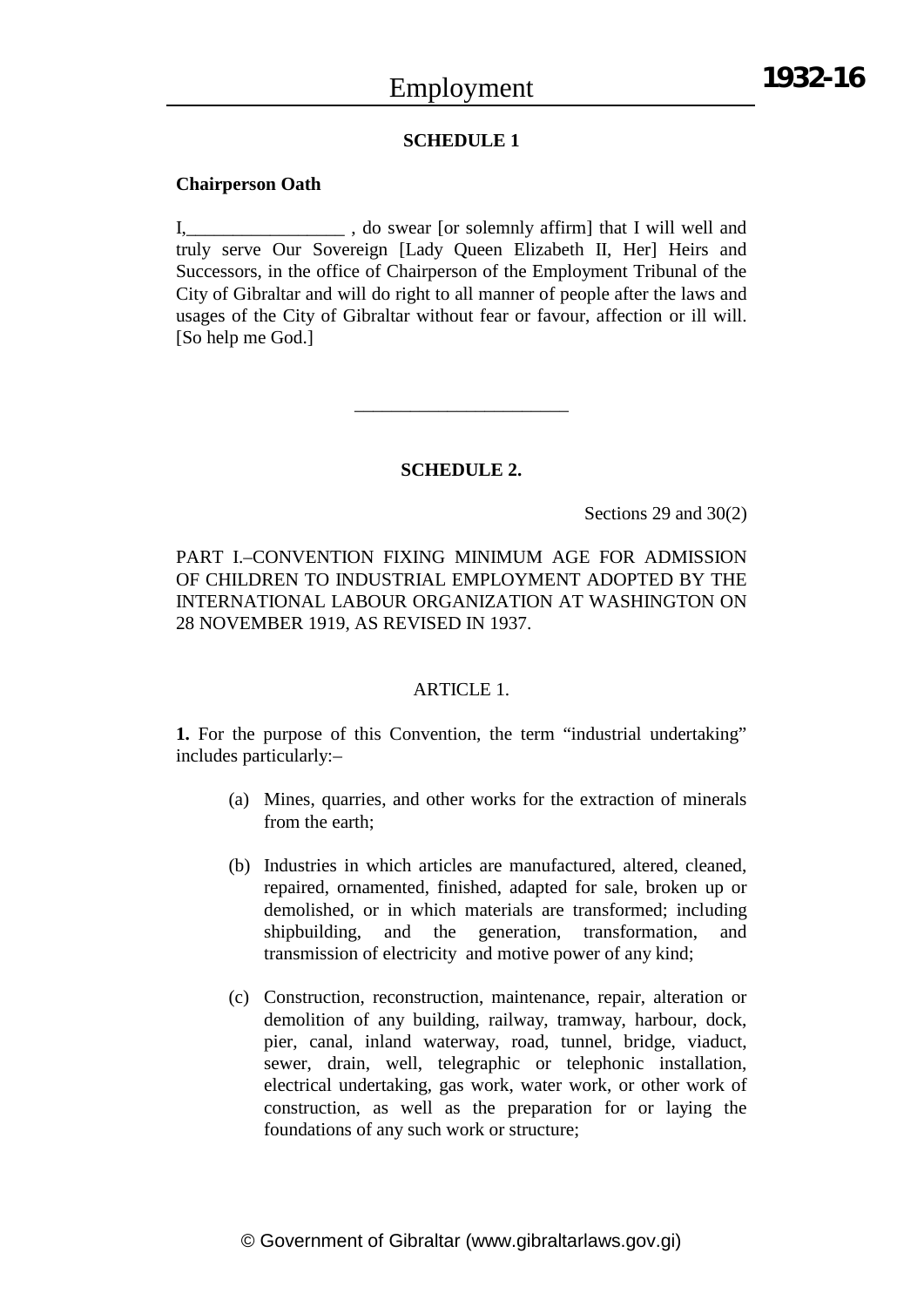## SCHEDULE 1

**Chairperson Oath**

I,_________________ , do swear [or solemnly affirm] that I will well and truly serve Our Sovereign [Lady Queen Elizabeth II, Her] Heirs and Successors, in the office of Chairperson of the Employment Tribunal of the City of Gibraltar and will do right to all manner of people after the laws and usages of the City of Gibraltar without fear or favour, affection or ill will. [So help me God.]

---

## SCHEDULE 2.

Sections 29 and 30(2)

PART I.–CONVENTION FIXING MINIMUM AGE FOR ADMISSION OF CHILDREN TO INDUSTRIAL EMPLOYMENT ADOPTED BY THE INTERNATIONAL LABOUR ORGANIZATION AT WASHINGTON ON 28 NOVEMBER 1919, AS REVISED IN 1937.

ARTICLE 1.

**1.** For the purpose of this Convention, the term "industrial undertaking" includes particularly:–

(a) Mines, quarries, and other works for the extraction of minerals from the earth;

(b) Industries in which articles are manufactured, altered, cleaned, repaired, ornamented, finished, adapted for sale, broken up or demolished, or in which materials are transformed; including shipbuilding, and the generation, transformation, and transmission of electricity and motive power of any kind;

(c) Construction, reconstruction, maintenance, repair, alteration or demolition of any building, railway, tramway, harbour, dock, pier, canal, inland waterway, road, tunnel, bridge, viaduct, sewer, drain, well, telegraphic or telephonic installation, electrical undertaking, gas work, water work, or other work of construction, as well as the preparation for or laying the foundations of any such work or structure;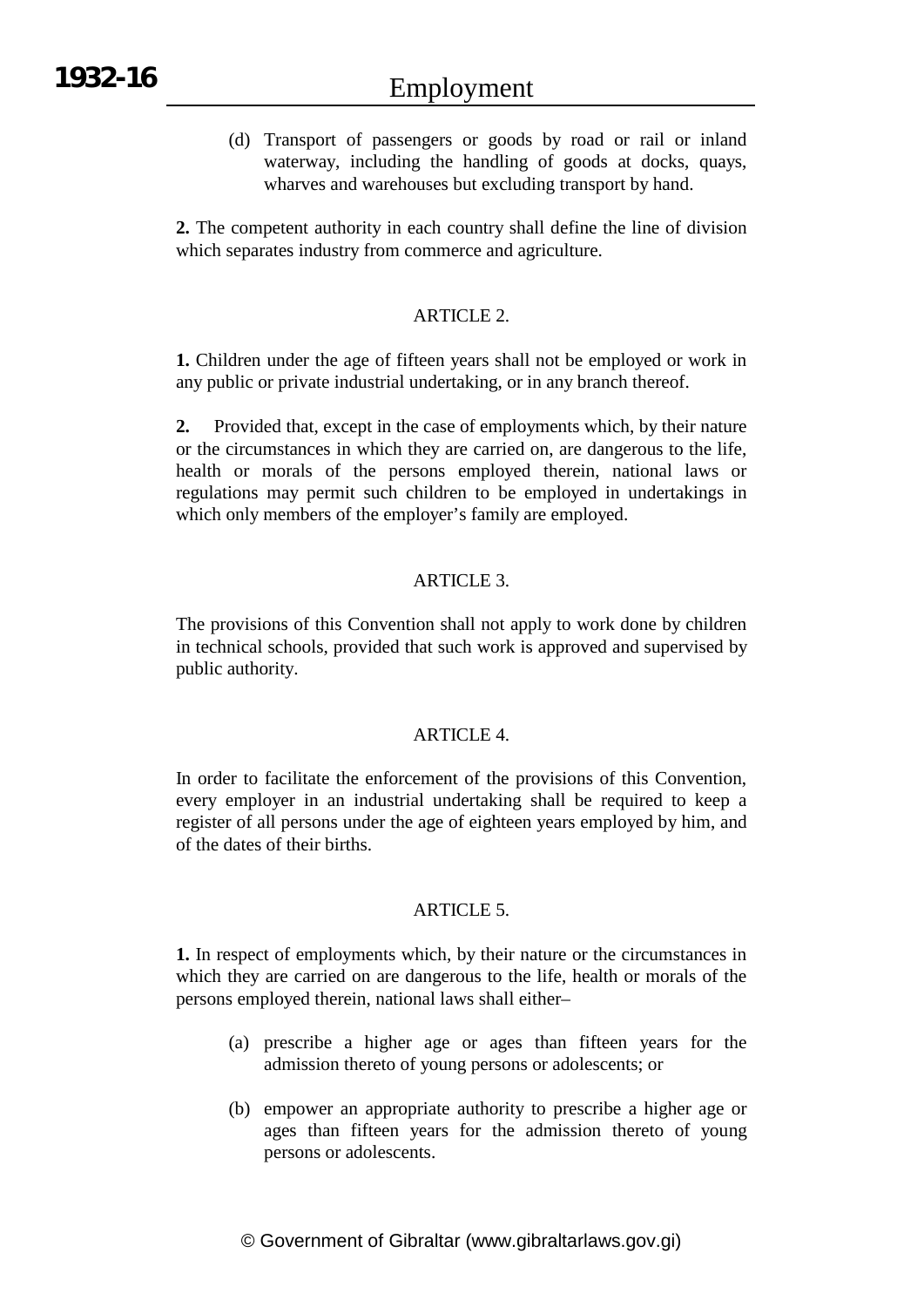(d) Transport of passengers or goods by road or rail or inland waterway, including the handling of goods at docks, quays, wharves and warehouses but excluding transport by hand.

**2.** The competent authority in each country shall define the line of division which separates industry from commerce and agriculture.

ARTICLE 2.

**1.** Children under the age of fifteen years shall not be employed or work in any public or private industrial undertaking, or in any branch thereof.

**2.** Provided that, except in the case of employments which, by their nature or the circumstances in which they are carried on, are dangerous to the life, health or morals of the persons employed therein, national laws or regulations may permit such children to be employed in undertakings in which only members of the employer's family are employed.

ARTICLE 3.

The provisions of this Convention shall not apply to work done by children in technical schools, provided that such work is approved and supervised by public authority.

ARTICLE 4.

In order to facilitate the enforcement of the provisions of this Convention, every employer in an industrial undertaking shall be required to keep a register of all persons under the age of eighteen years employed by him, and of the dates of their births.

ARTICLE 5.

**1.** In respect of employments which, by their nature or the circumstances in which they are carried on are dangerous to the life, health or morals of the persons employed therein, national laws shall either–

(a) prescribe a higher age or ages than fifteen years for the admission thereto of young persons or adolescents; or

(b) empower an appropriate authority to prescribe a higher age or ages than fifteen years for the admission thereto of young persons or adolescents.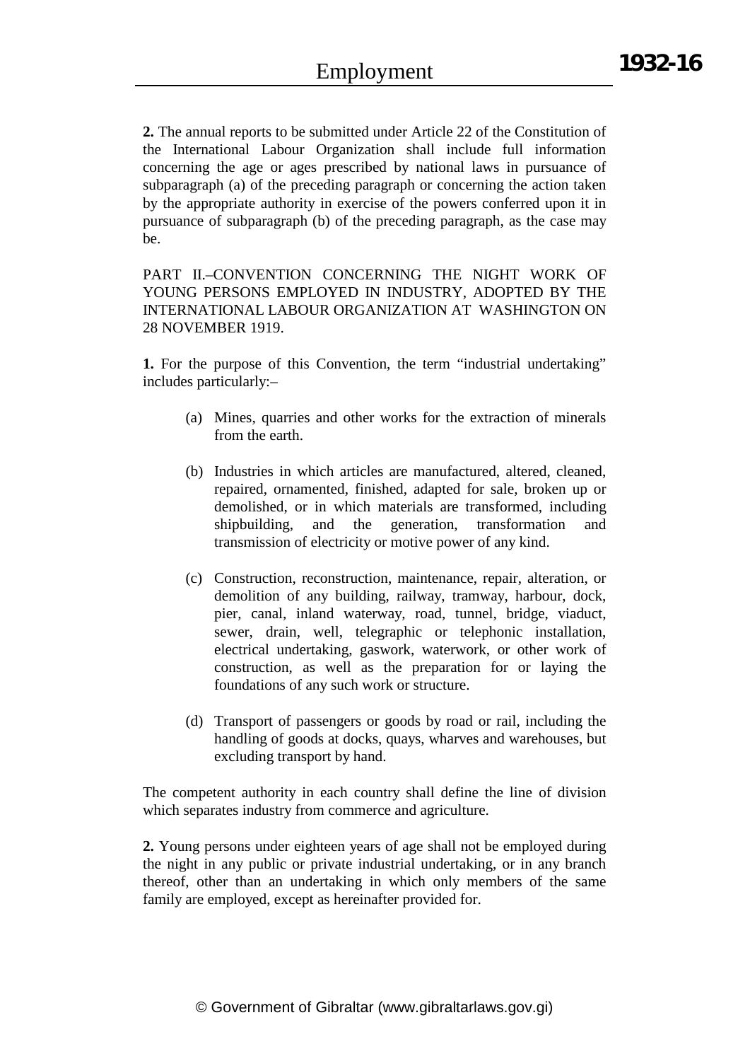**2.** The annual reports to be submitted under Article 22 of the Constitution of the International Labour Organization shall include full information concerning the age or ages prescribed by national laws in pursuance of subparagraph (a) of the preceding paragraph or concerning the action taken by the appropriate authority in exercise of the powers conferred upon it in pursuance of subparagraph (b) of the preceding paragraph, as the case may be.

PART II.–CONVENTION CONCERNING THE NIGHT WORK OF YOUNG PERSONS EMPLOYED IN INDUSTRY, ADOPTED BY THE INTERNATIONAL LABOUR ORGANIZATION AT WASHINGTON ON 28 NOVEMBER 1919.

**1.** For the purpose of this Convention, the term “industrial undertaking” includes particularly:–

(a) Mines, quarries and other works for the extraction of minerals from the earth.

(b) Industries in which articles are manufactured, altered, cleaned, repaired, ornamented, finished, adapted for sale, broken up or demolished, or in which materials are transformed, including shipbuilding, and the generation, transformation and transmission of electricity or motive power of any kind.

(c) Construction, reconstruction, maintenance, repair, alteration, or demolition of any building, railway, tramway, harbour, dock, pier, canal, inland waterway, road, tunnel, bridge, viaduct, sewer, drain, well, telegraphic or telephonic installation, electrical undertaking, gaswork, waterwork, or other work of construction, as well as the preparation for or laying the foundations of any such work or structure.

(d) Transport of passengers or goods by road or rail, including the handling of goods at docks, quays, wharves and warehouses, but excluding transport by hand.

The competent authority in each country shall define the line of division which separates industry from commerce and agriculture.

**2.** Young persons under eighteen years of age shall not be employed during the night in any public or private industrial undertaking, or in any branch thereof, other than an undertaking in which only members of the same family are employed, except as hereinafter provided for.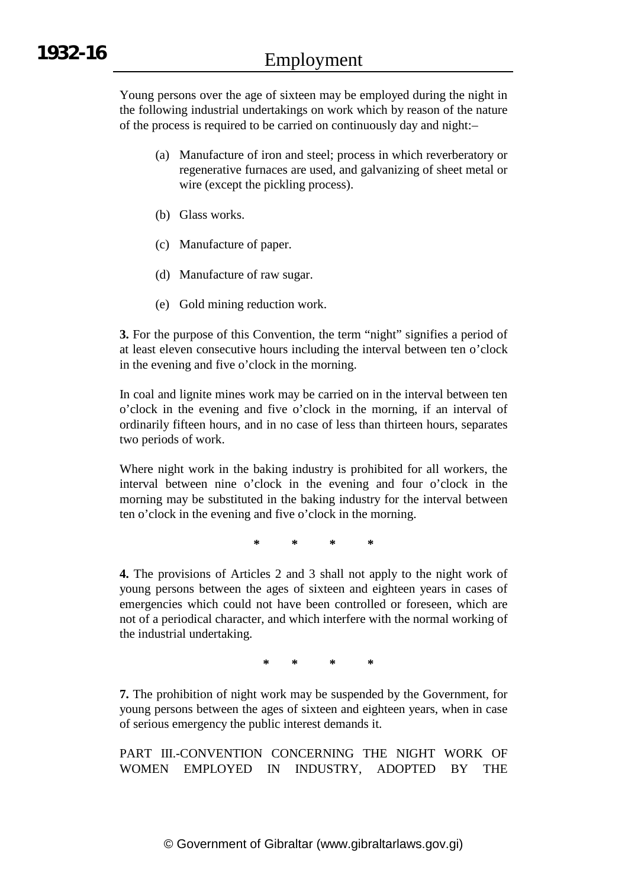Young persons over the age of sixteen may be employed during the night in the following industrial undertakings on work which by reason of the nature of the process is required to be carried on continuously day and night:–

(a) Manufacture of iron and steel; process in which reverberatory or regenerative furnaces are used, and galvanizing of sheet metal or wire (except the pickling process).

(b) Glass works.

(c) Manufacture of paper.

(d) Manufacture of raw sugar.

(e) Gold mining reduction work.

**3.** For the purpose of this Convention, the term "night" signifies a period of at least eleven consecutive hours including the interval between ten o'clock in the evening and five o'clock in the morning.

In coal and lignite mines work may be carried on in the interval between ten o'clock in the evening and five o'clock in the morning, if an interval of ordinarily fifteen hours, and in no case of less than thirteen hours, separates two periods of work.

Where night work in the baking industry is prohibited for all workers, the interval between nine o'clock in the evening and four o'clock in the morning may be substituted in the baking industry for the interval between ten o'clock in the evening and five o'clock in the morning.

\* \* \* \*

**4.** The provisions of Articles 2 and 3 shall not apply to the night work of young persons between the ages of sixteen and eighteen years in cases of emergencies which could not have been controlled or foreseen, which are not of a periodical character, and which interfere with the normal working of the industrial undertaking.

\* \* \* \*

**7.** The prohibition of night work may be suspended by the Government, for young persons between the ages of sixteen and eighteen years, when in case of serious emergency the public interest demands it.

PART III.-CONVENTION CONCERNING THE NIGHT WORK OF WOMEN EMPLOYED IN INDUSTRY, ADOPTED BY THE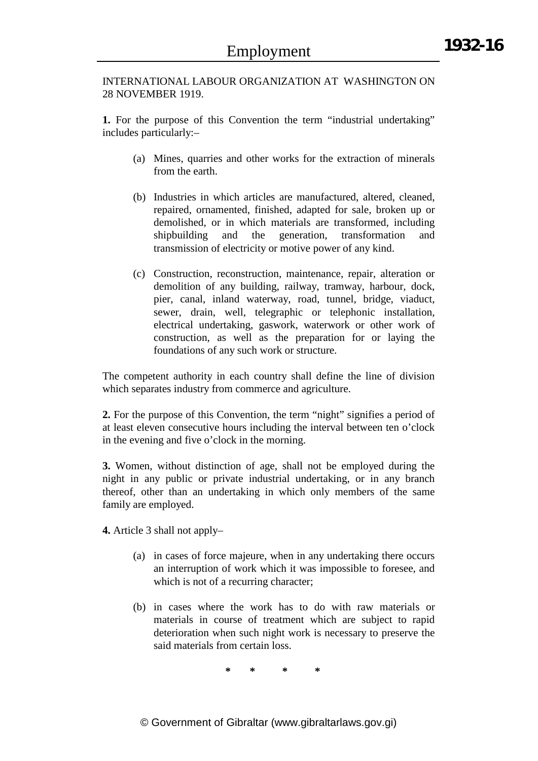INTERNATIONAL LABOUR ORGANIZATION AT WASHINGTON ON 28 NOVEMBER 1919.

**1.** For the purpose of this Convention the term "industrial undertaking" includes particularly:–

(a) Mines, quarries and other works for the extraction of minerals from the earth.

(b) Industries in which articles are manufactured, altered, cleaned, repaired, ornamented, finished, adapted for sale, broken up or demolished, or in which materials are transformed, including shipbuilding and the generation, transformation and transmission of electricity or motive power of any kind.

(c) Construction, reconstruction, maintenance, repair, alteration or demolition of any building, railway, tramway, harbour, dock, pier, canal, inland waterway, road, tunnel, bridge, viaduct, sewer, drain, well, telegraphic or telephonic installation, electrical undertaking, gaswork, waterwork or other work of construction, as well as the preparation for or laying the foundations of any such work or structure.

The competent authority in each country shall define the line of division which separates industry from commerce and agriculture.

**2.** For the purpose of this Convention, the term "night" signifies a period of at least eleven consecutive hours including the interval between ten o'clock in the evening and five o'clock in the morning.

**3.** Women, without distinction of age, shall not be employed during the night in any public or private industrial undertaking, or in any branch thereof, other than an undertaking in which only members of the same family are employed.

**4.** Article 3 shall not apply–

(a) in cases of force majeure, when in any undertaking there occurs an interruption of work which it was impossible to foresee, and which is not of a recurring character;

(b) in cases where the work has to do with raw materials or materials in course of treatment which are subject to rapid deterioration when such night work is necessary to preserve the said materials from certain loss.

\* \* \* \*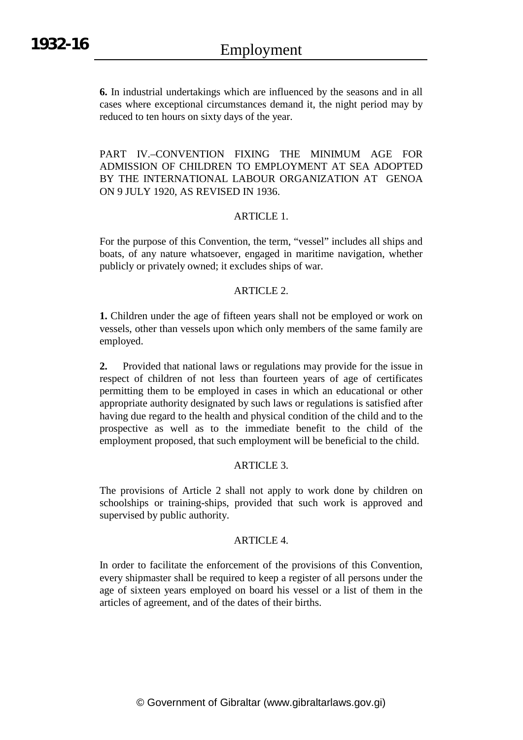**6.** In industrial undertakings which are influenced by the seasons and in all cases where exceptional circumstances demand it, the night period may by reduced to ten hours on sixty days of the year.

PART IV.–CONVENTION FIXING THE MINIMUM AGE FOR ADMISSION OF CHILDREN TO EMPLOYMENT AT SEA ADOPTED BY THE INTERNATIONAL LABOUR ORGANIZATION AT GENOA ON 9 JULY 1920, AS REVISED IN 1936.

ARTICLE 1.

For the purpose of this Convention, the term, “vessel” includes all ships and boats, of any nature whatsoever, engaged in maritime navigation, whether publicly or privately owned; it excludes ships of war.

ARTICLE 2.

**1.** Children under the age of fifteen years shall not be employed or work on vessels, other than vessels upon which only members of the same family are employed.

**2.** Provided that national laws or regulations may provide for the issue in respect of children of not less than fourteen years of age of certificates permitting them to be employed in cases in which an educational or other appropriate authority designated by such laws or regulations is satisfied after having due regard to the health and physical condition of the child and to the prospective as well as to the immediate benefit to the child of the employment proposed, that such employment will be beneficial to the child.

ARTICLE 3.

The provisions of Article 2 shall not apply to work done by children on schoolships or training-ships, provided that such work is approved and supervised by public authority.

ARTICLE 4.

In order to facilitate the enforcement of the provisions of this Convention, every shipmaster shall be required to keep a register of all persons under the age of sixteen years employed on board his vessel or a list of them in the articles of agreement, and of the dates of their births.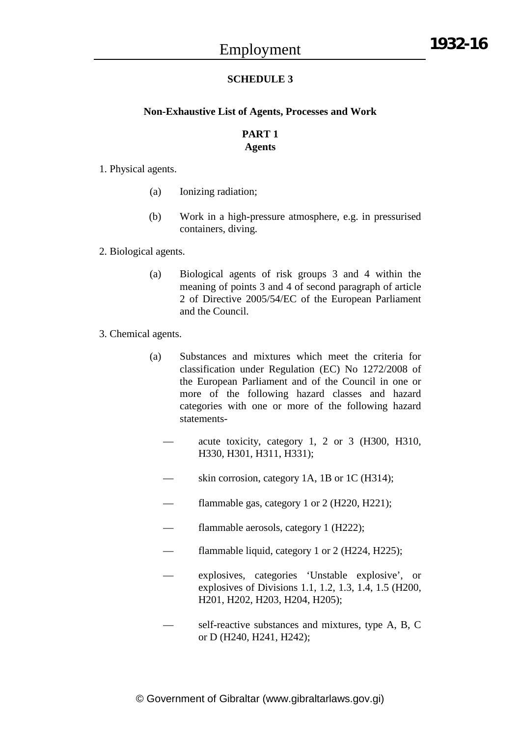## SCHEDULE 3

### Non-Exhaustive List of Agents, Processes and Work

### PART 1
### Agents

1. Physical agents.

(a) Ionizing radiation;

(b) Work in a high-pressure atmosphere, e.g. in pressurised containers, diving.

2. Biological agents.

(a) Biological agents of risk groups 3 and 4 within the meaning of points 3 and 4 of second paragraph of article 2 of Directive 2005/54/EC of the European Parliament and the Council.

3. Chemical agents.

(a) Substances and mixtures which meet the criteria for classification under Regulation (EC) No 1272/2008 of the European Parliament and of the Council in one or more of the following hazard classes and hazard categories with one or more of the following hazard statements-

— acute toxicity, category 1, 2 or 3 (H300, H310, H330, H301, H311, H331);

— skin corrosion, category 1A, 1B or 1C (H314);

— flammable gas, category 1 or 2 (H220, H221);

— flammable aerosols, category 1 (H222);

— flammable liquid, category 1 or 2 (H224, H225);

— explosives, categories 'Unstable explosive', or explosives of Divisions 1.1, 1.2, 1.3, 1.4, 1.5 (H200, H201, H202, H203, H204, H205);

— self-reactive substances and mixtures, type A, B, C or D (H240, H241, H242);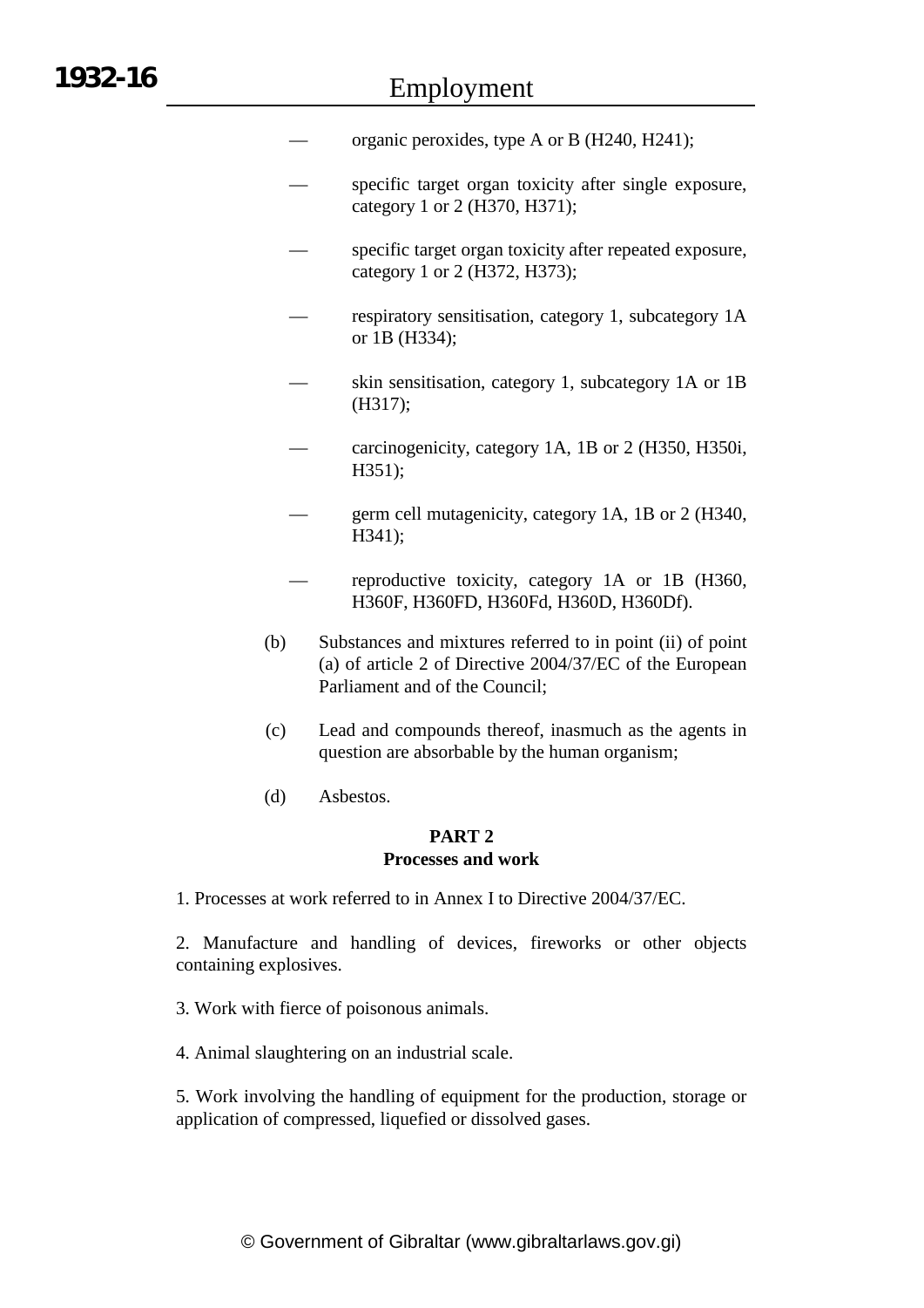— organic peroxides, type A or B (H240, H241);

— specific target organ toxicity after single exposure, category 1 or 2 (H370, H371);

— specific target organ toxicity after repeated exposure, category 1 or 2 (H372, H373);

— respiratory sensitisation, category 1, subcategory 1A or 1B (H334);

— skin sensitisation, category 1, subcategory 1A or 1B (H317);

— carcinogenicity, category 1A, 1B or 2 (H350, H350i, H351);

— germ cell mutagenicity, category 1A, 1B or 2 (H340, H341);

— reproductive toxicity, category 1A or 1B (H360, H360F, H360FD, H360Fd, H360D, H360Df).

(b) Substances and mixtures referred to in point (ii) of point (a) of article 2 of Directive 2004/37/EC of the European Parliament and of the Council;

(c) Lead and compounds thereof, inasmuch as the agents in question are absorbable by the human organism;

(d) Asbestos.

**PART 2**
**Processes and work**

1. Processes at work referred to in Annex I to Directive 2004/37/EC.

2. Manufacture and handling of devices, fireworks or other objects containing explosives.

3. Work with fierce of poisonous animals.

4. Animal slaughtering on an industrial scale.

5. Work involving the handling of equipment for the production, storage or application of compressed, liquefied or dissolved gases.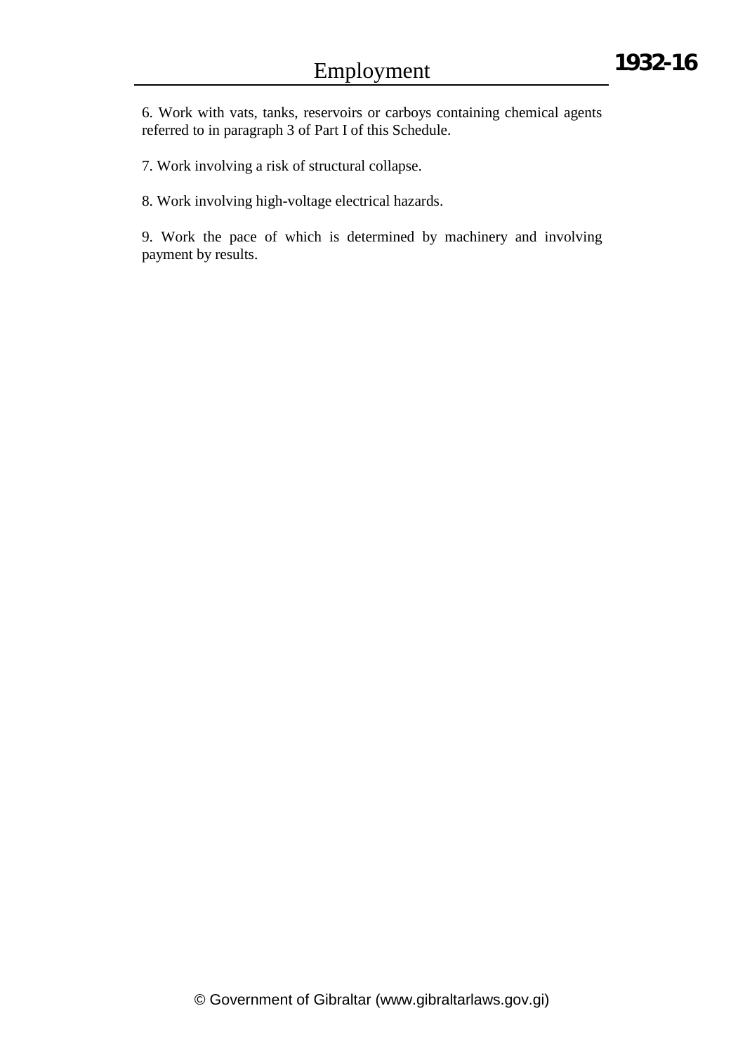6. Work with vats, tanks, reservoirs or carboys containing chemical agents referred to in paragraph 3 of Part I of this Schedule.

7. Work involving a risk of structural collapse.

8. Work involving high-voltage electrical hazards.

9. Work the pace of which is determined by machinery and involving payment by results.